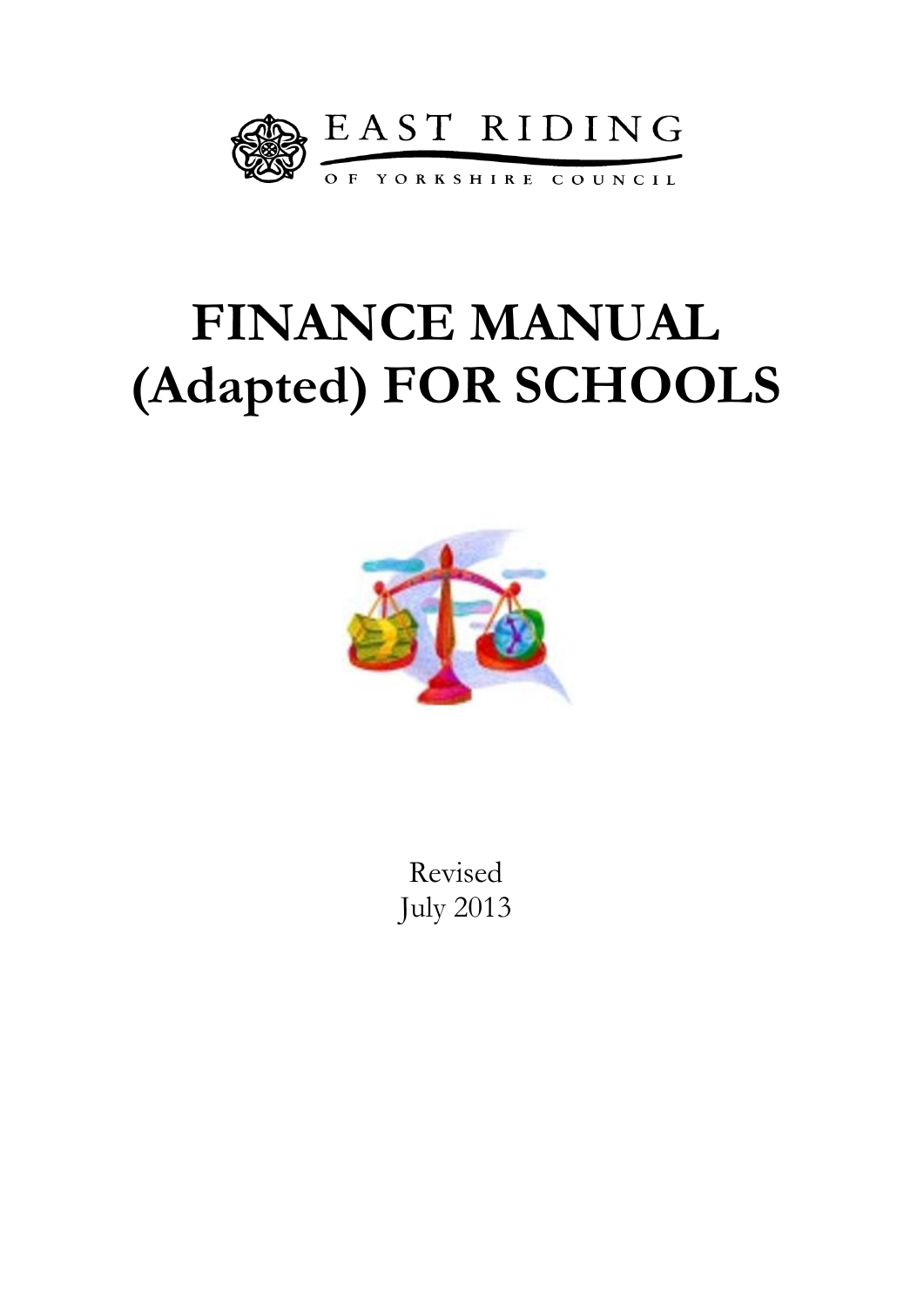EAST RIDING
OF YORKSHIRE COUNCIL

# FINANCE MANUAL (Adapted) FOR SCHOOLS

Revised
July 2013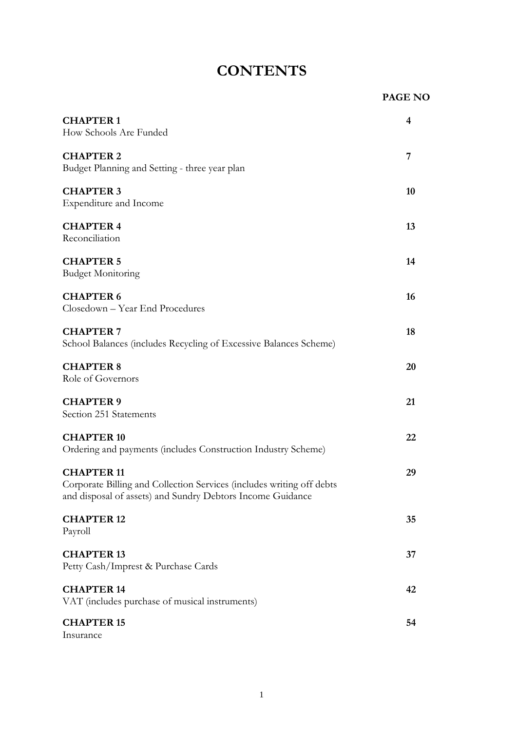# CONTENTS

| | PAGE NO |
|---|---|
| **CHAPTER 1**<br>How Schools Are Funded | **4** |
| **CHAPTER 2**<br>Budget Planning and Setting - three year plan | **7** |
| **CHAPTER 3**<br>Expenditure and Income | **10** |
| **CHAPTER 4**<br>Reconciliation | **13** |
| **CHAPTER 5**<br>Budget Monitoring | **14** |
| **CHAPTER 6**<br>Closedown – Year End Procedures | **16** |
| **CHAPTER 7**<br>School Balances (includes Recycling of Excessive Balances Scheme) | **18** |
| **CHAPTER 8**<br>Role of Governors | **20** |
| **CHAPTER 9**<br>Section 251 Statements | **21** |
| **CHAPTER 10**<br>Ordering and payments (includes Construction Industry Scheme) | **22** |
| **CHAPTER 11**<br>Corporate Billing and Collection Services (includes writing off debts and disposal of assets) and Sundry Debtors Income Guidance | **29** |
| **CHAPTER 12**<br>Payroll | **35** |
| **CHAPTER 13**<br>Petty Cash/Imprest & Purchase Cards | **37** |
| **CHAPTER 14**<br>VAT (includes purchase of musical instruments) | **42** |
| **CHAPTER 15**<br>Insurance | **54** |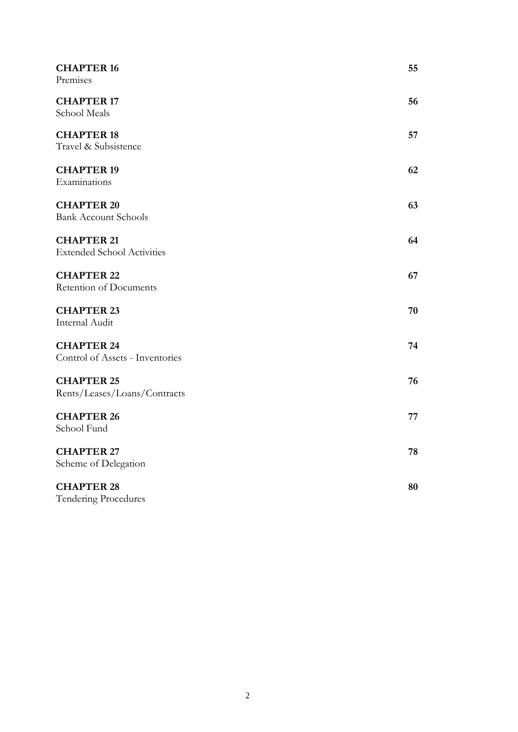**CHAPTER 16** **55**
Premises

**CHAPTER 17** **56**
School Meals

**CHAPTER 18** **57**
Travel & Subsistence

**CHAPTER 19** **62**
Examinations

**CHAPTER 20** **63**
Bank Account Schools

**CHAPTER 21** **64**
Extended School Activities

**CHAPTER 22** **67**
Retention of Documents

**CHAPTER 23** **70**
Internal Audit

**CHAPTER 24** **74**
Control of Assets - Inventories

**CHAPTER 25** **76**
Rents/Leases/Loans/Contracts

**CHAPTER 26** **77**
School Fund

**CHAPTER 27** **78**
Scheme of Delegation

**CHAPTER 28** **80**
Tendering Procedures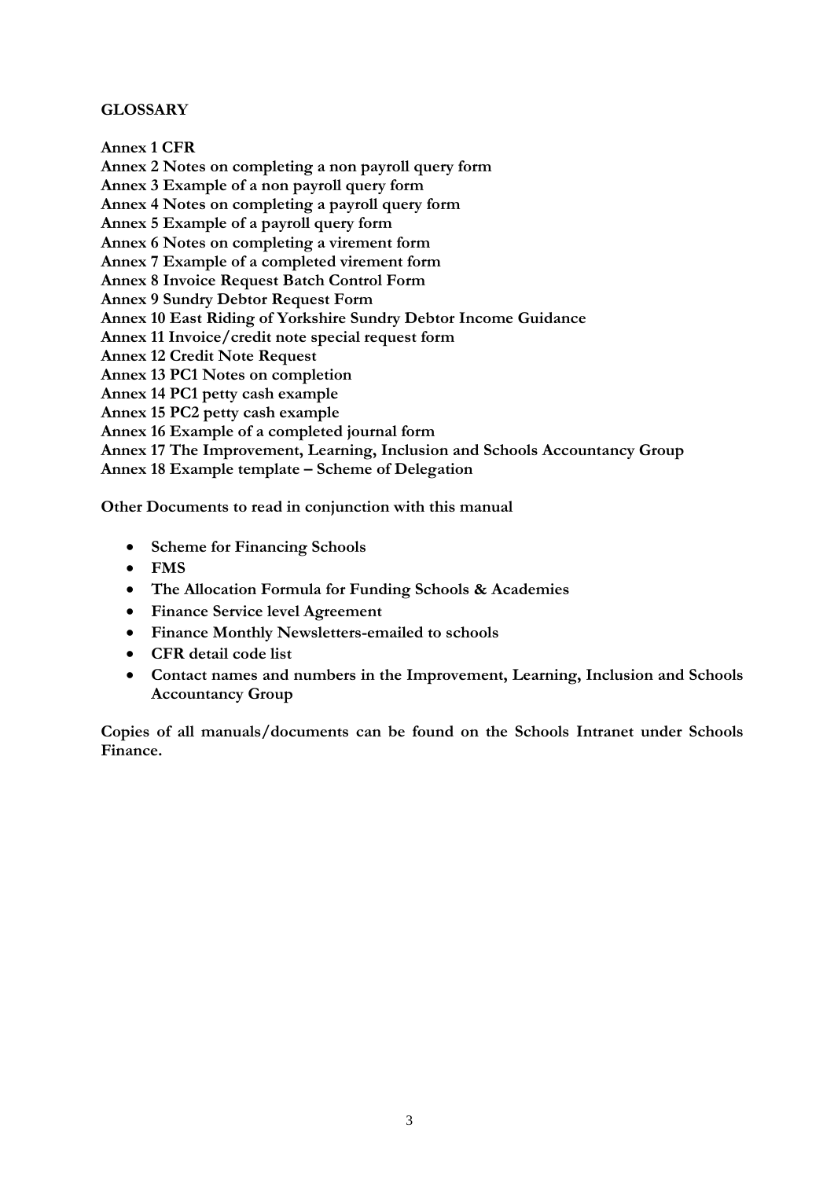**GLOSSARY**

**Annex 1 CFR**
**Annex 2 Notes on completing a non payroll query form**
**Annex 3 Example of a non payroll query form**
**Annex 4 Notes on completing a payroll query form**
**Annex 5 Example of a payroll query form**
**Annex 6 Notes on completing a virement form**
**Annex 7 Example of a completed virement form**
**Annex 8 Invoice Request Batch Control Form**
**Annex 9 Sundry Debtor Request Form**
**Annex 10 East Riding of Yorkshire Sundry Debtor Income Guidance**
**Annex 11 Invoice/credit note special request form**
**Annex 12 Credit Note Request**
**Annex 13 PC1 Notes on completion**
**Annex 14 PC1 petty cash example**
**Annex 15 PC2 petty cash example**
**Annex 16 Example of a completed journal form**
**Annex 17 The Improvement, Learning, Inclusion and Schools Accountancy Group**
**Annex 18 Example template – Scheme of Delegation**

**Other Documents to read in conjunction with this manual**

- **Scheme for Financing Schools**
- **FMS**
- **The Allocation Formula for Funding Schools & Academies**
- **Finance Service level Agreement**
- **Finance Monthly Newsletters-emailed to schools**
- **CFR detail code list**
- **Contact names and numbers in the Improvement, Learning, Inclusion and Schools Accountancy Group**

**Copies of all manuals/documents can be found on the Schools Intranet under Schools Finance.**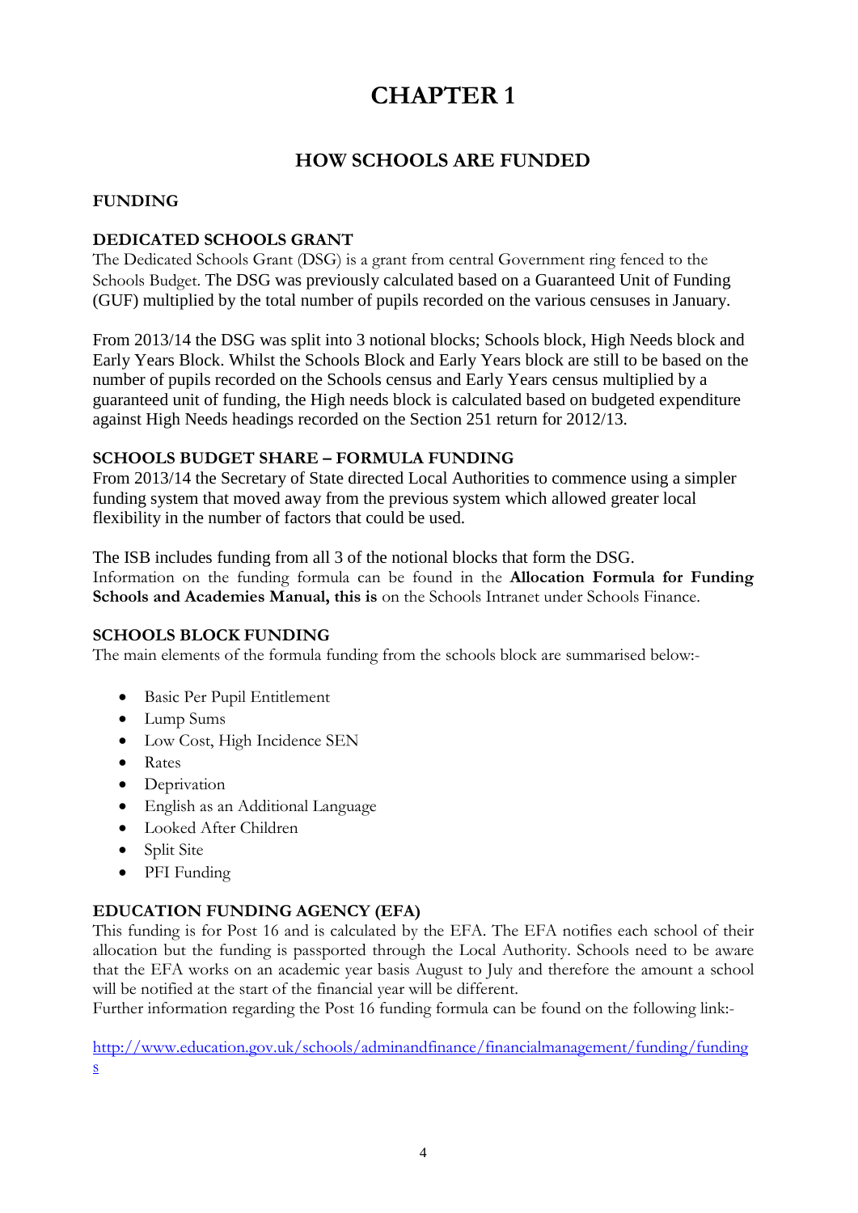# CHAPTER 1

## HOW SCHOOLS ARE FUNDED

### FUNDING

### DEDICATED SCHOOLS GRANT

The Dedicated Schools Grant (DSG) is a grant from central Government ring fenced to the Schools Budget. The DSG was previously calculated based on a Guaranteed Unit of Funding (GUF) multiplied by the total number of pupils recorded on the various censuses in January.

From 2013/14 the DSG was split into 3 notional blocks; Schools block, High Needs block and Early Years Block. Whilst the Schools Block and Early Years block are still to be based on the number of pupils recorded on the Schools census and Early Years census multiplied by a guaranteed unit of funding, the High needs block is calculated based on budgeted expenditure against High Needs headings recorded on the Section 251 return for 2012/13.

### SCHOOLS BUDGET SHARE – FORMULA FUNDING

From 2013/14 the Secretary of State directed Local Authorities to commence using a simpler funding system that moved away from the previous system which allowed greater local flexibility in the number of factors that could be used.

The ISB includes funding from all 3 of the notional blocks that form the DSG.
Information on the funding formula can be found in the **Allocation Formula for Funding Schools and Academies Manual, this is** on the Schools Intranet under Schools Finance.

### SCHOOLS BLOCK FUNDING

The main elements of the formula funding from the schools block are summarised below:-

- Basic Per Pupil Entitlement
- Lump Sums
- Low Cost, High Incidence SEN
- Rates
- Deprivation
- English as an Additional Language
- Looked After Children
- Split Site
- PFI Funding

### EDUCATION FUNDING AGENCY (EFA)

This funding is for Post 16 and is calculated by the EFA. The EFA notifies each school of their allocation but the funding is passported through the Local Authority. Schools need to be aware that the EFA works on an academic year basis August to July and therefore the amount a school will be notified at the start of the financial year will be different.
Further information regarding the Post 16 funding formula can be found on the following link:-

http://www.education.gov.uk/schools/adminandfinance/financialmanagement/funding/fundings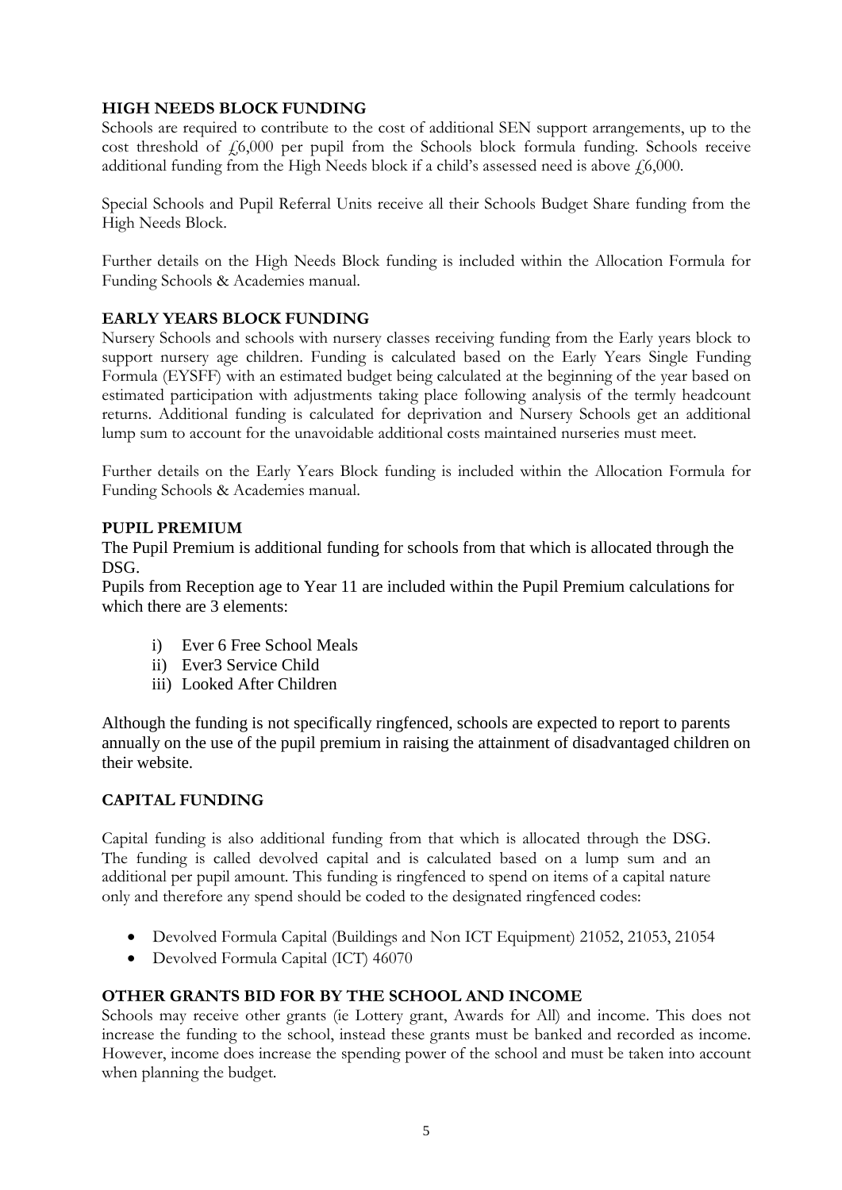## HIGH NEEDS BLOCK FUNDING

Schools are required to contribute to the cost of additional SEN support arrangements, up to the cost threshold of £6,000 per pupil from the Schools block formula funding. Schools receive additional funding from the High Needs block if a child's assessed need is above £6,000.

Special Schools and Pupil Referral Units receive all their Schools Budget Share funding from the High Needs Block.

Further details on the High Needs Block funding is included within the Allocation Formula for Funding Schools & Academies manual.

## EARLY YEARS BLOCK FUNDING

Nursery Schools and schools with nursery classes receiving funding from the Early years block to support nursery age children. Funding is calculated based on the Early Years Single Funding Formula (EYSFF) with an estimated budget being calculated at the beginning of the year based on estimated participation with adjustments taking place following analysis of the termly headcount returns. Additional funding is calculated for deprivation and Nursery Schools get an additional lump sum to account for the unavoidable additional costs maintained nurseries must meet.

Further details on the Early Years Block funding is included within the Allocation Formula for Funding Schools & Academies manual.

## PUPIL PREMIUM

The Pupil Premium is additional funding for schools from that which is allocated through the DSG.

Pupils from Reception age to Year 11 are included within the Pupil Premium calculations for which there are 3 elements:

i) Ever 6 Free School Meals
ii) Ever3 Service Child
iii) Looked After Children

Although the funding is not specifically ringfenced, schools are expected to report to parents annually on the use of the pupil premium in raising the attainment of disadvantaged children on their website.

## CAPITAL FUNDING

Capital funding is also additional funding from that which is allocated through the DSG. The funding is called devolved capital and is calculated based on a lump sum and an additional per pupil amount. This funding is ringfenced to spend on items of a capital nature only and therefore any spend should be coded to the designated ringfenced codes:

- Devolved Formula Capital (Buildings and Non ICT Equipment) 21052, 21053, 21054
- Devolved Formula Capital (ICT) 46070

## OTHER GRANTS BID FOR BY THE SCHOOL AND INCOME

Schools may receive other grants (ie Lottery grant, Awards for All) and income. This does not increase the funding to the school, instead these grants must be banked and recorded as income. However, income does increase the spending power of the school and must be taken into account when planning the budget.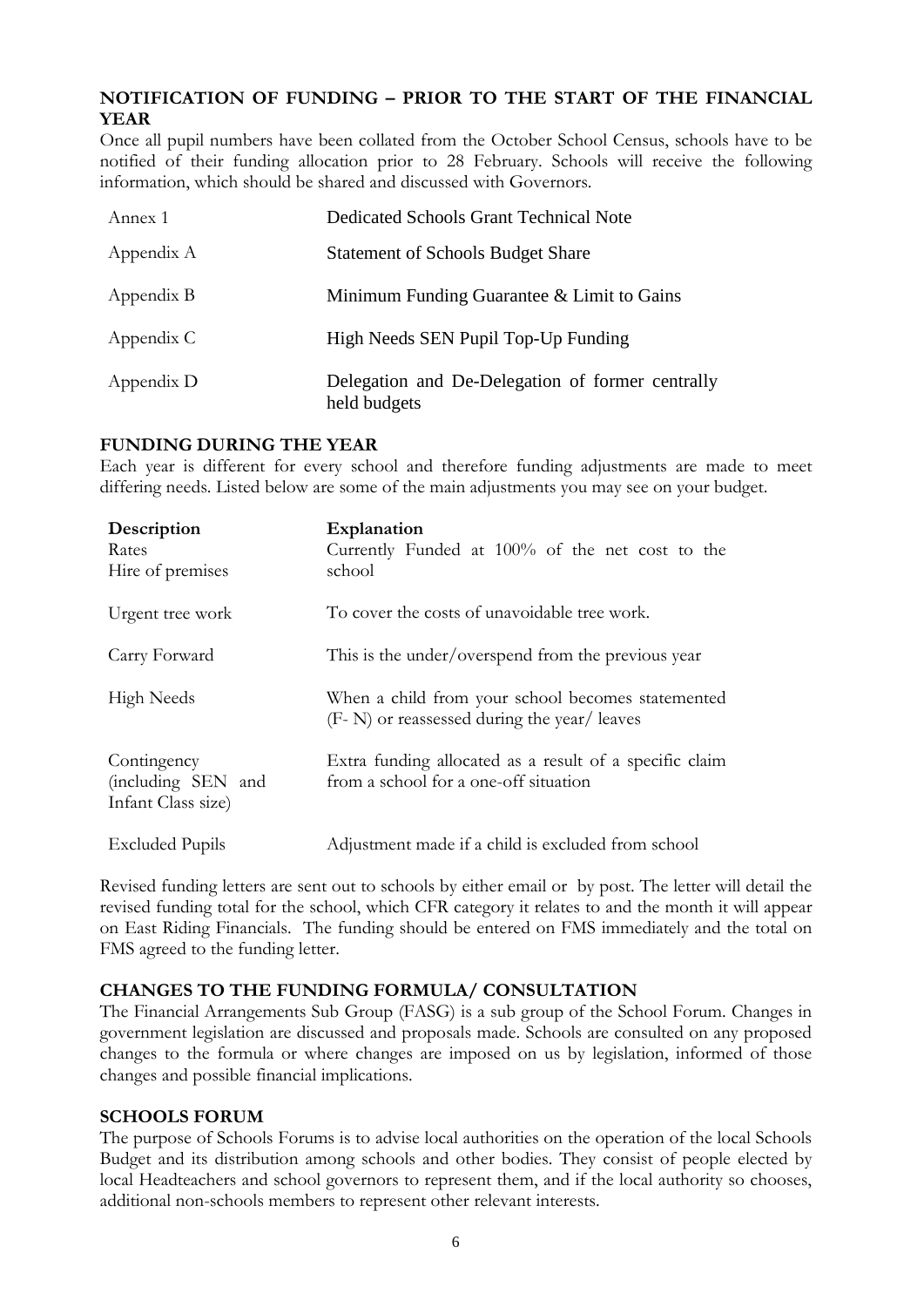**NOTIFICATION OF FUNDING – PRIOR TO THE START OF THE FINANCIAL YEAR**

Once all pupil numbers have been collated from the October School Census, schools have to be notified of their funding allocation prior to 28 February. Schools will receive the following information, which should be shared and discussed with Governors.

| | |
|---|---|
| Annex 1 | Dedicated Schools Grant Technical Note |
| Appendix A | Statement of Schools Budget Share |
| Appendix B | Minimum Funding Guarantee & Limit to Gains |
| Appendix C | High Needs SEN Pupil Top-Up Funding |
| Appendix D | Delegation and De-Delegation of former centrally held budgets |

**FUNDING DURING THE YEAR**

Each year is different for every school and therefore funding adjustments are made to meet differing needs. Listed below are some of the main adjustments you may see on your budget.

| Description | Explanation |
|---|---|
| Rates<br>Hire of premises | Currently Funded at 100% of the net cost to the school |
| Urgent tree work | To cover the costs of unavoidable tree work. |
| Carry Forward | This is the under/overspend from the previous year |
| High Needs | When a child from your school becomes statemented (F- N) or reassessed during the year/ leaves |
| Contingency (including SEN and Infant Class size) | Extra funding allocated as a result of a specific claim from a school for a one-off situation |
| Excluded Pupils | Adjustment made if a child is excluded from school |

Revised funding letters are sent out to schools by either email or by post. The letter will detail the revised funding total for the school, which CFR category it relates to and the month it will appear on East Riding Financials. The funding should be entered on FMS immediately and the total on FMS agreed to the funding letter.

**CHANGES TO THE FUNDING FORMULA/ CONSULTATION**

The Financial Arrangements Sub Group (FASG) is a sub group of the School Forum. Changes in government legislation are discussed and proposals made. Schools are consulted on any proposed changes to the formula or where changes are imposed on us by legislation, informed of those changes and possible financial implications.

**SCHOOLS FORUM**

The purpose of Schools Forums is to advise local authorities on the operation of the local Schools Budget and its distribution among schools and other bodies. They consist of people elected by local Headteachers and school governors to represent them, and if the local authority so chooses, additional non-schools members to represent other relevant interests.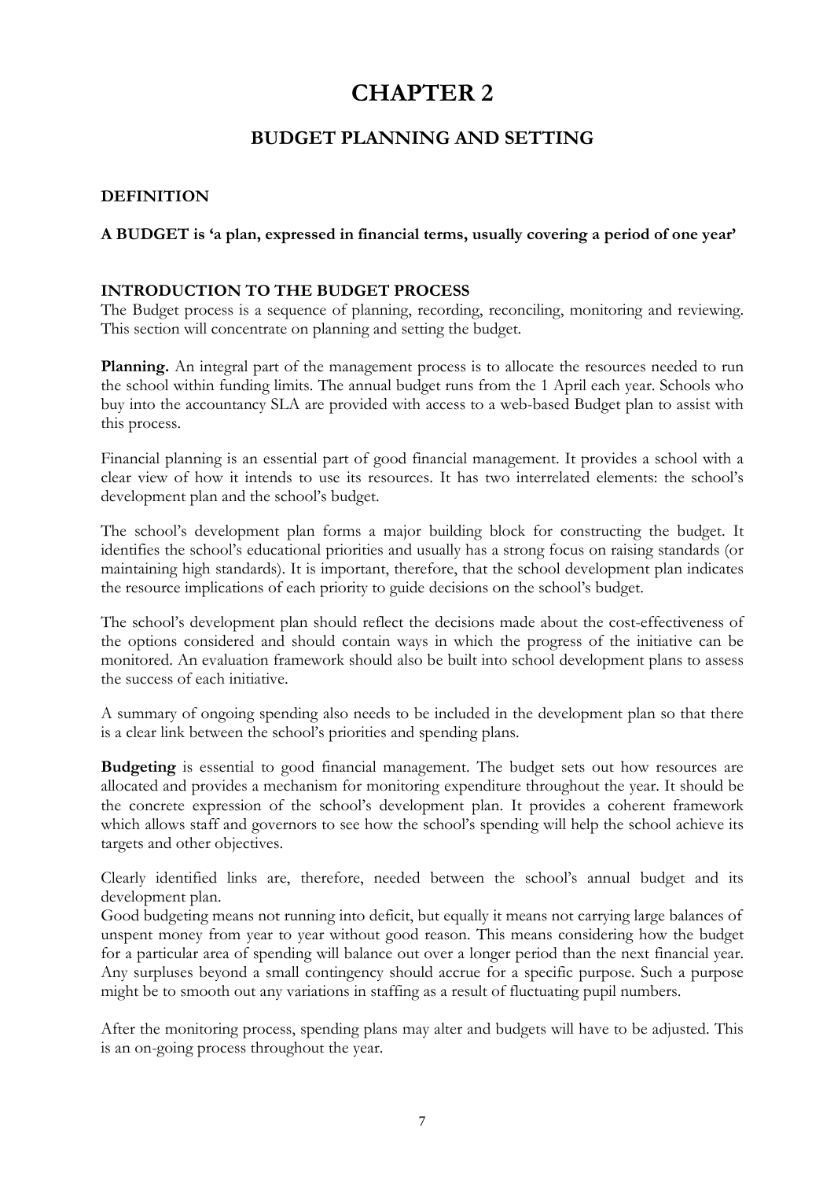# CHAPTER 2

## BUDGET PLANNING AND SETTING

**DEFINITION**

**A BUDGET is 'a plan, expressed in financial terms, usually covering a period of one year'**

**INTRODUCTION TO THE BUDGET PROCESS**

The Budget process is a sequence of planning, recording, reconciling, monitoring and reviewing. This section will concentrate on planning and setting the budget.

**Planning.** An integral part of the management process is to allocate the resources needed to run the school within funding limits. The annual budget runs from the 1 April each year. Schools who buy into the accountancy SLA are provided with access to a web-based Budget plan to assist with this process.

Financial planning is an essential part of good financial management. It provides a school with a clear view of how it intends to use its resources. It has two interrelated elements: the school's development plan and the school's budget.

The school's development plan forms a major building block for constructing the budget. It identifies the school's educational priorities and usually has a strong focus on raising standards (or maintaining high standards). It is important, therefore, that the school development plan indicates the resource implications of each priority to guide decisions on the school's budget.

The school's development plan should reflect the decisions made about the cost-effectiveness of the options considered and should contain ways in which the progress of the initiative can be monitored. An evaluation framework should also be built into school development plans to assess the success of each initiative.

A summary of ongoing spending also needs to be included in the development plan so that there is a clear link between the school's priorities and spending plans.

**Budgeting** is essential to good financial management. The budget sets out how resources are allocated and provides a mechanism for monitoring expenditure throughout the year. It should be the concrete expression of the school's development plan. It provides a coherent framework which allows staff and governors to see how the school's spending will help the school achieve its targets and other objectives.

Clearly identified links are, therefore, needed between the school's annual budget and its development plan.

Good budgeting means not running into deficit, but equally it means not carrying large balances of unspent money from year to year without good reason. This means considering how the budget for a particular area of spending will balance out over a longer period than the next financial year. Any surpluses beyond a small contingency should accrue for a specific purpose. Such a purpose might be to smooth out any variations in staffing as a result of fluctuating pupil numbers.

After the monitoring process, spending plans may alter and budgets will have to be adjusted. This is an on-going process throughout the year.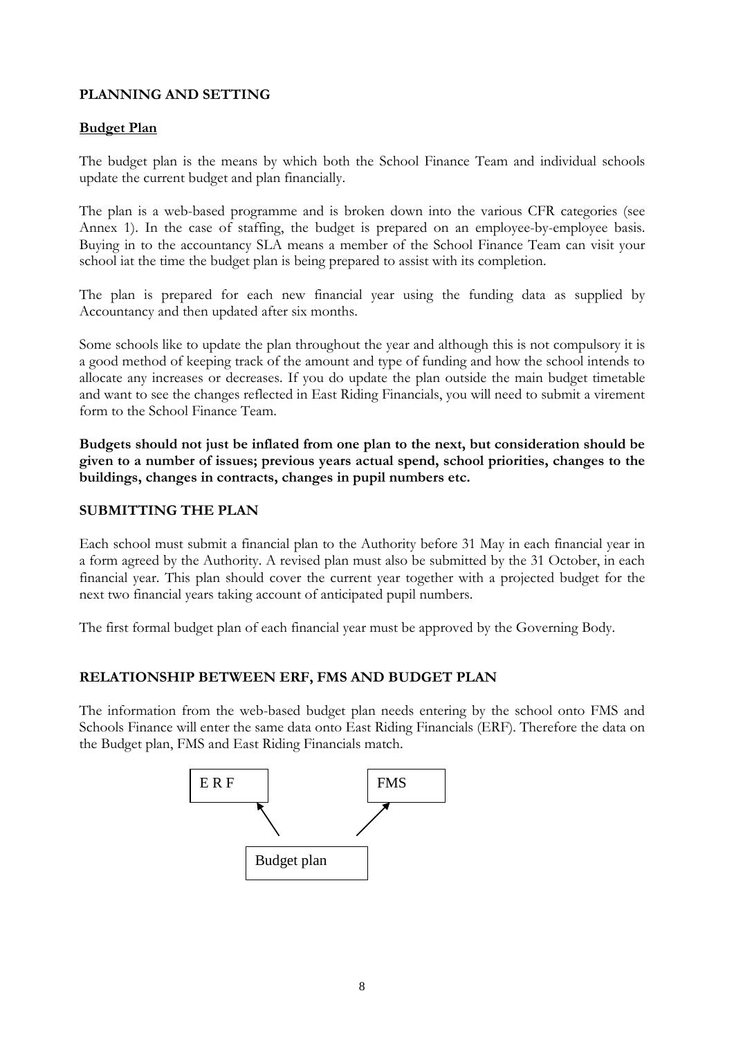## PLANNING AND SETTING

### Budget Plan

The budget plan is the means by which both the School Finance Team and individual schools update the current budget and plan financially.

The plan is a web-based programme and is broken down into the various CFR categories (see Annex 1). In the case of staffing, the budget is prepared on an employee-by-employee basis. Buying in to the accountancy SLA means a member of the School Finance Team can visit your school iat the time the budget plan is being prepared to assist with its completion.

The plan is prepared for each new financial year using the funding data as supplied by Accountancy and then updated after six months.

Some schools like to update the plan throughout the year and although this is not compulsory it is a good method of keeping track of the amount and type of funding and how the school intends to allocate any increases or decreases. If you do update the plan outside the main budget timetable and want to see the changes reflected in East Riding Financials, you will need to submit a virement form to the School Finance Team.

**Budgets should not just be inflated from one plan to the next, but consideration should be given to a number of issues; previous years actual spend, school priorities, changes to the buildings, changes in contracts, changes in pupil numbers etc.**

## SUBMITTING THE PLAN

Each school must submit a financial plan to the Authority before 31 May in each financial year in a form agreed by the Authority. A revised plan must also be submitted by the 31 October, in each financial year. This plan should cover the current year together with a projected budget for the next two financial years taking account of anticipated pupil numbers.

The first formal budget plan of each financial year must be approved by the Governing Body.

## RELATIONSHIP BETWEEN ERF, FMS AND BUDGET PLAN

The information from the web-based budget plan needs entering by the school onto FMS and Schools Finance will enter the same data onto East Riding Financials (ERF). Therefore the data on the Budget plan, FMS and East Riding Financials match.

E R F ← Budget plan → FMS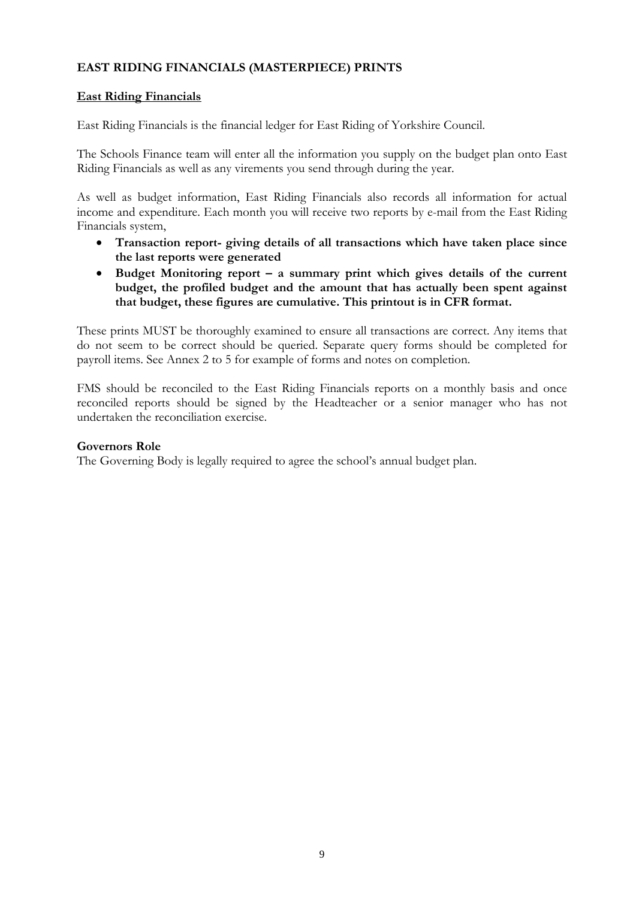## EAST RIDING FINANCIALS (MASTERPIECE) PRINTS

### East Riding Financials

East Riding Financials is the financial ledger for East Riding of Yorkshire Council.

The Schools Finance team will enter all the information you supply on the budget plan onto East Riding Financials as well as any virements you send through during the year.

As well as budget information, East Riding Financials also records all information for actual income and expenditure. Each month you will receive two reports by e-mail from the East Riding Financials system,

- **Transaction report- giving details of all transactions which have taken place since the last reports were generated**
- **Budget Monitoring report – a summary print which gives details of the current budget, the profiled budget and the amount that has actually been spent against that budget, these figures are cumulative. This printout is in CFR format.**

These prints MUST be thoroughly examined to ensure all transactions are correct. Any items that do not seem to be correct should be queried. Separate query forms should be completed for payroll items. See Annex 2 to 5 for example of forms and notes on completion.

FMS should be reconciled to the East Riding Financials reports on a monthly basis and once reconciled reports should be signed by the Headteacher or a senior manager who has not undertaken the reconciliation exercise.

**Governors Role**

The Governing Body is legally required to agree the school's annual budget plan.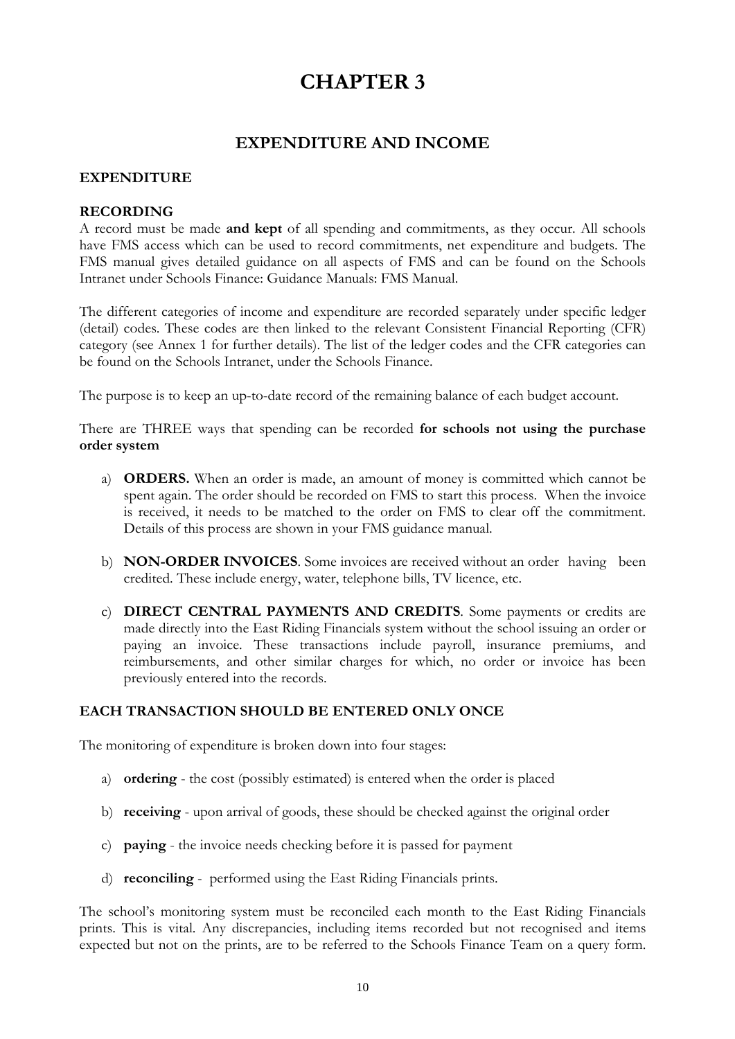# CHAPTER 3

## EXPENDITURE AND INCOME

### EXPENDITURE

### RECORDING

A record must be made **and kept** of all spending and commitments, as they occur. All schools have FMS access which can be used to record commitments, net expenditure and budgets. The FMS manual gives detailed guidance on all aspects of FMS and can be found on the Schools Intranet under Schools Finance: Guidance Manuals: FMS Manual.

The different categories of income and expenditure are recorded separately under specific ledger (detail) codes. These codes are then linked to the relevant Consistent Financial Reporting (CFR) category (see Annex 1 for further details). The list of the ledger codes and the CFR categories can be found on the Schools Intranet, under the Schools Finance.

The purpose is to keep an up-to-date record of the remaining balance of each budget account.

There are THREE ways that spending can be recorded **for schools not using the purchase order system**

a) **ORDERS.** When an order is made, an amount of money is committed which cannot be spent again. The order should be recorded on FMS to start this process. When the invoice is received, it needs to be matched to the order on FMS to clear off the commitment. Details of this process are shown in your FMS guidance manual.

b) **NON-ORDER INVOICES**. Some invoices are received without an order having been credited. These include energy, water, telephone bills, TV licence, etc.

c) **DIRECT CENTRAL PAYMENTS AND CREDITS**. Some payments or credits are made directly into the East Riding Financials system without the school issuing an order or paying an invoice. These transactions include payroll, insurance premiums, and reimbursements, and other similar charges for which, no order or invoice has been previously entered into the records.

### EACH TRANSACTION SHOULD BE ENTERED ONLY ONCE

The monitoring of expenditure is broken down into four stages:

a) **ordering** - the cost (possibly estimated) is entered when the order is placed

b) **receiving** - upon arrival of goods, these should be checked against the original order

c) **paying** - the invoice needs checking before it is passed for payment

d) **reconciling** - performed using the East Riding Financials prints.

The school's monitoring system must be reconciled each month to the East Riding Financials prints. This is vital. Any discrepancies, including items recorded but not recognised and items expected but not on the prints, are to be referred to the Schools Finance Team on a query form.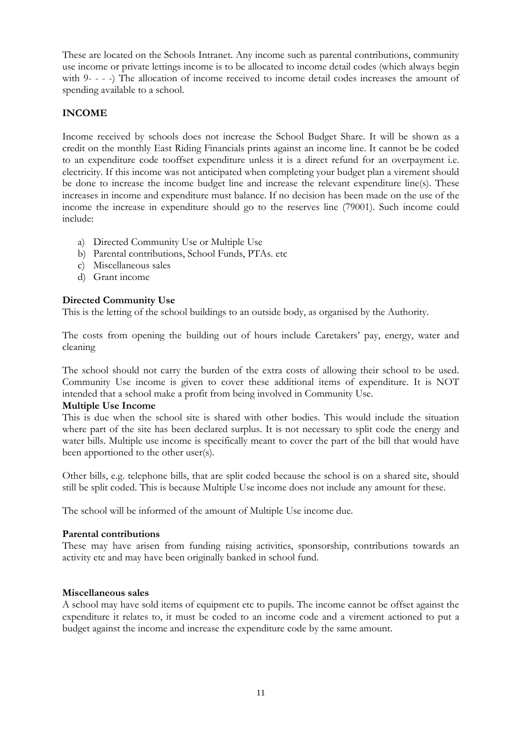These are located on the Schools Intranet. Any income such as parental contributions, community use income or private lettings income is to be allocated to income detail codes (which always begin with 9- - - -) The allocation of income received to income detail codes increases the amount of spending available to a school.

## INCOME

Income received by schools does not increase the School Budget Share. It will be shown as a credit on the monthly East Riding Financials prints against an income line. It cannot be be coded to an expenditure code tooffset expenditure unless it is a direct refund for an overpayment i.e. electricity. If this income was not anticipated when completing your budget plan a virement should be done to increase the income budget line and increase the relevant expenditure line(s). These increases in income and expenditure must balance. If no decision has been made on the use of the income the increase in expenditure should go to the reserves line (79001). Such income could include:

a) Directed Community Use or Multiple Use
b) Parental contributions, School Funds, PTAs. etc
c) Miscellaneous sales
d) Grant income

**Directed Community Use**
This is the letting of the school buildings to an outside body, as organised by the Authority.

The costs from opening the building out of hours include Caretakers' pay, energy, water and cleaning

The school should not carry the burden of the extra costs of allowing their school to be used. Community Use income is given to cover these additional items of expenditure. It is NOT intended that a school make a profit from being involved in Community Use.

**Multiple Use Income**
This is due when the school site is shared with other bodies. This would include the situation where part of the site has been declared surplus. It is not necessary to split code the energy and water bills. Multiple use income is specifically meant to cover the part of the bill that would have been apportioned to the other user(s).

Other bills, e.g. telephone bills, that are split coded because the school is on a shared site, should still be split coded. This is because Multiple Use income does not include any amount for these.

The school will be informed of the amount of Multiple Use income due.

**Parental contributions**
These may have arisen from funding raising activities, sponsorship, contributions towards an activity etc and may have been originally banked in school fund.

**Miscellaneous sales**
A school may have sold items of equipment etc to pupils. The income cannot be offset against the expenditure it relates to, it must be coded to an income code and a virement actioned to put a budget against the income and increase the expenditure code by the same amount.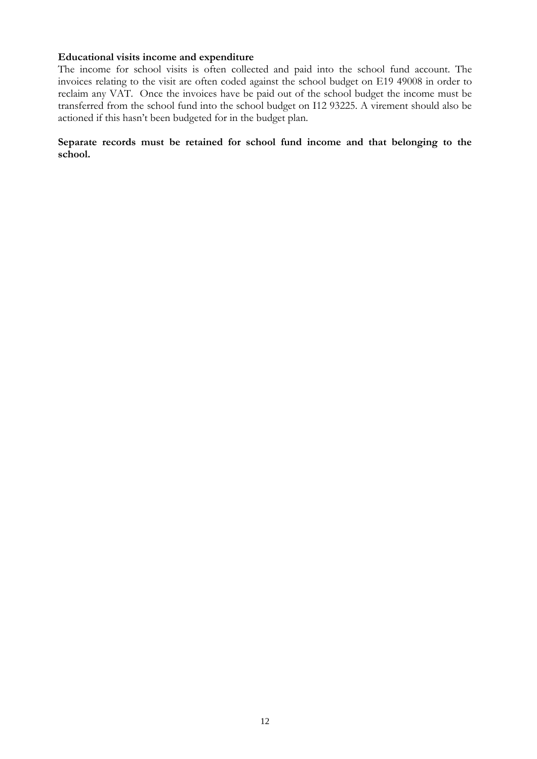**Educational visits income and expenditure**

The income for school visits is often collected and paid into the school fund account. The invoices relating to the visit are often coded against the school budget on E19 49008 in order to reclaim any VAT. Once the invoices have be paid out of the school budget the income must be transferred from the school fund into the school budget on I12 93225. A virement should also be actioned if this hasn't been budgeted for in the budget plan.

**Separate records must be retained for school fund income and that belonging to the school.**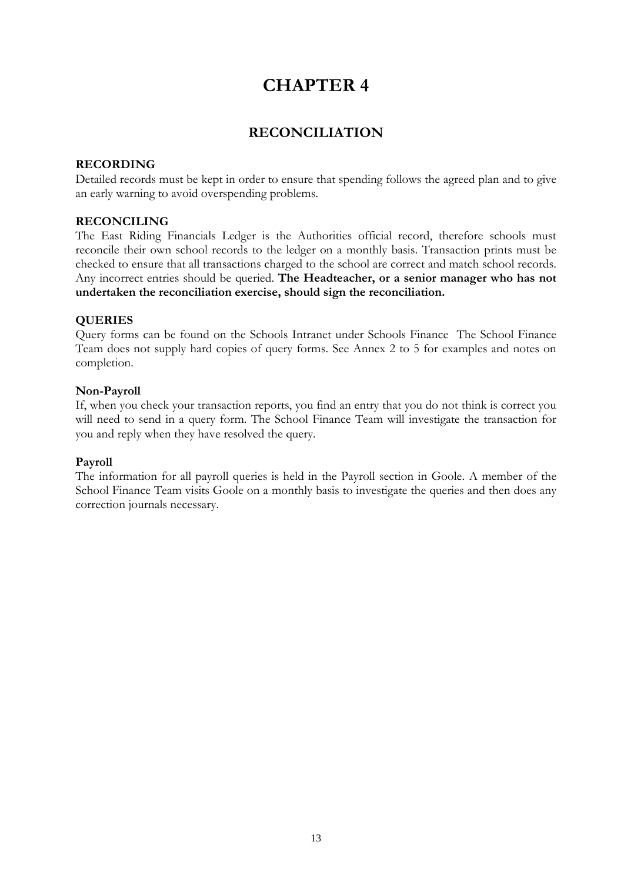# CHAPTER 4

## RECONCILIATION

### RECORDING

Detailed records must be kept in order to ensure that spending follows the agreed plan and to give an early warning to avoid overspending problems.

### RECONCILING

The East Riding Financials Ledger is the Authorities official record, therefore schools must reconcile their own school records to the ledger on a monthly basis. Transaction prints must be checked to ensure that all transactions charged to the school are correct and match school records. Any incorrect entries should be queried. **The Headteacher, or a senior manager who has not undertaken the reconciliation exercise, should sign the reconciliation.**

### QUERIES

Query forms can be found on the Schools Intranet under Schools Finance The School Finance Team does not supply hard copies of query forms. See Annex 2 to 5 for examples and notes on completion.

#### Non-Payroll

If, when you check your transaction reports, you find an entry that you do not think is correct you will need to send in a query form. The School Finance Team will investigate the transaction for you and reply when they have resolved the query.

#### Payroll

The information for all payroll queries is held in the Payroll section in Goole. A member of the School Finance Team visits Goole on a monthly basis to investigate the queries and then does any correction journals necessary.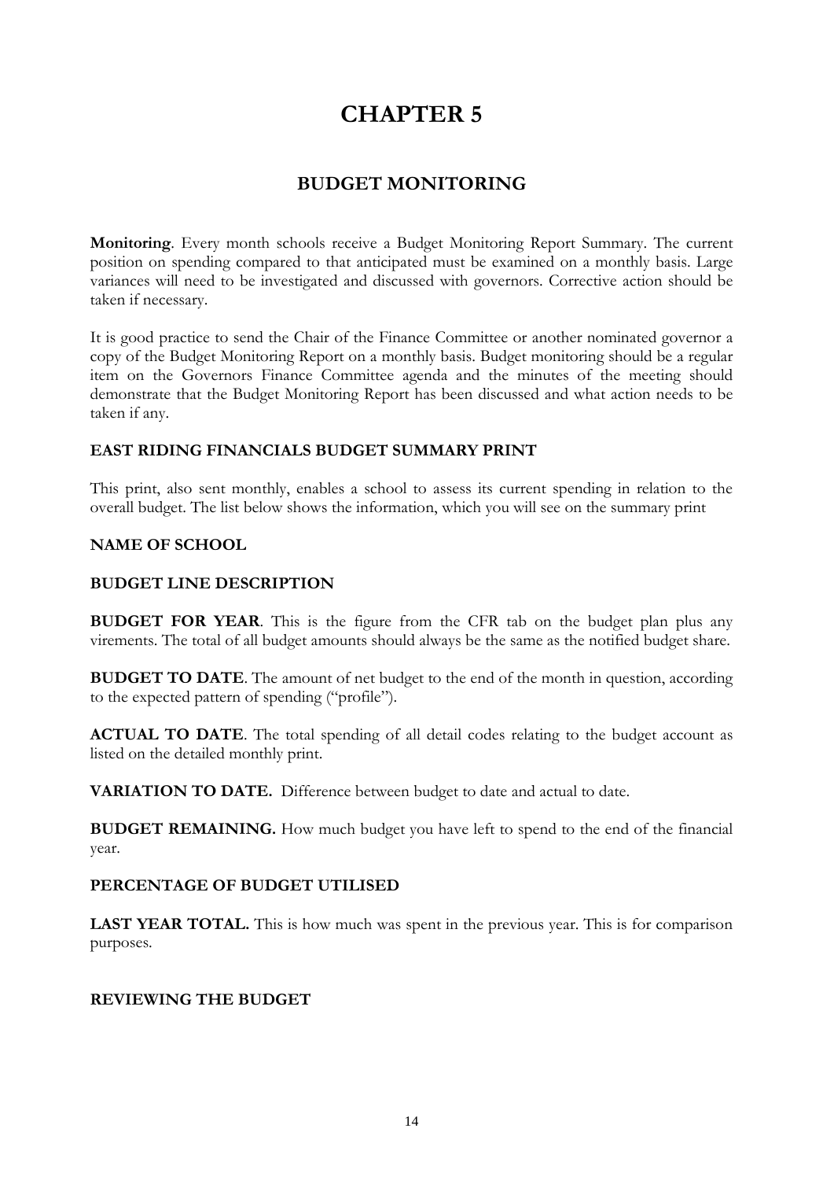# CHAPTER 5

## BUDGET MONITORING

**Monitoring**. Every month schools receive a Budget Monitoring Report Summary. The current position on spending compared to that anticipated must be examined on a monthly basis. Large variances will need to be investigated and discussed with governors. Corrective action should be taken if necessary.

It is good practice to send the Chair of the Finance Committee or another nominated governor a copy of the Budget Monitoring Report on a monthly basis. Budget monitoring should be a regular item on the Governors Finance Committee agenda and the minutes of the meeting should demonstrate that the Budget Monitoring Report has been discussed and what action needs to be taken if any.

### EAST RIDING FINANCIALS BUDGET SUMMARY PRINT

This print, also sent monthly, enables a school to assess its current spending in relation to the overall budget. The list below shows the information, which you will see on the summary print

**NAME OF SCHOOL**

**BUDGET LINE DESCRIPTION**

**BUDGET FOR YEAR**. This is the figure from the CFR tab on the budget plan plus any virements. The total of all budget amounts should always be the same as the notified budget share.

**BUDGET TO DATE**. The amount of net budget to the end of the month in question, according to the expected pattern of spending ("profile").

**ACTUAL TO DATE**. The total spending of all detail codes relating to the budget account as listed on the detailed monthly print.

**VARIATION TO DATE.** Difference between budget to date and actual to date.

**BUDGET REMAINING.** How much budget you have left to spend to the end of the financial year.

**PERCENTAGE OF BUDGET UTILISED**

**LAST YEAR TOTAL.** This is how much was spent in the previous year. This is for comparison purposes.

### REVIEWING THE BUDGET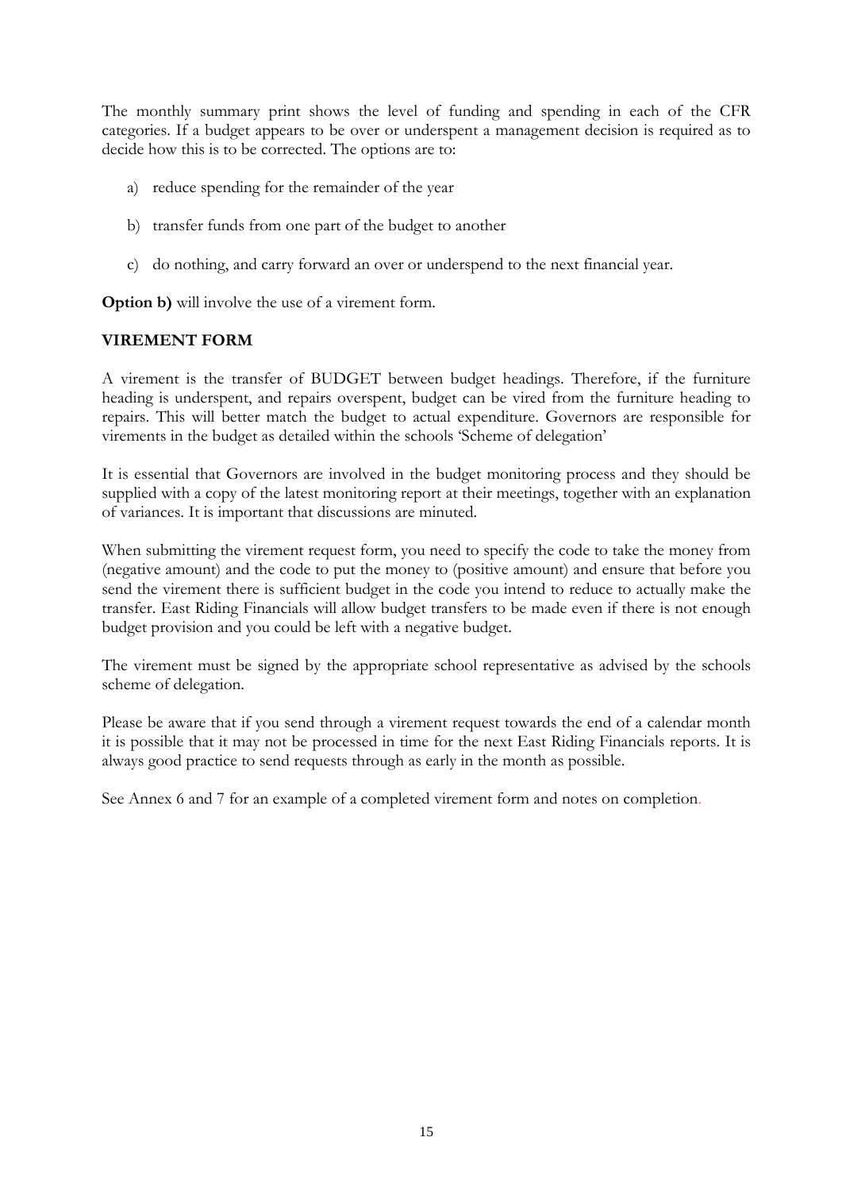The monthly summary print shows the level of funding and spending in each of the CFR categories. If a budget appears to be over or underspent a management decision is required as to decide how this is to be corrected. The options are to:

a) reduce spending for the remainder of the year

b) transfer funds from one part of the budget to another

c) do nothing, and carry forward an over or underspend to the next financial year.

**Option b)** will involve the use of a virement form.

## VIREMENT FORM

A virement is the transfer of BUDGET between budget headings. Therefore, if the furniture heading is underspent, and repairs overspent, budget can be vired from the furniture heading to repairs. This will better match the budget to actual expenditure. Governors are responsible for virements in the budget as detailed within the schools 'Scheme of delegation'

It is essential that Governors are involved in the budget monitoring process and they should be supplied with a copy of the latest monitoring report at their meetings, together with an explanation of variances. It is important that discussions are minuted.

When submitting the virement request form, you need to specify the code to take the money from (negative amount) and the code to put the money to (positive amount) and ensure that before you send the virement there is sufficient budget in the code you intend to reduce to actually make the transfer. East Riding Financials will allow budget transfers to be made even if there is not enough budget provision and you could be left with a negative budget.

The virement must be signed by the appropriate school representative as advised by the schools scheme of delegation.

Please be aware that if you send through a virement request towards the end of a calendar month it is possible that it may not be processed in time for the next East Riding Financials reports. It is always good practice to send requests through as early in the month as possible.

See Annex 6 and 7 for an example of a completed virement form and notes on completion.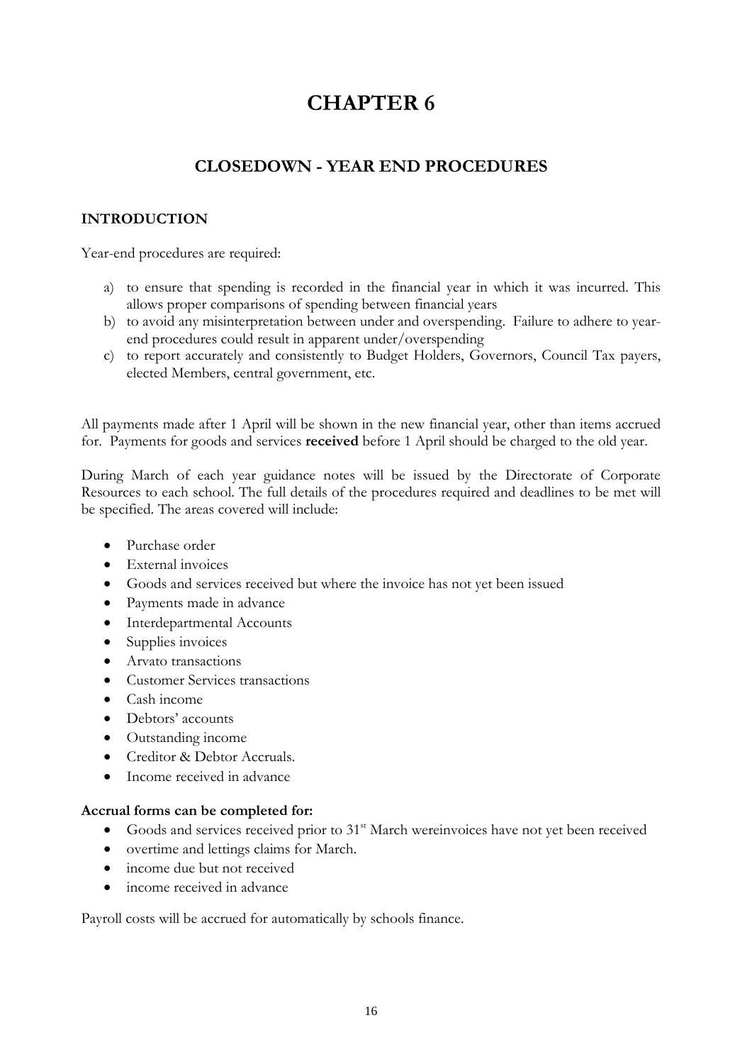# CHAPTER 6

## CLOSEDOWN - YEAR END PROCEDURES

### INTRODUCTION

Year-end procedures are required:

a) to ensure that spending is recorded in the financial year in which it was incurred. This allows proper comparisons of spending between financial years
b) to avoid any misinterpretation between under and overspending. Failure to adhere to year-end procedures could result in apparent under/overspending
c) to report accurately and consistently to Budget Holders, Governors, Council Tax payers, elected Members, central government, etc.

All payments made after 1 April will be shown in the new financial year, other than items accrued for. Payments for goods and services **received** before 1 April should be charged to the old year.

During March of each year guidance notes will be issued by the Directorate of Corporate Resources to each school. The full details of the procedures required and deadlines to be met will be specified. The areas covered will include:

- Purchase order
- External invoices
- Goods and services received but where the invoice has not yet been issued
- Payments made in advance
- Interdepartmental Accounts
- Supplies invoices
- Arvato transactions
- Customer Services transactions
- Cash income
- Debtors' accounts
- Outstanding income
- Creditor & Debtor Accruals.
- Income received in advance

**Accrual forms can be completed for:**

- Goods and services received prior to 31st March wereinvoices have not yet been received
- overtime and lettings claims for March.
- income due but not received
- income received in advance

Payroll costs will be accrued for automatically by schools finance.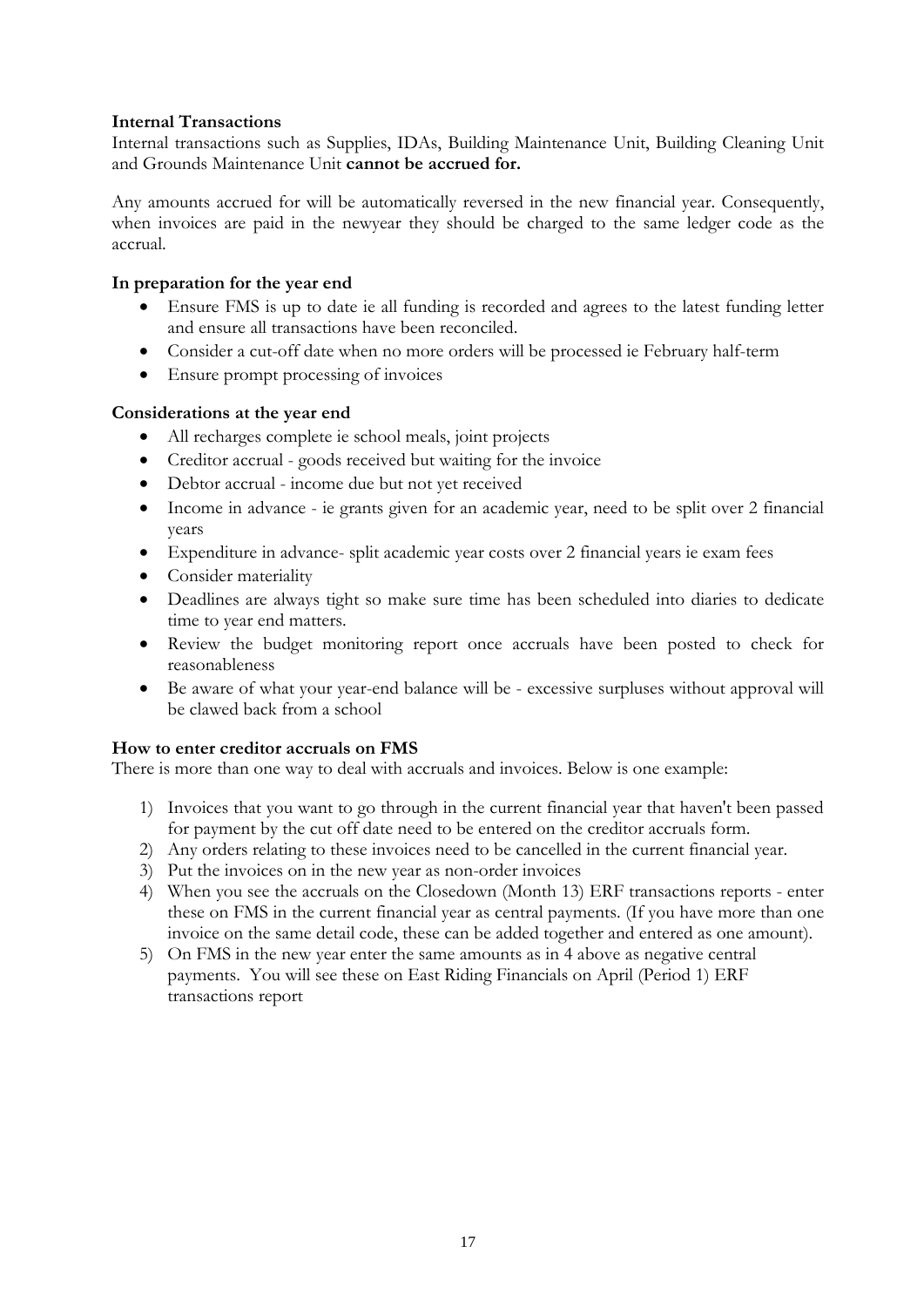**Internal Transactions**

Internal transactions such as Supplies, IDAs, Building Maintenance Unit, Building Cleaning Unit and Grounds Maintenance Unit **cannot be accrued for.**

Any amounts accrued for will be automatically reversed in the new financial year. Consequently, when invoices are paid in the newyear they should be charged to the same ledger code as the accrual.

**In preparation for the year end**

- Ensure FMS is up to date ie all funding is recorded and agrees to the latest funding letter and ensure all transactions have been reconciled.
- Consider a cut-off date when no more orders will be processed ie February half-term
- Ensure prompt processing of invoices

**Considerations at the year end**

- All recharges complete ie school meals, joint projects
- Creditor accrual - goods received but waiting for the invoice
- Debtor accrual - income due but not yet received
- Income in advance - ie grants given for an academic year, need to be split over 2 financial years
- Expenditure in advance- split academic year costs over 2 financial years ie exam fees
- Consider materiality
- Deadlines are always tight so make sure time has been scheduled into diaries to dedicate time to year end matters.
- Review the budget monitoring report once accruals have been posted to check for reasonableness
- Be aware of what your year-end balance will be - excessive surpluses without approval will be clawed back from a school

**How to enter creditor accruals on FMS**

There is more than one way to deal with accruals and invoices. Below is one example:

1) Invoices that you want to go through in the current financial year that haven't been passed for payment by the cut off date need to be entered on the creditor accruals form.
2) Any orders relating to these invoices need to be cancelled in the current financial year.
3) Put the invoices on in the new year as non-order invoices
4) When you see the accruals on the Closedown (Month 13) ERF transactions reports - enter these on FMS in the current financial year as central payments. (If you have more than one invoice on the same detail code, these can be added together and entered as one amount).
5) On FMS in the new year enter the same amounts as in 4 above as negative central payments. You will see these on East Riding Financials on April (Period 1) ERF transactions report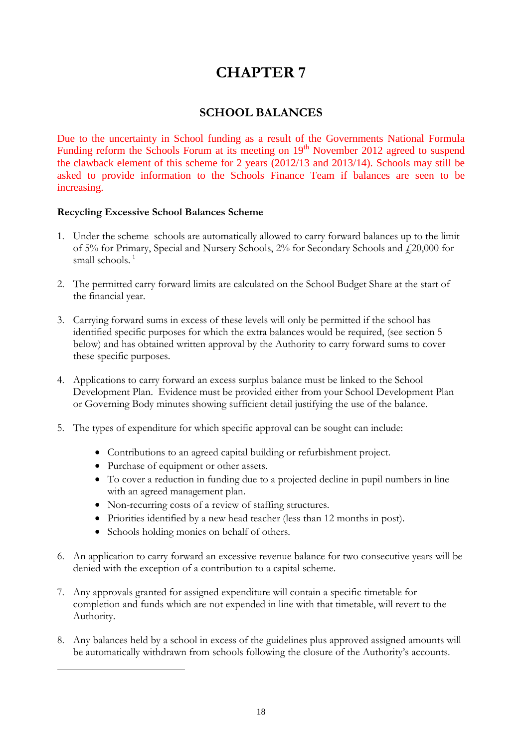# CHAPTER 7

## SCHOOL BALANCES

Due to the uncertainty in School funding as a result of the Governments National Formula Funding reform the Schools Forum at its meeting on 19th November 2012 agreed to suspend the clawback element of this scheme for 2 years (2012/13 and 2013/14). Schools may still be asked to provide information to the Schools Finance Team if balances are seen to be increasing.

**Recycling Excessive School Balances Scheme**

1. Under the scheme schools are automatically allowed to carry forward balances up to the limit of 5% for Primary, Special and Nursery Schools, 2% for Secondary Schools and £20,000 for small schools. [1]

2. The permitted carry forward limits are calculated on the School Budget Share at the start of the financial year.

3. Carrying forward sums in excess of these levels will only be permitted if the school has identified specific purposes for which the extra balances would be required, (see section 5 below) and has obtained written approval by the Authority to carry forward sums to cover these specific purposes.

4. Applications to carry forward an excess surplus balance must be linked to the School Development Plan. Evidence must be provided either from your School Development Plan or Governing Body minutes showing sufficient detail justifying the use of the balance.

5. The types of expenditure for which specific approval can be sought can include:

   - Contributions to an agreed capital building or refurbishment project.
   - Purchase of equipment or other assets.
   - To cover a reduction in funding due to a projected decline in pupil numbers in line with an agreed management plan.
   - Non-recurring costs of a review of staffing structures.
   - Priorities identified by a new head teacher (less than 12 months in post).
   - Schools holding monies on behalf of others.

6. An application to carry forward an excessive revenue balance for two consecutive years will be denied with the exception of a contribution to a capital scheme.

7. Any approvals granted for assigned expenditure will contain a specific timetable for completion and funds which are not expended in line with that timetable, will revert to the Authority.

8. Any balances held by a school in excess of the guidelines plus approved assigned amounts will be automatically withdrawn from schools following the closure of the Authority's accounts.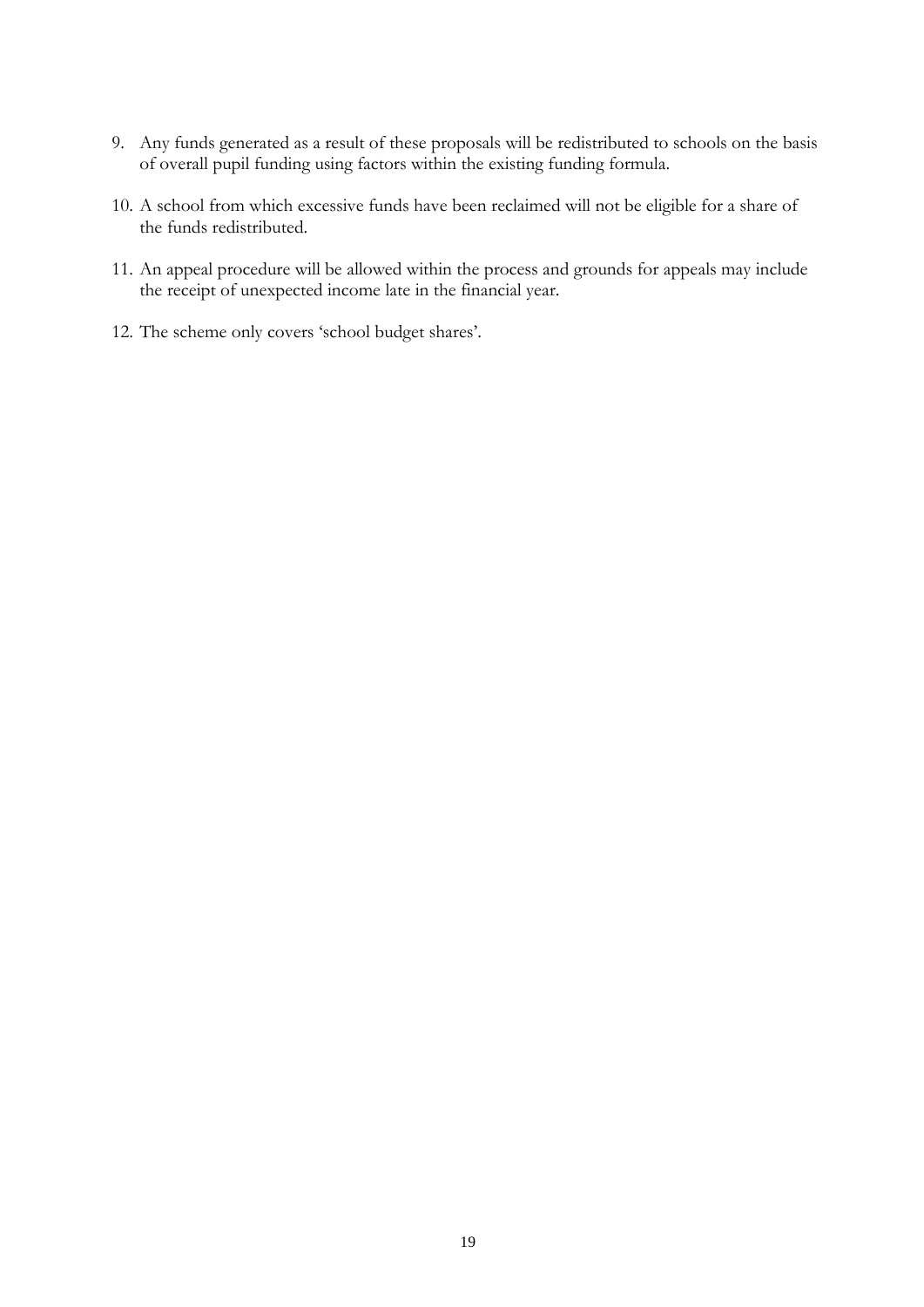9. Any funds generated as a result of these proposals will be redistributed to schools on the basis of overall pupil funding using factors within the existing funding formula.

10. A school from which excessive funds have been reclaimed will not be eligible for a share of the funds redistributed.

11. An appeal procedure will be allowed within the process and grounds for appeals may include the receipt of unexpected income late in the financial year.

12. The scheme only covers 'school budget shares'.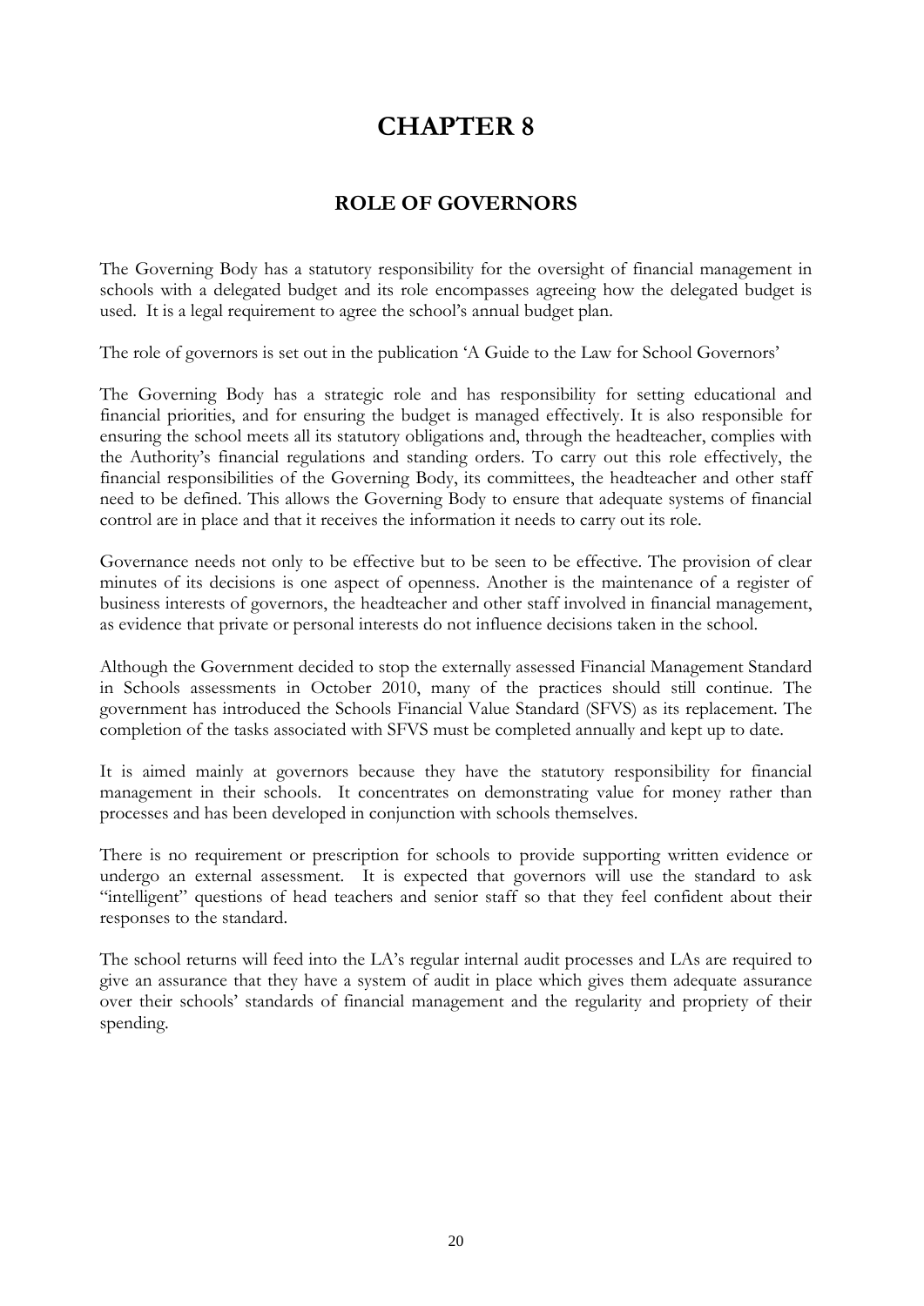# CHAPTER 8

## ROLE OF GOVERNORS

The Governing Body has a statutory responsibility for the oversight of financial management in schools with a delegated budget and its role encompasses agreeing how the delegated budget is used. It is a legal requirement to agree the school's annual budget plan.

The role of governors is set out in the publication 'A Guide to the Law for School Governors'

The Governing Body has a strategic role and has responsibility for setting educational and financial priorities, and for ensuring the budget is managed effectively. It is also responsible for ensuring the school meets all its statutory obligations and, through the headteacher, complies with the Authority's financial regulations and standing orders. To carry out this role effectively, the financial responsibilities of the Governing Body, its committees, the headteacher and other staff need to be defined. This allows the Governing Body to ensure that adequate systems of financial control are in place and that it receives the information it needs to carry out its role.

Governance needs not only to be effective but to be seen to be effective. The provision of clear minutes of its decisions is one aspect of openness. Another is the maintenance of a register of business interests of governors, the headteacher and other staff involved in financial management, as evidence that private or personal interests do not influence decisions taken in the school.

Although the Government decided to stop the externally assessed Financial Management Standard in Schools assessments in October 2010, many of the practices should still continue. The government has introduced the Schools Financial Value Standard (SFVS) as its replacement. The completion of the tasks associated with SFVS must be completed annually and kept up to date.

It is aimed mainly at governors because they have the statutory responsibility for financial management in their schools. It concentrates on demonstrating value for money rather than processes and has been developed in conjunction with schools themselves.

There is no requirement or prescription for schools to provide supporting written evidence or undergo an external assessment. It is expected that governors will use the standard to ask "intelligent" questions of head teachers and senior staff so that they feel confident about their responses to the standard.

The school returns will feed into the LA's regular internal audit processes and LAs are required to give an assurance that they have a system of audit in place which gives them adequate assurance over their schools' standards of financial management and the regularity and propriety of their spending.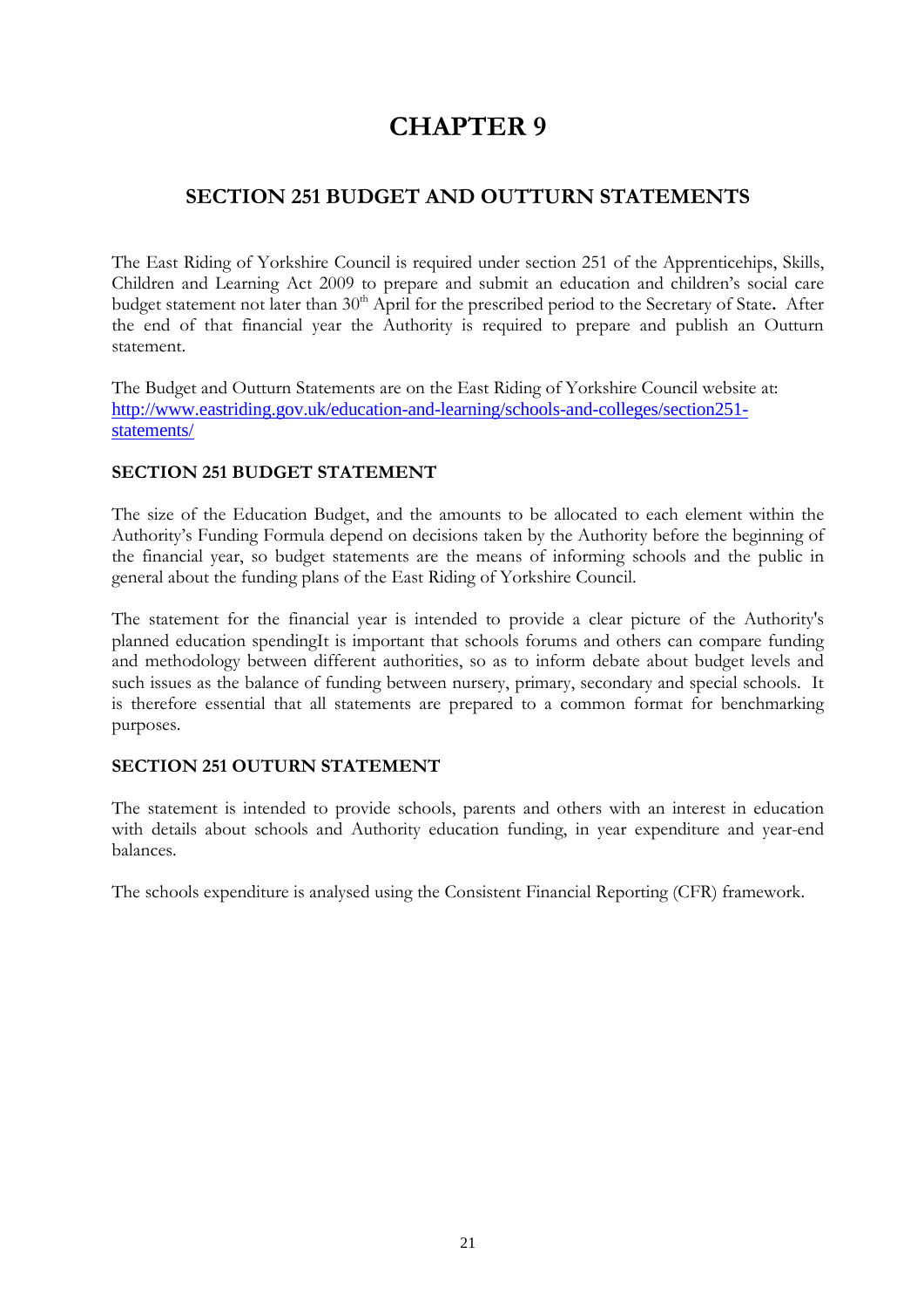# CHAPTER 9

## SECTION 251 BUDGET AND OUTTURN STATEMENTS

The East Riding of Yorkshire Council is required under section 251 of the Apprenticehips, Skills, Children and Learning Act 2009 to prepare and submit an education and children's social care budget statement not later than 30th April for the prescribed period to the Secretary of State**.** After the end of that financial year the Authority is required to prepare and publish an Outturn statement.

The Budget and Outturn Statements are on the East Riding of Yorkshire Council website at: http://www.eastriding.gov.uk/education-and-learning/schools-and-colleges/section251-statements/

### SECTION 251 BUDGET STATEMENT

The size of the Education Budget, and the amounts to be allocated to each element within the Authority's Funding Formula depend on decisions taken by the Authority before the beginning of the financial year, so budget statements are the means of informing schools and the public in general about the funding plans of the East Riding of Yorkshire Council.

The statement for the financial year is intended to provide a clear picture of the Authority's planned education spendingIt is important that schools forums and others can compare funding and methodology between different authorities, so as to inform debate about budget levels and such issues as the balance of funding between nursery, primary, secondary and special schools. It is therefore essential that all statements are prepared to a common format for benchmarking purposes.

### SECTION 251 OUTURN STATEMENT

The statement is intended to provide schools, parents and others with an interest in education with details about schools and Authority education funding, in year expenditure and year-end balances.

The schools expenditure is analysed using the Consistent Financial Reporting (CFR) framework.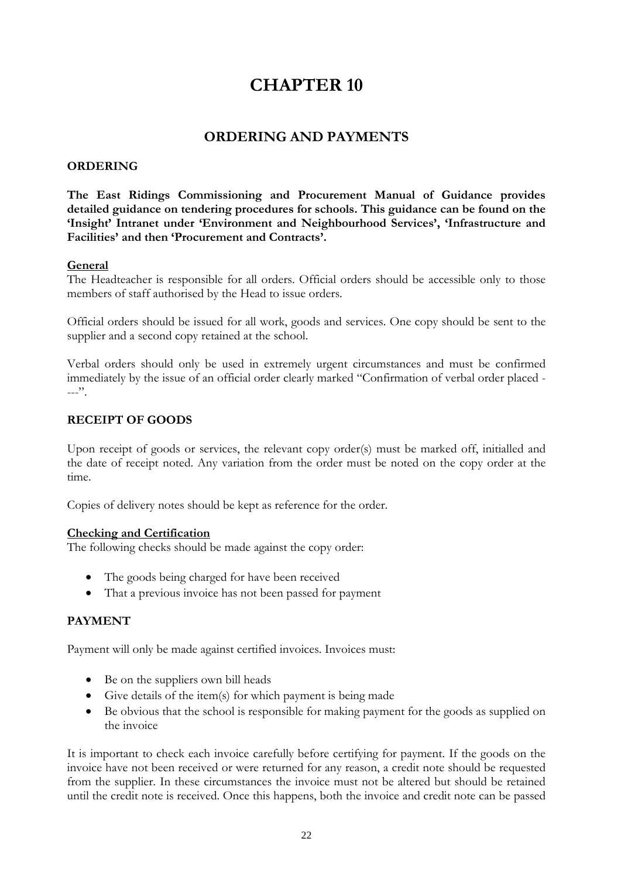# CHAPTER 10

## ORDERING AND PAYMENTS

### ORDERING

**The East Ridings Commissioning and Procurement Manual of Guidance provides detailed guidance on tendering procedures for schools. This guidance can be found on the 'Insight' Intranet under 'Environment and Neighbourhood Services', 'Infrastructure and Facilities' and then 'Procurement and Contracts'.**

**General**

The Headteacher is responsible for all orders. Official orders should be accessible only to those members of staff authorised by the Head to issue orders.

Official orders should be issued for all work, goods and services. One copy should be sent to the supplier and a second copy retained at the school.

Verbal orders should only be used in extremely urgent circumstances and must be confirmed immediately by the issue of an official order clearly marked "Confirmation of verbal order placed ----".

### RECEIPT OF GOODS

Upon receipt of goods or services, the relevant copy order(s) must be marked off, initialled and the date of receipt noted. Any variation from the order must be noted on the copy order at the time.

Copies of delivery notes should be kept as reference for the order.

**Checking and Certification**

The following checks should be made against the copy order:

- The goods being charged for have been received
- That a previous invoice has not been passed for payment

### PAYMENT

Payment will only be made against certified invoices. Invoices must:

- Be on the suppliers own bill heads
- Give details of the item(s) for which payment is being made
- Be obvious that the school is responsible for making payment for the goods as supplied on the invoice

It is important to check each invoice carefully before certifying for payment. If the goods on the invoice have not been received or were returned for any reason, a credit note should be requested from the supplier. In these circumstances the invoice must not be altered but should be retained until the credit note is received. Once this happens, both the invoice and credit note can be passed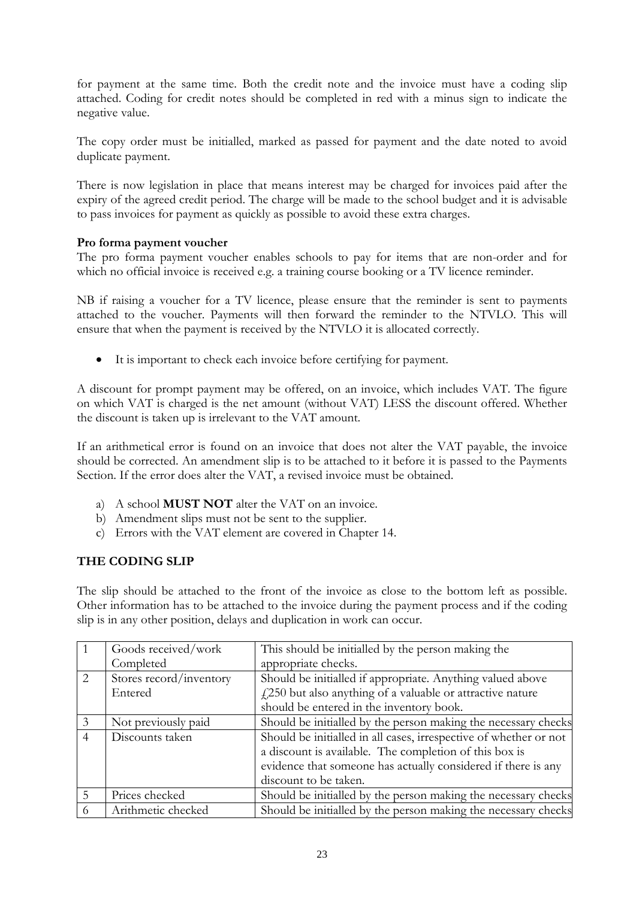for payment at the same time. Both the credit note and the invoice must have a coding slip attached. Coding for credit notes should be completed in red with a minus sign to indicate the negative value.

The copy order must be initialled, marked as passed for payment and the date noted to avoid duplicate payment.

There is now legislation in place that means interest may be charged for invoices paid after the expiry of the agreed credit period. The charge will be made to the school budget and it is advisable to pass invoices for payment as quickly as possible to avoid these extra charges.

**Pro forma payment voucher**

The pro forma payment voucher enables schools to pay for items that are non-order and for which no official invoice is received e.g. a training course booking or a TV licence reminder.

NB if raising a voucher for a TV licence, please ensure that the reminder is sent to payments attached to the voucher. Payments will then forward the reminder to the NTVLO. This will ensure that when the payment is received by the NTVLO it is allocated correctly.

- It is important to check each invoice before certifying for payment.

A discount for prompt payment may be offered, on an invoice, which includes VAT. The figure on which VAT is charged is the net amount (without VAT) LESS the discount offered. Whether the discount is taken up is irrelevant to the VAT amount.

If an arithmetical error is found on an invoice that does not alter the VAT payable, the invoice should be corrected. An amendment slip is to be attached to it before it is passed to the Payments Section. If the error does alter the VAT, a revised invoice must be obtained.

a) A school **MUST NOT** alter the VAT on an invoice.
b) Amendment slips must not be sent to the supplier.
c) Errors with the VAT element are covered in Chapter 14.

## THE CODING SLIP

The slip should be attached to the front of the invoice as close to the bottom left as possible. Other information has to be attached to the invoice during the payment process and if the coding slip is in any other position, delays and duplication in work can occur.

| | | |
|---|---|---|
| 1 | Goods received/work Completed | This should be initialled by the person making the appropriate checks. |
| 2 | Stores record/inventory Entered | Should be initialled if appropriate. Anything valued above £250 but also anything of a valuable or attractive nature should be entered in the inventory book. |
| 3 | Not previously paid | Should be initialled by the person making the necessary checks |
| 4 | Discounts taken | Should be initialled in all cases, irrespective of whether or not a discount is available. The completion of this box is evidence that someone has actually considered if there is any discount to be taken. |
| 5 | Prices checked | Should be initialled by the person making the necessary checks |
| 6 | Arithmetic checked | Should be initialled by the person making the necessary checks |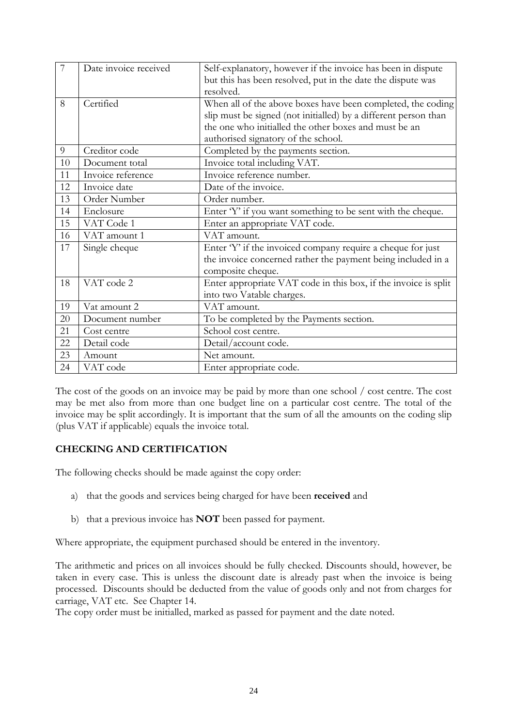| 7 | Date invoice received | Self-explanatory, however if the invoice has been in dispute but this has been resolved, put in the date the dispute was resolved. |
|---|---|---|
| 8 | Certified | When all of the above boxes have been completed, the coding slip must be signed (not initialled) by a different person than the one who initialled the other boxes and must be an authorised signatory of the school. |
| 9 | Creditor code | Completed by the payments section. |
| 10 | Document total | Invoice total including VAT. |
| 11 | Invoice reference | Invoice reference number. |
| 12 | Invoice date | Date of the invoice. |
| 13 | Order Number | Order number. |
| 14 | Enclosure | Enter 'Y' if you want something to be sent with the cheque. |
| 15 | VAT Code 1 | Enter an appropriate VAT code. |
| 16 | VAT amount 1 | VAT amount. |
| 17 | Single cheque | Enter 'Y' if the invoiced company require a cheque for just the invoice concerned rather the payment being included in a composite cheque. |
| 18 | VAT code 2 | Enter appropriate VAT code in this box, if the invoice is split into two Vatable charges. |
| 19 | Vat amount 2 | VAT amount. |
| 20 | Document number | To be completed by the Payments section. |
| 21 | Cost centre | School cost centre. |
| 22 | Detail code | Detail/account code. |
| 23 | Amount | Net amount. |
| 24 | VAT code | Enter appropriate code. |

The cost of the goods on an invoice may be paid by more than one school / cost centre. The cost may be met also from more than one budget line on a particular cost centre. The total of the invoice may be split accordingly. It is important that the sum of all the amounts on the coding slip (plus VAT if applicable) equals the invoice total.

## CHECKING AND CERTIFICATION

The following checks should be made against the copy order:

a) that the goods and services being charged for have been **received** and

b) that a previous invoice has **NOT** been passed for payment.

Where appropriate, the equipment purchased should be entered in the inventory.

The arithmetic and prices on all invoices should be fully checked. Discounts should, however, be taken in every case. This is unless the discount date is already past when the invoice is being processed. Discounts should be deducted from the value of goods only and not from charges for carriage, VAT etc. See Chapter 14.

The copy order must be initialled, marked as passed for payment and the date noted.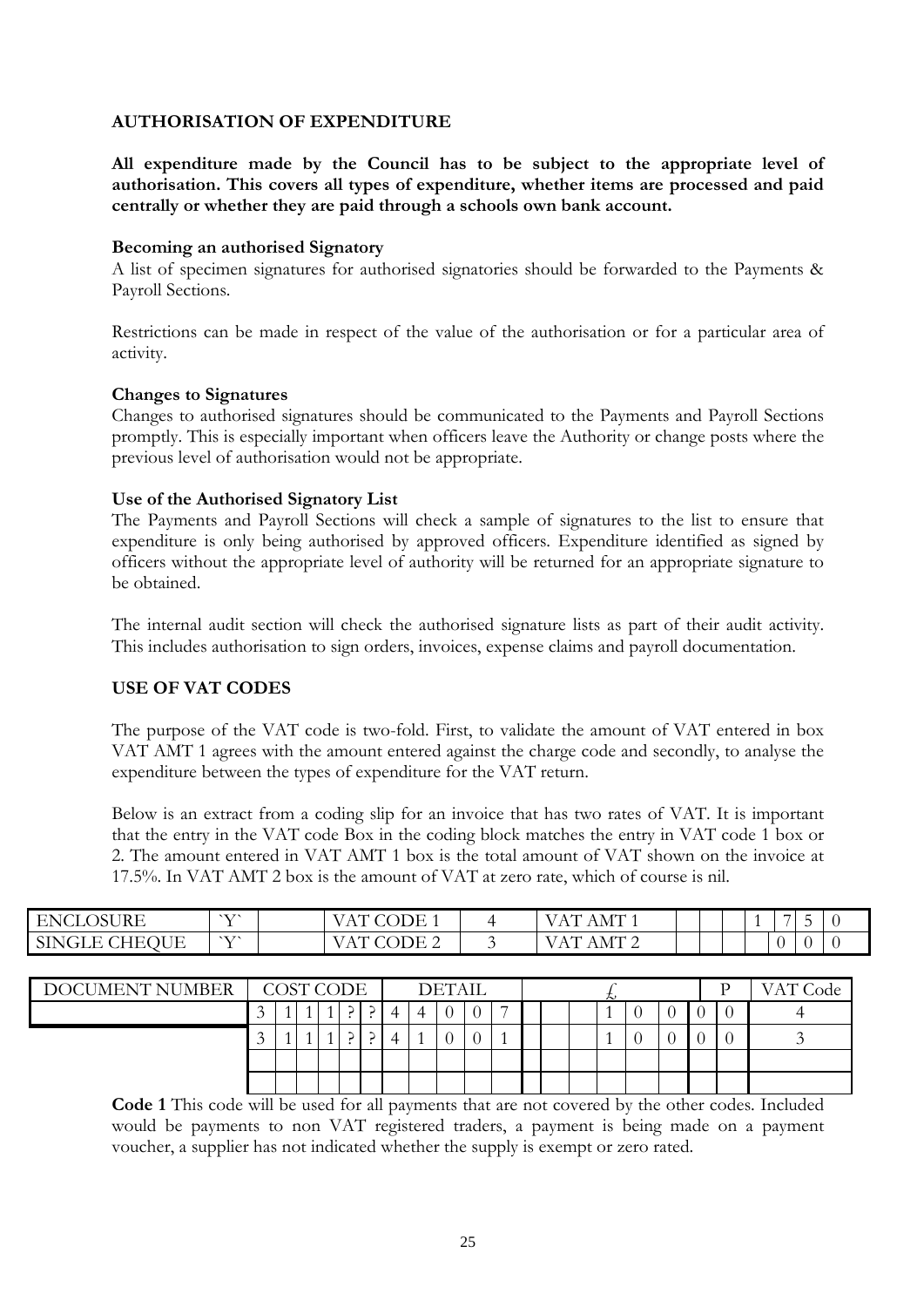**AUTHORISATION OF EXPENDITURE**

**All expenditure made by the Council has to be subject to the appropriate level of authorisation. This covers all types of expenditure, whether items are processed and paid centrally or whether they are paid through a schools own bank account.**

**Becoming an authorised Signatory**

A list of specimen signatures for authorised signatories should be forwarded to the Payments & Payroll Sections.

Restrictions can be made in respect of the value of the authorisation or for a particular area of activity.

**Changes to Signatures**

Changes to authorised signatures should be communicated to the Payments and Payroll Sections promptly. This is especially important when officers leave the Authority or change posts where the previous level of authorisation would not be appropriate.

**Use of the Authorised Signatory List**

The Payments and Payroll Sections will check a sample of signatures to the list to ensure that expenditure is only being authorised by approved officers. Expenditure identified as signed by officers without the appropriate level of authority will be returned for an appropriate signature to be obtained.

The internal audit section will check the authorised signature lists as part of their audit activity. This includes authorisation to sign orders, invoices, expense claims and payroll documentation.

**USE OF VAT CODES**

The purpose of the VAT code is two-fold. First, to validate the amount of VAT entered in box VAT AMT 1 agrees with the amount entered against the charge code and secondly, to analyse the expenditure between the types of expenditure for the VAT return.

Below is an extract from a coding slip for an invoice that has two rates of VAT. It is important that the entry in the VAT code Box in the coding block matches the entry in VAT code 1 box or 2. The amount entered in VAT AMT 1 box is the total amount of VAT shown on the invoice at 17.5%. In VAT AMT 2 box is the amount of VAT at zero rate, which of course is nil.

| | | | | | | | VAT AMT | | | | | | | |
|---|---|---|---|---|---|---|---|---|---|---|---|---|---|---|
| ENCLOSURE | `Y` | | VAT CODE 1 | 4 | VAT AMT 1 | | | | | 1 | 7 | 5 | 0 |
| SINGLE CHEQUE | `Y` | | VAT CODE 2 | 3 | VAT AMT 2 | | | | | | 0 | 0 | 0 |

| DOCUMENT NUMBER | COST CODE | DETAIL | £ | P | VAT Code |
|---|---|---|---|---|---|
| | 3 1 1 1 ? ? | 4 4 0 0 7 | 1 0 0 0 | 0 | 4 |
| | 3 1 1 1 ? ? | 4 1 0 0 1 | 1 0 0 0 | 0 | 3 |
| | | | | | |
| | | | | | |

**Code 1** This code will be used for all payments that are not covered by the other codes. Included would be payments to non VAT registered traders, a payment is being made on a payment voucher, a supplier has not indicated whether the supply is exempt or zero rated.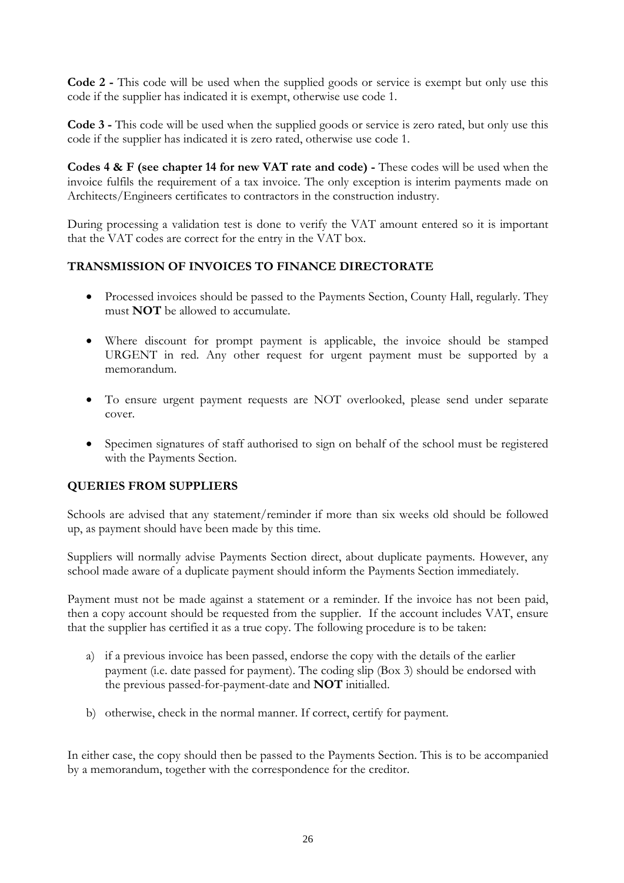**Code 2 -** This code will be used when the supplied goods or service is exempt but only use this code if the supplier has indicated it is exempt, otherwise use code 1.

**Code 3 -** This code will be used when the supplied goods or service is zero rated, but only use this code if the supplier has indicated it is zero rated, otherwise use code 1.

**Codes 4 & F (see chapter 14 for new VAT rate and code) -** These codes will be used when the invoice fulfils the requirement of a tax invoice. The only exception is interim payments made on Architects/Engineers certificates to contractors in the construction industry.

During processing a validation test is done to verify the VAT amount entered so it is important that the VAT codes are correct for the entry in the VAT box.

## TRANSMISSION OF INVOICES TO FINANCE DIRECTORATE

- Processed invoices should be passed to the Payments Section, County Hall, regularly. They must **NOT** be allowed to accumulate.
- Where discount for prompt payment is applicable, the invoice should be stamped URGENT in red. Any other request for urgent payment must be supported by a memorandum.
- To ensure urgent payment requests are NOT overlooked, please send under separate cover.
- Specimen signatures of staff authorised to sign on behalf of the school must be registered with the Payments Section.

## QUERIES FROM SUPPLIERS

Schools are advised that any statement/reminder if more than six weeks old should be followed up, as payment should have been made by this time.

Suppliers will normally advise Payments Section direct, about duplicate payments. However, any school made aware of a duplicate payment should inform the Payments Section immediately.

Payment must not be made against a statement or a reminder. If the invoice has not been paid, then a copy account should be requested from the supplier. If the account includes VAT, ensure that the supplier has certified it as a true copy. The following procedure is to be taken:

a) if a previous invoice has been passed, endorse the copy with the details of the earlier payment (i.e. date passed for payment). The coding slip (Box 3) should be endorsed with the previous passed-for-payment-date and **NOT** initialled.

b) otherwise, check in the normal manner. If correct, certify for payment.

In either case, the copy should then be passed to the Payments Section. This is to be accompanied by a memorandum, together with the correspondence for the creditor.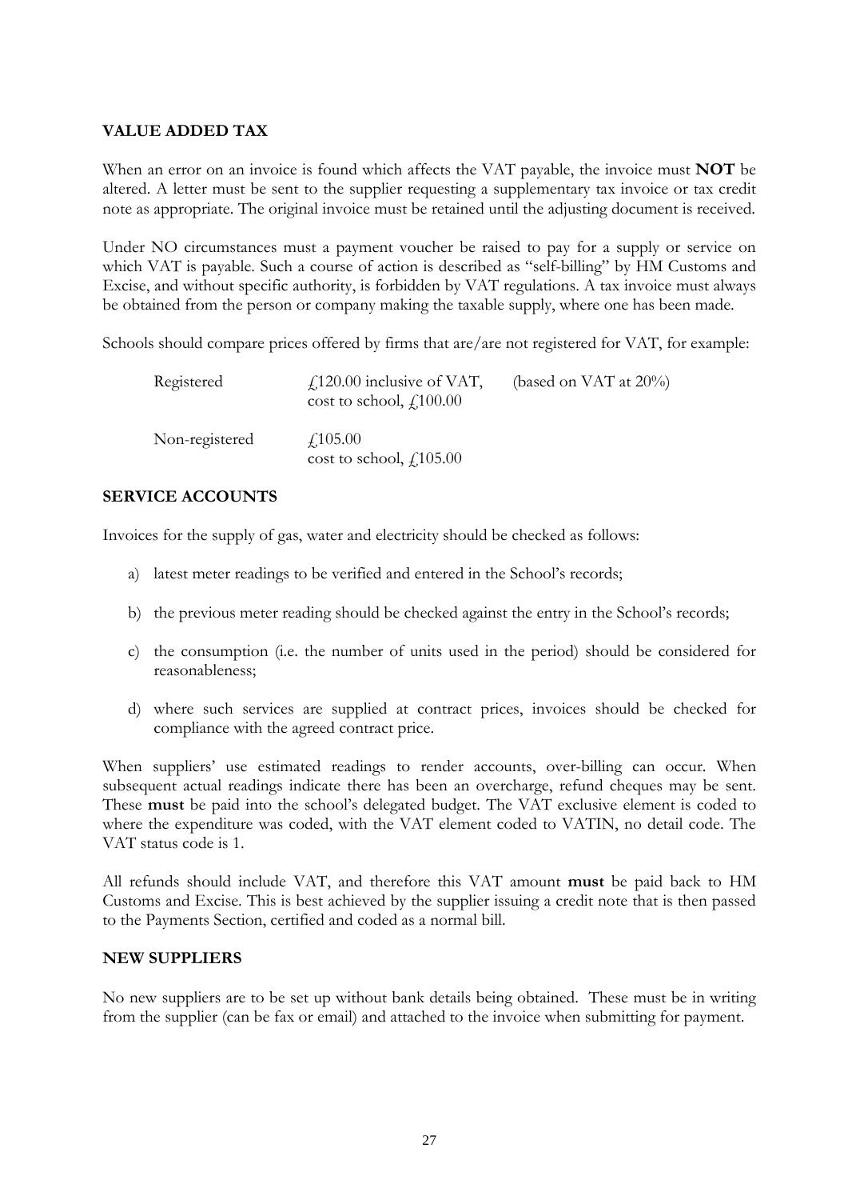## VALUE ADDED TAX

When an error on an invoice is found which affects the VAT payable, the invoice must **NOT** be altered. A letter must be sent to the supplier requesting a supplementary tax invoice or tax credit note as appropriate. The original invoice must be retained until the adjusting document is received.

Under NO circumstances must a payment voucher be raised to pay for a supply or service on which VAT is payable. Such a course of action is described as "self-billing" by HM Customs and Excise, and without specific authority, is forbidden by VAT regulations. A tax invoice must always be obtained from the person or company making the taxable supply, where one has been made.

Schools should compare prices offered by firms that are/are not registered for VAT, for example:

| | | |
|---|---|---|
| Registered | £120.00 inclusive of VAT, cost to school, £100.00 | (based on VAT at 20%) |
| Non-registered | £105.00 cost to school, £105.00 | |

## SERVICE ACCOUNTS

Invoices for the supply of gas, water and electricity should be checked as follows:

a) latest meter readings to be verified and entered in the School's records;

b) the previous meter reading should be checked against the entry in the School's records;

c) the consumption (i.e. the number of units used in the period) should be considered for reasonableness;

d) where such services are supplied at contract prices, invoices should be checked for compliance with the agreed contract price.

When suppliers' use estimated readings to render accounts, over-billing can occur. When subsequent actual readings indicate there has been an overcharge, refund cheques may be sent. These **must** be paid into the school's delegated budget. The VAT exclusive element is coded to where the expenditure was coded, with the VAT element coded to VATIN, no detail code. The VAT status code is 1.

All refunds should include VAT, and therefore this VAT amount **must** be paid back to HM Customs and Excise. This is best achieved by the supplier issuing a credit note that is then passed to the Payments Section, certified and coded as a normal bill.

## NEW SUPPLIERS

No new suppliers are to be set up without bank details being obtained. These must be in writing from the supplier (can be fax or email) and attached to the invoice when submitting for payment.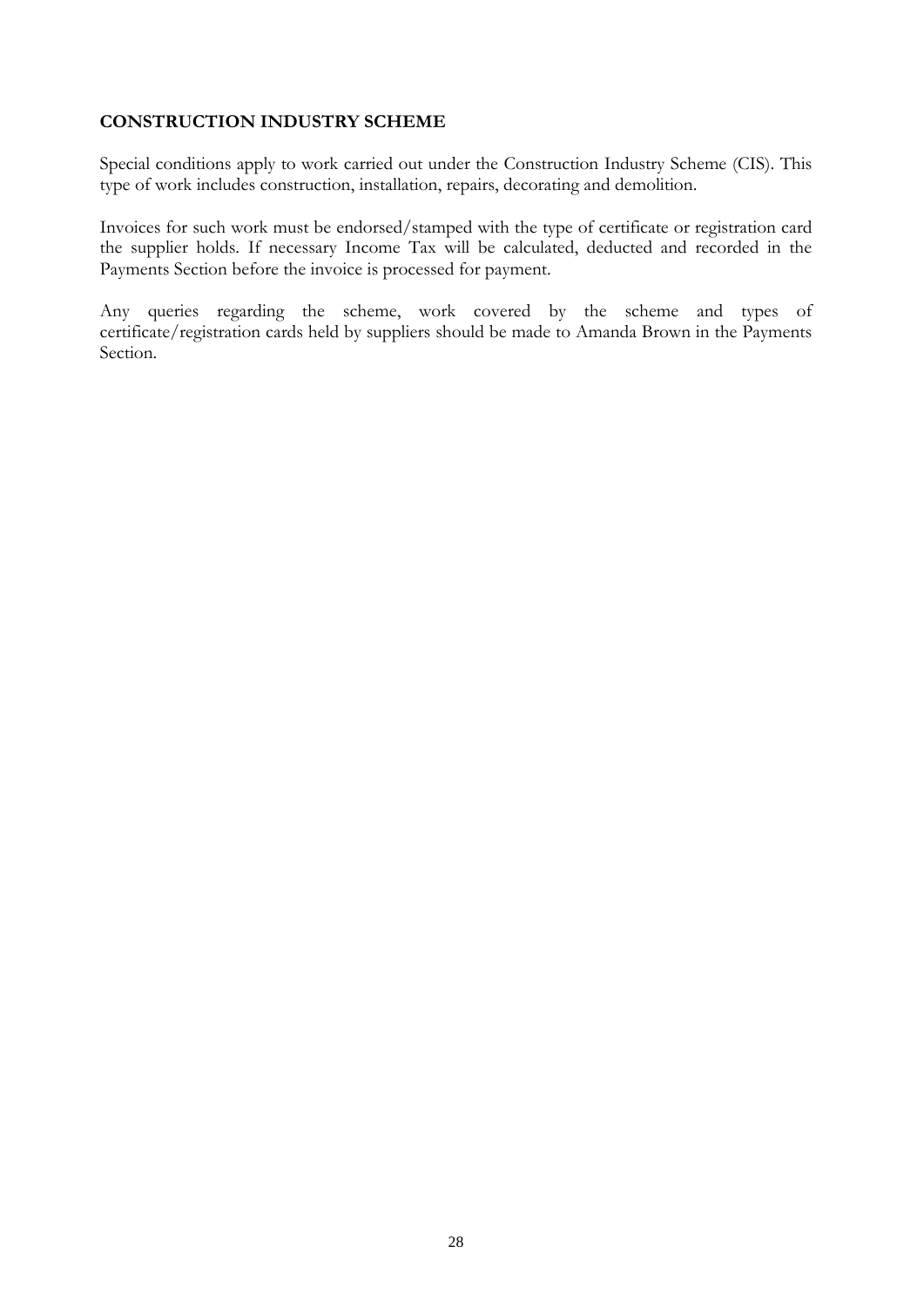## CONSTRUCTION INDUSTRY SCHEME

Special conditions apply to work carried out under the Construction Industry Scheme (CIS). This type of work includes construction, installation, repairs, decorating and demolition.

Invoices for such work must be endorsed/stamped with the type of certificate or registration card the supplier holds. If necessary Income Tax will be calculated, deducted and recorded in the Payments Section before the invoice is processed for payment.

Any queries regarding the scheme, work covered by the scheme and types of certificate/registration cards held by suppliers should be made to Amanda Brown in the Payments Section.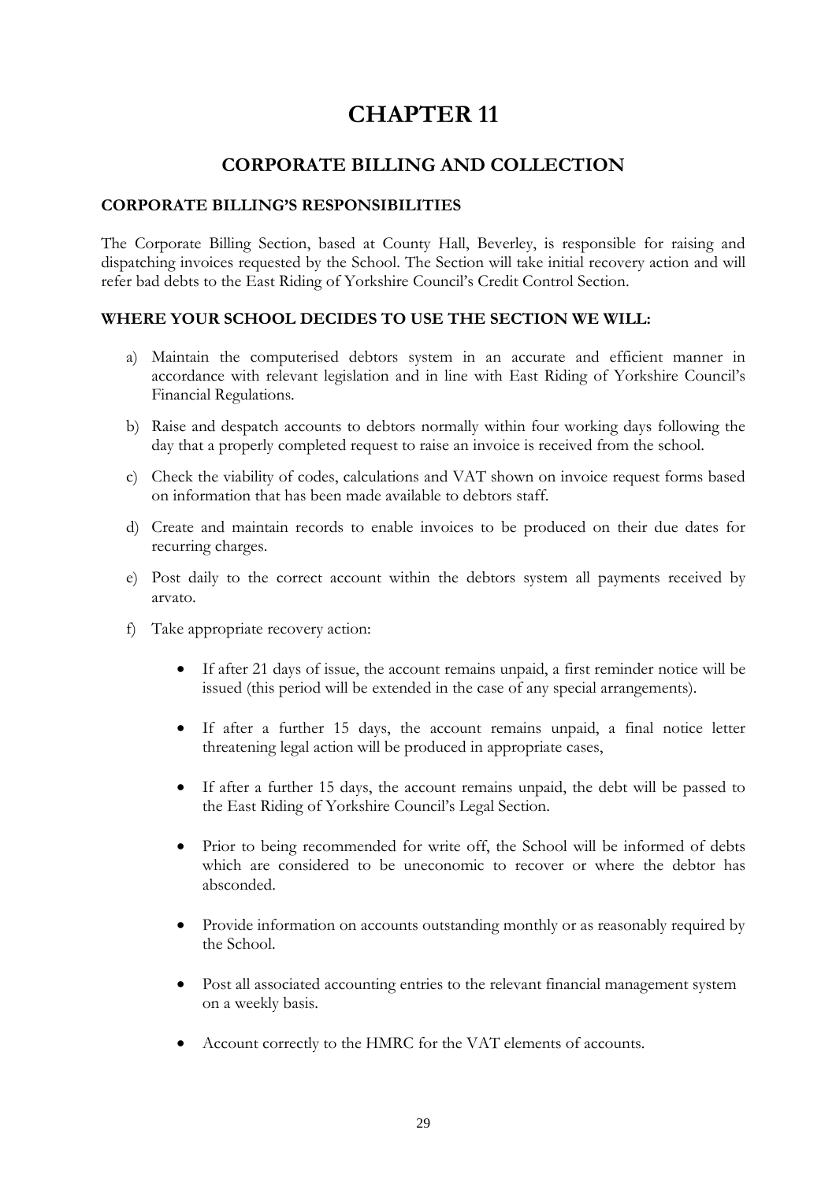# CHAPTER 11

## CORPORATE BILLING AND COLLECTION

### CORPORATE BILLING'S RESPONSIBILITIES

The Corporate Billing Section, based at County Hall, Beverley, is responsible for raising and dispatching invoices requested by the School. The Section will take initial recovery action and will refer bad debts to the East Riding of Yorkshire Council's Credit Control Section.

### WHERE YOUR SCHOOL DECIDES TO USE THE SECTION WE WILL:

a) Maintain the computerised debtors system in an accurate and efficient manner in accordance with relevant legislation and in line with East Riding of Yorkshire Council's Financial Regulations.

b) Raise and despatch accounts to debtors normally within four working days following the day that a properly completed request to raise an invoice is received from the school.

c) Check the viability of codes, calculations and VAT shown on invoice request forms based on information that has been made available to debtors staff.

d) Create and maintain records to enable invoices to be produced on their due dates for recurring charges.

e) Post daily to the correct account within the debtors system all payments received by arvato.

f) Take appropriate recovery action:

- If after 21 days of issue, the account remains unpaid, a first reminder notice will be issued (this period will be extended in the case of any special arrangements).

- If after a further 15 days, the account remains unpaid, a final notice letter threatening legal action will be produced in appropriate cases,

- If after a further 15 days, the account remains unpaid, the debt will be passed to the East Riding of Yorkshire Council's Legal Section.

- Prior to being recommended for write off, the School will be informed of debts which are considered to be uneconomic to recover or where the debtor has absconded.

- Provide information on accounts outstanding monthly or as reasonably required by the School.

- Post all associated accounting entries to the relevant financial management system on a weekly basis.

- Account correctly to the HMRC for the VAT elements of accounts.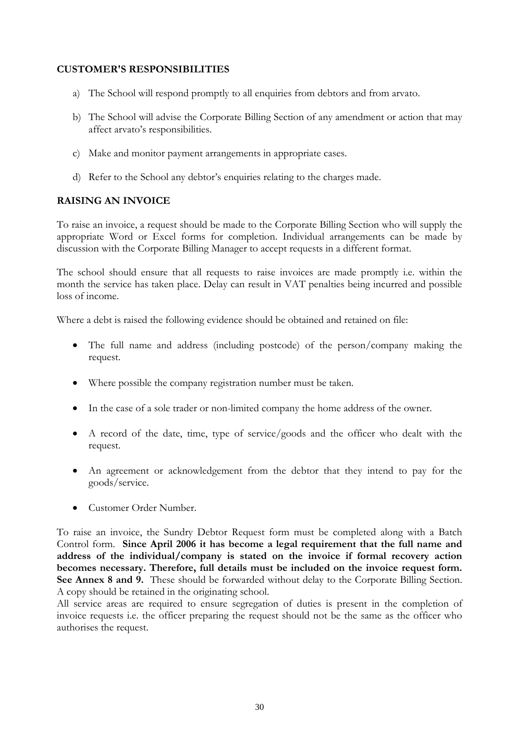## CUSTOMER'S RESPONSIBILITIES

a) The School will respond promptly to all enquiries from debtors and from arvato.

b) The School will advise the Corporate Billing Section of any amendment or action that may affect arvato's responsibilities.

c) Make and monitor payment arrangements in appropriate cases.

d) Refer to the School any debtor's enquiries relating to the charges made.

## RAISING AN INVOICE

To raise an invoice, a request should be made to the Corporate Billing Section who will supply the appropriate Word or Excel forms for completion. Individual arrangements can be made by discussion with the Corporate Billing Manager to accept requests in a different format.

The school should ensure that all requests to raise invoices are made promptly i.e. within the month the service has taken place. Delay can result in VAT penalties being incurred and possible loss of income.

Where a debt is raised the following evidence should be obtained and retained on file:

- The full name and address (including postcode) of the person/company making the request.
- Where possible the company registration number must be taken.
- In the case of a sole trader or non-limited company the home address of the owner.
- A record of the date, time, type of service/goods and the officer who dealt with the request.
- An agreement or acknowledgement from the debtor that they intend to pay for the goods/service.
- Customer Order Number.

To raise an invoice, the Sundry Debtor Request form must be completed along with a Batch Control form. **Since April 2006 it has become a legal requirement that the full name and address of the individual/company is stated on the invoice if formal recovery action becomes necessary. Therefore, full details must be included on the invoice request form. See Annex 8 and 9.** These should be forwarded without delay to the Corporate Billing Section. A copy should be retained in the originating school.

All service areas are required to ensure segregation of duties is present in the completion of invoice requests i.e. the officer preparing the request should not be the same as the officer who authorises the request.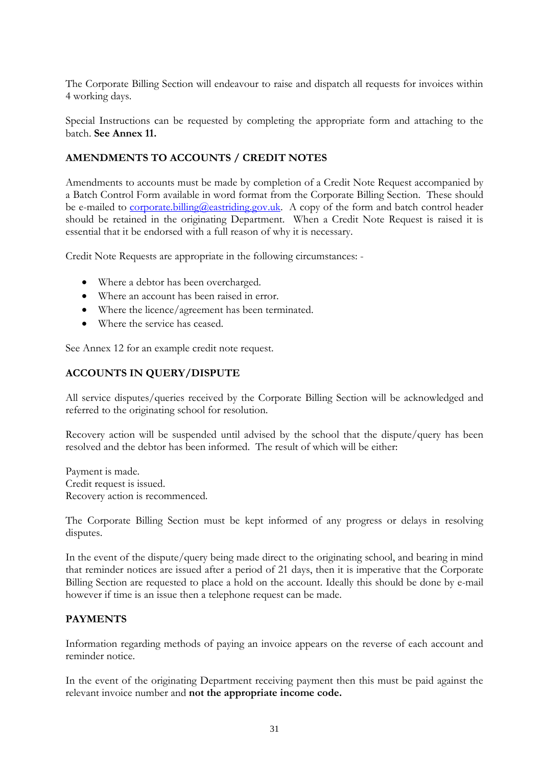The Corporate Billing Section will endeavour to raise and dispatch all requests for invoices within 4 working days.

Special Instructions can be requested by completing the appropriate form and attaching to the batch. **See Annex 11.**

## AMENDMENTS TO ACCOUNTS / CREDIT NOTES

Amendments to accounts must be made by completion of a Credit Note Request accompanied by a Batch Control Form available in word format from the Corporate Billing Section. These should be e-mailed to corporate.billing@eastriding.gov.uk. A copy of the form and batch control header should be retained in the originating Department. When a Credit Note Request is raised it is essential that it be endorsed with a full reason of why it is necessary.

Credit Note Requests are appropriate in the following circumstances: -

- Where a debtor has been overcharged.
- Where an account has been raised in error.
- Where the licence/agreement has been terminated.
- Where the service has ceased.

See Annex 12 for an example credit note request.

## ACCOUNTS IN QUERY/DISPUTE

All service disputes/queries received by the Corporate Billing Section will be acknowledged and referred to the originating school for resolution.

Recovery action will be suspended until advised by the school that the dispute/query has been resolved and the debtor has been informed. The result of which will be either:

Payment is made.
Credit request is issued.
Recovery action is recommenced.

The Corporate Billing Section must be kept informed of any progress or delays in resolving disputes.

In the event of the dispute/query being made direct to the originating school, and bearing in mind that reminder notices are issued after a period of 21 days, then it is imperative that the Corporate Billing Section are requested to place a hold on the account. Ideally this should be done by e-mail however if time is an issue then a telephone request can be made.

## PAYMENTS

Information regarding methods of paying an invoice appears on the reverse of each account and reminder notice.

In the event of the originating Department receiving payment then this must be paid against the relevant invoice number and **not the appropriate income code.**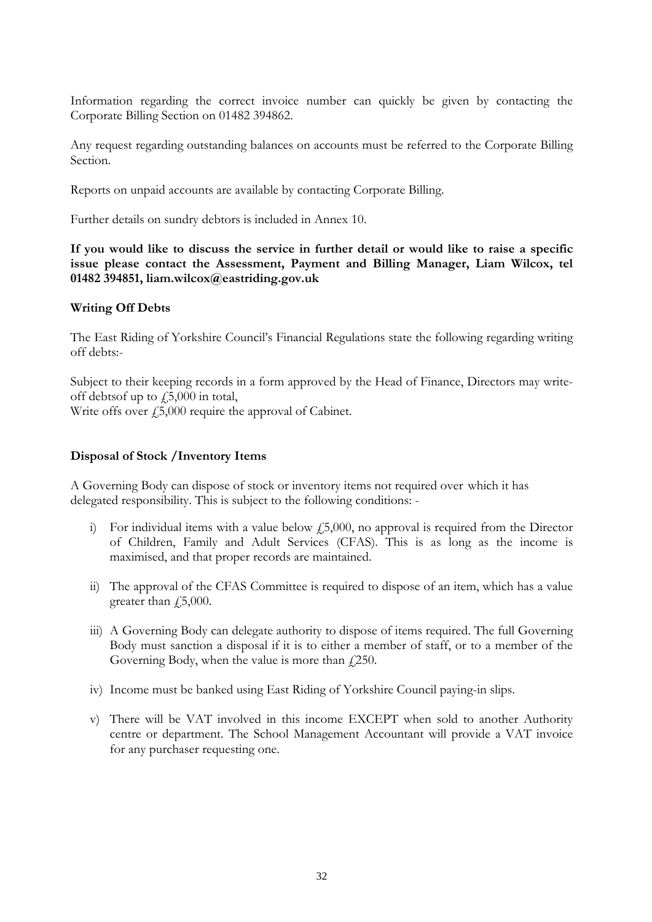Information regarding the correct invoice number can quickly be given by contacting the Corporate Billing Section on 01482 394862.

Any request regarding outstanding balances on accounts must be referred to the Corporate Billing Section.

Reports on unpaid accounts are available by contacting Corporate Billing.

Further details on sundry debtors is included in Annex 10.

**If you would like to discuss the service in further detail or would like to raise a specific issue please contact the Assessment, Payment and Billing Manager, Liam Wilcox, tel 01482 394851, liam.wilcox@eastriding.gov.uk**

### Writing Off Debts

The East Riding of Yorkshire Council's Financial Regulations state the following regarding writing off debts:-

Subject to their keeping records in a form approved by the Head of Finance, Directors may write-off debtsof up to £5,000 in total,
Write offs over £5,000 require the approval of Cabinet.

### Disposal of Stock /Inventory Items

A Governing Body can dispose of stock or inventory items not required over which it has delegated responsibility. This is subject to the following conditions: -

i) For individual items with a value below £5,000, no approval is required from the Director of Children, Family and Adult Services (CFAS). This is as long as the income is maximised, and that proper records are maintained.

ii) The approval of the CFAS Committee is required to dispose of an item, which has a value greater than £5,000.

iii) A Governing Body can delegate authority to dispose of items required. The full Governing Body must sanction a disposal if it is to either a member of staff, or to a member of the Governing Body, when the value is more than £250.

iv) Income must be banked using East Riding of Yorkshire Council paying-in slips.

v) There will be VAT involved in this income EXCEPT when sold to another Authority centre or department. The School Management Accountant will provide a VAT invoice for any purchaser requesting one.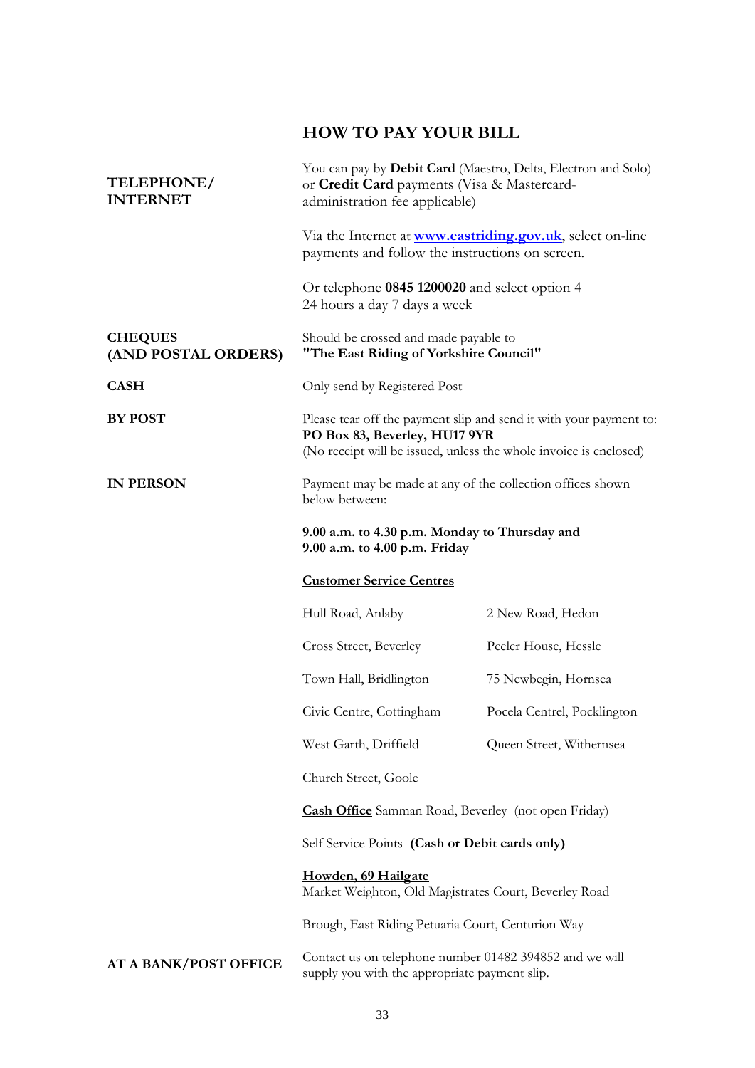## HOW TO PAY YOUR BILL

**TELEPHONE/ INTERNET**

You can pay by **Debit Card** (Maestro, Delta, Electron and Solo) or **Credit Card** payments (Visa & Mastercard- administration fee applicable)

Via the Internet at **www.eastriding.gov.uk**, select on-line payments and follow the instructions on screen.

Or telephone **0845 1200020** and select option 4
24 hours a day 7 days a week

**CHEQUES (AND POSTAL ORDERS)**

Should be crossed and made payable to
**"The East Riding of Yorkshire Council"**

**CASH**

Only send by Registered Post

**BY POST**

Please tear off the payment slip and send it with your payment to:
**PO Box 83, Beverley, HU17 9YR**
(No receipt will be issued, unless the whole invoice is enclosed)

**IN PERSON**

Payment may be made at any of the collection offices shown below between:

**9.00 a.m. to 4.30 p.m. Monday to Thursday and**
**9.00 a.m. to 4.00 p.m. Friday**

**Customer Service Centres**

| | |
|---|---|
| Hull Road, Anlaby | 2 New Road, Hedon |
| Cross Street, Beverley | Peeler House, Hessle |
| Town Hall, Bridlington | 75 Newbegin, Hornsea |
| Civic Centre, Cottingham | Pocela Centrel, Pocklington |
| West Garth, Driffield | Queen Street, Withernsea |
| Church Street, Goole | |

**Cash Office** Samman Road, Beverley (not open Friday)

Self Service Points **(Cash or Debit cards only)**

**Howden, 69 Hailgate**
Market Weighton, Old Magistrates Court, Beverley Road

Brough, East Riding Petuaria Court, Centurion Way

**AT A BANK/POST OFFICE**

Contact us on telephone number 01482 394852 and we will supply you with the appropriate payment slip.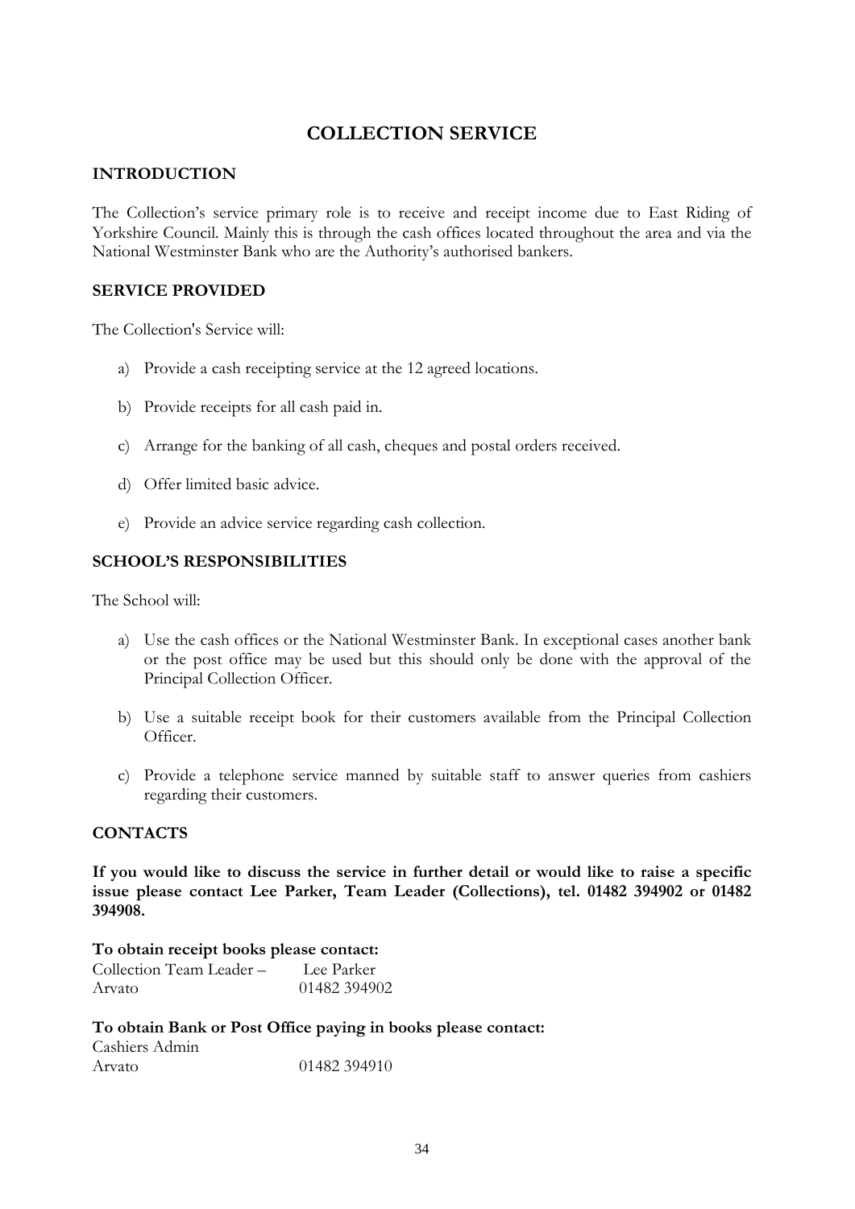# COLLECTION SERVICE

## INTRODUCTION

The Collection's service primary role is to receive and receipt income due to East Riding of Yorkshire Council. Mainly this is through the cash offices located throughout the area and via the National Westminster Bank who are the Authority's authorised bankers.

## SERVICE PROVIDED

The Collection's Service will:

a) Provide a cash receipting service at the 12 agreed locations.

b) Provide receipts for all cash paid in.

c) Arrange for the banking of all cash, cheques and postal orders received.

d) Offer limited basic advice.

e) Provide an advice service regarding cash collection.

## SCHOOL'S RESPONSIBILITIES

The School will:

a) Use the cash offices or the National Westminster Bank. In exceptional cases another bank or the post office may be used but this should only be done with the approval of the Principal Collection Officer.

b) Use a suitable receipt book for their customers available from the Principal Collection Officer.

c) Provide a telephone service manned by suitable staff to answer queries from cashiers regarding their customers.

## CONTACTS

**If you would like to discuss the service in further detail or would like to raise a specific issue please contact Lee Parker, Team Leader (Collections), tel. 01482 394902 or 01482 394908.**

**To obtain receipt books please contact:**

Collection Team Leader – Lee Parker
Arvato 01482 394902

**To obtain Bank or Post Office paying in books please contact:**

Cashiers Admin
Arvato 01482 394910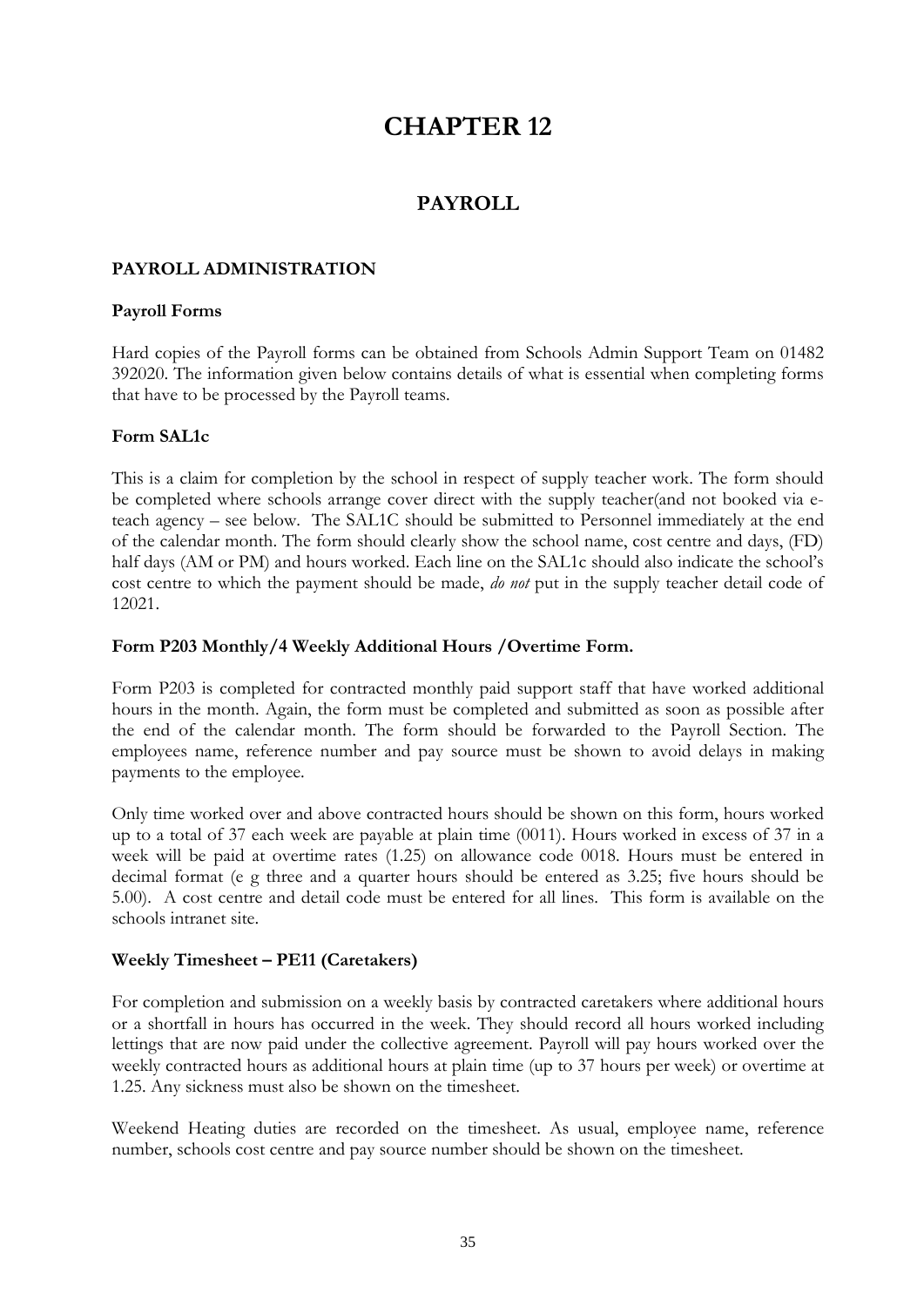# CHAPTER 12

## PAYROLL

### PAYROLL ADMINISTRATION

#### Payroll Forms

Hard copies of the Payroll forms can be obtained from Schools Admin Support Team on 01482 392020. The information given below contains details of what is essential when completing forms that have to be processed by the Payroll teams.

#### Form SAL1c

This is a claim for completion by the school in respect of supply teacher work. The form should be completed where schools arrange cover direct with the supply teacher(and not booked via e-teach agency – see below. The SAL1C should be submitted to Personnel immediately at the end of the calendar month. The form should clearly show the school name, cost centre and days, (FD) half days (AM or PM) and hours worked. Each line on the SAL1c should also indicate the school's cost centre to which the payment should be made, *do not* put in the supply teacher detail code of 12021.

#### Form P203 Monthly/4 Weekly Additional Hours /Overtime Form.

Form P203 is completed for contracted monthly paid support staff that have worked additional hours in the month. Again, the form must be completed and submitted as soon as possible after the end of the calendar month. The form should be forwarded to the Payroll Section. The employees name, reference number and pay source must be shown to avoid delays in making payments to the employee.

Only time worked over and above contracted hours should be shown on this form, hours worked up to a total of 37 each week are payable at plain time (0011). Hours worked in excess of 37 in a week will be paid at overtime rates (1.25) on allowance code 0018. Hours must be entered in decimal format (e g three and a quarter hours should be entered as 3.25; five hours should be 5.00). A cost centre and detail code must be entered for all lines. This form is available on the schools intranet site.

#### Weekly Timesheet – PE11 (Caretakers)

For completion and submission on a weekly basis by contracted caretakers where additional hours or a shortfall in hours has occurred in the week. They should record all hours worked including lettings that are now paid under the collective agreement. Payroll will pay hours worked over the weekly contracted hours as additional hours at plain time (up to 37 hours per week) or overtime at 1.25. Any sickness must also be shown on the timesheet.

Weekend Heating duties are recorded on the timesheet. As usual, employee name, reference number, schools cost centre and pay source number should be shown on the timesheet.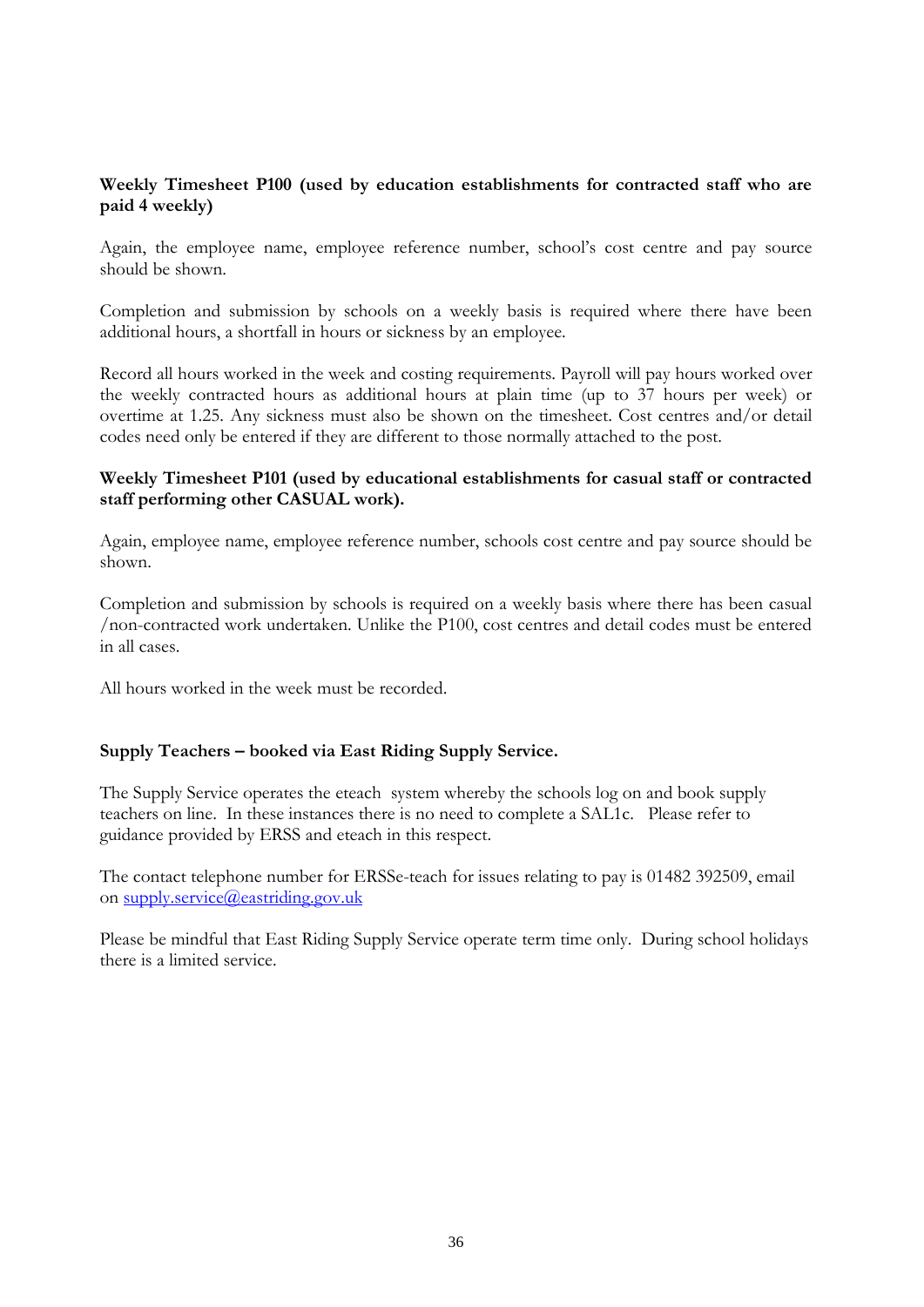**Weekly Timesheet P100 (used by education establishments for contracted staff who are paid 4 weekly)**

Again, the employee name, employee reference number, school's cost centre and pay source should be shown.

Completion and submission by schools on a weekly basis is required where there have been additional hours, a shortfall in hours or sickness by an employee.

Record all hours worked in the week and costing requirements. Payroll will pay hours worked over the weekly contracted hours as additional hours at plain time (up to 37 hours per week) or overtime at 1.25. Any sickness must also be shown on the timesheet. Cost centres and/or detail codes need only be entered if they are different to those normally attached to the post.

**Weekly Timesheet P101 (used by educational establishments for casual staff or contracted staff performing other CASUAL work).**

Again, employee name, employee reference number, schools cost centre and pay source should be shown.

Completion and submission by schools is required on a weekly basis where there has been casual /non-contracted work undertaken. Unlike the P100, cost centres and detail codes must be entered in all cases.

All hours worked in the week must be recorded.

**Supply Teachers – booked via East Riding Supply Service.**

The Supply Service operates the eteach system whereby the schools log on and book supply teachers on line. In these instances there is no need to complete a SAL1c. Please refer to guidance provided by ERSS and eteach in this respect.

The contact telephone number for ERSSe-teach for issues relating to pay is 01482 392509, email on supply.service@eastriding.gov.uk

Please be mindful that East Riding Supply Service operate term time only. During school holidays there is a limited service.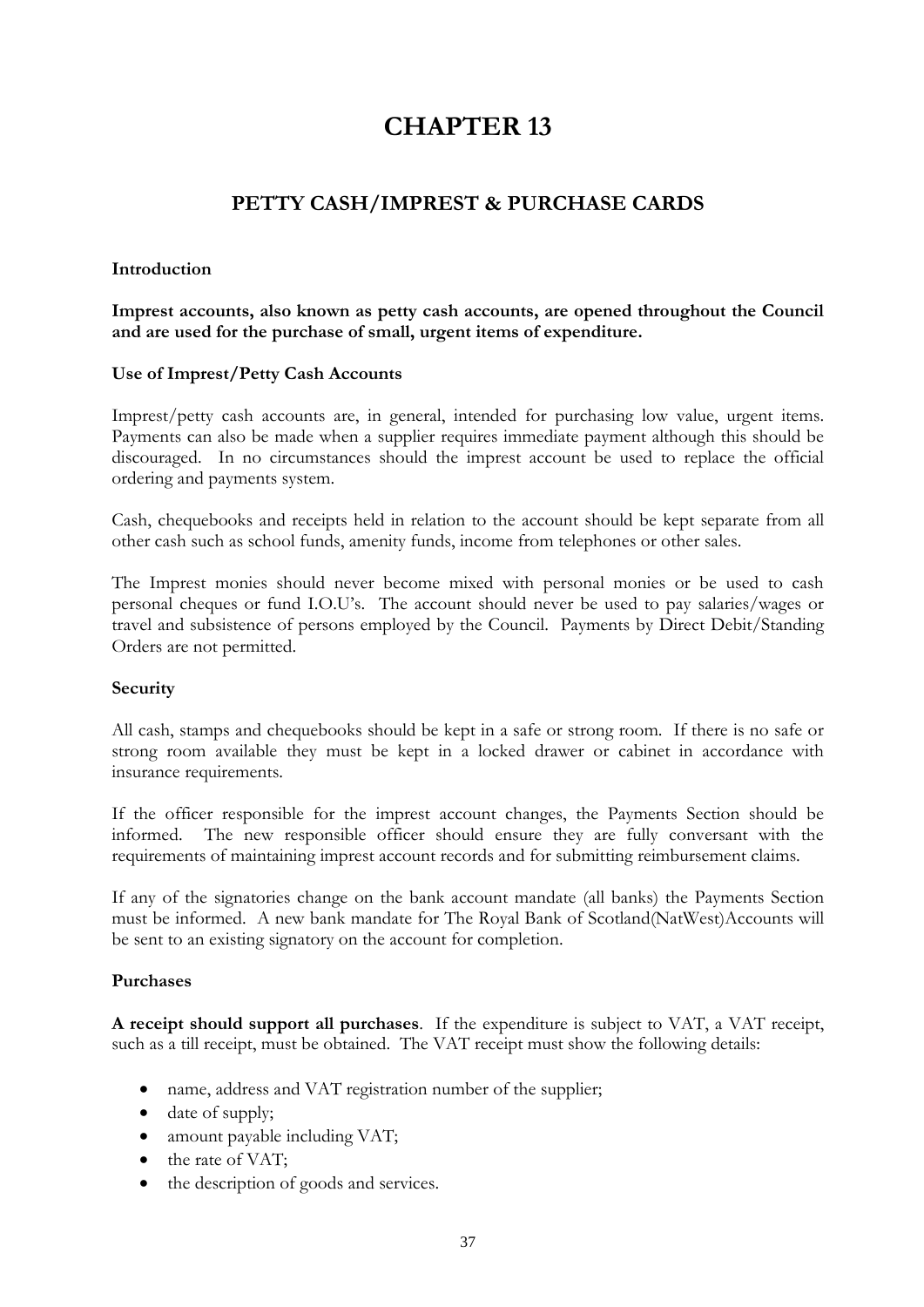# CHAPTER 13

## PETTY CASH/IMPREST & PURCHASE CARDS

### Introduction

**Imprest accounts, also known as petty cash accounts, are opened throughout the Council and are used for the purchase of small, urgent items of expenditure.**

### Use of Imprest/Petty Cash Accounts

Imprest/petty cash accounts are, in general, intended for purchasing low value, urgent items. Payments can also be made when a supplier requires immediate payment although this should be discouraged. In no circumstances should the imprest account be used to replace the official ordering and payments system.

Cash, chequebooks and receipts held in relation to the account should be kept separate from all other cash such as school funds, amenity funds, income from telephones or other sales.

The Imprest monies should never become mixed with personal monies or be used to cash personal cheques or fund I.O.U's. The account should never be used to pay salaries/wages or travel and subsistence of persons employed by the Council. Payments by Direct Debit/Standing Orders are not permitted.

### Security

All cash, stamps and chequebooks should be kept in a safe or strong room. If there is no safe or strong room available they must be kept in a locked drawer or cabinet in accordance with insurance requirements.

If the officer responsible for the imprest account changes, the Payments Section should be informed. The new responsible officer should ensure they are fully conversant with the requirements of maintaining imprest account records and for submitting reimbursement claims.

If any of the signatories change on the bank account mandate (all banks) the Payments Section must be informed. A new bank mandate for The Royal Bank of Scotland(NatWest)Accounts will be sent to an existing signatory on the account for completion.

### Purchases

**A receipt should support all purchases**. If the expenditure is subject to VAT, a VAT receipt, such as a till receipt, must be obtained. The VAT receipt must show the following details:

- name, address and VAT registration number of the supplier;
- date of supply;
- amount payable including VAT;
- the rate of VAT;
- the description of goods and services.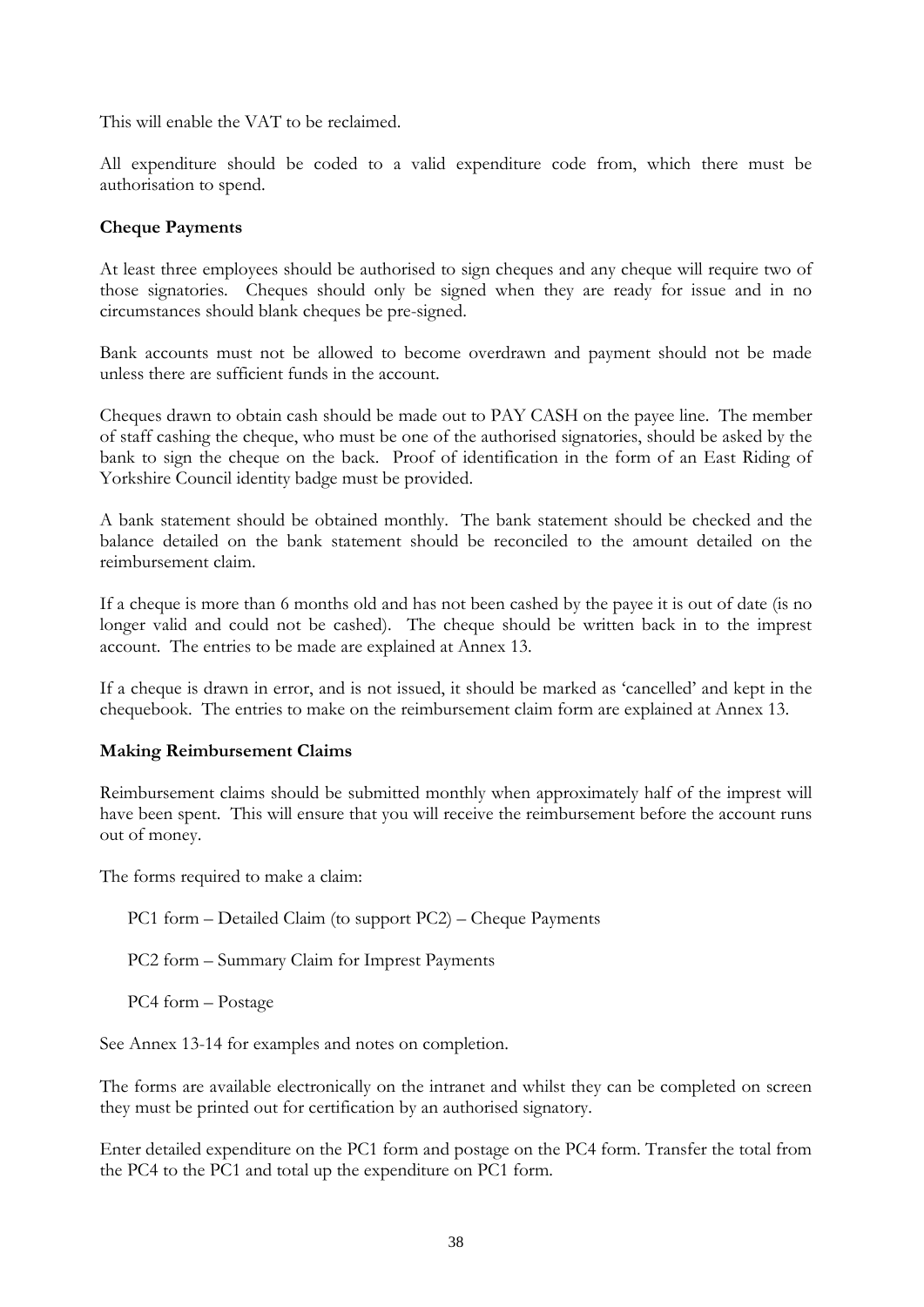This will enable the VAT to be reclaimed.

All expenditure should be coded to a valid expenditure code from, which there must be authorisation to spend.

**Cheque Payments**

At least three employees should be authorised to sign cheques and any cheque will require two of those signatories. Cheques should only be signed when they are ready for issue and in no circumstances should blank cheques be pre-signed.

Bank accounts must not be allowed to become overdrawn and payment should not be made unless there are sufficient funds in the account.

Cheques drawn to obtain cash should be made out to PAY CASH on the payee line. The member of staff cashing the cheque, who must be one of the authorised signatories, should be asked by the bank to sign the cheque on the back. Proof of identification in the form of an East Riding of Yorkshire Council identity badge must be provided.

A bank statement should be obtained monthly. The bank statement should be checked and the balance detailed on the bank statement should be reconciled to the amount detailed on the reimbursement claim.

If a cheque is more than 6 months old and has not been cashed by the payee it is out of date (is no longer valid and could not be cashed). The cheque should be written back in to the imprest account. The entries to be made are explained at Annex 13.

If a cheque is drawn in error, and is not issued, it should be marked as 'cancelled' and kept in the chequebook. The entries to make on the reimbursement claim form are explained at Annex 13.

**Making Reimbursement Claims**

Reimbursement claims should be submitted monthly when approximately half of the imprest will have been spent. This will ensure that you will receive the reimbursement before the account runs out of money.

The forms required to make a claim:

PC1 form – Detailed Claim (to support PC2) – Cheque Payments

PC2 form – Summary Claim for Imprest Payments

PC4 form – Postage

See Annex 13-14 for examples and notes on completion.

The forms are available electronically on the intranet and whilst they can be completed on screen they must be printed out for certification by an authorised signatory.

Enter detailed expenditure on the PC1 form and postage on the PC4 form. Transfer the total from the PC4 to the PC1 and total up the expenditure on PC1 form.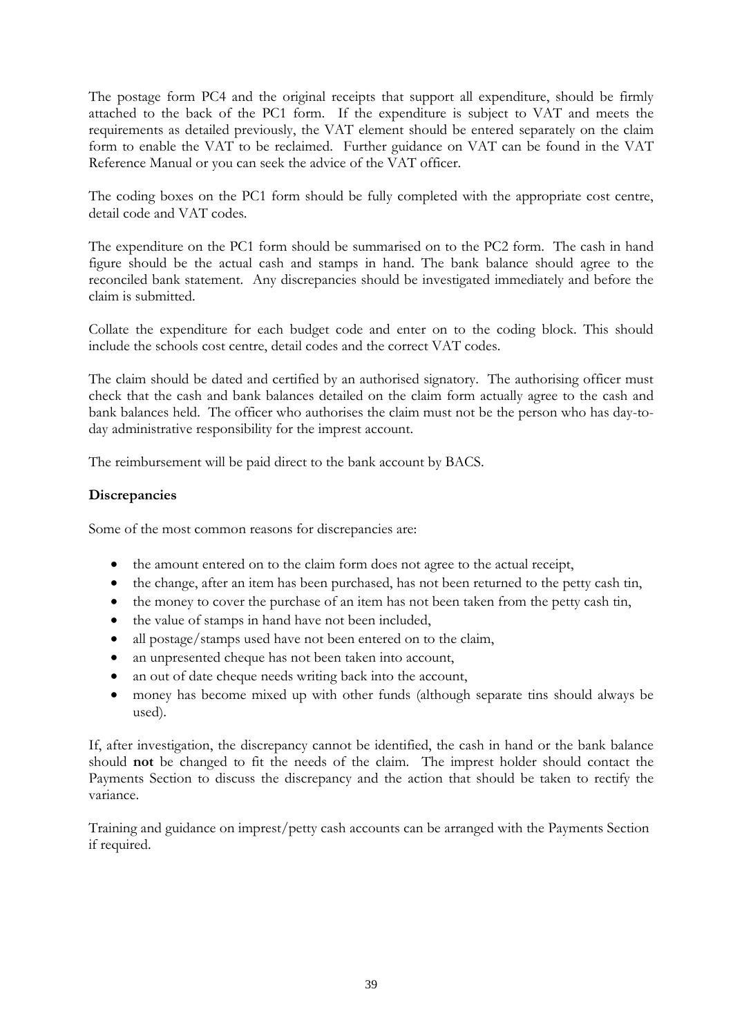The postage form PC4 and the original receipts that support all expenditure, should be firmly attached to the back of the PC1 form. If the expenditure is subject to VAT and meets the requirements as detailed previously, the VAT element should be entered separately on the claim form to enable the VAT to be reclaimed. Further guidance on VAT can be found in the VAT Reference Manual or you can seek the advice of the VAT officer.

The coding boxes on the PC1 form should be fully completed with the appropriate cost centre, detail code and VAT codes.

The expenditure on the PC1 form should be summarised on to the PC2 form. The cash in hand figure should be the actual cash and stamps in hand. The bank balance should agree to the reconciled bank statement. Any discrepancies should be investigated immediately and before the claim is submitted.

Collate the expenditure for each budget code and enter on to the coding block. This should include the schools cost centre, detail codes and the correct VAT codes.

The claim should be dated and certified by an authorised signatory. The authorising officer must check that the cash and bank balances detailed on the claim form actually agree to the cash and bank balances held. The officer who authorises the claim must not be the person who has day-to-day administrative responsibility for the imprest account.

The reimbursement will be paid direct to the bank account by BACS.

**Discrepancies**

Some of the most common reasons for discrepancies are:

- the amount entered on to the claim form does not agree to the actual receipt,
- the change, after an item has been purchased, has not been returned to the petty cash tin,
- the money to cover the purchase of an item has not been taken from the petty cash tin,
- the value of stamps in hand have not been included,
- all postage/stamps used have not been entered on to the claim,
- an unpresented cheque has not been taken into account,
- an out of date cheque needs writing back into the account,
- money has become mixed up with other funds (although separate tins should always be used).

If, after investigation, the discrepancy cannot be identified, the cash in hand or the bank balance should **not** be changed to fit the needs of the claim. The imprest holder should contact the Payments Section to discuss the discrepancy and the action that should be taken to rectify the variance.

Training and guidance on imprest/petty cash accounts can be arranged with the Payments Section if required.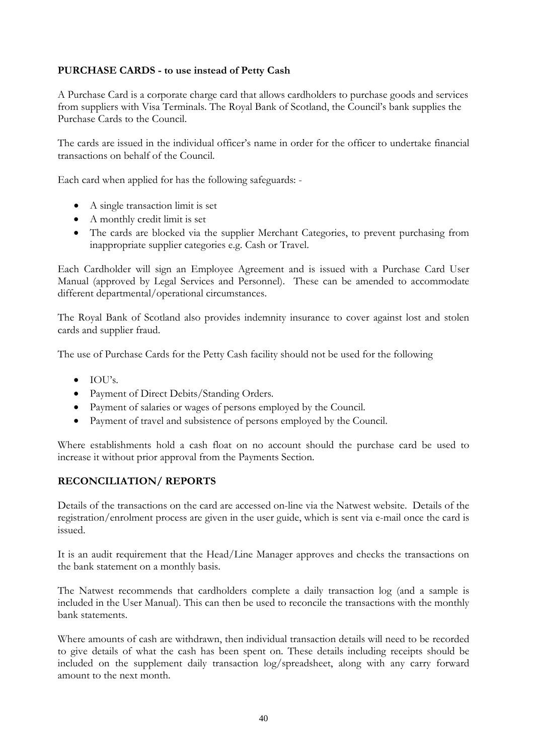**PURCHASE CARDS - to use instead of Petty Cash**

A Purchase Card is a corporate charge card that allows cardholders to purchase goods and services from suppliers with Visa Terminals. The Royal Bank of Scotland, the Council's bank supplies the Purchase Cards to the Council.

The cards are issued in the individual officer's name in order for the officer to undertake financial transactions on behalf of the Council.

Each card when applied for has the following safeguards: -

- A single transaction limit is set
- A monthly credit limit is set
- The cards are blocked via the supplier Merchant Categories, to prevent purchasing from inappropriate supplier categories e.g. Cash or Travel.

Each Cardholder will sign an Employee Agreement and is issued with a Purchase Card User Manual (approved by Legal Services and Personnel). These can be amended to accommodate different departmental/operational circumstances.

The Royal Bank of Scotland also provides indemnity insurance to cover against lost and stolen cards and supplier fraud.

The use of Purchase Cards for the Petty Cash facility should not be used for the following

- IOU's.
- Payment of Direct Debits/Standing Orders.
- Payment of salaries or wages of persons employed by the Council.
- Payment of travel and subsistence of persons employed by the Council.

Where establishments hold a cash float on no account should the purchase card be used to increase it without prior approval from the Payments Section.

**RECONCILIATION/ REPORTS**

Details of the transactions on the card are accessed on-line via the Natwest website. Details of the registration/enrolment process are given in the user guide, which is sent via e-mail once the card is issued.

It is an audit requirement that the Head/Line Manager approves and checks the transactions on the bank statement on a monthly basis.

The Natwest recommends that cardholders complete a daily transaction log (and a sample is included in the User Manual). This can then be used to reconcile the transactions with the monthly bank statements.

Where amounts of cash are withdrawn, then individual transaction details will need to be recorded to give details of what the cash has been spent on. These details including receipts should be included on the supplement daily transaction log/spreadsheet, along with any carry forward amount to the next month.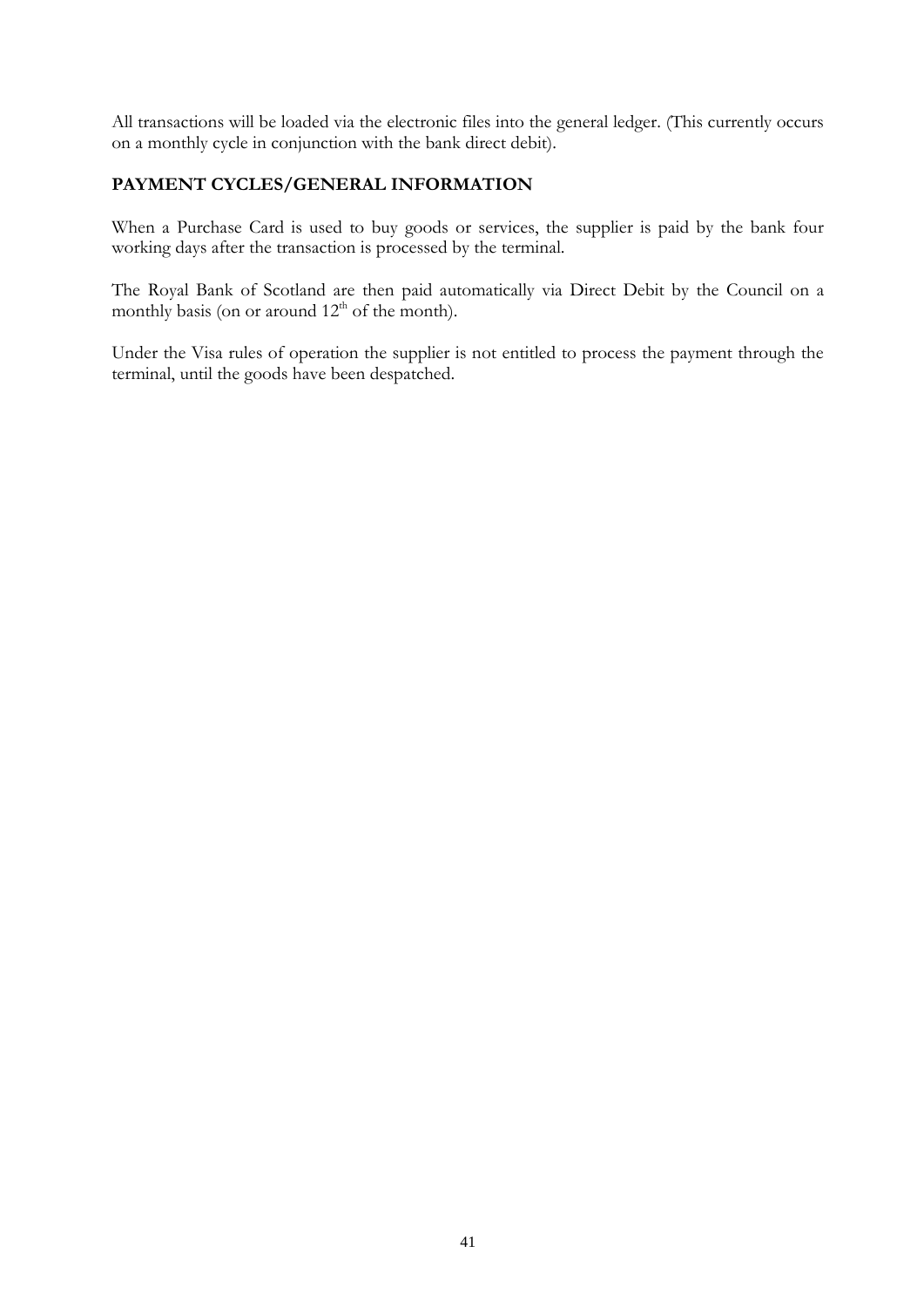All transactions will be loaded via the electronic files into the general ledger. (This currently occurs on a monthly cycle in conjunction with the bank direct debit).

**PAYMENT CYCLES/GENERAL INFORMATION**

When a Purchase Card is used to buy goods or services, the supplier is paid by the bank four working days after the transaction is processed by the terminal.

The Royal Bank of Scotland are then paid automatically via Direct Debit by the Council on a monthly basis (on or around 12th of the month).

Under the Visa rules of operation the supplier is not entitled to process the payment through the terminal, until the goods have been despatched.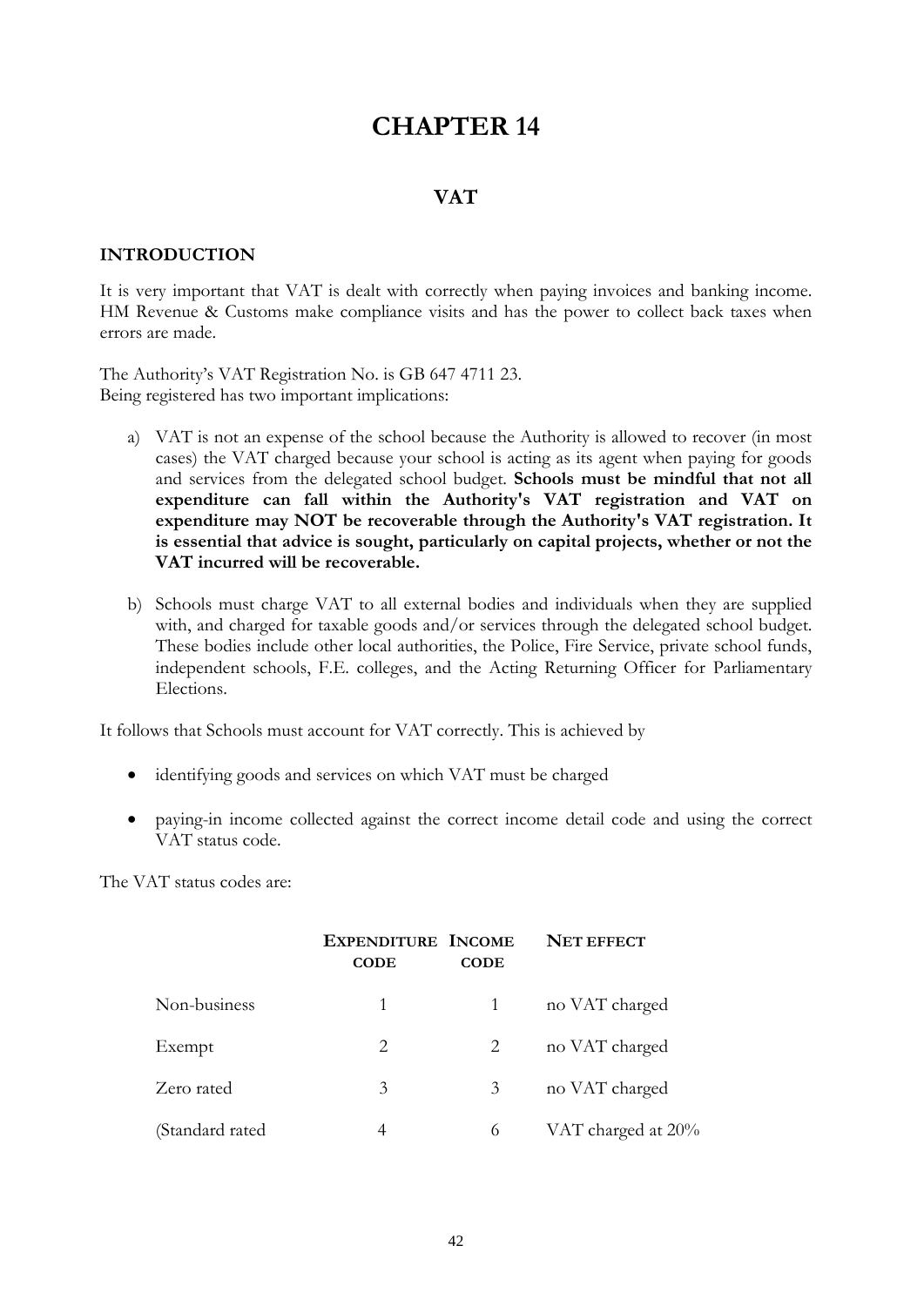# CHAPTER 14

## VAT

### INTRODUCTION

It is very important that VAT is dealt with correctly when paying invoices and banking income. HM Revenue & Customs make compliance visits and has the power to collect back taxes when errors are made.

The Authority's VAT Registration No. is GB 647 4711 23.
Being registered has two important implications:

a) VAT is not an expense of the school because the Authority is allowed to recover (in most cases) the VAT charged because your school is acting as its agent when paying for goods and services from the delegated school budget. **Schools must be mindful that not all expenditure can fall within the Authority's VAT registration and VAT on expenditure may NOT be recoverable through the Authority's VAT registration. It is essential that advice is sought, particularly on capital projects, whether or not the VAT incurred will be recoverable.**

b) Schools must charge VAT to all external bodies and individuals when they are supplied with, and charged for taxable goods and/or services through the delegated school budget. These bodies include other local authorities, the Police, Fire Service, private school funds, independent schools, F.E. colleges, and the Acting Returning Officer for Parliamentary Elections.

It follows that Schools must account for VAT correctly. This is achieved by

- identifying goods and services on which VAT must be charged
- paying-in income collected against the correct income detail code and using the correct VAT status code.

The VAT status codes are:

| | EXPENDITURE CODE | INCOME CODE | NET EFFECT |
|---|---|---|---|
| Non-business | 1 | 1 | no VAT charged |
| Exempt | 2 | 2 | no VAT charged |
| Zero rated | 3 | 3 | no VAT charged |
| (Standard rated | 4 | 6 | VAT charged at 20% |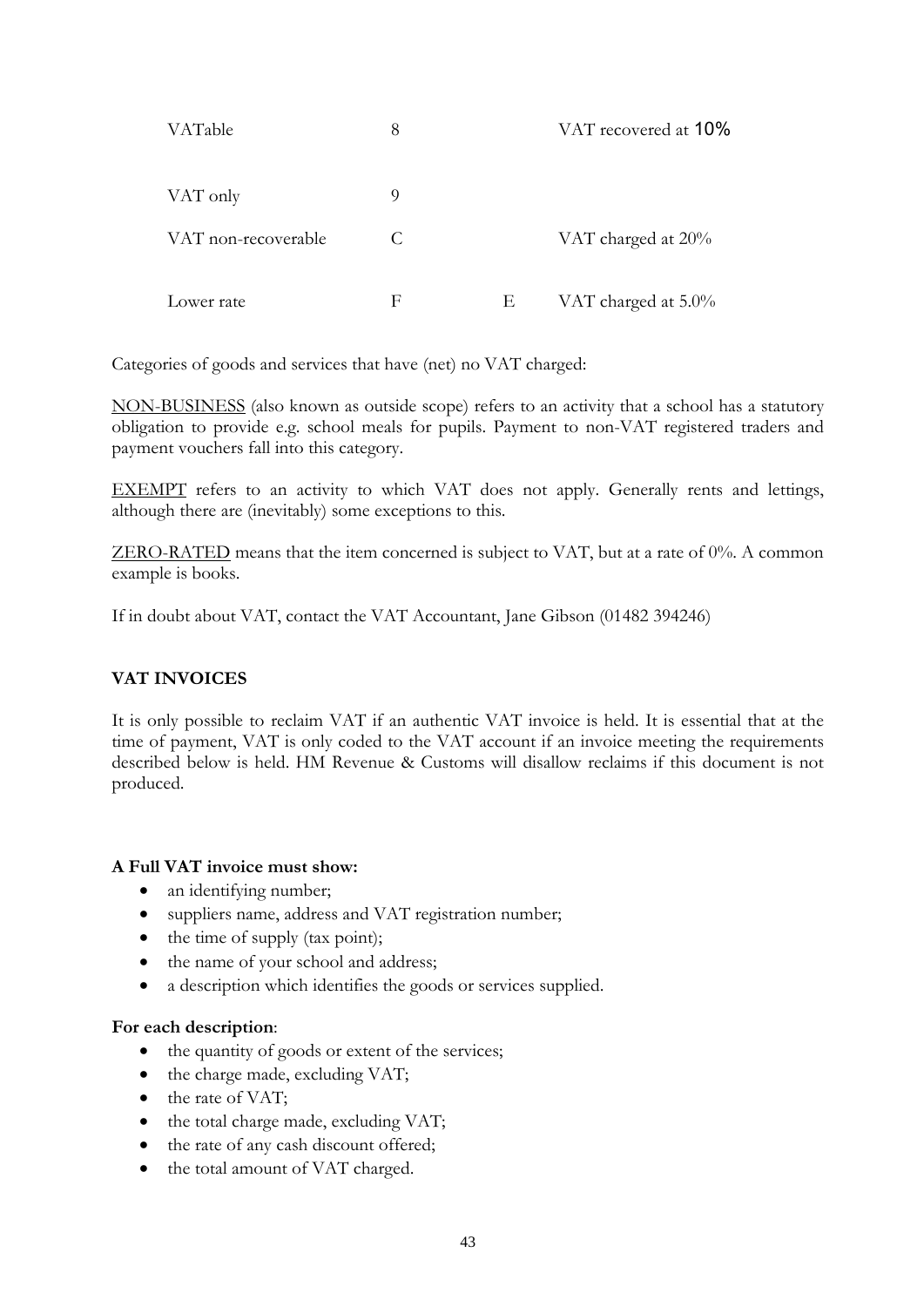| | | | |
|---|---|---|---|
| VATable | 8 | | VAT recovered at 10% |
| VAT only | 9 | | |
| VAT non-recoverable | C | | VAT charged at 20% |
| Lower rate | F | E | VAT charged at 5.0% |

Categories of goods and services that have (net) no VAT charged:

NON-BUSINESS (also known as outside scope) refers to an activity that a school has a statutory obligation to provide e.g. school meals for pupils. Payment to non-VAT registered traders and payment vouchers fall into this category.

EXEMPT refers to an activity to which VAT does not apply. Generally rents and lettings, although there are (inevitably) some exceptions to this.

ZERO-RATED means that the item concerned is subject to VAT, but at a rate of 0%. A common example is books.

If in doubt about VAT, contact the VAT Accountant, Jane Gibson (01482 394246)

## VAT INVOICES

It is only possible to reclaim VAT if an authentic VAT invoice is held. It is essential that at the time of payment, VAT is only coded to the VAT account if an invoice meeting the requirements described below is held. HM Revenue & Customs will disallow reclaims if this document is not produced.

**A Full VAT invoice must show:**

- an identifying number;
- suppliers name, address and VAT registration number;
- the time of supply (tax point);
- the name of your school and address;
- a description which identifies the goods or services supplied.

**For each description**:

- the quantity of goods or extent of the services;
- the charge made, excluding VAT;
- the rate of VAT;
- the total charge made, excluding VAT;
- the rate of any cash discount offered;
- the total amount of VAT charged.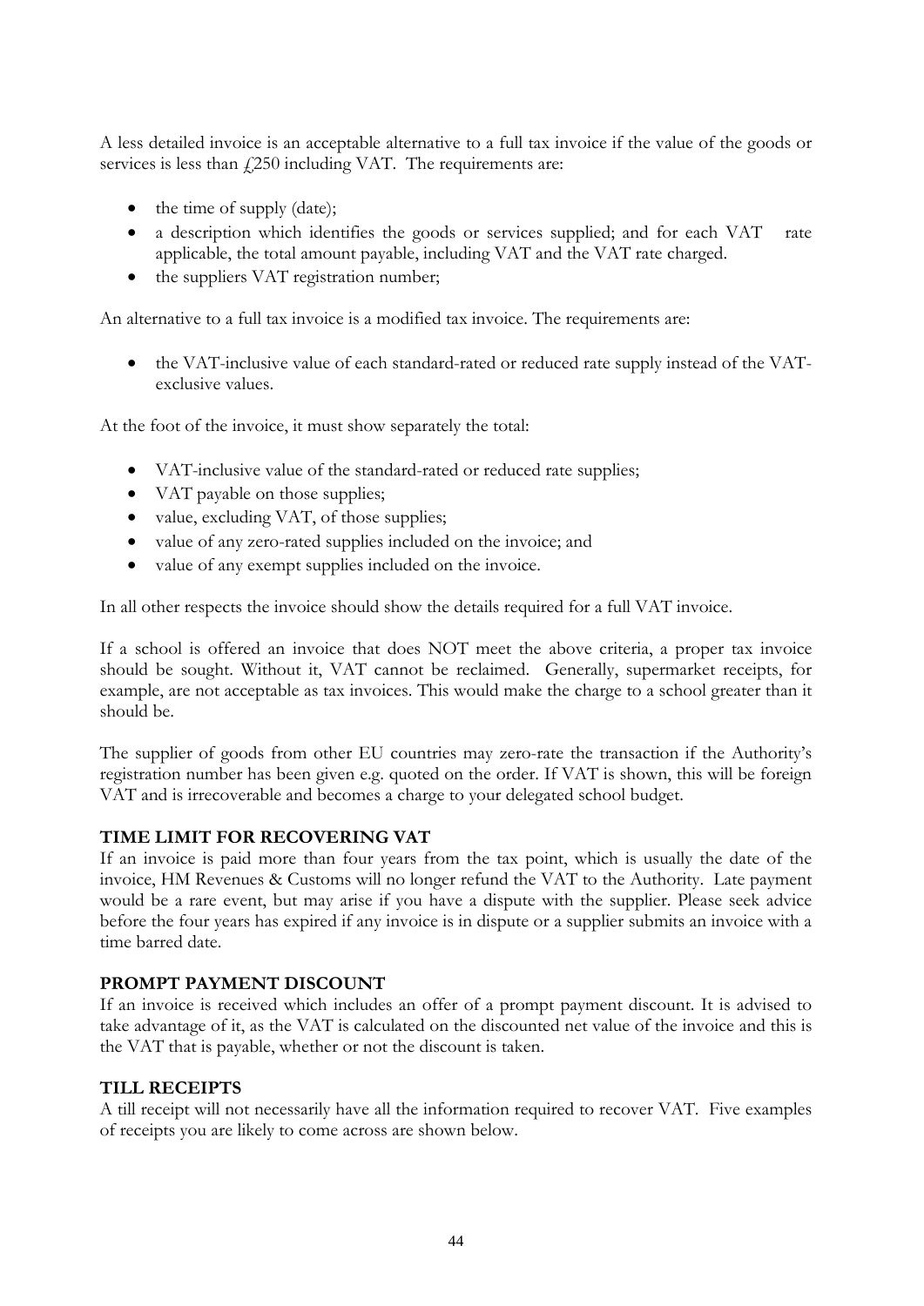A less detailed invoice is an acceptable alternative to a full tax invoice if the value of the goods or services is less than £250 including VAT. The requirements are:

- the time of supply (date);
- a description which identifies the goods or services supplied; and for each VAT rate applicable, the total amount payable, including VAT and the VAT rate charged.
- the suppliers VAT registration number;

An alternative to a full tax invoice is a modified tax invoice. The requirements are:

- the VAT-inclusive value of each standard-rated or reduced rate supply instead of the VAT-exclusive values.

At the foot of the invoice, it must show separately the total:

- VAT-inclusive value of the standard-rated or reduced rate supplies;
- VAT payable on those supplies;
- value, excluding VAT, of those supplies;
- value of any zero-rated supplies included on the invoice; and
- value of any exempt supplies included on the invoice.

In all other respects the invoice should show the details required for a full VAT invoice.

If a school is offered an invoice that does NOT meet the above criteria, a proper tax invoice should be sought. Without it, VAT cannot be reclaimed. Generally, supermarket receipts, for example, are not acceptable as tax invoices. This would make the charge to a school greater than it should be.

The supplier of goods from other EU countries may zero-rate the transaction if the Authority's registration number has been given e.g. quoted on the order. If VAT is shown, this will be foreign VAT and is irrecoverable and becomes a charge to your delegated school budget.

**TIME LIMIT FOR RECOVERING VAT**

If an invoice is paid more than four years from the tax point, which is usually the date of the invoice, HM Revenues & Customs will no longer refund the VAT to the Authority. Late payment would be a rare event, but may arise if you have a dispute with the supplier. Please seek advice before the four years has expired if any invoice is in dispute or a supplier submits an invoice with a time barred date.

**PROMPT PAYMENT DISCOUNT**

If an invoice is received which includes an offer of a prompt payment discount. It is advised to take advantage of it, as the VAT is calculated on the discounted net value of the invoice and this is the VAT that is payable, whether or not the discount is taken.

**TILL RECEIPTS**

A till receipt will not necessarily have all the information required to recover VAT. Five examples of receipts you are likely to come across are shown below.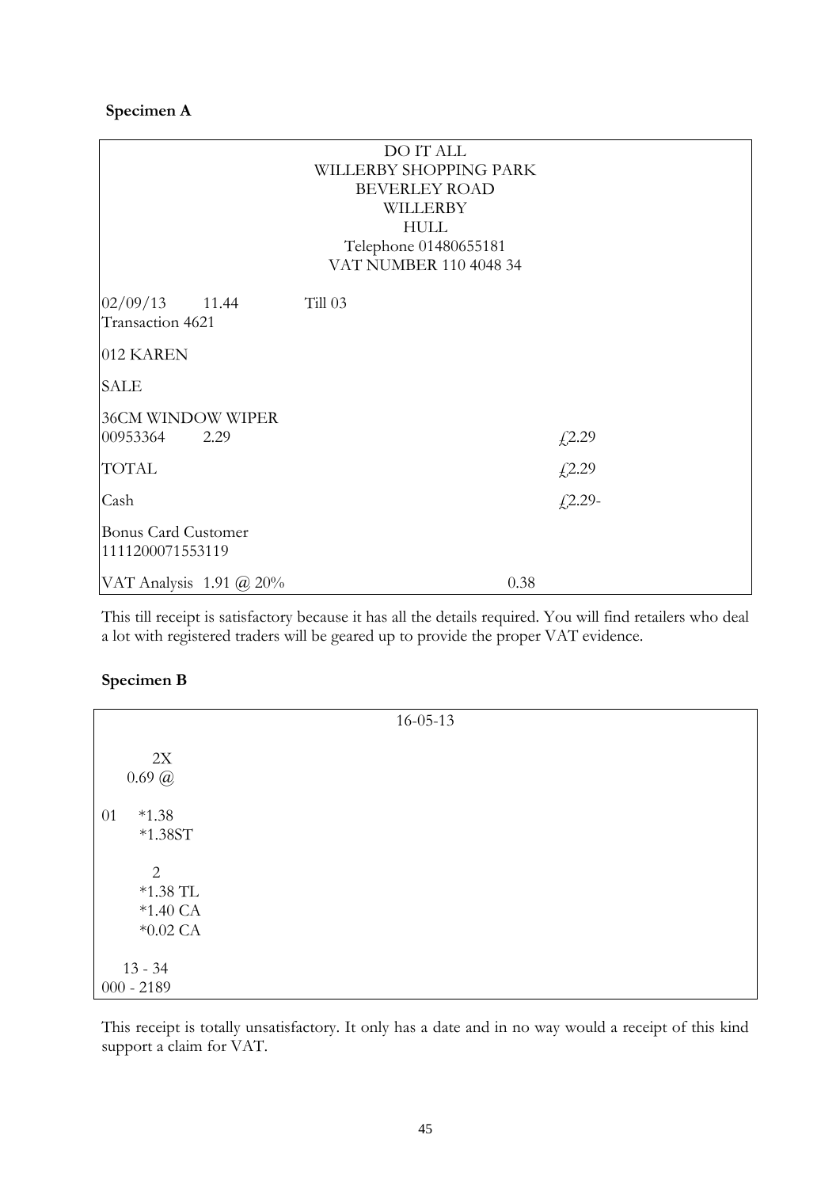**Specimen A**

```
                         DO IT ALL
                  WILLERBY SHOPPING PARK
                       BEVERLEY ROAD
                          WILLERBY
                            HULL
                   Telephone 01480655181
                  VAT NUMBER 110 4048 34

02/09/13     11.44          Till 03
Transaction 4621

012 KAREN

SALE

36CM WINDOW WIPER
00953364     2.29                                   £2.29

TOTAL                                               £2.29

Cash                                                £2.29-

Bonus Card Customer
1111200071553119

VAT Analysis  1.91 @ 20%                     0.38
```

This till receipt is satisfactory because it has all the details required. You will find retailers who deal a lot with registered traders will be geared up to provide the proper VAT evidence.

**Specimen B**

```
                         16-05-13

      2X
    0.69 @

01   *1.38
     *1.38ST

      2
     *1.38 TL
     *1.40 CA
     *0.02 CA

   13 - 34
000 - 2189
```

This receipt is totally unsatisfactory. It only has a date and in no way would a receipt of this kind support a claim for VAT.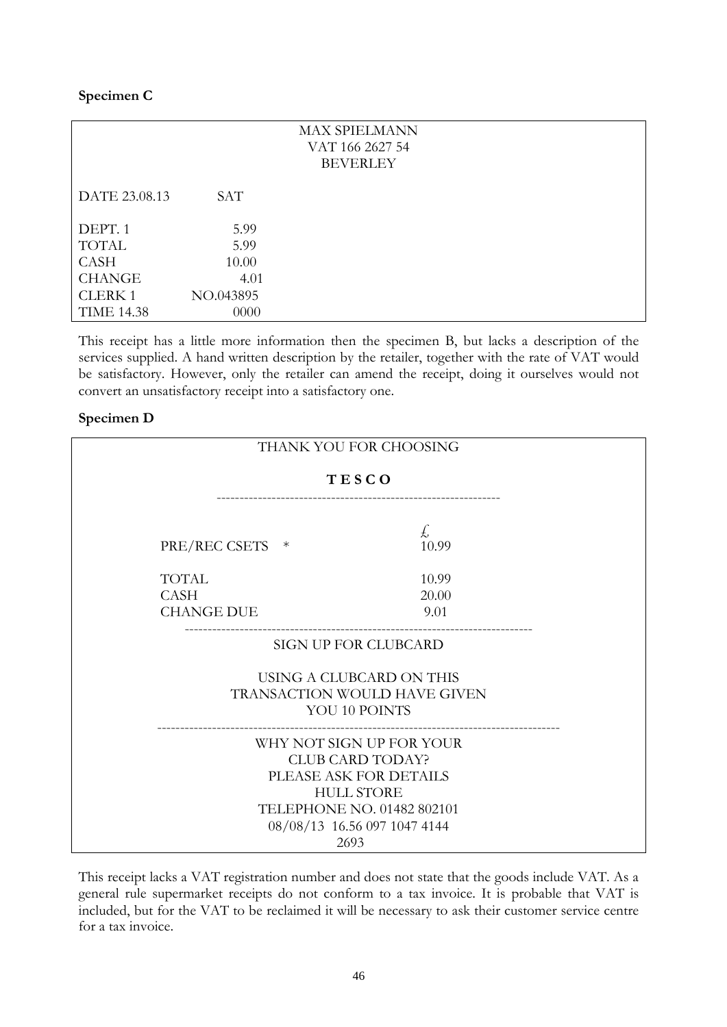**Specimen C**

```
                         MAX SPIELMANN
                        VAT 166 2627 54
                           BEVERLEY

DATE 23.08.13      SAT

DEPT. 1             5.99
TOTAL               5.99
CASH               10.00
CHANGE              4.01
CLERK 1        NO.043895
TIME 14.38          0000
```

This receipt has a little more information then the specimen B, but lacks a description of the services supplied. A hand written description by the retailer, together with the rate of VAT would be satisfactory. However, only the retailer can amend the receipt, doing it ourselves would not convert an unsatisfactory receipt into a satisfactory one.

**Specimen D**

```
                    THANK YOU FOR CHOOSING

                           T E S C O
          ------------------------------------------------

                                          £
    PRE/REC CSETS   *                     10.99

    TOTAL                                 10.99
    CASH                                  20.00
    CHANGE DUE                             9.01
        --------------------------------------------------------
                     SIGN UP FOR CLUBCARD

                   USING A CLUBCARD ON THIS
                TRANSACTION WOULD HAVE GIVEN
                        YOU 10 POINTS
    ------------------------------------------------------------
                  WHY NOT SIGN UP FOR YOUR
                      CLUB CARD TODAY?
                   PLEASE ASK FOR DETAILS
                         HULL STORE
                TELEPHONE NO. 01482 802101
                08/08/13  16.56 097 1047 4144
                            2693
```

This receipt lacks a VAT registration number and does not state that the goods include VAT. As a general rule supermarket receipts do not conform to a tax invoice. It is probable that VAT is included, but for the VAT to be reclaimed it will be necessary to ask their customer service centre for a tax invoice.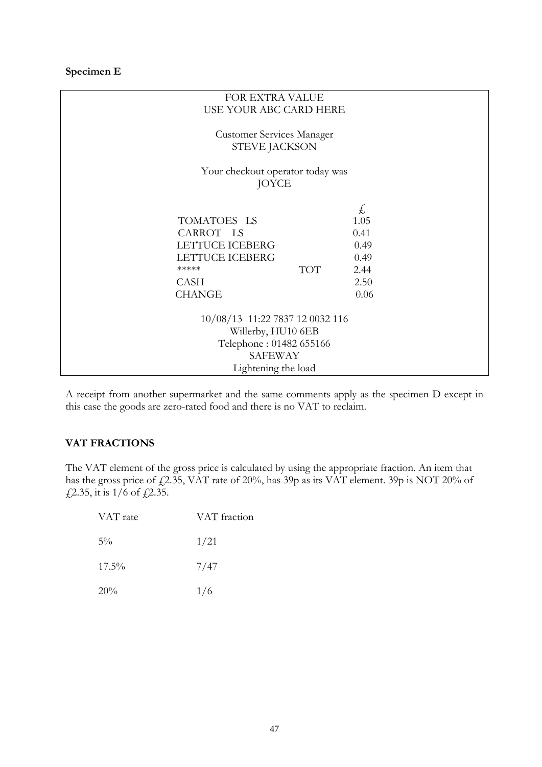**Specimen E**

```
FOR EXTRA VALUE
USE YOUR ABC CARD HERE

Customer Services Manager
STEVE JACKSON

Your checkout operator today was
JOYCE

                                        £
TOMATOES  LS                          1.05
CARROT  LS                            0.41
LETTUCE ICEBERG                       0.49
LETTUCE ICEBERG                       0.49
*****                  TOT            2.44
CASH                                  2.50
CHANGE                                0.06

10/08/13 11:22 7837 12 0032 116
Willerby, HU10 6EB
Telephone : 01482 655166
SAFEWAY
Lightening the load
```

A receipt from another supermarket and the same comments apply as the specimen D except in this case the goods are zero-rated food and there is no VAT to reclaim.

**VAT FRACTIONS**

The VAT element of the gross price is calculated by using the appropriate fraction. An item that has the gross price of £2.35, VAT rate of 20%, has 39p as its VAT element. 39p is NOT 20% of £2.35, it is 1/6 of £2.35.

| VAT rate | VAT fraction |
|---|---|
| 5% | 1/21 |
| 17.5% | 7/47 |
| 20% | 1/6 |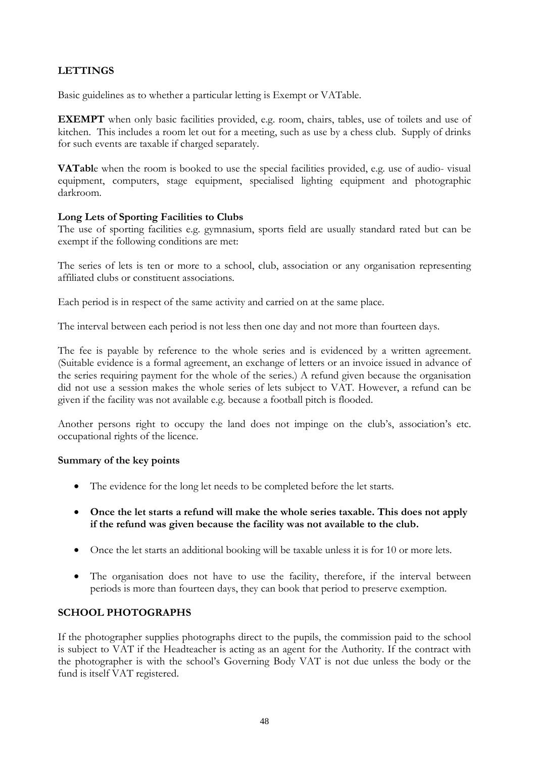## LETTINGS

Basic guidelines as to whether a particular letting is Exempt or VATable.

**EXEMPT** when only basic facilities provided, e.g. room, chairs, tables, use of toilets and use of kitchen. This includes a room let out for a meeting, such as use by a chess club. Supply of drinks for such events are taxable if charged separately.

**VATabl**e when the room is booked to use the special facilities provided, e.g. use of audio- visual equipment, computers, stage equipment, specialised lighting equipment and photographic darkroom.

### Long Lets of Sporting Facilities to Clubs

The use of sporting facilities e.g. gymnasium, sports field are usually standard rated but can be exempt if the following conditions are met:

The series of lets is ten or more to a school, club, association or any organisation representing affiliated clubs or constituent associations.

Each period is in respect of the same activity and carried on at the same place.

The interval between each period is not less then one day and not more than fourteen days.

The fee is payable by reference to the whole series and is evidenced by a written agreement. (Suitable evidence is a formal agreement, an exchange of letters or an invoice issued in advance of the series requiring payment for the whole of the series.) A refund given because the organisation did not use a session makes the whole series of lets subject to VAT. However, a refund can be given if the facility was not available e.g. because a football pitch is flooded.

Another persons right to occupy the land does not impinge on the club's, association's etc. occupational rights of the licence.

### Summary of the key points

- The evidence for the long let needs to be completed before the let starts.
- **Once the let starts a refund will make the whole series taxable. This does not apply if the refund was given because the facility was not available to the club.**
- Once the let starts an additional booking will be taxable unless it is for 10 or more lets.
- The organisation does not have to use the facility, therefore, if the interval between periods is more than fourteen days, they can book that period to preserve exemption.

## SCHOOL PHOTOGRAPHS

If the photographer supplies photographs direct to the pupils, the commission paid to the school is subject to VAT if the Headteacher is acting as an agent for the Authority. If the contract with the photographer is with the school's Governing Body VAT is not due unless the body or the fund is itself VAT registered.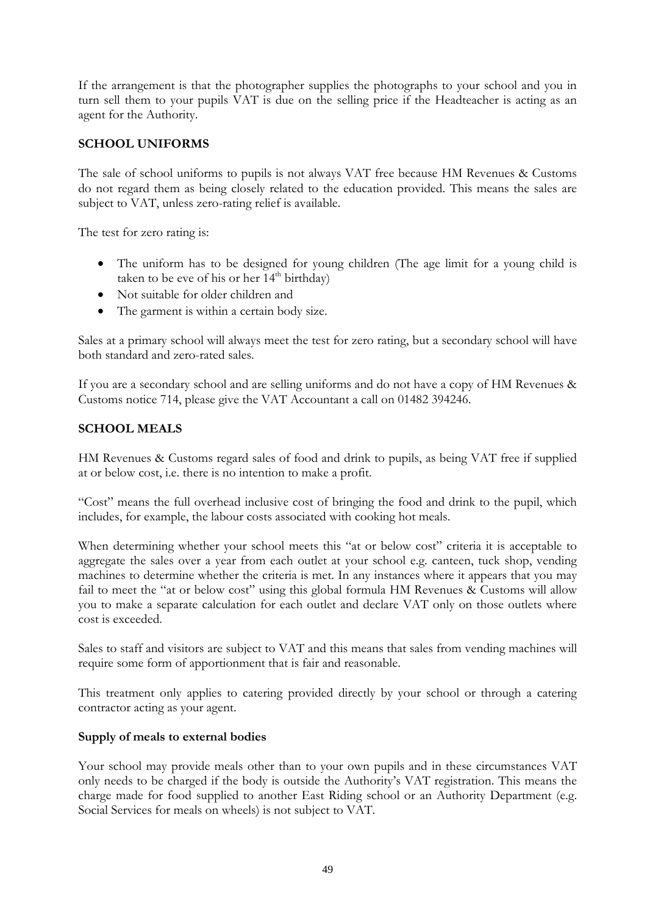If the arrangement is that the photographer supplies the photographs to your school and you in turn sell them to your pupils VAT is due on the selling price if the Headteacher is acting as an agent for the Authority.

## SCHOOL UNIFORMS

The sale of school uniforms to pupils is not always VAT free because HM Revenues & Customs do not regard them as being closely related to the education provided. This means the sales are subject to VAT, unless zero-rating relief is available.

The test for zero rating is:

- The uniform has to be designed for young children (The age limit for a young child is taken to be eve of his or her 14th birthday)
- Not suitable for older children and
- The garment is within a certain body size.

Sales at a primary school will always meet the test for zero rating, but a secondary school will have both standard and zero-rated sales.

If you are a secondary school and are selling uniforms and do not have a copy of HM Revenues & Customs notice 714, please give the VAT Accountant a call on 01482 394246.

## SCHOOL MEALS

HM Revenues & Customs regard sales of food and drink to pupils, as being VAT free if supplied at or below cost, i.e. there is no intention to make a profit.

"Cost" means the full overhead inclusive cost of bringing the food and drink to the pupil, which includes, for example, the labour costs associated with cooking hot meals.

When determining whether your school meets this "at or below cost" criteria it is acceptable to aggregate the sales over a year from each outlet at your school e.g. canteen, tuck shop, vending machines to determine whether the criteria is met. In any instances where it appears that you may fail to meet the "at or below cost" using this global formula HM Revenues & Customs will allow you to make a separate calculation for each outlet and declare VAT only on those outlets where cost is exceeded.

Sales to staff and visitors are subject to VAT and this means that sales from vending machines will require some form of apportionment that is fair and reasonable.

This treatment only applies to catering provided directly by your school or through a catering contractor acting as your agent.

### Supply of meals to external bodies

Your school may provide meals other than to your own pupils and in these circumstances VAT only needs to be charged if the body is outside the Authority's VAT registration. This means the charge made for food supplied to another East Riding school or an Authority Department (e.g. Social Services for meals on wheels) is not subject to VAT.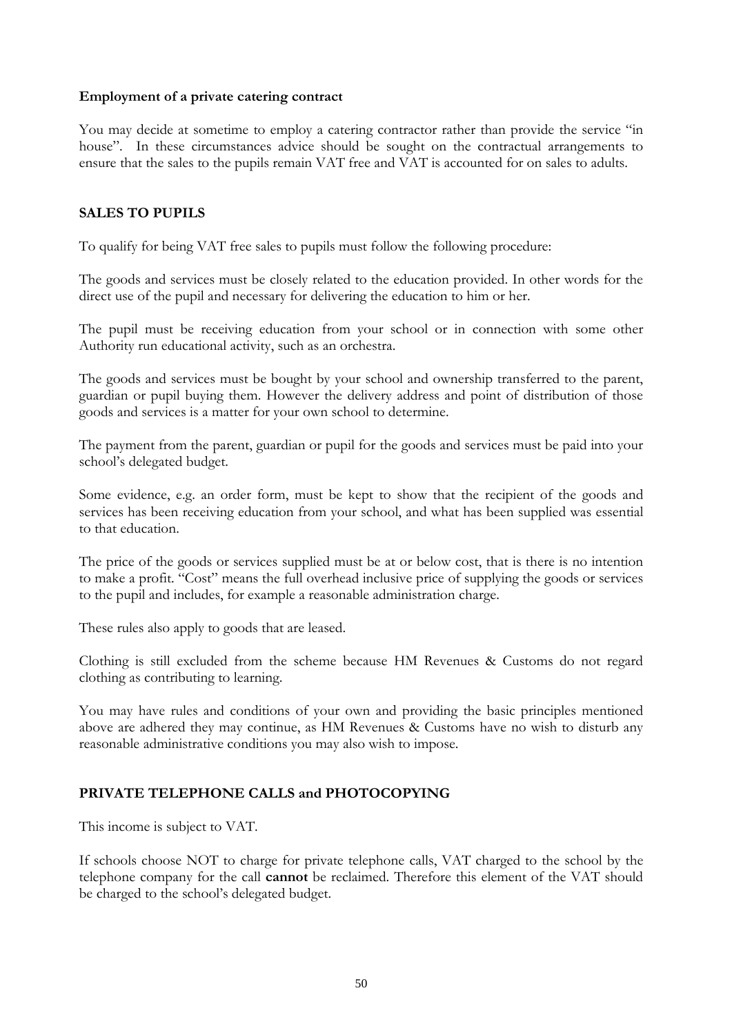**Employment of a private catering contract**

You may decide at sometime to employ a catering contractor rather than provide the service "in house". In these circumstances advice should be sought on the contractual arrangements to ensure that the sales to the pupils remain VAT free and VAT is accounted for on sales to adults.

## SALES TO PUPILS

To qualify for being VAT free sales to pupils must follow the following procedure:

The goods and services must be closely related to the education provided. In other words for the direct use of the pupil and necessary for delivering the education to him or her.

The pupil must be receiving education from your school or in connection with some other Authority run educational activity, such as an orchestra.

The goods and services must be bought by your school and ownership transferred to the parent, guardian or pupil buying them. However the delivery address and point of distribution of those goods and services is a matter for your own school to determine.

The payment from the parent, guardian or pupil for the goods and services must be paid into your school's delegated budget.

Some evidence, e.g. an order form, must be kept to show that the recipient of the goods and services has been receiving education from your school, and what has been supplied was essential to that education.

The price of the goods or services supplied must be at or below cost, that is there is no intention to make a profit. "Cost" means the full overhead inclusive price of supplying the goods or services to the pupil and includes, for example a reasonable administration charge.

These rules also apply to goods that are leased.

Clothing is still excluded from the scheme because HM Revenues & Customs do not regard clothing as contributing to learning.

You may have rules and conditions of your own and providing the basic principles mentioned above are adhered they may continue, as HM Revenues & Customs have no wish to disturb any reasonable administrative conditions you may also wish to impose.

## PRIVATE TELEPHONE CALLS and PHOTOCOPYING

This income is subject to VAT.

If schools choose NOT to charge for private telephone calls, VAT charged to the school by the telephone company for the call **cannot** be reclaimed. Therefore this element of the VAT should be charged to the school's delegated budget.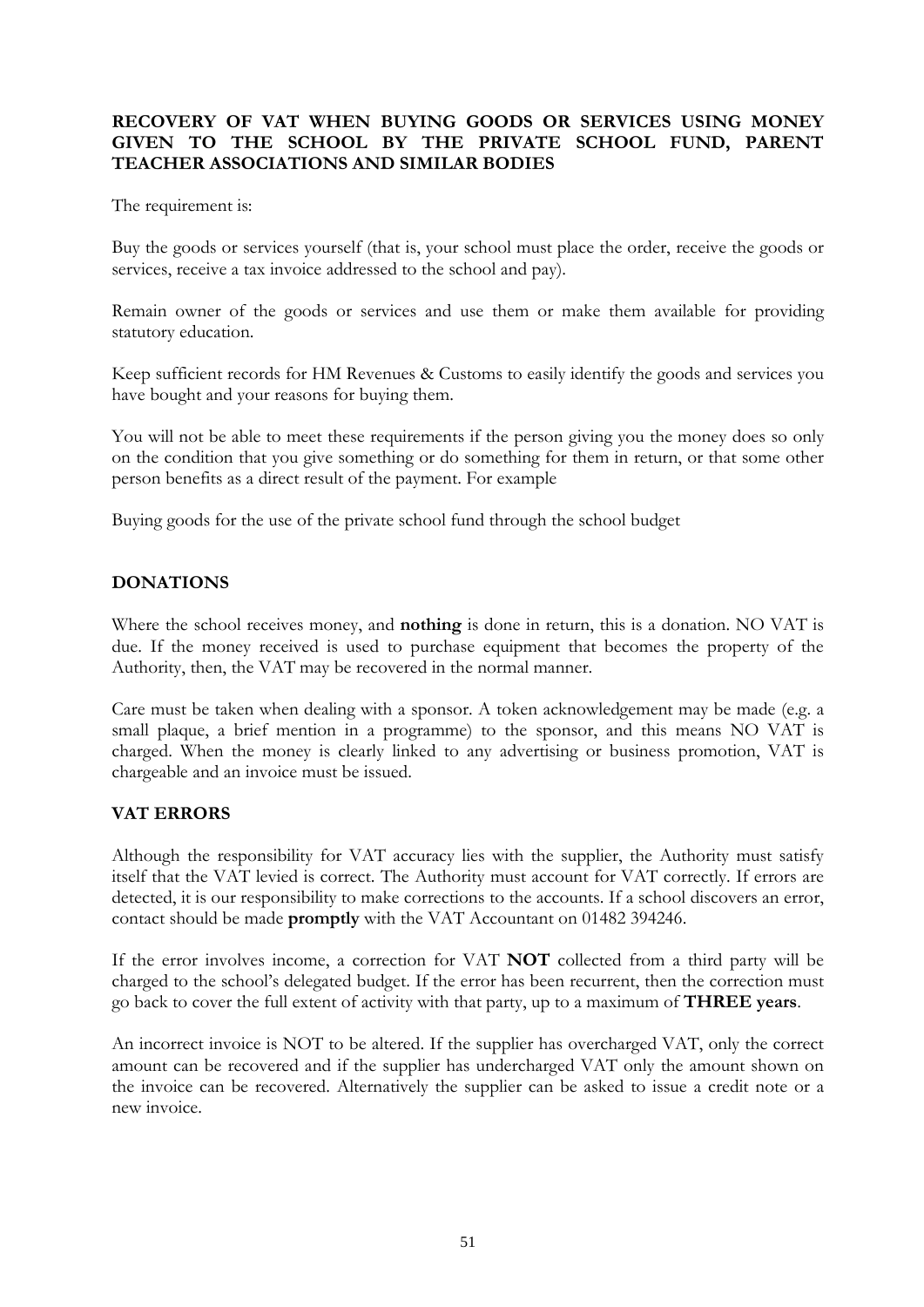**RECOVERY OF VAT WHEN BUYING GOODS OR SERVICES USING MONEY GIVEN TO THE SCHOOL BY THE PRIVATE SCHOOL FUND, PARENT TEACHER ASSOCIATIONS AND SIMILAR BODIES**

The requirement is:

Buy the goods or services yourself (that is, your school must place the order, receive the goods or services, receive a tax invoice addressed to the school and pay).

Remain owner of the goods or services and use them or make them available for providing statutory education.

Keep sufficient records for HM Revenues & Customs to easily identify the goods and services you have bought and your reasons for buying them.

You will not be able to meet these requirements if the person giving you the money does so only on the condition that you give something or do something for them in return, or that some other person benefits as a direct result of the payment. For example

Buying goods for the use of the private school fund through the school budget

## DONATIONS

Where the school receives money, and **nothing** is done in return, this is a donation. NO VAT is due. If the money received is used to purchase equipment that becomes the property of the Authority, then, the VAT may be recovered in the normal manner.

Care must be taken when dealing with a sponsor. A token acknowledgement may be made (e.g. a small plaque, a brief mention in a programme) to the sponsor, and this means NO VAT is charged. When the money is clearly linked to any advertising or business promotion, VAT is chargeable and an invoice must be issued.

## VAT ERRORS

Although the responsibility for VAT accuracy lies with the supplier, the Authority must satisfy itself that the VAT levied is correct. The Authority must account for VAT correctly. If errors are detected, it is our responsibility to make corrections to the accounts. If a school discovers an error, contact should be made **promptly** with the VAT Accountant on 01482 394246.

If the error involves income, a correction for VAT **NOT** collected from a third party will be charged to the school's delegated budget. If the error has been recurrent, then the correction must go back to cover the full extent of activity with that party, up to a maximum of **THREE years**.

An incorrect invoice is NOT to be altered. If the supplier has overcharged VAT, only the correct amount can be recovered and if the supplier has undercharged VAT only the amount shown on the invoice can be recovered. Alternatively the supplier can be asked to issue a credit note or a new invoice.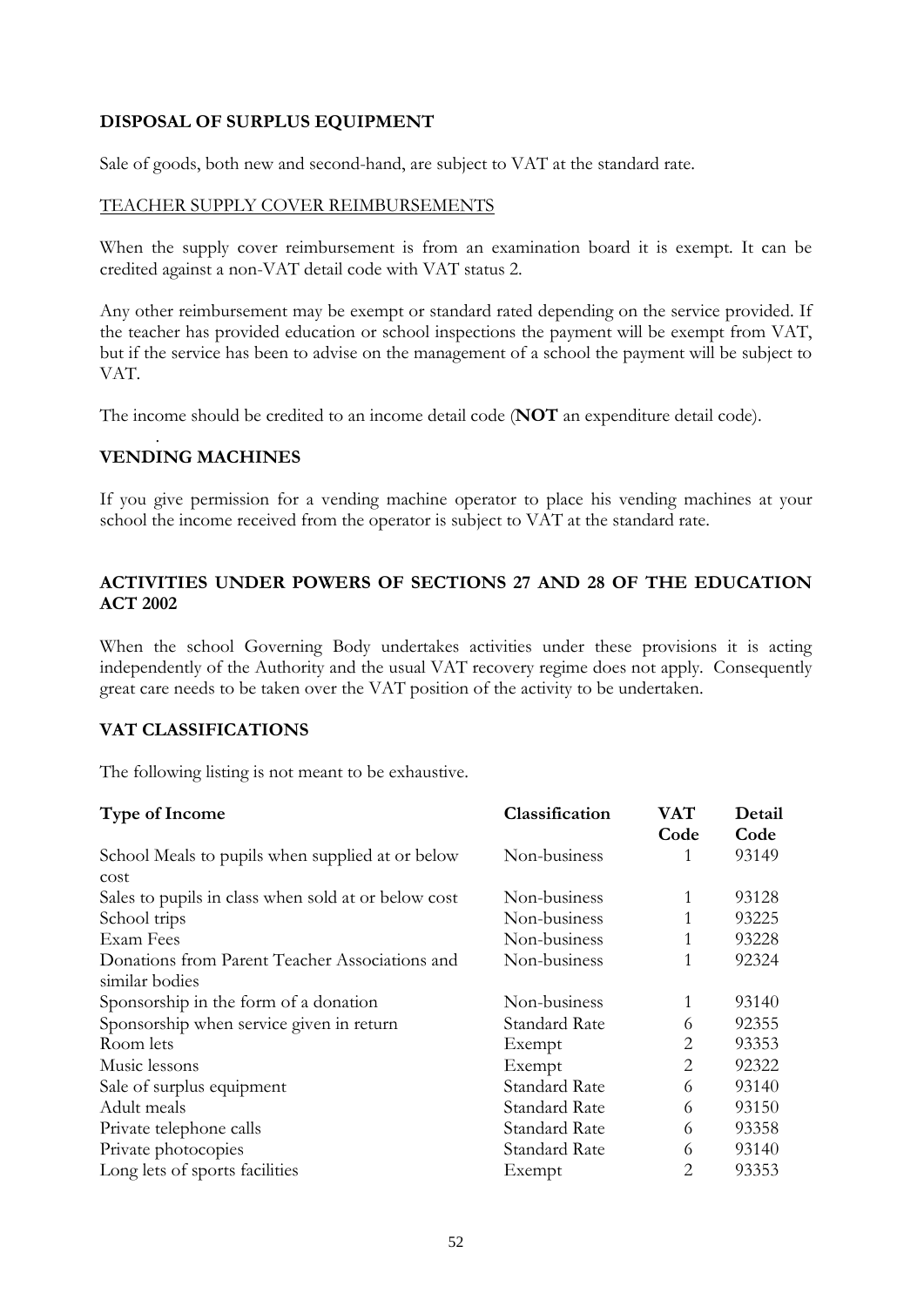**DISPOSAL OF SURPLUS EQUIPMENT**

Sale of goods, both new and second-hand, are subject to VAT at the standard rate.

TEACHER SUPPLY COVER REIMBURSEMENTS

When the supply cover reimbursement is from an examination board it is exempt. It can be credited against a non-VAT detail code with VAT status 2.

Any other reimbursement may be exempt or standard rated depending on the service provided. If the teacher has provided education or school inspections the payment will be exempt from VAT, but if the service has been to advise on the management of a school the payment will be subject to VAT.

The income should be credited to an income detail code (**NOT** an expenditure detail code).

**VENDING MACHINES**

If you give permission for a vending machine operator to place his vending machines at your school the income received from the operator is subject to VAT at the standard rate.

**ACTIVITIES UNDER POWERS OF SECTIONS 27 AND 28 OF THE EDUCATION ACT 2002**

When the school Governing Body undertakes activities under these provisions it is acting independently of the Authority and the usual VAT recovery regime does not apply. Consequently great care needs to be taken over the VAT position of the activity to be undertaken.

**VAT CLASSIFICATIONS**

The following listing is not meant to be exhaustive.

| **Type of Income** | **Classification** | **VAT Code** | **Detail Code** |
|---|---|---|---|
| School Meals to pupils when supplied at or below cost | Non-business | 1 | 93149 |
| Sales to pupils in class when sold at or below cost | Non-business | 1 | 93128 |
| School trips | Non-business | 1 | 93225 |
| Exam Fees | Non-business | 1 | 93228 |
| Donations from Parent Teacher Associations and similar bodies | Non-business | 1 | 92324 |
| Sponsorship in the form of a donation | Non-business | 1 | 93140 |
| Sponsorship when service given in return | Standard Rate | 6 | 92355 |
| Room lets | Exempt | 2 | 93353 |
| Music lessons | Exempt | 2 | 92322 |
| Sale of surplus equipment | Standard Rate | 6 | 93140 |
| Adult meals | Standard Rate | 6 | 93150 |
| Private telephone calls | Standard Rate | 6 | 93358 |
| Private photocopies | Standard Rate | 6 | 93140 |
| Long lets of sports facilities | Exempt | 2 | 93353 |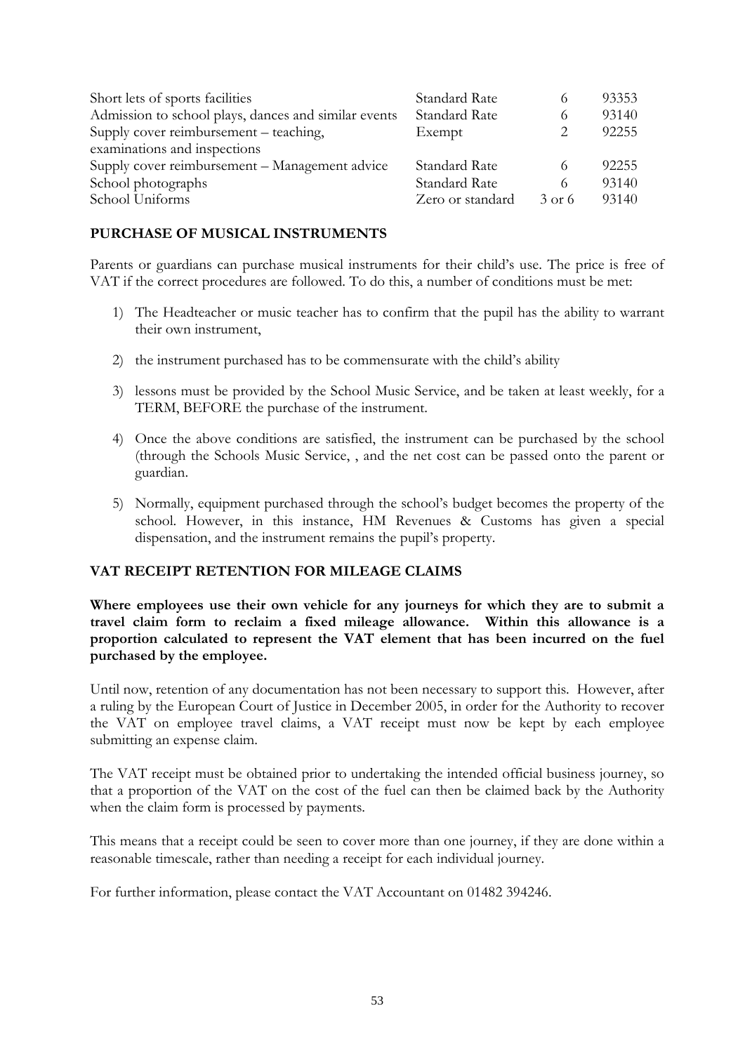| | | | |
|---|---|---|---|
| Short lets of sports facilities | Standard Rate | 6 | 93353 |
| Admission to school plays, dances and similar events | Standard Rate | 6 | 93140 |
| Supply cover reimbursement – teaching, examinations and inspections | Exempt | 2 | 92255 |
| Supply cover reimbursement – Management advice | Standard Rate | 6 | 92255 |
| School photographs | Standard Rate | 6 | 93140 |
| School Uniforms | Zero or standard | 3 or 6 | 93140 |

## PURCHASE OF MUSICAL INSTRUMENTS

Parents or guardians can purchase musical instruments for their child's use. The price is free of VAT if the correct procedures are followed. To do this, a number of conditions must be met:

1) The Headteacher or music teacher has to confirm that the pupil has the ability to warrant their own instrument,

2) the instrument purchased has to be commensurate with the child's ability

3) lessons must be provided by the School Music Service, and be taken at least weekly, for a TERM, BEFORE the purchase of the instrument.

4) Once the above conditions are satisfied, the instrument can be purchased by the school (through the Schools Music Service, , and the net cost can be passed onto the parent or guardian.

5) Normally, equipment purchased through the school's budget becomes the property of the school. However, in this instance, HM Revenues & Customs has given a special dispensation, and the instrument remains the pupil's property.

## VAT RECEIPT RETENTION FOR MILEAGE CLAIMS

**Where employees use their own vehicle for any journeys for which they are to submit a travel claim form to reclaim a fixed mileage allowance. Within this allowance is a proportion calculated to represent the VAT element that has been incurred on the fuel purchased by the employee.**

Until now, retention of any documentation has not been necessary to support this. However, after a ruling by the European Court of Justice in December 2005, in order for the Authority to recover the VAT on employee travel claims, a VAT receipt must now be kept by each employee submitting an expense claim.

The VAT receipt must be obtained prior to undertaking the intended official business journey, so that a proportion of the VAT on the cost of the fuel can then be claimed back by the Authority when the claim form is processed by payments.

This means that a receipt could be seen to cover more than one journey, if they are done within a reasonable timescale, rather than needing a receipt for each individual journey.

For further information, please contact the VAT Accountant on 01482 394246.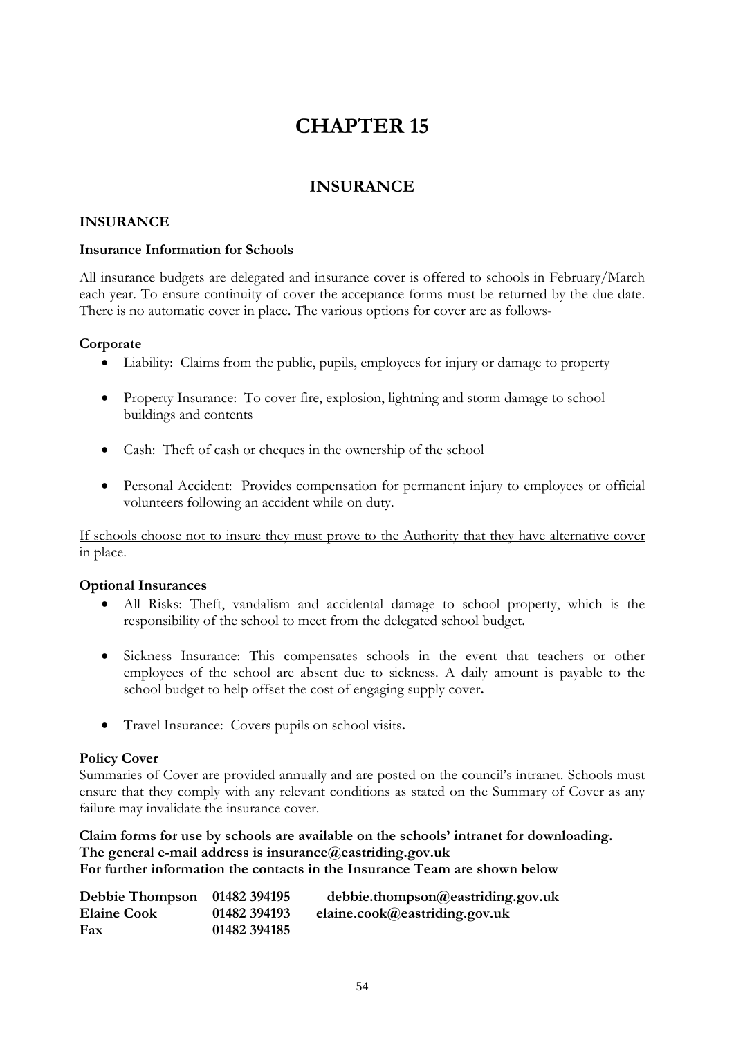# CHAPTER 15

## INSURANCE

### INSURANCE

**Insurance Information for Schools**

All insurance budgets are delegated and insurance cover is offered to schools in February/March each year. To ensure continuity of cover the acceptance forms must be returned by the due date. There is no automatic cover in place. The various options for cover are as follows-

**Corporate**

- Liability: Claims from the public, pupils, employees for injury or damage to property
- Property Insurance: To cover fire, explosion, lightning and storm damage to school buildings and contents
- Cash: Theft of cash or cheques in the ownership of the school
- Personal Accident: Provides compensation for permanent injury to employees or official volunteers following an accident while on duty.

<u>If schools choose not to insure they must prove to the Authority that they have alternative cover in place.</u>

**Optional Insurances**

- All Risks: Theft, vandalism and accidental damage to school property, which is the responsibility of the school to meet from the delegated school budget.
- Sickness Insurance: This compensates schools in the event that teachers or other employees of the school are absent due to sickness. A daily amount is payable to the school budget to help offset the cost of engaging supply cover**.**
- Travel Insurance: Covers pupils on school visits**.**

**Policy Cover**

Summaries of Cover are provided annually and are posted on the council's intranet. Schools must ensure that they comply with any relevant conditions as stated on the Summary of Cover as any failure may invalidate the insurance cover.

**Claim forms for use by schools are available on the schools' intranet for downloading.**
**The general e-mail address is insurance@eastriding.gov.uk**
**For further information the contacts in the Insurance Team are shown below**

| | | |
|---|---|---|
| **Debbie Thompson** | **01482 394195** | **debbie.thompson@eastriding.gov.uk** |
| **Elaine Cook** | **01482 394193** | **elaine.cook@eastriding.gov.uk** |
| **Fax** | **01482 394185** | |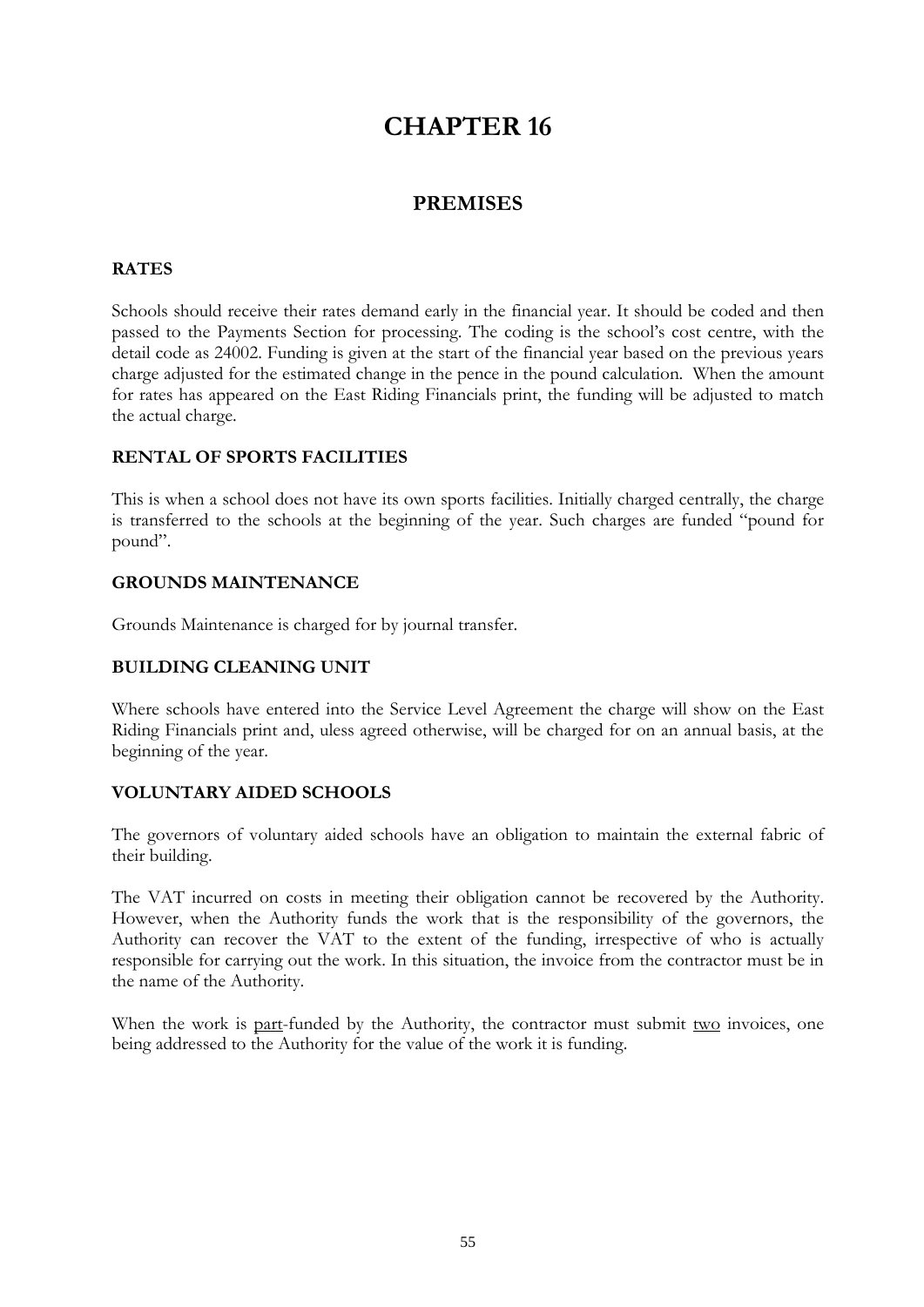# CHAPTER 16

## PREMISES

### RATES

Schools should receive their rates demand early in the financial year. It should be coded and then passed to the Payments Section for processing. The coding is the school's cost centre, with the detail code as 24002. Funding is given at the start of the financial year based on the previous years charge adjusted for the estimated change in the pence in the pound calculation. When the amount for rates has appeared on the East Riding Financials print, the funding will be adjusted to match the actual charge.

### RENTAL OF SPORTS FACILITIES

This is when a school does not have its own sports facilities. Initially charged centrally, the charge is transferred to the schools at the beginning of the year. Such charges are funded "pound for pound".

### GROUNDS MAINTENANCE

Grounds Maintenance is charged for by journal transfer.

### BUILDING CLEANING UNIT

Where schools have entered into the Service Level Agreement the charge will show on the East Riding Financials print and, uless agreed otherwise, will be charged for on an annual basis, at the beginning of the year.

### VOLUNTARY AIDED SCHOOLS

The governors of voluntary aided schools have an obligation to maintain the external fabric of their building.

The VAT incurred on costs in meeting their obligation cannot be recovered by the Authority. However, when the Authority funds the work that is the responsibility of the governors, the Authority can recover the VAT to the extent of the funding, irrespective of who is actually responsible for carrying out the work. In this situation, the invoice from the contractor must be in the name of the Authority.

When the work is part-funded by the Authority, the contractor must submit two invoices, one being addressed to the Authority for the value of the work it is funding.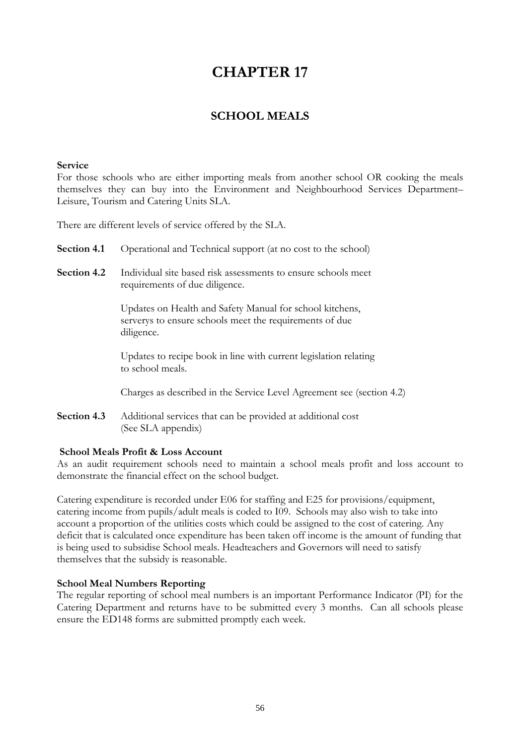# CHAPTER 17

## SCHOOL MEALS

**Service**

For those schools who are either importing meals from another school OR cooking the meals themselves they can buy into the Environment and Neighbourhood Services Department– Leisure, Tourism and Catering Units SLA.

There are different levels of service offered by the SLA.

**Section 4.1** Operational and Technical support (at no cost to the school)

**Section 4.2** Individual site based risk assessments to ensure schools meet requirements of due diligence.

Updates on Health and Safety Manual for school kitchens, serverys to ensure schools meet the requirements of due diligence.

Updates to recipe book in line with current legislation relating to school meals.

Charges as described in the Service Level Agreement see (section 4.2)

**Section 4.3** Additional services that can be provided at additional cost (See SLA appendix)

**School Meals Profit & Loss Account**

As an audit requirement schools need to maintain a school meals profit and loss account to demonstrate the financial effect on the school budget.

Catering expenditure is recorded under E06 for staffing and E25 for provisions/equipment, catering income from pupils/adult meals is coded to I09. Schools may also wish to take into account a proportion of the utilities costs which could be assigned to the cost of catering. Any deficit that is calculated once expenditure has been taken off income is the amount of funding that is being used to subsidise School meals. Headteachers and Governors will need to satisfy themselves that the subsidy is reasonable.

**School Meal Numbers Reporting**

The regular reporting of school meal numbers is an important Performance Indicator (PI) for the Catering Department and returns have to be submitted every 3 months. Can all schools please ensure the ED148 forms are submitted promptly each week.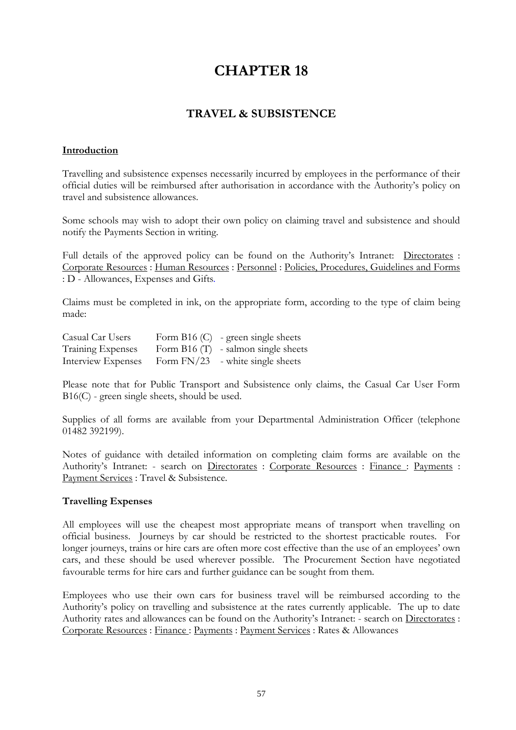# CHAPTER 18

## TRAVEL & SUBSISTENCE

**Introduction**

Travelling and subsistence expenses necessarily incurred by employees in the performance of their official duties will be reimbursed after authorisation in accordance with the Authority's policy on travel and subsistence allowances.

Some schools may wish to adopt their own policy on claiming travel and subsistence and should notify the Payments Section in writing.

Full details of the approved policy can be found on the Authority's Intranet: Directorates : Corporate Resources : Human Resources : Personnel : Policies, Procedures, Guidelines and Forms : D - Allowances, Expenses and Gifts.

Claims must be completed in ink, on the appropriate form, according to the type of claim being made:

| | | |
|---|---|---|
| Casual Car Users | Form B16 (C) | - green single sheets |
| Training Expenses | Form B16 (T) | - salmon single sheets |
| Interview Expenses | Form FN/23 | - white single sheets |

Please note that for Public Transport and Subsistence only claims, the Casual Car User Form B16(C) - green single sheets, should be used.

Supplies of all forms are available from your Departmental Administration Officer (telephone 01482 392199).

Notes of guidance with detailed information on completing claim forms are available on the Authority's Intranet: - search on Directorates : Corporate Resources : Finance : Payments : Payment Services : Travel & Subsistence.

**Travelling Expenses**

All employees will use the cheapest most appropriate means of transport when travelling on official business. Journeys by car should be restricted to the shortest practicable routes. For longer journeys, trains or hire cars are often more cost effective than the use of an employees' own cars, and these should be used wherever possible. The Procurement Section have negotiated favourable terms for hire cars and further guidance can be sought from them.

Employees who use their own cars for business travel will be reimbursed according to the Authority's policy on travelling and subsistence at the rates currently applicable. The up to date Authority rates and allowances can be found on the Authority's Intranet: - search on Directorates : Corporate Resources : Finance : Payments : Payment Services : Rates & Allowances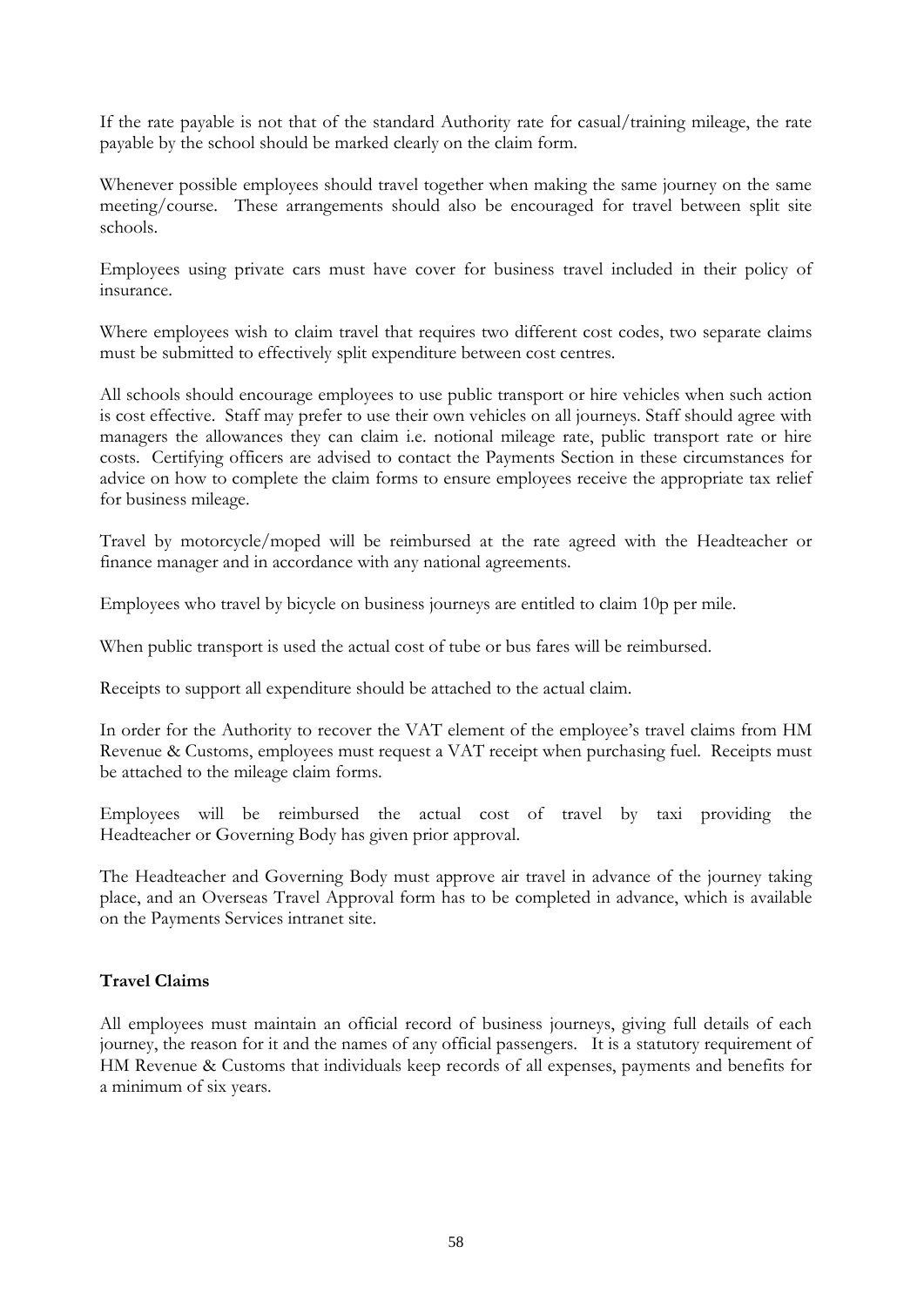If the rate payable is not that of the standard Authority rate for casual/training mileage, the rate payable by the school should be marked clearly on the claim form.

Whenever possible employees should travel together when making the same journey on the same meeting/course. These arrangements should also be encouraged for travel between split site schools.

Employees using private cars must have cover for business travel included in their policy of insurance.

Where employees wish to claim travel that requires two different cost codes, two separate claims must be submitted to effectively split expenditure between cost centres.

All schools should encourage employees to use public transport or hire vehicles when such action is cost effective. Staff may prefer to use their own vehicles on all journeys. Staff should agree with managers the allowances they can claim i.e. notional mileage rate, public transport rate or hire costs. Certifying officers are advised to contact the Payments Section in these circumstances for advice on how to complete the claim forms to ensure employees receive the appropriate tax relief for business mileage.

Travel by motorcycle/moped will be reimbursed at the rate agreed with the Headteacher or finance manager and in accordance with any national agreements.

Employees who travel by bicycle on business journeys are entitled to claim 10p per mile.

When public transport is used the actual cost of tube or bus fares will be reimbursed.

Receipts to support all expenditure should be attached to the actual claim.

In order for the Authority to recover the VAT element of the employee's travel claims from HM Revenue & Customs, employees must request a VAT receipt when purchasing fuel. Receipts must be attached to the mileage claim forms.

Employees will be reimbursed the actual cost of travel by taxi providing the Headteacher or Governing Body has given prior approval.

The Headteacher and Governing Body must approve air travel in advance of the journey taking place, and an Overseas Travel Approval form has to be completed in advance, which is available on the Payments Services intranet site.

**Travel Claims**

All employees must maintain an official record of business journeys, giving full details of each journey, the reason for it and the names of any official passengers. It is a statutory requirement of HM Revenue & Customs that individuals keep records of all expenses, payments and benefits for a minimum of six years.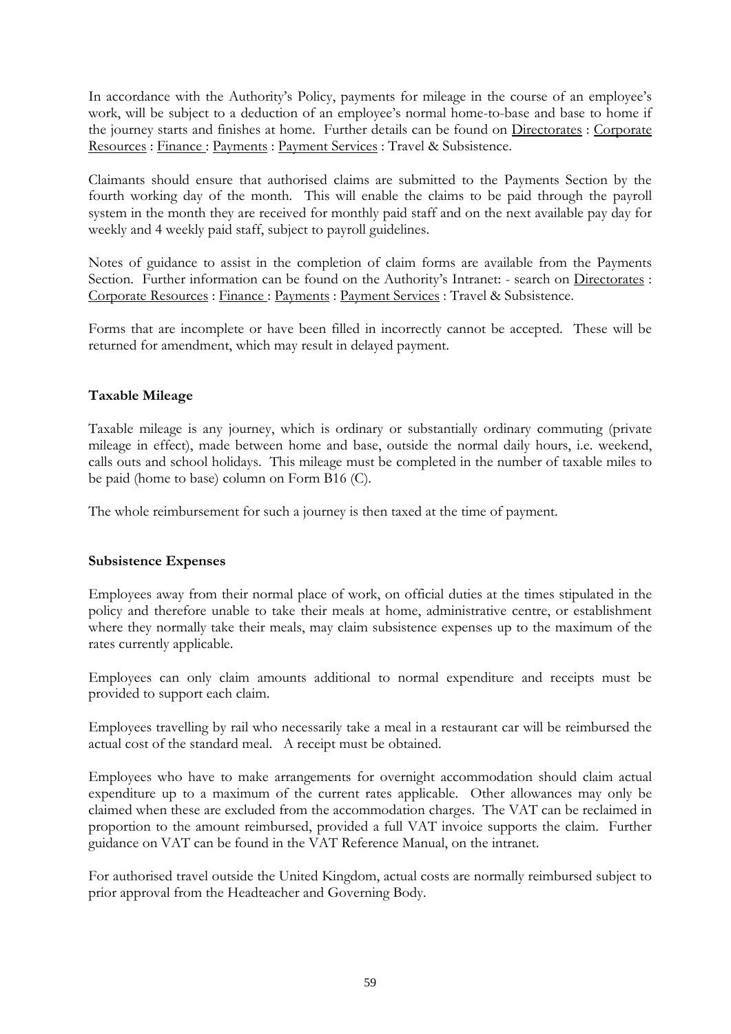In accordance with the Authority's Policy, payments for mileage in the course of an employee's work, will be subject to a deduction of an employee's normal home-to-base and base to home if the journey starts and finishes at home. Further details can be found on Directorates : Corporate Resources : Finance : Payments : Payment Services : Travel & Subsistence.

Claimants should ensure that authorised claims are submitted to the Payments Section by the fourth working day of the month. This will enable the claims to be paid through the payroll system in the month they are received for monthly paid staff and on the next available pay day for weekly and 4 weekly paid staff, subject to payroll guidelines.

Notes of guidance to assist in the completion of claim forms are available from the Payments Section. Further information can be found on the Authority's Intranet: - search on Directorates : Corporate Resources : Finance : Payments : Payment Services : Travel & Subsistence.

Forms that are incomplete or have been filled in incorrectly cannot be accepted. These will be returned for amendment, which may result in delayed payment.

**Taxable Mileage**

Taxable mileage is any journey, which is ordinary or substantially ordinary commuting (private mileage in effect), made between home and base, outside the normal daily hours, i.e. weekend, calls outs and school holidays. This mileage must be completed in the number of taxable miles to be paid (home to base) column on Form B16 (C).

The whole reimbursement for such a journey is then taxed at the time of payment.

**Subsistence Expenses**

Employees away from their normal place of work, on official duties at the times stipulated in the policy and therefore unable to take their meals at home, administrative centre, or establishment where they normally take their meals, may claim subsistence expenses up to the maximum of the rates currently applicable.

Employees can only claim amounts additional to normal expenditure and receipts must be provided to support each claim.

Employees travelling by rail who necessarily take a meal in a restaurant car will be reimbursed the actual cost of the standard meal. A receipt must be obtained.

Employees who have to make arrangements for overnight accommodation should claim actual expenditure up to a maximum of the current rates applicable. Other allowances may only be claimed when these are excluded from the accommodation charges. The VAT can be reclaimed in proportion to the amount reimbursed, provided a full VAT invoice supports the claim. Further guidance on VAT can be found in the VAT Reference Manual, on the intranet.

For authorised travel outside the United Kingdom, actual costs are normally reimbursed subject to prior approval from the Headteacher and Governing Body.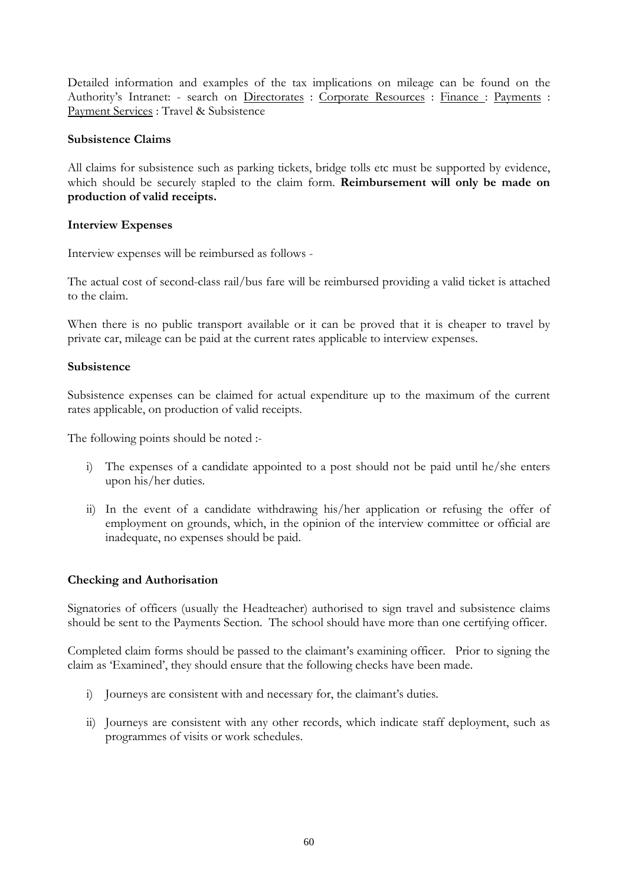Detailed information and examples of the tax implications on mileage can be found on the Authority's Intranet: - search on Directorates : Corporate Resources : Finance : Payments : Payment Services : Travel & Subsistence

**Subsistence Claims**

All claims for subsistence such as parking tickets, bridge tolls etc must be supported by evidence, which should be securely stapled to the claim form. **Reimbursement will only be made on production of valid receipts.**

**Interview Expenses**

Interview expenses will be reimbursed as follows -

The actual cost of second-class rail/bus fare will be reimbursed providing a valid ticket is attached to the claim.

When there is no public transport available or it can be proved that it is cheaper to travel by private car, mileage can be paid at the current rates applicable to interview expenses.

**Subsistence**

Subsistence expenses can be claimed for actual expenditure up to the maximum of the current rates applicable, on production of valid receipts.

The following points should be noted :-

i) The expenses of a candidate appointed to a post should not be paid until he/she enters upon his/her duties.

ii) In the event of a candidate withdrawing his/her application or refusing the offer of employment on grounds, which, in the opinion of the interview committee or official are inadequate, no expenses should be paid.

**Checking and Authorisation**

Signatories of officers (usually the Headteacher) authorised to sign travel and subsistence claims should be sent to the Payments Section. The school should have more than one certifying officer.

Completed claim forms should be passed to the claimant's examining officer. Prior to signing the claim as 'Examined', they should ensure that the following checks have been made.

i) Journeys are consistent with and necessary for, the claimant's duties.

ii) Journeys are consistent with any other records, which indicate staff deployment, such as programmes of visits or work schedules.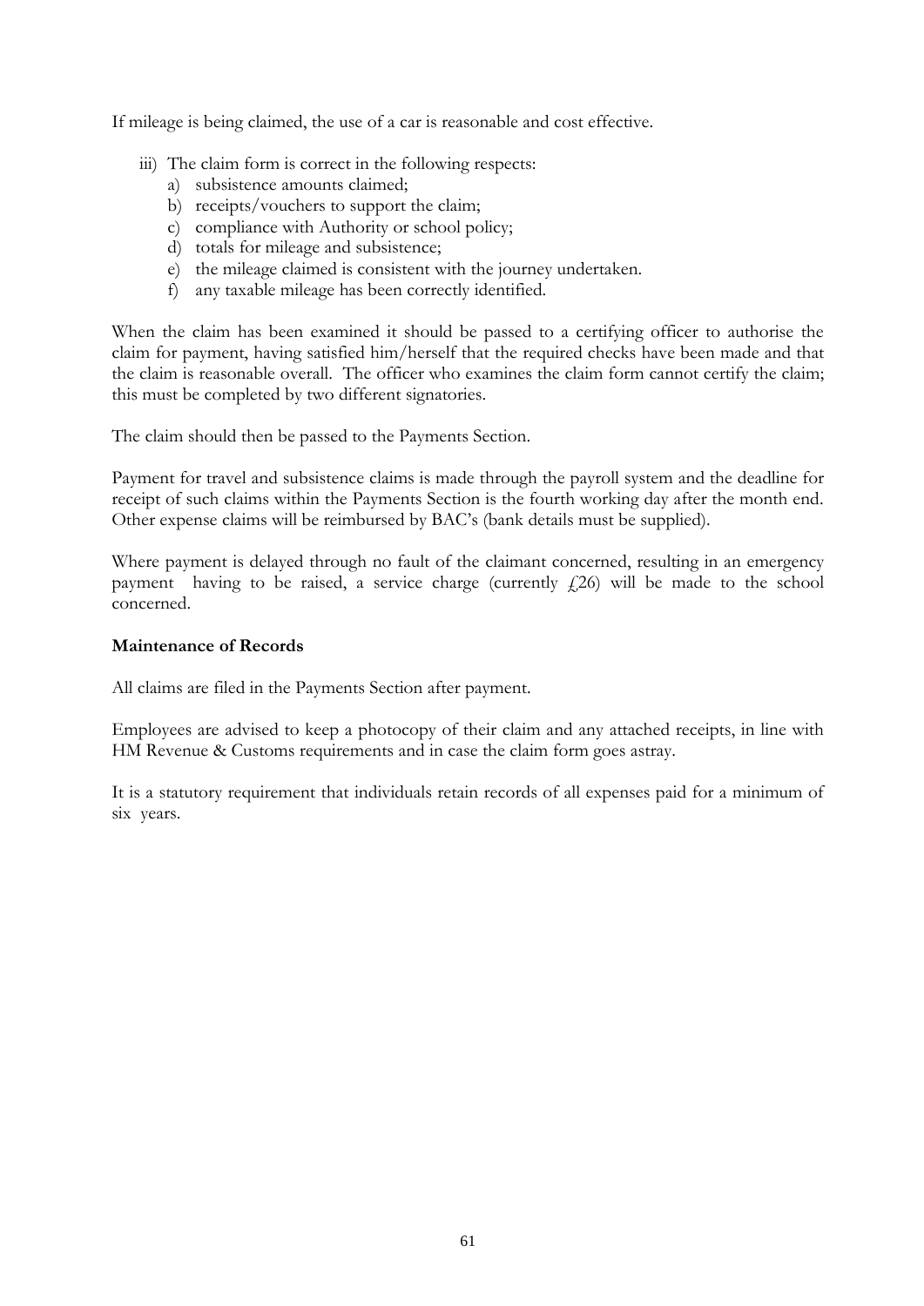If mileage is being claimed, the use of a car is reasonable and cost effective.

iii) The claim form is correct in the following respects:
   a) subsistence amounts claimed;
   b) receipts/vouchers to support the claim;
   c) compliance with Authority or school policy;
   d) totals for mileage and subsistence;
   e) the mileage claimed is consistent with the journey undertaken.
   f) any taxable mileage has been correctly identified.

When the claim has been examined it should be passed to a certifying officer to authorise the claim for payment, having satisfied him/herself that the required checks have been made and that the claim is reasonable overall. The officer who examines the claim form cannot certify the claim; this must be completed by two different signatories.

The claim should then be passed to the Payments Section.

Payment for travel and subsistence claims is made through the payroll system and the deadline for receipt of such claims within the Payments Section is the fourth working day after the month end. Other expense claims will be reimbursed by BAC's (bank details must be supplied).

Where payment is delayed through no fault of the claimant concerned, resulting in an emergency payment having to be raised, a service charge (currently £26) will be made to the school concerned.

**Maintenance of Records**

All claims are filed in the Payments Section after payment.

Employees are advised to keep a photocopy of their claim and any attached receipts, in line with HM Revenue & Customs requirements and in case the claim form goes astray.

It is a statutory requirement that individuals retain records of all expenses paid for a minimum of six years.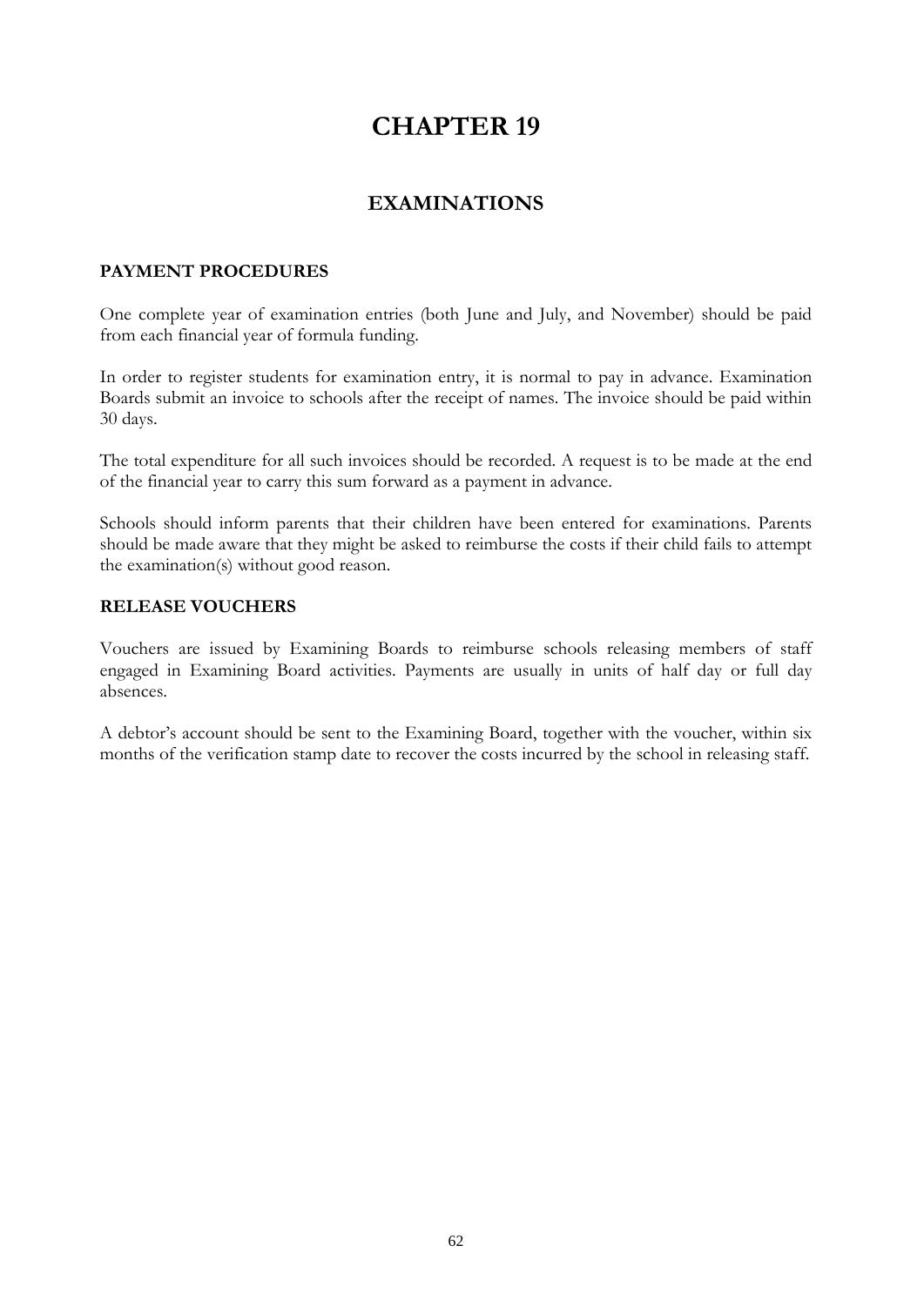# CHAPTER 19

## EXAMINATIONS

### PAYMENT PROCEDURES

One complete year of examination entries (both June and July, and November) should be paid from each financial year of formula funding.

In order to register students for examination entry, it is normal to pay in advance. Examination Boards submit an invoice to schools after the receipt of names. The invoice should be paid within 30 days.

The total expenditure for all such invoices should be recorded. A request is to be made at the end of the financial year to carry this sum forward as a payment in advance.

Schools should inform parents that their children have been entered for examinations. Parents should be made aware that they might be asked to reimburse the costs if their child fails to attempt the examination(s) without good reason.

### RELEASE VOUCHERS

Vouchers are issued by Examining Boards to reimburse schools releasing members of staff engaged in Examining Board activities. Payments are usually in units of half day or full day absences.

A debtor's account should be sent to the Examining Board, together with the voucher, within six months of the verification stamp date to recover the costs incurred by the school in releasing staff.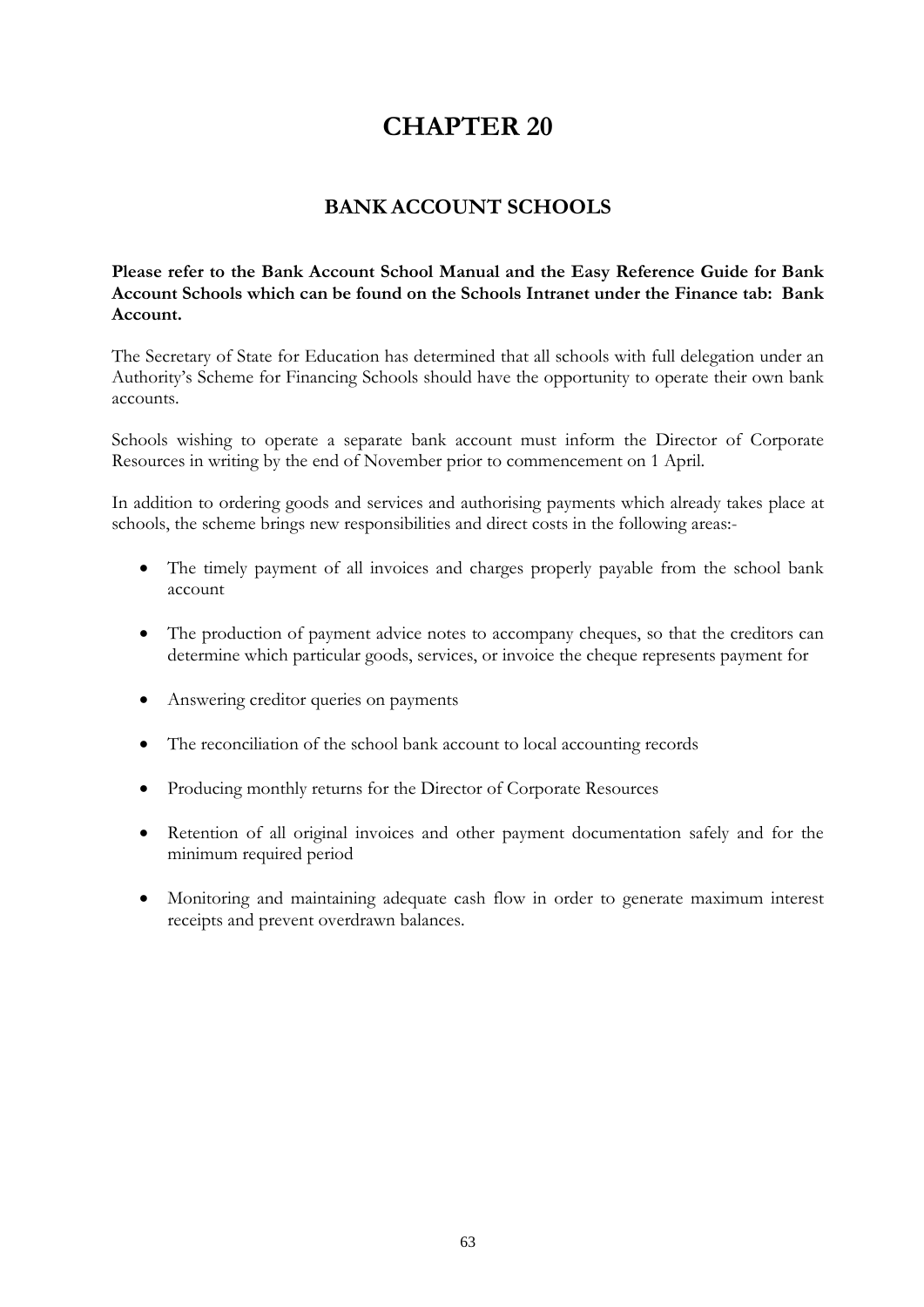# CHAPTER 20

## BANK ACCOUNT SCHOOLS

**Please refer to the Bank Account School Manual and the Easy Reference Guide for Bank Account Schools which can be found on the Schools Intranet under the Finance tab: Bank Account.**

The Secretary of State for Education has determined that all schools with full delegation under an Authority's Scheme for Financing Schools should have the opportunity to operate their own bank accounts.

Schools wishing to operate a separate bank account must inform the Director of Corporate Resources in writing by the end of November prior to commencement on 1 April.

In addition to ordering goods and services and authorising payments which already takes place at schools, the scheme brings new responsibilities and direct costs in the following areas:-

- The timely payment of all invoices and charges properly payable from the school bank account
- The production of payment advice notes to accompany cheques, so that the creditors can determine which particular goods, services, or invoice the cheque represents payment for
- Answering creditor queries on payments
- The reconciliation of the school bank account to local accounting records
- Producing monthly returns for the Director of Corporate Resources
- Retention of all original invoices and other payment documentation safely and for the minimum required period
- Monitoring and maintaining adequate cash flow in order to generate maximum interest receipts and prevent overdrawn balances.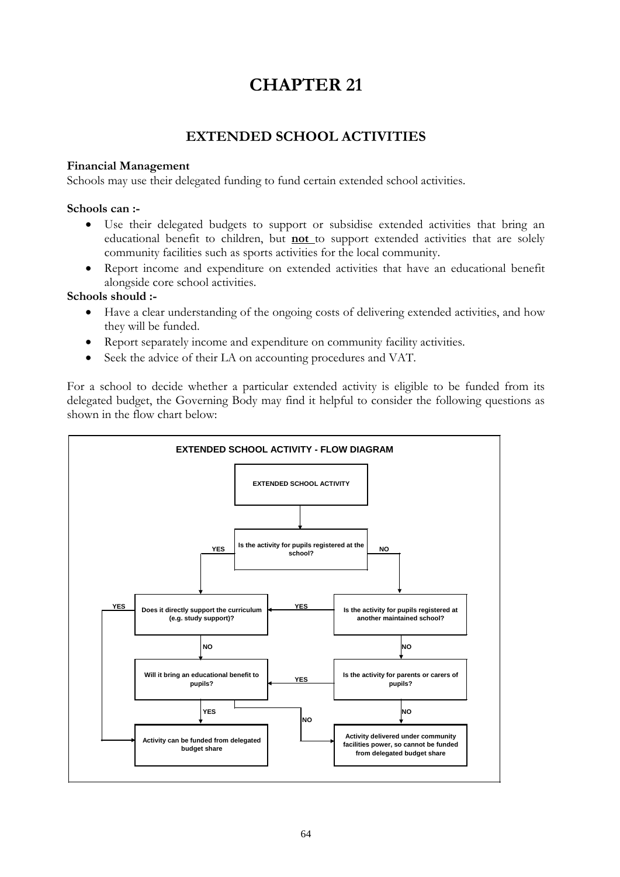# CHAPTER 21

## EXTENDED SCHOOL ACTIVITIES

**Financial Management**
Schools may use their delegated funding to fund certain extended school activities.

**Schools can :-**

- Use their delegated budgets to support or subsidise extended activities that bring an educational benefit to children, but **not** to support extended activities that are solely community facilities such as sports activities for the local community.
- Report income and expenditure on extended activities that have an educational benefit alongside core school activities.

**Schools should :-**

- Have a clear understanding of the ongoing costs of delivering extended activities, and how they will be funded.
- Report separately income and expenditure on community facility activities.
- Seek the advice of their LA on accounting procedures and VAT.

For a school to decide whether a particular extended activity is eligible to be funded from its delegated budget, the Governing Body may find it helpful to consider the following questions as shown in the flow chart below:

**EXTENDED SCHOOL ACTIVITY - FLOW DIAGRAM**

- **EXTENDED SCHOOL ACTIVITY**
- **Is the activity for pupils registered at the school?**
  - YES → **Does it directly support the curriculum (e.g. study support)?**
  - NO → **Is the activity for pupils registered at another maintained school?**
- **Does it directly support the curriculum (e.g. study support)?**
  - YES → **Activity can be funded from delegated budget share**
  - NO → **Will it bring an educational benefit to pupils?**
- **Is the activity for pupils registered at another maintained school?**
  - YES → **Does it directly support the curriculum (e.g. study support)?**
  - NO → **Is the activity for parents or carers of pupils?**
- **Is the activity for parents or carers of pupils?**
  - YES → **Will it bring an educational benefit to pupils?**
  - NO → **Activity delivered under community facilities power, so cannot be funded from delegated budget share**
- **Will it bring an educational benefit to pupils?**
  - YES → **Activity can be funded from delegated budget share**
  - NO → **Activity delivered under community facilities power, so cannot be funded from delegated budget share**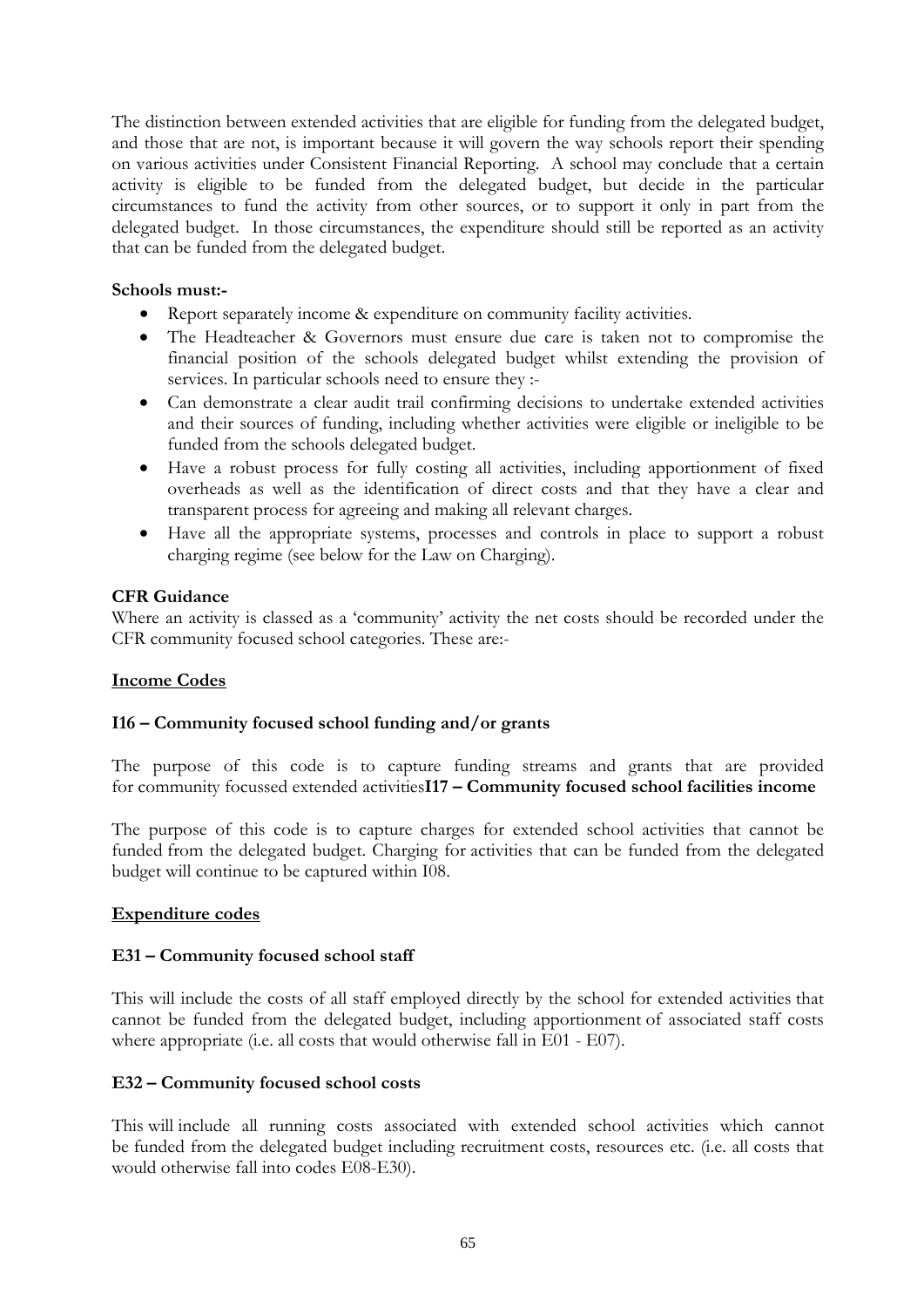The distinction between extended activities that are eligible for funding from the delegated budget, and those that are not, is important because it will govern the way schools report their spending on various activities under Consistent Financial Reporting. A school may conclude that a certain activity is eligible to be funded from the delegated budget, but decide in the particular circumstances to fund the activity from other sources, or to support it only in part from the delegated budget. In those circumstances, the expenditure should still be reported as an activity that can be funded from the delegated budget.

**Schools must:-**

- Report separately income & expenditure on community facility activities.
- The Headteacher & Governors must ensure due care is taken not to compromise the financial position of the schools delegated budget whilst extending the provision of services. In particular schools need to ensure they :-
- Can demonstrate a clear audit trail confirming decisions to undertake extended activities and their sources of funding, including whether activities were eligible or ineligible to be funded from the schools delegated budget.
- Have a robust process for fully costing all activities, including apportionment of fixed overheads as well as the identification of direct costs and that they have a clear and transparent process for agreeing and making all relevant charges.
- Have all the appropriate systems, processes and controls in place to support a robust charging regime (see below for the Law on Charging).

**CFR Guidance**

Where an activity is classed as a 'community' activity the net costs should be recorded under the CFR community focused school categories. These are:-

**Income Codes**

**I16 – Community focused school funding and/or grants**

The purpose of this code is to capture funding streams and grants that are provided for community focussed extended activities

**I17 – Community focused school facilities income**

The purpose of this code is to capture charges for extended school activities that cannot be funded from the delegated budget. Charging for activities that can be funded from the delegated budget will continue to be captured within I08.

**Expenditure codes**

**E31 – Community focused school staff**

This will include the costs of all staff employed directly by the school for extended activities that cannot be funded from the delegated budget, including apportionment of associated staff costs where appropriate (i.e. all costs that would otherwise fall in E01 - E07).

**E32 – Community focused school costs**

This will include all running costs associated with extended school activities which cannot be funded from the delegated budget including recruitment costs, resources etc. (i.e. all costs that would otherwise fall into codes E08-E30).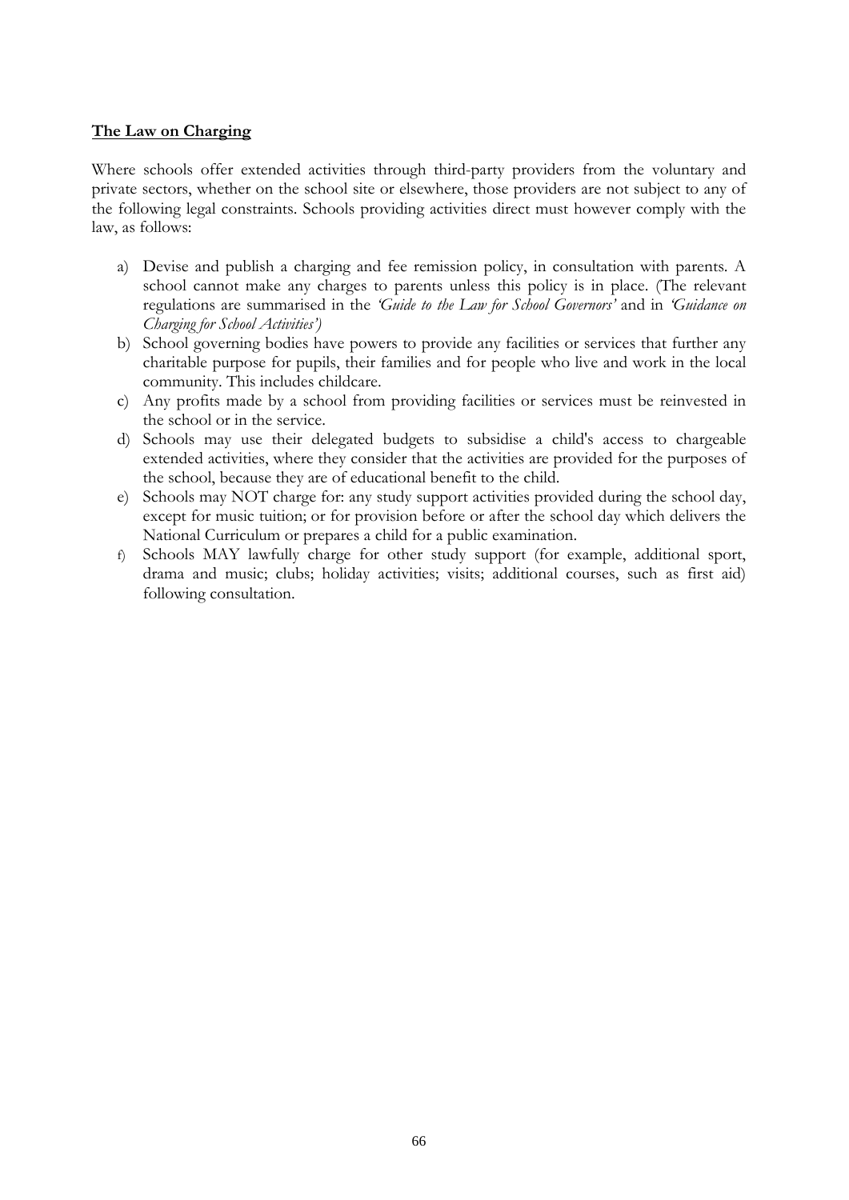**<u>The Law on Charging</u>**

Where schools offer extended activities through third-party providers from the voluntary and private sectors, whether on the school site or elsewhere, those providers are not subject to any of the following legal constraints. Schools providing activities direct must however comply with the law, as follows:

a) Devise and publish a charging and fee remission policy, in consultation with parents. A school cannot make any charges to parents unless this policy is in place. (The relevant regulations are summarised in the *'Guide to the Law for School Governors'* and in *'Guidance on Charging for School Activities')*
b) School governing bodies have powers to provide any facilities or services that further any charitable purpose for pupils, their families and for people who live and work in the local community. This includes childcare.
c) Any profits made by a school from providing facilities or services must be reinvested in the school or in the service.
d) Schools may use their delegated budgets to subsidise a child's access to chargeable extended activities, where they consider that the activities are provided for the purposes of the school, because they are of educational benefit to the child.
e) Schools may NOT charge for: any study support activities provided during the school day, except for music tuition; or for provision before or after the school day which delivers the National Curriculum or prepares a child for a public examination.
f) Schools MAY lawfully charge for other study support (for example, additional sport, drama and music; clubs; holiday activities; visits; additional courses, such as first aid) following consultation.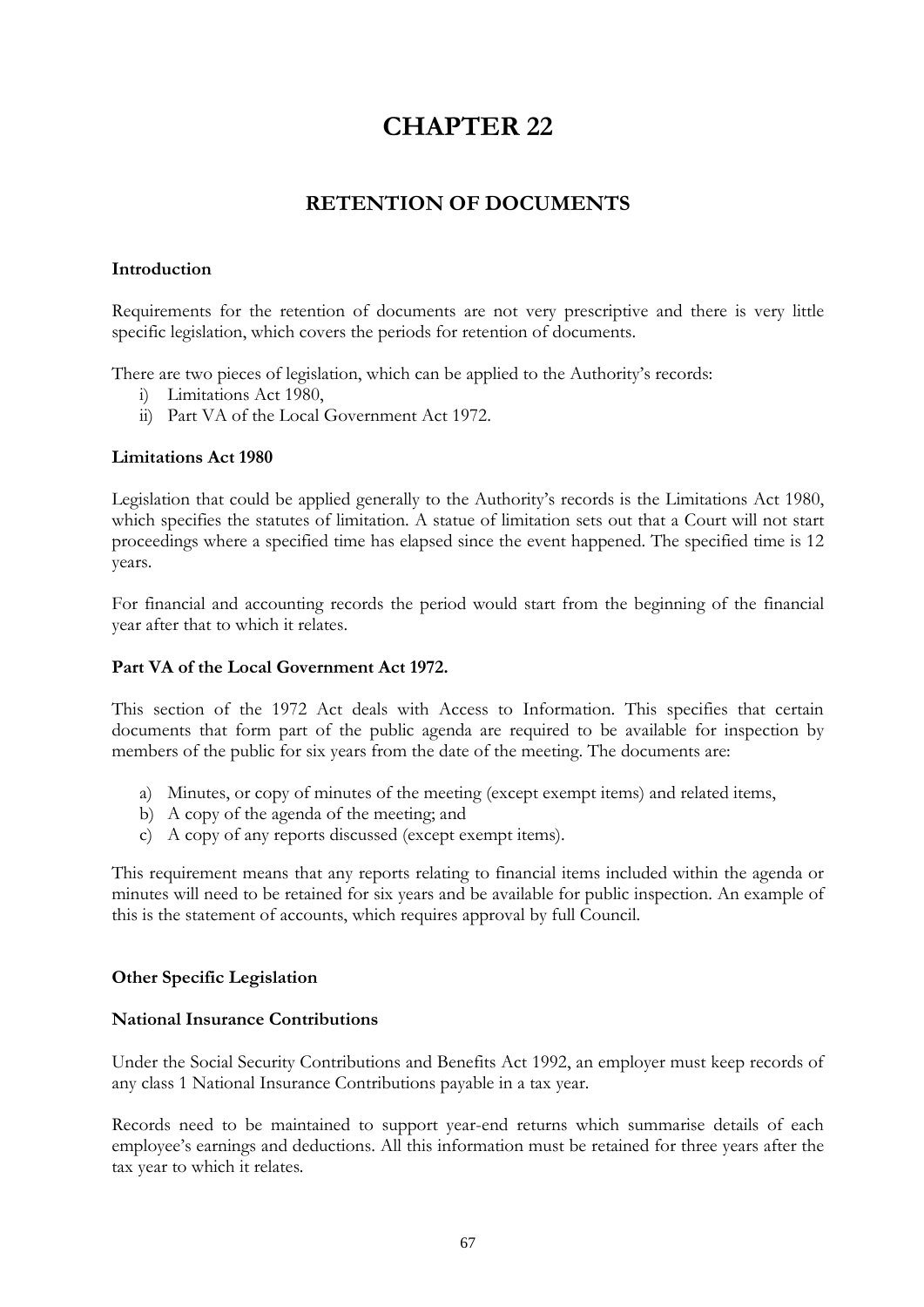# CHAPTER 22

## RETENTION OF DOCUMENTS

**Introduction**

Requirements for the retention of documents are not very prescriptive and there is very little specific legislation, which covers the periods for retention of documents.

There are two pieces of legislation, which can be applied to the Authority's records:

i) Limitations Act 1980,
ii) Part VA of the Local Government Act 1972.

**Limitations Act 1980**

Legislation that could be applied generally to the Authority's records is the Limitations Act 1980, which specifies the statutes of limitation. A statue of limitation sets out that a Court will not start proceedings where a specified time has elapsed since the event happened. The specified time is 12 years.

For financial and accounting records the period would start from the beginning of the financial year after that to which it relates.

**Part VA of the Local Government Act 1972.**

This section of the 1972 Act deals with Access to Information. This specifies that certain documents that form part of the public agenda are required to be available for inspection by members of the public for six years from the date of the meeting. The documents are:

a) Minutes, or copy of minutes of the meeting (except exempt items) and related items,
b) A copy of the agenda of the meeting; and
c) A copy of any reports discussed (except exempt items).

This requirement means that any reports relating to financial items included within the agenda or minutes will need to be retained for six years and be available for public inspection. An example of this is the statement of accounts, which requires approval by full Council.

**Other Specific Legislation**

**National Insurance Contributions**

Under the Social Security Contributions and Benefits Act 1992, an employer must keep records of any class 1 National Insurance Contributions payable in a tax year.

Records need to be maintained to support year-end returns which summarise details of each employee's earnings and deductions. All this information must be retained for three years after the tax year to which it relates.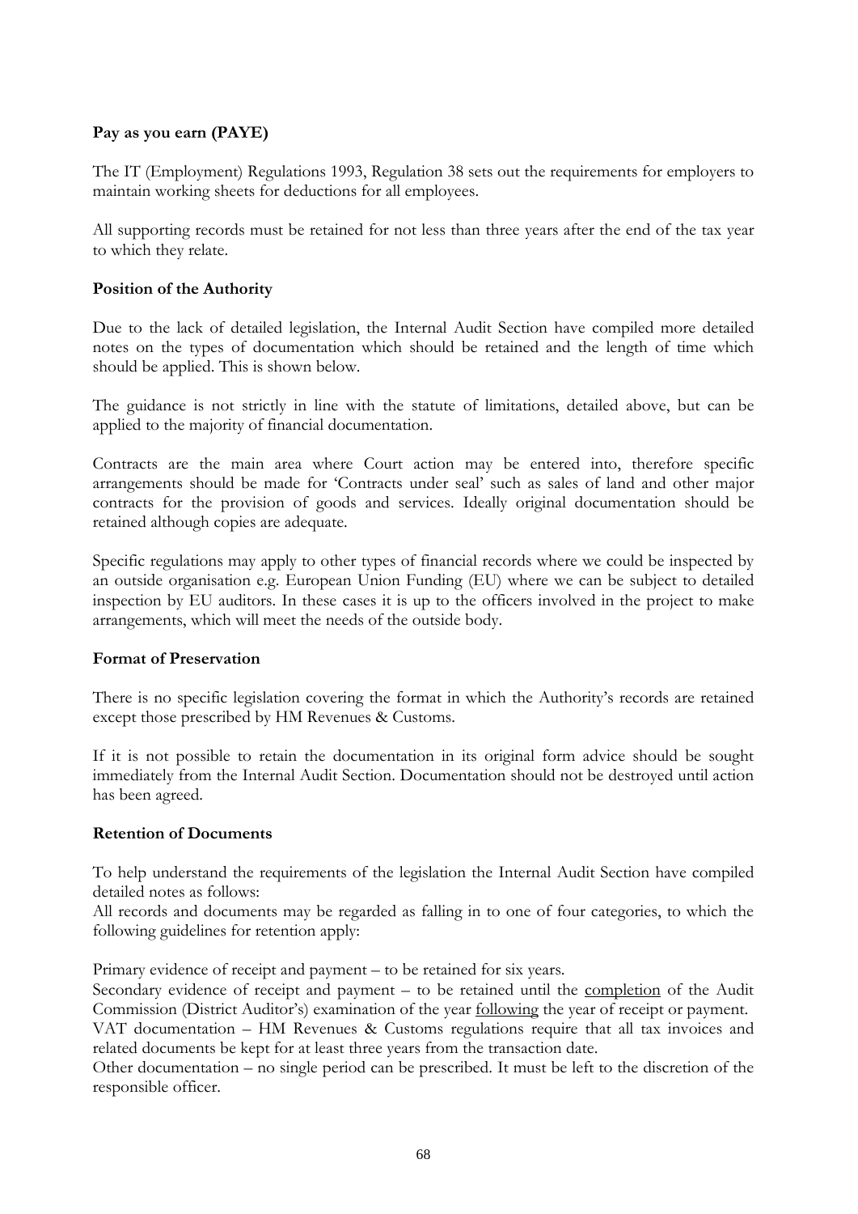**Pay as you earn (PAYE)**

The IT (Employment) Regulations 1993, Regulation 38 sets out the requirements for employers to maintain working sheets for deductions for all employees.

All supporting records must be retained for not less than three years after the end of the tax year to which they relate.

**Position of the Authority**

Due to the lack of detailed legislation, the Internal Audit Section have compiled more detailed notes on the types of documentation which should be retained and the length of time which should be applied. This is shown below.

The guidance is not strictly in line with the statute of limitations, detailed above, but can be applied to the majority of financial documentation.

Contracts are the main area where Court action may be entered into, therefore specific arrangements should be made for 'Contracts under seal' such as sales of land and other major contracts for the provision of goods and services. Ideally original documentation should be retained although copies are adequate.

Specific regulations may apply to other types of financial records where we could be inspected by an outside organisation e.g. European Union Funding (EU) where we can be subject to detailed inspection by EU auditors. In these cases it is up to the officers involved in the project to make arrangements, which will meet the needs of the outside body.

**Format of Preservation**

There is no specific legislation covering the format in which the Authority's records are retained except those prescribed by HM Revenues & Customs.

If it is not possible to retain the documentation in its original form advice should be sought immediately from the Internal Audit Section. Documentation should not be destroyed until action has been agreed.

**Retention of Documents**

To help understand the requirements of the legislation the Internal Audit Section have compiled detailed notes as follows:
All records and documents may be regarded as falling in to one of four categories, to which the following guidelines for retention apply:

Primary evidence of receipt and payment – to be retained for six years.
Secondary evidence of receipt and payment – to be retained until the completion of the Audit Commission (District Auditor's) examination of the year following the year of receipt or payment.
VAT documentation – HM Revenues & Customs regulations require that all tax invoices and related documents be kept for at least three years from the transaction date.
Other documentation – no single period can be prescribed. It must be left to the discretion of the responsible officer.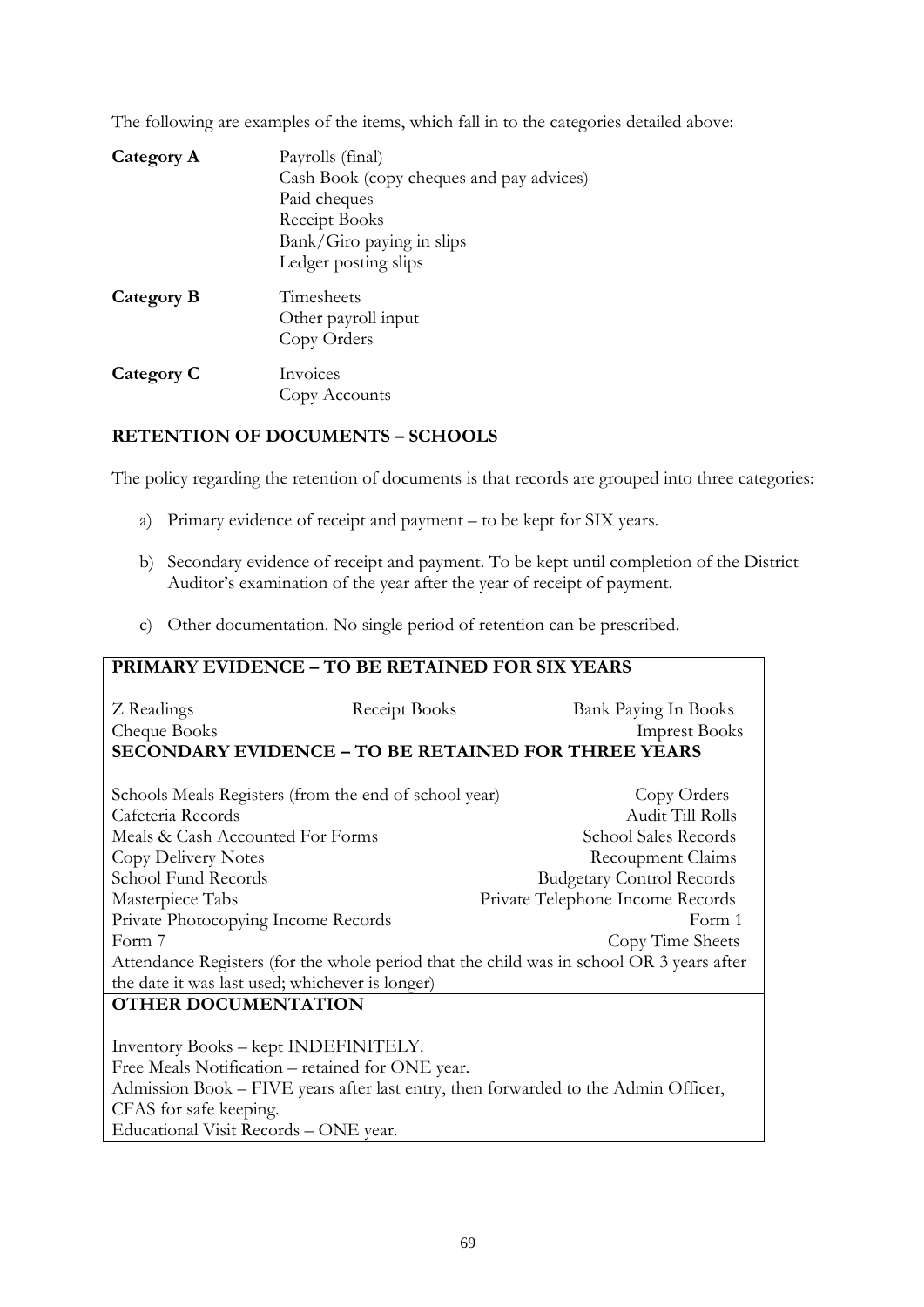The following are examples of the items, which fall in to the categories detailed above:

**Category A**
- Payrolls (final)
- Cash Book (copy cheques and pay advices)
- Paid cheques
- Receipt Books
- Bank/Giro paying in slips
- Ledger posting slips

**Category B**
- Timesheets
- Other payroll input
- Copy Orders

**Category C**
- Invoices
- Copy Accounts

**RETENTION OF DOCUMENTS – SCHOOLS**

The policy regarding the retention of documents is that records are grouped into three categories:

a) Primary evidence of receipt and payment – to be kept for SIX years.

b) Secondary evidence of receipt and payment. To be kept until completion of the District Auditor's examination of the year after the year of receipt of payment.

c) Other documentation. No single period of retention can be prescribed.

| **PRIMARY EVIDENCE – TO BE RETAINED FOR SIX YEARS** | | |
|---|---|---|
| Z Readings | Receipt Books | Bank Paying In Books |
| Cheque Books | | Imprest Books |
| **SECONDARY EVIDENCE – TO BE RETAINED FOR THREE YEARS** | | |
| Schools Meals Registers (from the end of school year) | | Copy Orders |
| Cafeteria Records | | Audit Till Rolls |
| Meals & Cash Accounted For Forms | | School Sales Records |
| Copy Delivery Notes | | Recoupment Claims |
| School Fund Records | | Budgetary Control Records |
| Masterpiece Tabs | | Private Telephone Income Records |
| Private Photocopying Income Records | | Form 1 |
| Form 7 | | Copy Time Sheets |
| Attendance Registers (for the whole period that the child was in school OR 3 years after the date it was last used; whichever is longer) | | |
| **OTHER DOCUMENTATION** | | |
| Inventory Books – kept INDEFINITELY. | | |
| Free Meals Notification – retained for ONE year. | | |
| Admission Book – FIVE years after last entry, then forwarded to the Admin Officer, CFAS for safe keeping. | | |
| Educational Visit Records – ONE year. | | |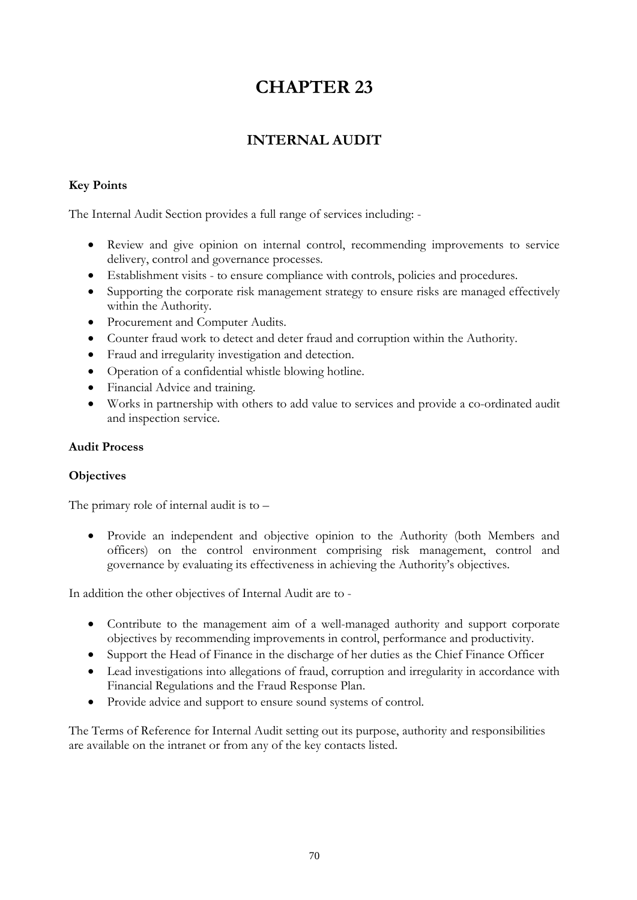# CHAPTER 23

## INTERNAL AUDIT

**Key Points**

The Internal Audit Section provides a full range of services including: -

- Review and give opinion on internal control, recommending improvements to service delivery, control and governance processes.
- Establishment visits - to ensure compliance with controls, policies and procedures.
- Supporting the corporate risk management strategy to ensure risks are managed effectively within the Authority.
- Procurement and Computer Audits.
- Counter fraud work to detect and deter fraud and corruption within the Authority.
- Fraud and irregularity investigation and detection.
- Operation of a confidential whistle blowing hotline.
- Financial Advice and training.
- Works in partnership with others to add value to services and provide a co-ordinated audit and inspection service.

**Audit Process**

**Objectives**

The primary role of internal audit is to –

- Provide an independent and objective opinion to the Authority (both Members and officers) on the control environment comprising risk management, control and governance by evaluating its effectiveness in achieving the Authority's objectives.

In addition the other objectives of Internal Audit are to -

- Contribute to the management aim of a well-managed authority and support corporate objectives by recommending improvements in control, performance and productivity.
- Support the Head of Finance in the discharge of her duties as the Chief Finance Officer
- Lead investigations into allegations of fraud, corruption and irregularity in accordance with Financial Regulations and the Fraud Response Plan.
- Provide advice and support to ensure sound systems of control.

The Terms of Reference for Internal Audit setting out its purpose, authority and responsibilities are available on the intranet or from any of the key contacts listed.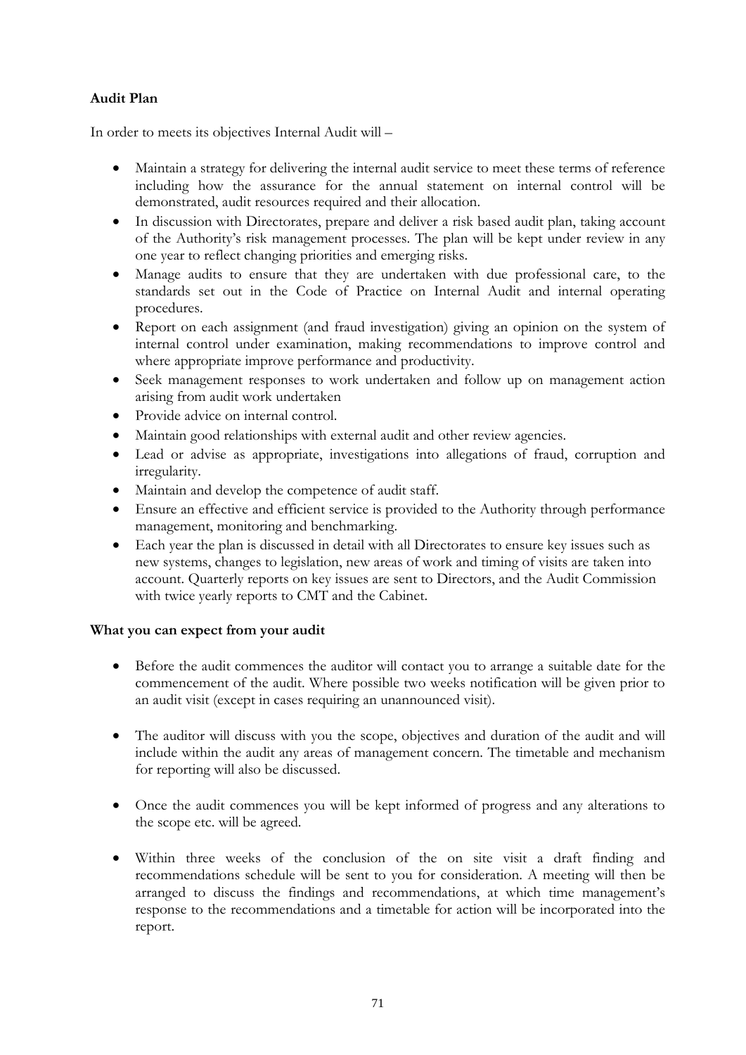**Audit Plan**

In order to meets its objectives Internal Audit will –

- Maintain a strategy for delivering the internal audit service to meet these terms of reference including how the assurance for the annual statement on internal control will be demonstrated, audit resources required and their allocation.
- In discussion with Directorates, prepare and deliver a risk based audit plan, taking account of the Authority's risk management processes. The plan will be kept under review in any one year to reflect changing priorities and emerging risks.
- Manage audits to ensure that they are undertaken with due professional care, to the standards set out in the Code of Practice on Internal Audit and internal operating procedures.
- Report on each assignment (and fraud investigation) giving an opinion on the system of internal control under examination, making recommendations to improve control and where appropriate improve performance and productivity.
- Seek management responses to work undertaken and follow up on management action arising from audit work undertaken
- Provide advice on internal control.
- Maintain good relationships with external audit and other review agencies.
- Lead or advise as appropriate, investigations into allegations of fraud, corruption and irregularity.
- Maintain and develop the competence of audit staff.
- Ensure an effective and efficient service is provided to the Authority through performance management, monitoring and benchmarking.
- Each year the plan is discussed in detail with all Directorates to ensure key issues such as new systems, changes to legislation, new areas of work and timing of visits are taken into account. Quarterly reports on key issues are sent to Directors, and the Audit Commission with twice yearly reports to CMT and the Cabinet.

**What you can expect from your audit**

- Before the audit commences the auditor will contact you to arrange a suitable date for the commencement of the audit. Where possible two weeks notification will be given prior to an audit visit (except in cases requiring an unannounced visit).

- The auditor will discuss with you the scope, objectives and duration of the audit and will include within the audit any areas of management concern. The timetable and mechanism for reporting will also be discussed.

- Once the audit commences you will be kept informed of progress and any alterations to the scope etc. will be agreed.

- Within three weeks of the conclusion of the on site visit a draft finding and recommendations schedule will be sent to you for consideration. A meeting will then be arranged to discuss the findings and recommendations, at which time management's response to the recommendations and a timetable for action will be incorporated into the report.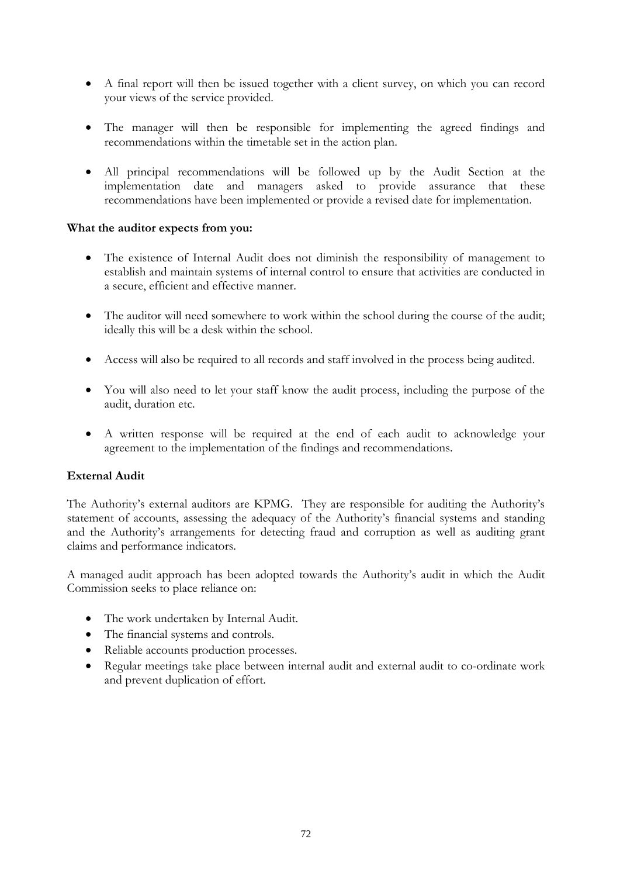- A final report will then be issued together with a client survey, on which you can record your views of the service provided.

- The manager will then be responsible for implementing the agreed findings and recommendations within the timetable set in the action plan.

- All principal recommendations will be followed up by the Audit Section at the implementation date and managers asked to provide assurance that these recommendations have been implemented or provide a revised date for implementation.

**What the auditor expects from you:**

- The existence of Internal Audit does not diminish the responsibility of management to establish and maintain systems of internal control to ensure that activities are conducted in a secure, efficient and effective manner.

- The auditor will need somewhere to work within the school during the course of the audit; ideally this will be a desk within the school.

- Access will also be required to all records and staff involved in the process being audited.

- You will also need to let your staff know the audit process, including the purpose of the audit, duration etc.

- A written response will be required at the end of each audit to acknowledge your agreement to the implementation of the findings and recommendations.

**External Audit**

The Authority's external auditors are KPMG. They are responsible for auditing the Authority's statement of accounts, assessing the adequacy of the Authority's financial systems and standing and the Authority's arrangements for detecting fraud and corruption as well as auditing grant claims and performance indicators.

A managed audit approach has been adopted towards the Authority's audit in which the Audit Commission seeks to place reliance on:

- The work undertaken by Internal Audit.
- The financial systems and controls.
- Reliable accounts production processes.
- Regular meetings take place between internal audit and external audit to co-ordinate work and prevent duplication of effort.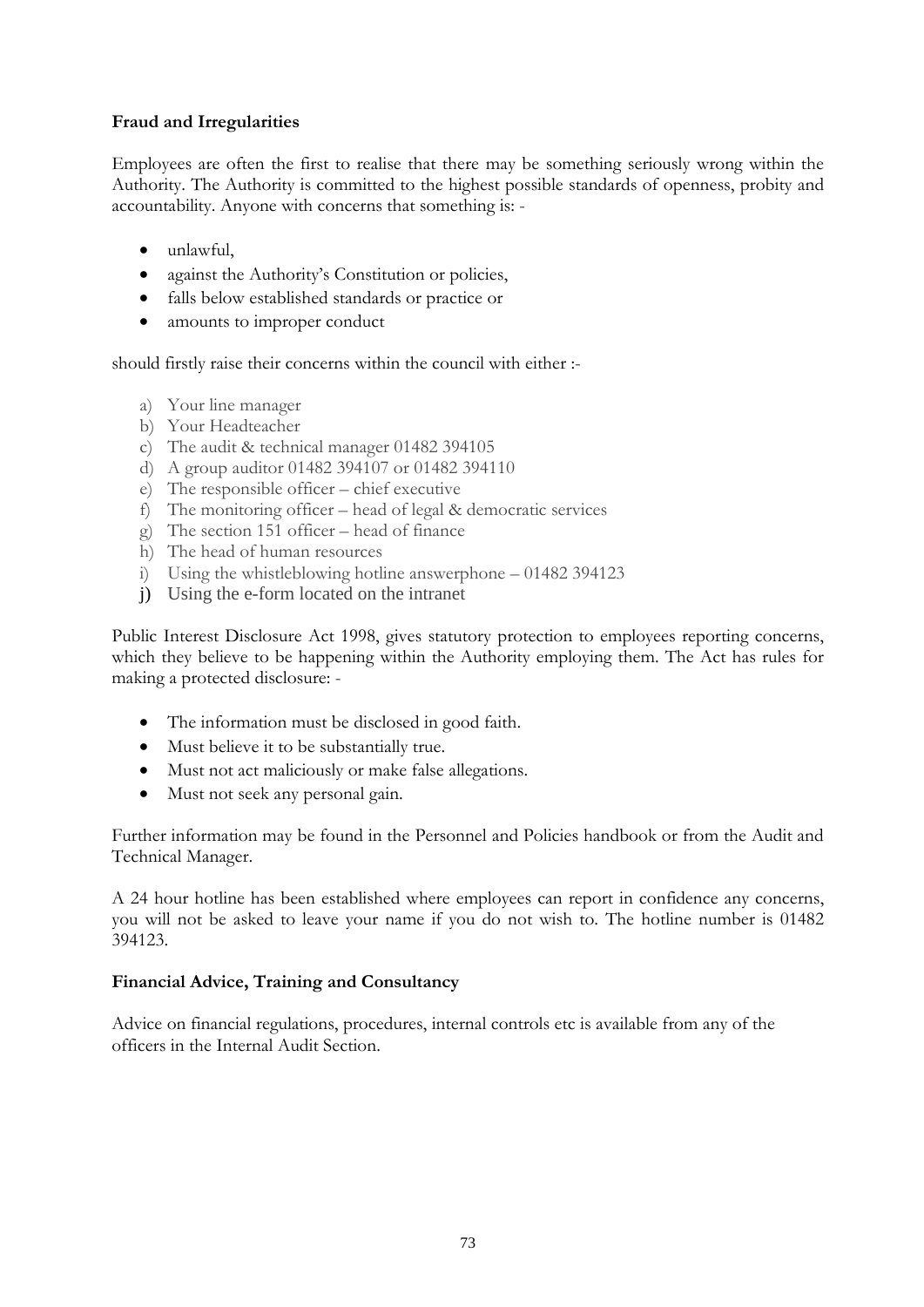**Fraud and Irregularities**

Employees are often the first to realise that there may be something seriously wrong within the Authority. The Authority is committed to the highest possible standards of openness, probity and accountability. Anyone with concerns that something is: -

- unlawful,
- against the Authority's Constitution or policies,
- falls below established standards or practice or
- amounts to improper conduct

should firstly raise their concerns within the council with either :-

a) Your line manager
b) Your Headteacher
c) The audit & technical manager 01482 394105
d) A group auditor 01482 394107 or 01482 394110
e) The responsible officer – chief executive
f) The monitoring officer – head of legal & democratic services
g) The section 151 officer – head of finance
h) The head of human resources
i) Using the whistleblowing hotline answerphone – 01482 394123
j) Using the e-form located on the intranet

Public Interest Disclosure Act 1998, gives statutory protection to employees reporting concerns, which they believe to be happening within the Authority employing them. The Act has rules for making a protected disclosure: -

- The information must be disclosed in good faith.
- Must believe it to be substantially true.
- Must not act maliciously or make false allegations.
- Must not seek any personal gain.

Further information may be found in the Personnel and Policies handbook or from the Audit and Technical Manager.

A 24 hour hotline has been established where employees can report in confidence any concerns, you will not be asked to leave your name if you do not wish to. The hotline number is 01482 394123.

**Financial Advice, Training and Consultancy**

Advice on financial regulations, procedures, internal controls etc is available from any of the officers in the Internal Audit Section.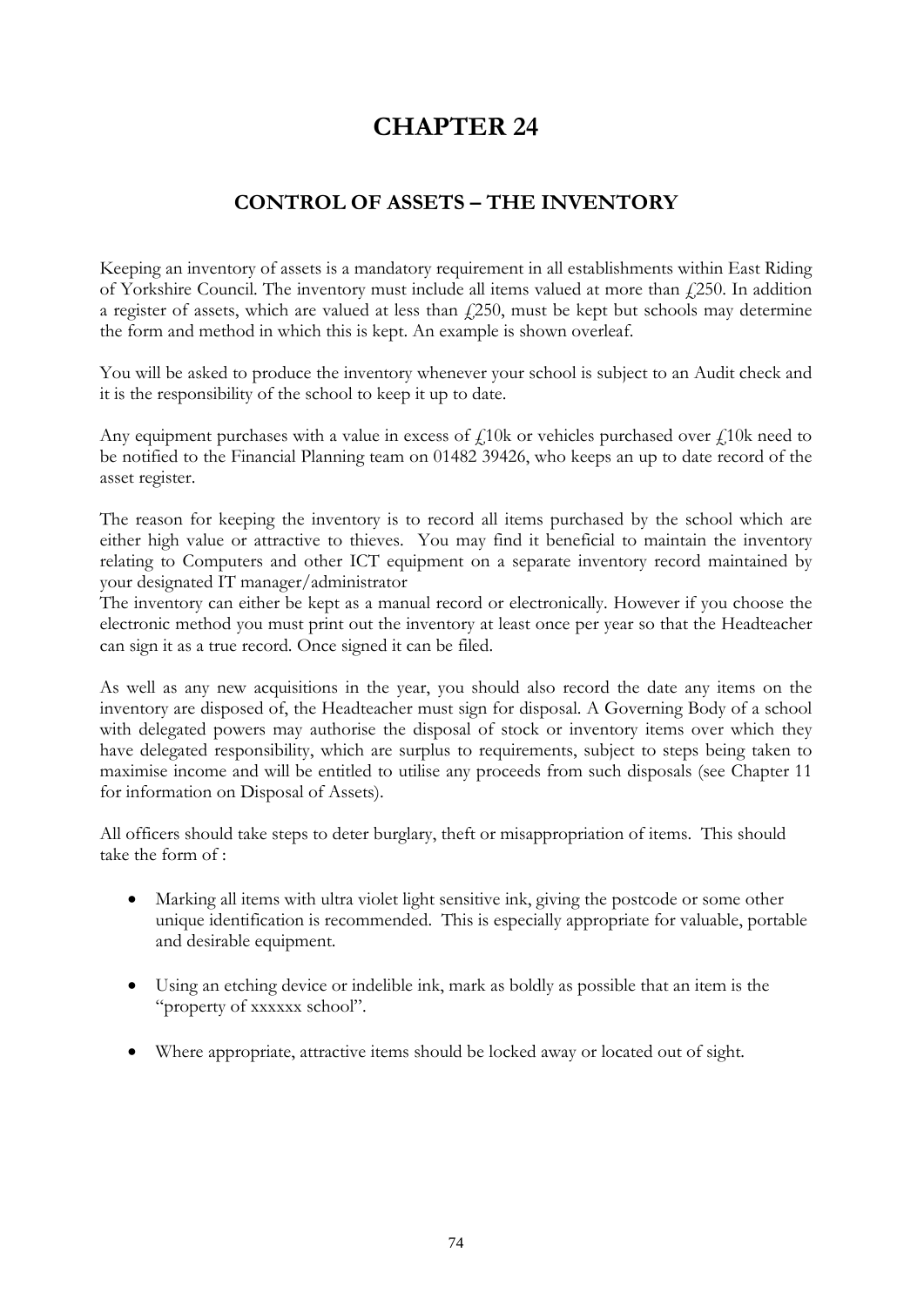# CHAPTER 24

## CONTROL OF ASSETS – THE INVENTORY

Keeping an inventory of assets is a mandatory requirement in all establishments within East Riding of Yorkshire Council. The inventory must include all items valued at more than £250. In addition a register of assets, which are valued at less than £250, must be kept but schools may determine the form and method in which this is kept. An example is shown overleaf.

You will be asked to produce the inventory whenever your school is subject to an Audit check and it is the responsibility of the school to keep it up to date.

Any equipment purchases with a value in excess of £10k or vehicles purchased over £10k need to be notified to the Financial Planning team on 01482 39426, who keeps an up to date record of the asset register.

The reason for keeping the inventory is to record all items purchased by the school which are either high value or attractive to thieves. You may find it beneficial to maintain the inventory relating to Computers and other ICT equipment on a separate inventory record maintained by your designated IT manager/administrator

The inventory can either be kept as a manual record or electronically. However if you choose the electronic method you must print out the inventory at least once per year so that the Headteacher can sign it as a true record. Once signed it can be filed.

As well as any new acquisitions in the year, you should also record the date any items on the inventory are disposed of, the Headteacher must sign for disposal. A Governing Body of a school with delegated powers may authorise the disposal of stock or inventory items over which they have delegated responsibility, which are surplus to requirements, subject to steps being taken to maximise income and will be entitled to utilise any proceeds from such disposals (see Chapter 11 for information on Disposal of Assets).

All officers should take steps to deter burglary, theft or misappropriation of items. This should take the form of :

- Marking all items with ultra violet light sensitive ink, giving the postcode or some other unique identification is recommended. This is especially appropriate for valuable, portable and desirable equipment.

- Using an etching device or indelible ink, mark as boldly as possible that an item is the "property of xxxxxx school".

- Where appropriate, attractive items should be locked away or located out of sight.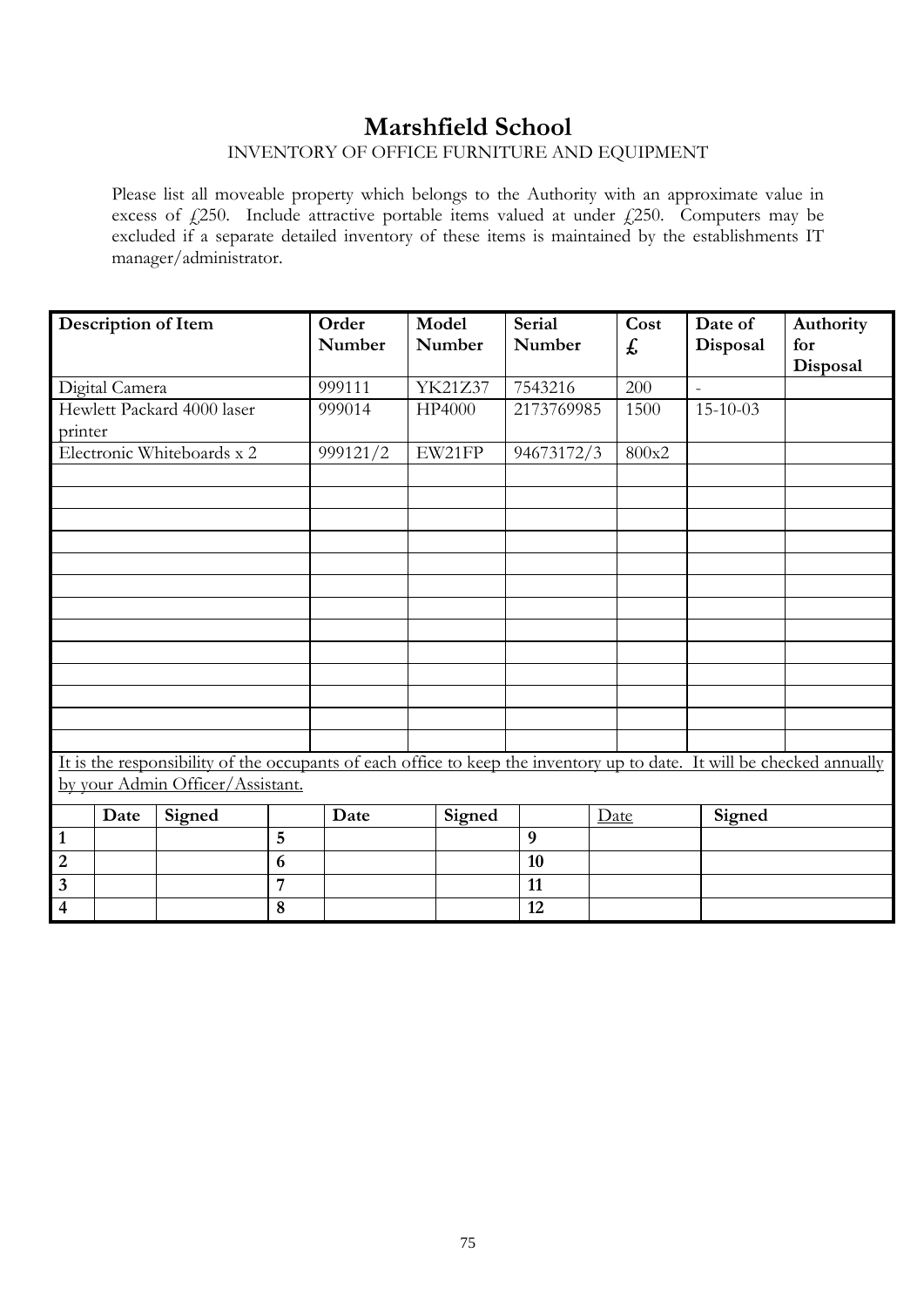# Marshfield School

INVENTORY OF OFFICE FURNITURE AND EQUIPMENT

Please list all moveable property which belongs to the Authority with an approximate value in excess of £250. Include attractive portable items valued at under £250. Computers may be excluded if a separate detailed inventory of these items is maintained by the establishments IT manager/administrator.

| Description of Item | Order Number | Model Number | Serial Number | Cost £ | Date of Disposal | Authority for Disposal |
|---|---|---|---|---|---|---|
| Digital Camera | 999111 | YK21Z37 | 7543216 | 200 | - | |
| Hewlett Packard 4000 laser printer | 999014 | HP4000 | 2173769985 | 1500 | 15-10-03 | |
| Electronic Whiteboards x 2 | 999121/2 | EW21FP | 94673172/3 | 800x2 | | |
| | | | | | | |
| | | | | | | |
| | | | | | | |
| | | | | | | |
| | | | | | | |
| | | | | | | |
| | | | | | | |
| | | | | | | |
| | | | | | | |
| | | | | | | |
| | | | | | | |
| | | | | | | |
| | | | | | | |

It is the responsibility of the occupants of each office to keep the inventory up to date. It will be checked annually by your Admin Officer/Assistant.

| | Date | Signed | | Date | Signed | | Date | Signed |
|---|---|---|---|---|---|---|---|---|
| 1 | | | 5 | | | 9 | | |
| 2 | | | 6 | | | 10 | | |
| 3 | | | 7 | | | 11 | | |
| 4 | | | 8 | | | 12 | | |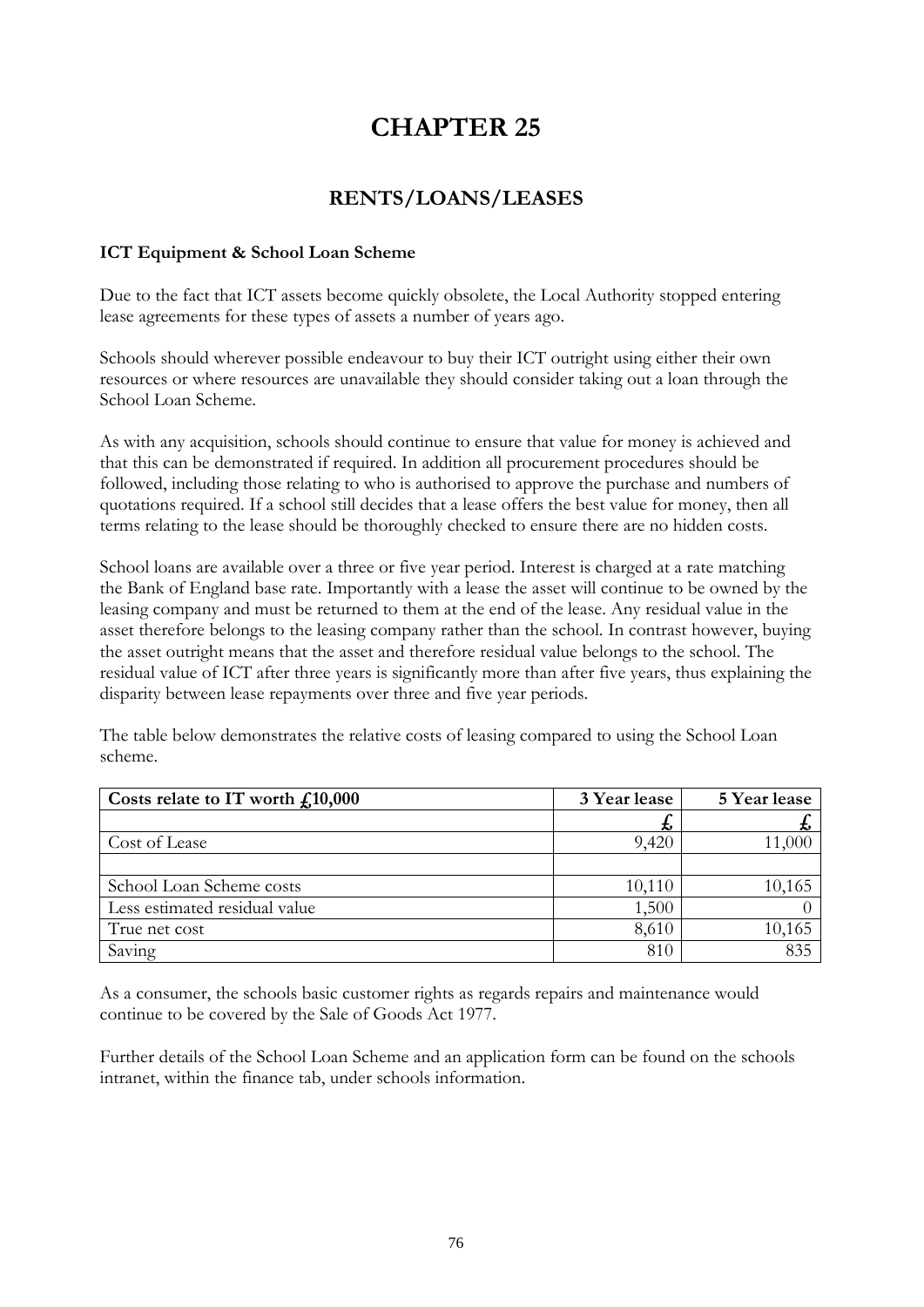# CHAPTER 25

## RENTS/LOANS/LEASES

**ICT Equipment & School Loan Scheme**

Due to the fact that ICT assets become quickly obsolete, the Local Authority stopped entering lease agreements for these types of assets a number of years ago.

Schools should wherever possible endeavour to buy their ICT outright using either their own resources or where resources are unavailable they should consider taking out a loan through the School Loan Scheme.

As with any acquisition, schools should continue to ensure that value for money is achieved and that this can be demonstrated if required. In addition all procurement procedures should be followed, including those relating to who is authorised to approve the purchase and numbers of quotations required. If a school still decides that a lease offers the best value for money, then all terms relating to the lease should be thoroughly checked to ensure there are no hidden costs.

School loans are available over a three or five year period. Interest is charged at a rate matching the Bank of England base rate. Importantly with a lease the asset will continue to be owned by the leasing company and must be returned to them at the end of the lease. Any residual value in the asset therefore belongs to the leasing company rather than the school. In contrast however, buying the asset outright means that the asset and therefore residual value belongs to the school. The residual value of ICT after three years is significantly more than after five years, thus explaining the disparity between lease repayments over three and five year periods.

The table below demonstrates the relative costs of leasing compared to using the School Loan scheme.

| Costs relate to IT worth £10,000 | 3 Year lease | 5 Year lease |
|---|---|---|
| | £ | £ |
| Cost of Lease | 9,420 | 11,000 |
| | | |
| School Loan Scheme costs | 10,110 | 10,165 |
| Less estimated residual value | 1,500 | 0 |
| True net cost | 8,610 | 10,165 |
| Saving | 810 | 835 |

As a consumer, the schools basic customer rights as regards repairs and maintenance would continue to be covered by the Sale of Goods Act 1977.

Further details of the School Loan Scheme and an application form can be found on the schools intranet, within the finance tab, under schools information.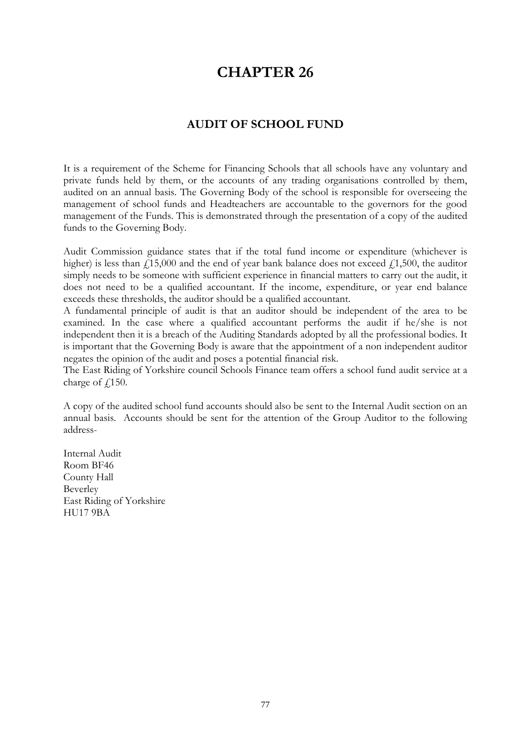# CHAPTER 26

## AUDIT OF SCHOOL FUND

It is a requirement of the Scheme for Financing Schools that all schools have any voluntary and private funds held by them, or the accounts of any trading organisations controlled by them, audited on an annual basis. The Governing Body of the school is responsible for overseeing the management of school funds and Headteachers are accountable to the governors for the good management of the Funds. This is demonstrated through the presentation of a copy of the audited funds to the Governing Body.

Audit Commission guidance states that if the total fund income or expenditure (whichever is higher) is less than £15,000 and the end of year bank balance does not exceed £1,500, the auditor simply needs to be someone with sufficient experience in financial matters to carry out the audit, it does not need to be a qualified accountant. If the income, expenditure, or year end balance exceeds these thresholds, the auditor should be a qualified accountant.

A fundamental principle of audit is that an auditor should be independent of the area to be examined. In the case where a qualified accountant performs the audit if he/she is not independent then it is a breach of the Auditing Standards adopted by all the professional bodies. It is important that the Governing Body is aware that the appointment of a non independent auditor negates the opinion of the audit and poses a potential financial risk.

The East Riding of Yorkshire council Schools Finance team offers a school fund audit service at a charge of £150.

A copy of the audited school fund accounts should also be sent to the Internal Audit section on an annual basis. Accounts should be sent for the attention of the Group Auditor to the following address-

Internal Audit
Room BF46
County Hall
Beverley
East Riding of Yorkshire
HU17 9BA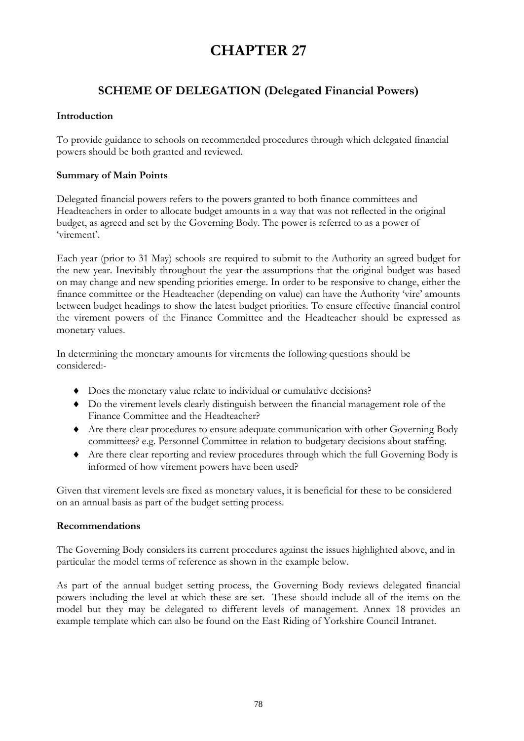# CHAPTER 27

## SCHEME OF DELEGATION (Delegated Financial Powers)

**Introduction**

To provide guidance to schools on recommended procedures through which delegated financial powers should be both granted and reviewed.

**Summary of Main Points**

Delegated financial powers refers to the powers granted to both finance committees and Headteachers in order to allocate budget amounts in a way that was not reflected in the original budget, as agreed and set by the Governing Body. The power is referred to as a power of 'virement'.

Each year (prior to 31 May) schools are required to submit to the Authority an agreed budget for the new year. Inevitably throughout the year the assumptions that the original budget was based on may change and new spending priorities emerge. In order to be responsive to change, either the finance committee or the Headteacher (depending on value) can have the Authority 'vire' amounts between budget headings to show the latest budget priorities. To ensure effective financial control the virement powers of the Finance Committee and the Headteacher should be expressed as monetary values.

In determining the monetary amounts for virements the following questions should be considered:-

- Does the monetary value relate to individual or cumulative decisions?
- Do the virement levels clearly distinguish between the financial management role of the Finance Committee and the Headteacher?
- Are there clear procedures to ensure adequate communication with other Governing Body committees? e.g. Personnel Committee in relation to budgetary decisions about staffing.
- Are there clear reporting and review procedures through which the full Governing Body is informed of how virement powers have been used?

Given that virement levels are fixed as monetary values, it is beneficial for these to be considered on an annual basis as part of the budget setting process.

**Recommendations**

The Governing Body considers its current procedures against the issues highlighted above, and in particular the model terms of reference as shown in the example below.

As part of the annual budget setting process, the Governing Body reviews delegated financial powers including the level at which these are set. These should include all of the items on the model but they may be delegated to different levels of management. Annex 18 provides an example template which can also be found on the East Riding of Yorkshire Council Intranet.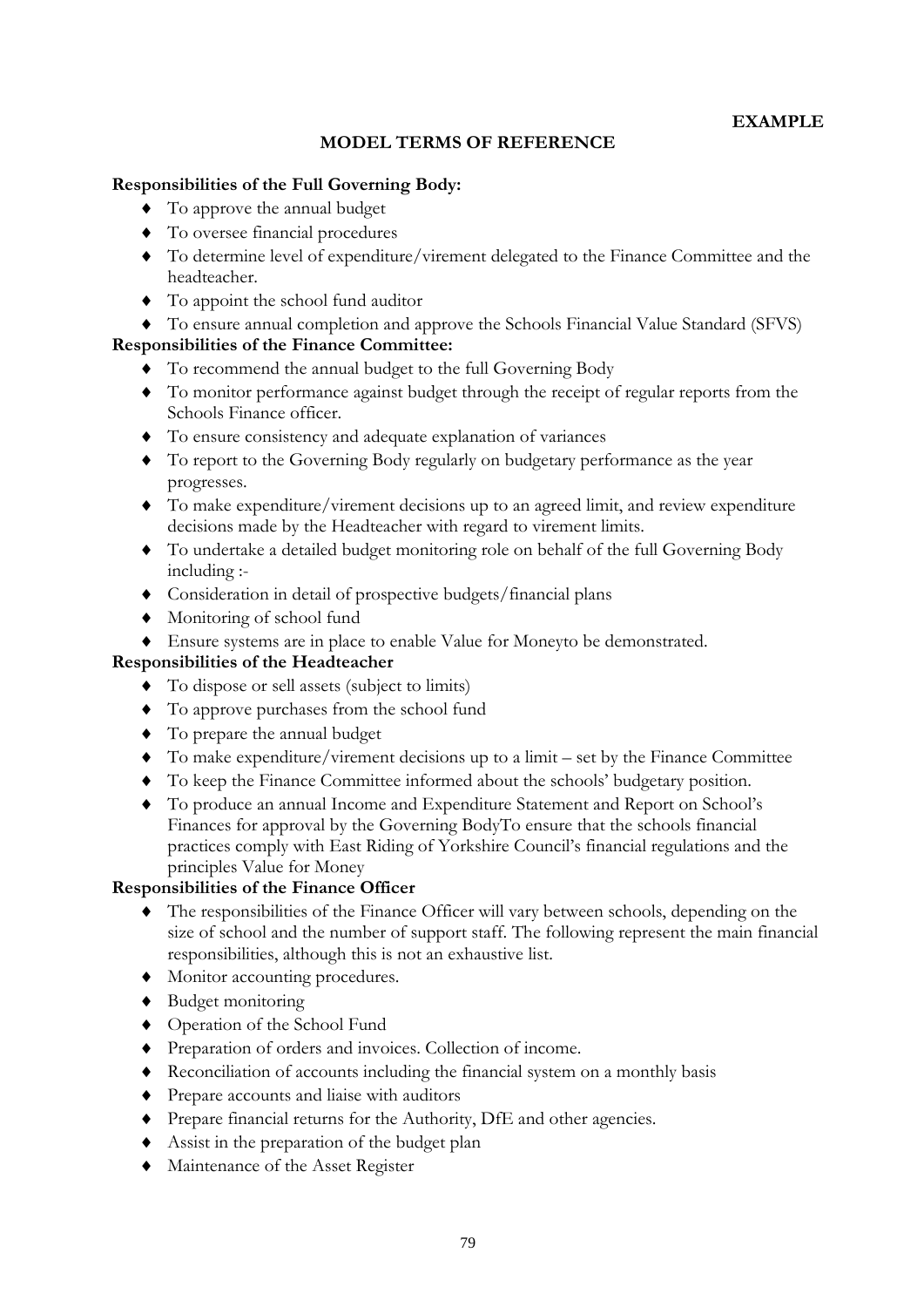**EXAMPLE**

## MODEL TERMS OF REFERENCE

**Responsibilities of the Full Governing Body:**

- To approve the annual budget
- To oversee financial procedures
- To determine level of expenditure/virement delegated to the Finance Committee and the headteacher.
- To appoint the school fund auditor
- To ensure annual completion and approve the Schools Financial Value Standard (SFVS)

**Responsibilities of the Finance Committee:**

- To recommend the annual budget to the full Governing Body
- To monitor performance against budget through the receipt of regular reports from the Schools Finance officer.
- To ensure consistency and adequate explanation of variances
- To report to the Governing Body regularly on budgetary performance as the year progresses.
- To make expenditure/virement decisions up to an agreed limit, and review expenditure decisions made by the Headteacher with regard to virement limits.
- To undertake a detailed budget monitoring role on behalf of the full Governing Body including :-
- Consideration in detail of prospective budgets/financial plans
- Monitoring of school fund
- Ensure systems are in place to enable Value for Moneyto be demonstrated.

**Responsibilities of the Headteacher**

- To dispose or sell assets (subject to limits)
- To approve purchases from the school fund
- To prepare the annual budget
- To make expenditure/virement decisions up to a limit – set by the Finance Committee
- To keep the Finance Committee informed about the schools' budgetary position.
- To produce an annual Income and Expenditure Statement and Report on School's Finances for approval by the Governing BodyTo ensure that the schools financial practices comply with East Riding of Yorkshire Council's financial regulations and the principles Value for Money

**Responsibilities of the Finance Officer**

- The responsibilities of the Finance Officer will vary between schools, depending on the size of school and the number of support staff. The following represent the main financial responsibilities, although this is not an exhaustive list.
- Monitor accounting procedures.
- Budget monitoring
- Operation of the School Fund
- Preparation of orders and invoices. Collection of income.
- Reconciliation of accounts including the financial system on a monthly basis
- Prepare accounts and liaise with auditors
- Prepare financial returns for the Authority, DfE and other agencies.
- Assist in the preparation of the budget plan
- Maintenance of the Asset Register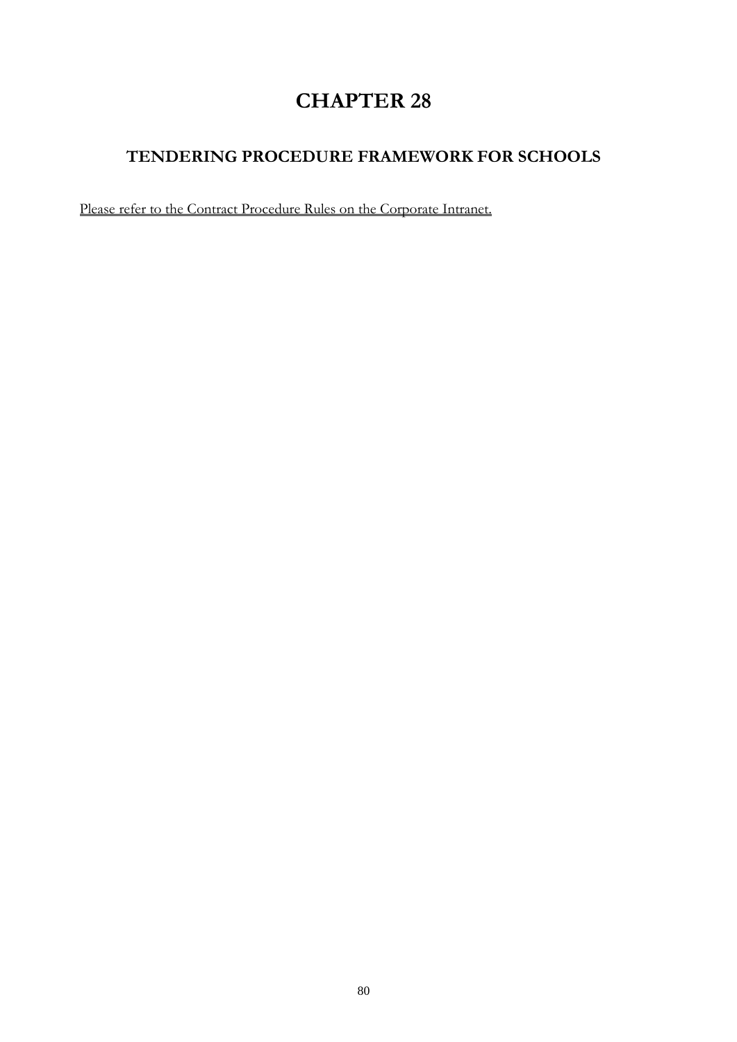# CHAPTER 28

## TENDERING PROCEDURE FRAMEWORK FOR SCHOOLS

<u>Please refer to the Contract Procedure Rules on the Corporate Intranet.</u>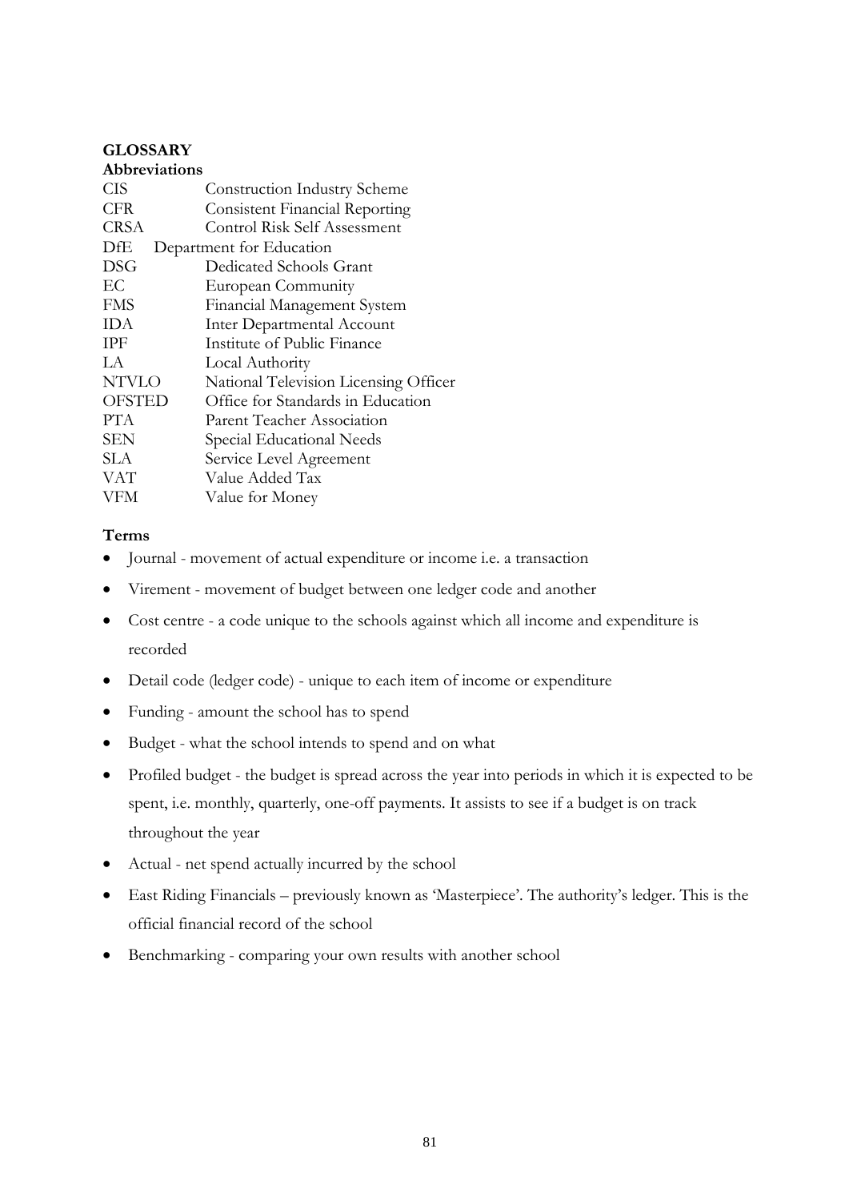## GLOSSARY

### Abbreviations

| | |
|---|---|
| CIS | Construction Industry Scheme |
| CFR | Consistent Financial Reporting |
| CRSA | Control Risk Self Assessment |
| DfE | Department for Education |
| DSG | Dedicated Schools Grant |
| EC | European Community |
| FMS | Financial Management System |
| IDA | Inter Departmental Account |
| IPF | Institute of Public Finance |
| LA | Local Authority |
| NTVLO | National Television Licensing Officer |
| OFSTED | Office for Standards in Education |
| PTA | Parent Teacher Association |
| SEN | Special Educational Needs |
| SLA | Service Level Agreement |
| VAT | Value Added Tax |
| VFM | Value for Money |

### Terms

- Journal - movement of actual expenditure or income i.e. a transaction
- Virement - movement of budget between one ledger code and another
- Cost centre - a code unique to the schools against which all income and expenditure is recorded
- Detail code (ledger code) - unique to each item of income or expenditure
- Funding - amount the school has to spend
- Budget - what the school intends to spend and on what
- Profiled budget - the budget is spread across the year into periods in which it is expected to be spent, i.e. monthly, quarterly, one-off payments. It assists to see if a budget is on track throughout the year
- Actual - net spend actually incurred by the school
- East Riding Financials – previously known as 'Masterpiece'. The authority's ledger. This is the official financial record of the school
- Benchmarking - comparing your own results with another school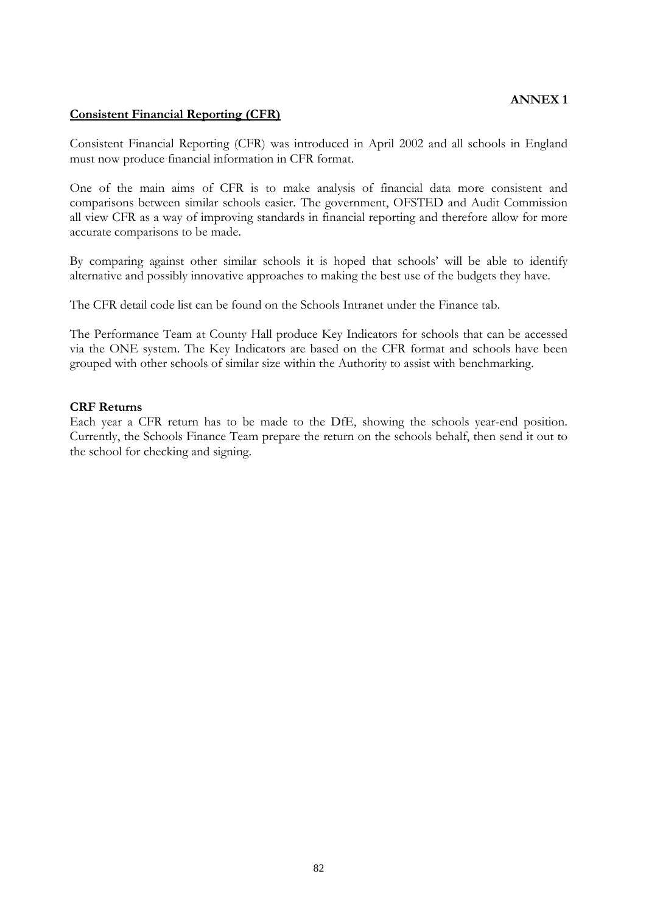**ANNEX 1**

**Consistent Financial Reporting (CFR)**

Consistent Financial Reporting (CFR) was introduced in April 2002 and all schools in England must now produce financial information in CFR format.

One of the main aims of CFR is to make analysis of financial data more consistent and comparisons between similar schools easier. The government, OFSTED and Audit Commission all view CFR as a way of improving standards in financial reporting and therefore allow for more accurate comparisons to be made.

By comparing against other similar schools it is hoped that schools' will be able to identify alternative and possibly innovative approaches to making the best use of the budgets they have.

The CFR detail code list can be found on the Schools Intranet under the Finance tab.

The Performance Team at County Hall produce Key Indicators for schools that can be accessed via the ONE system. The Key Indicators are based on the CFR format and schools have been grouped with other schools of similar size within the Authority to assist with benchmarking.

**CRF Returns**

Each year a CFR return has to be made to the DfE, showing the schools year-end position. Currently, the Schools Finance Team prepare the return on the schools behalf, then send it out to the school for checking and signing.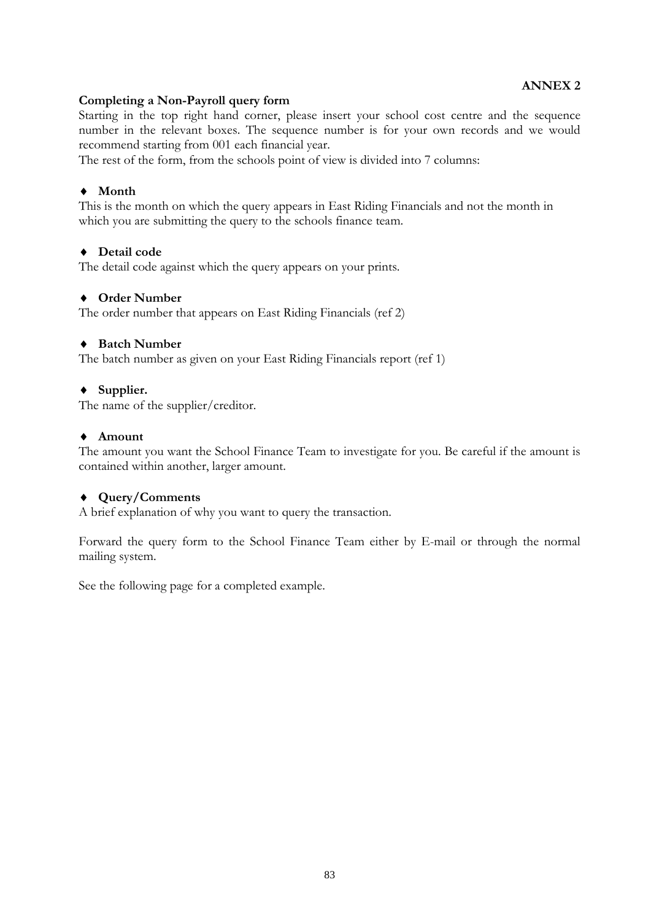**ANNEX 2**

**Completing a Non-Payroll query form**

Starting in the top right hand corner, please insert your school cost centre and the sequence number in the relevant boxes. The sequence number is for your own records and we would recommend starting from 001 each financial year.

The rest of the form, from the schools point of view is divided into 7 columns:

- **Month**

This is the month on which the query appears in East Riding Financials and not the month in which you are submitting the query to the schools finance team.

- **Detail code**

The detail code against which the query appears on your prints.

- **Order Number**

The order number that appears on East Riding Financials (ref 2)

- **Batch Number**

The batch number as given on your East Riding Financials report (ref 1)

- **Supplier.**

The name of the supplier/creditor.

- **Amount**

The amount you want the School Finance Team to investigate for you. Be careful if the amount is contained within another, larger amount.

- **Query/Comments**

A brief explanation of why you want to query the transaction.

Forward the query form to the School Finance Team either by E-mail or through the normal mailing system.

See the following page for a completed example.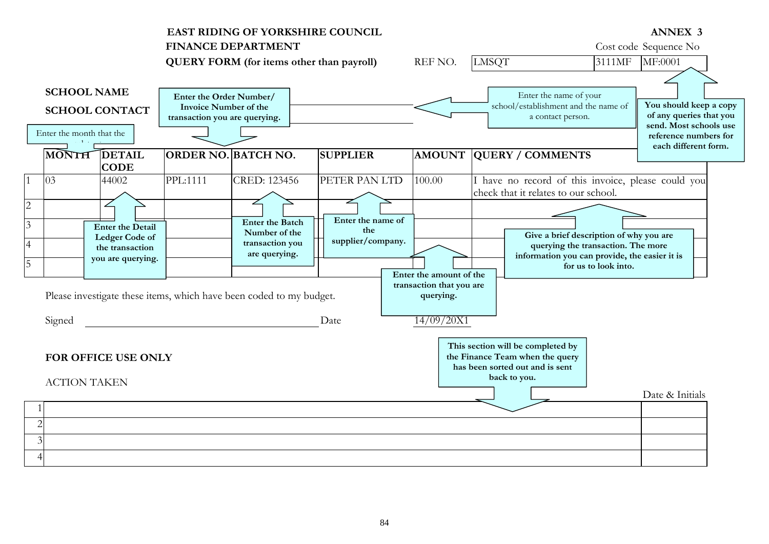**EAST RIDING OF YORKSHIRE COUNCIL** **ANNEX 3**

**FINANCE DEPARTMENT**

**QUERY FORM (for items other than payroll)**

| REF NO. | | Cost code | Sequence No |
|---|---|---|---|
| | LMSQT | 3111MF | MF:0001 |

**SCHOOL NAME**

**SCHOOL CONTACT**

Enter the name of your school/establishment and the name of a contact person.

**You should keep a copy of any queries that you send. Most schools use reference numbers for each different form.**

**Enter the Order Number/ Invoice Number of the transaction you are querying.**

Enter the month that the ...

| | MONTH | DETAIL CODE | ORDER NO. | BATCH NO. | SUPPLIER | AMOUNT | QUERY / COMMENTS |
|---|---|---|---|---|---|---|---|
| 1 | 03 | 44002 | PPL:1111 | CRED: 123456 | PETER PAN LTD | 100.00 | I have no record of this invoice, please could you check that it relates to our school. |
| 2 | | | | | | | |
| 3 | | | | | | | |
| 4 | | | | | | | |
| 5 | | | | | | | |

**Enter the Detail Ledger Code of the transaction you are querying.**

**Enter the Batch Number of the transaction you are querying.**

**Enter the name of the supplier/company.**

**Enter the amount of the transaction that you are querying.**

**Give a brief description of why you are querying the transaction. The more information you can provide, the easier it is for us to look into.**

Please investigate these items, which have been coded to my budget.

Signed ____________________ Date 14/09/20X1

**This section will be completed by the Finance Team when the query has been sorted out and is sent back to you.**

**FOR OFFICE USE ONLY**

ACTION TAKEN

| | | Date & Initials |
|---|---|---|
| 1 | | |
| 2 | | |
| 3 | | |
| 4 | | |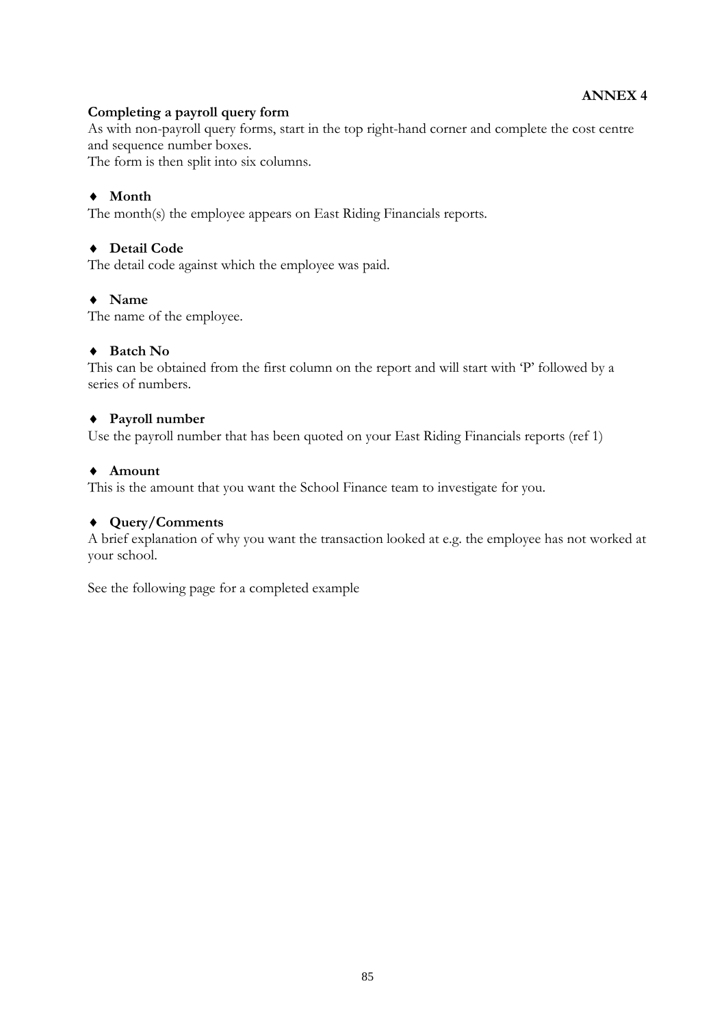**ANNEX 4**

**Completing a payroll query form**

As with non-payroll query forms, start in the top right-hand corner and complete the cost centre and sequence number boxes.
The form is then split into six columns.

- **Month**

The month(s) the employee appears on East Riding Financials reports.

- **Detail Code**

The detail code against which the employee was paid.

- **Name**

The name of the employee.

- **Batch No**

This can be obtained from the first column on the report and will start with 'P' followed by a series of numbers.

- **Payroll number**

Use the payroll number that has been quoted on your East Riding Financials reports (ref 1)

- **Amount**

This is the amount that you want the School Finance team to investigate for you.

- **Query/Comments**

A brief explanation of why you want the transaction looked at e.g. the employee has not worked at your school.

See the following page for a completed example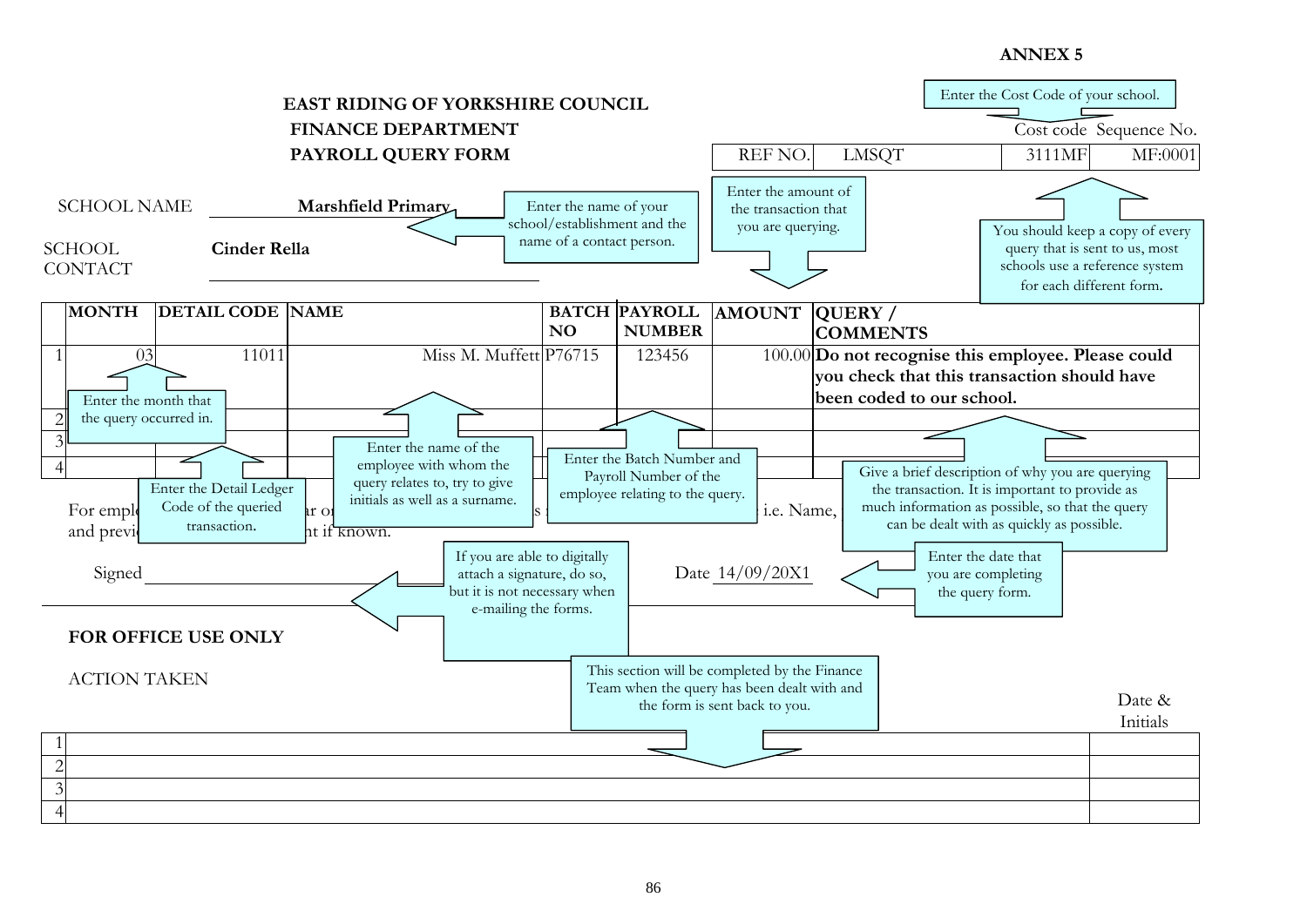**ANNEX 5**

**EAST RIDING OF YORKSHIRE COUNCIL**
**FINANCE DEPARTMENT**
**PAYROLL QUERY FORM**

Enter the Cost Code of your school.

| REF NO. | LMSQT | Cost code | Sequence No. |
|---|---|---|---|
| | | 3111MF | MF:0001 |

SCHOOL NAME **Marshfield Primary**

SCHOOL CONTACT **Cinder Rella**

Enter the name of your school/establishment and the name of a contact person.

Enter the amount of the transaction that you are querying.

You should keep a copy of every query that is sent to us, most schools use a reference system for each different form.

| | MONTH | DETAIL CODE | NAME | BATCH NO | PAYROLL NUMBER | AMOUNT | QUERY / COMMENTS |
|---|---|---|---|---|---|---|---|
| 1 | 03 | 11011 | Miss M. Muffett | P76715 | 123456 | 100.00 | **Do not recognise this employee. Please could you check that this transaction should have been coded to our school.** |
| 2 | | | | | | | |
| 3 | | | | | | | |
| 4 | | | | | | | |

Enter the month that the query occurred in.

Enter the Detail Ledger Code of the queried transaction.

Enter the name of the employee with whom the query relates to, try to give initials as well as a surname.

Enter the Batch Number and Payroll Number of the employee relating to the query.

Give a brief description of why you are querying the transaction. It is important to provide as much information as possible, so that the query can be dealt with as quickly as possible.

For empl... ar o... s ... i.e. Name, and previ... nt if known.

Signed ________________ Date 14/09/20X1

If you are able to digitally attach a signature, do so, but it is not necessary when e-mailing the forms.

Enter the date that you are completing the query form.

**FOR OFFICE USE ONLY**

ACTION TAKEN

This section will be completed by the Finance Team when the query has been dealt with and the form is sent back to you.

| | | Date & Initials |
|---|---|---|
| 1 | | |
| 2 | | |
| 3 | | |
| 4 | | |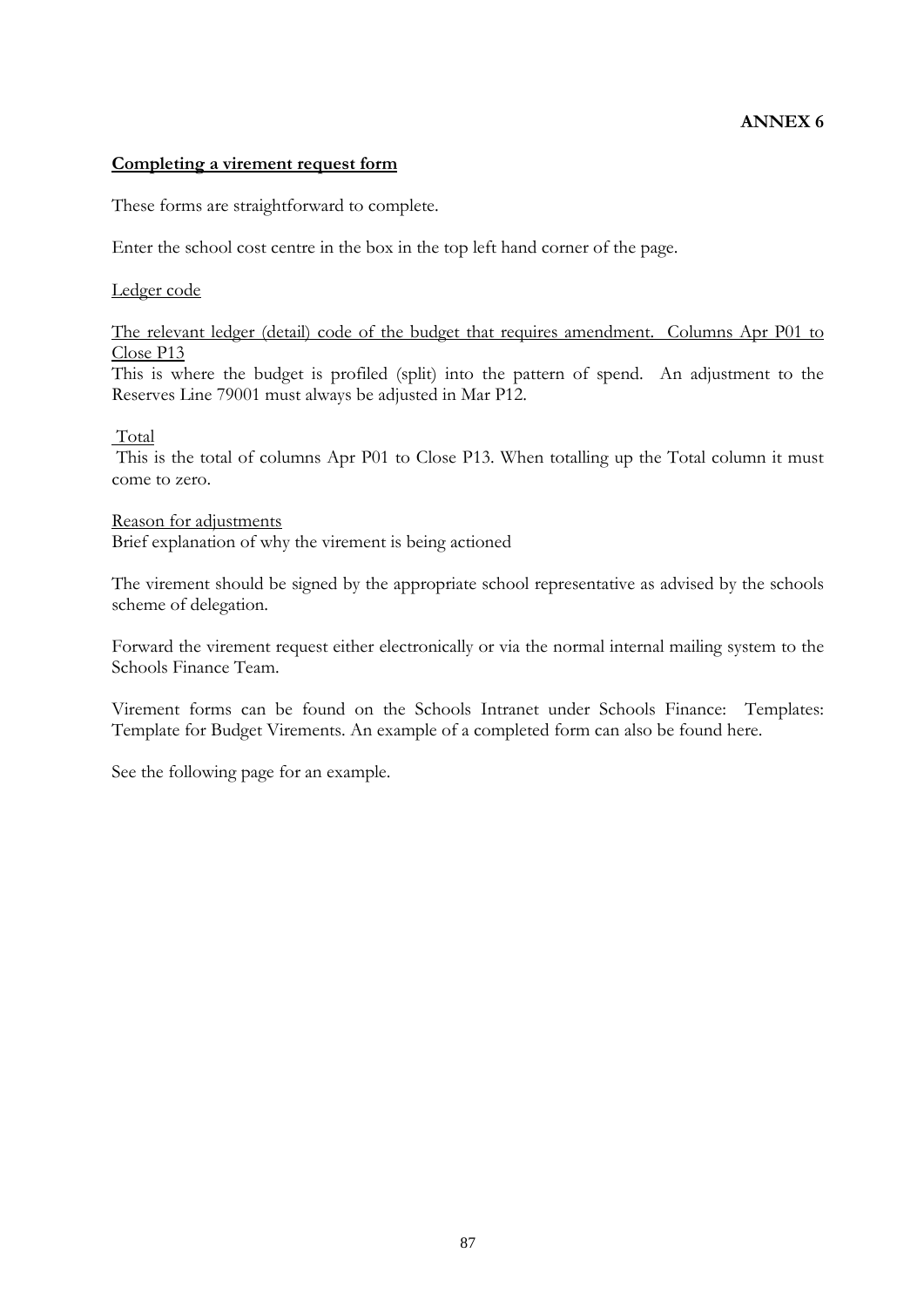**ANNEX 6**

**Completing a virement request form**

These forms are straightforward to complete.

Enter the school cost centre in the box in the top left hand corner of the page.

Ledger code

The relevant ledger (detail) code of the budget that requires amendment. Columns Apr P01 to Close P13

This is where the budget is profiled (split) into the pattern of spend. An adjustment to the Reserves Line 79001 must always be adjusted in Mar P12.

Total

This is the total of columns Apr P01 to Close P13. When totalling up the Total column it must come to zero.

Reason for adjustments

Brief explanation of why the virement is being actioned

The virement should be signed by the appropriate school representative as advised by the schools scheme of delegation.

Forward the virement request either electronically or via the normal internal mailing system to the Schools Finance Team.

Virement forms can be found on the Schools Intranet under Schools Finance: Templates: Template for Budget Virements. An example of a completed form can also be found here.

See the following page for an example.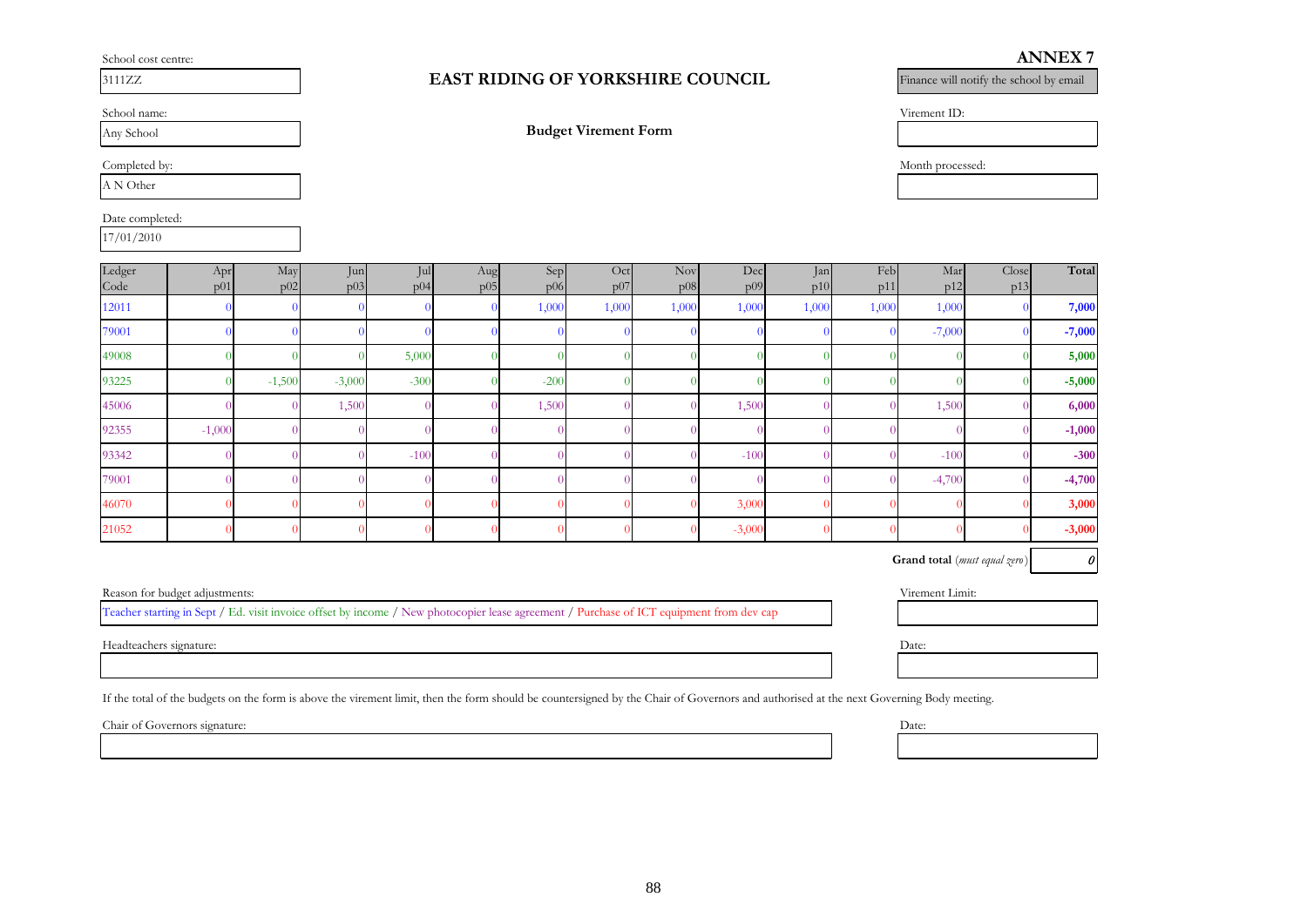**ANNEX 7**

School cost centre:

3111ZZ

# EAST RIDING OF YORKSHIRE COUNCIL

Finance will notify the school by email

School name:

Any School

## Budget Virement Form

Virement ID:

Completed by:

A N Other

Month processed:

Date completed:

17/01/2010

| Ledger Code | Apr p01 | May p02 | Jun p03 | Jul p04 | Aug p05 | Sep p06 | Oct p07 | Nov p08 | Dec p09 | Jan p10 | Feb p11 | Mar p12 | Close p13 | Total |
|---|---|---|---|---|---|---|---|---|---|---|---|---|---|---|
| 12011 | 0 | 0 | 0 | 0 | 0 | 1,000 | 1,000 | 1,000 | 1,000 | 1,000 | 1,000 | 1,000 | 0 | **7,000** |
| 79001 | 0 | 0 | 0 | 0 | 0 | 0 | 0 | 0 | 0 | 0 | 0 | -7,000 | 0 | **-7,000** |
| 49008 | 0 | 0 | 0 | 5,000 | 0 | 0 | 0 | 0 | 0 | 0 | 0 | 0 | 0 | **5,000** |
| 93225 | 0 | -1,500 | -3,000 | -300 | 0 | -200 | 0 | 0 | 0 | 0 | 0 | 0 | 0 | **-5,000** |
| 45006 | 0 | 0 | 1,500 | 0 | 0 | 1,500 | 0 | 0 | 1,500 | 0 | 0 | 1,500 | 0 | **6,000** |
| 92355 | -1,000 | 0 | 0 | 0 | 0 | 0 | 0 | 0 | 0 | 0 | 0 | 0 | 0 | **-1,000** |
| 93342 | 0 | 0 | 0 | -100 | 0 | 0 | 0 | 0 | -100 | 0 | 0 | -100 | 0 | **-300** |
| 79001 | 0 | 0 | 0 | 0 | 0 | 0 | 0 | 0 | 0 | 0 | 0 | -4,700 | 0 | **-4,700** |
| 46070 | 0 | 0 | 0 | 0 | 0 | 0 | 0 | 0 | 3,000 | 0 | 0 | 0 | 0 | **3,000** |
| 21052 | 0 | 0 | 0 | 0 | 0 | 0 | 0 | 0 | -3,000 | 0 | 0 | 0 | 0 | **-3,000** |

**Grand total** *(must equal zero)* *0*

Reason for budget adjustments:

Teacher starting in Sept / Ed. visit invoice offset by income / New photocopier lease agreement / Purchase of ICT equipment from dev cap

Virement Limit:

Headteachers signature:

Date:

If the total of the budgets on the form is above the virement limit, then the form should be countersigned by the Chair of Governors and authorised at the next Governing Body meeting.

Chair of Governors signature:

Date: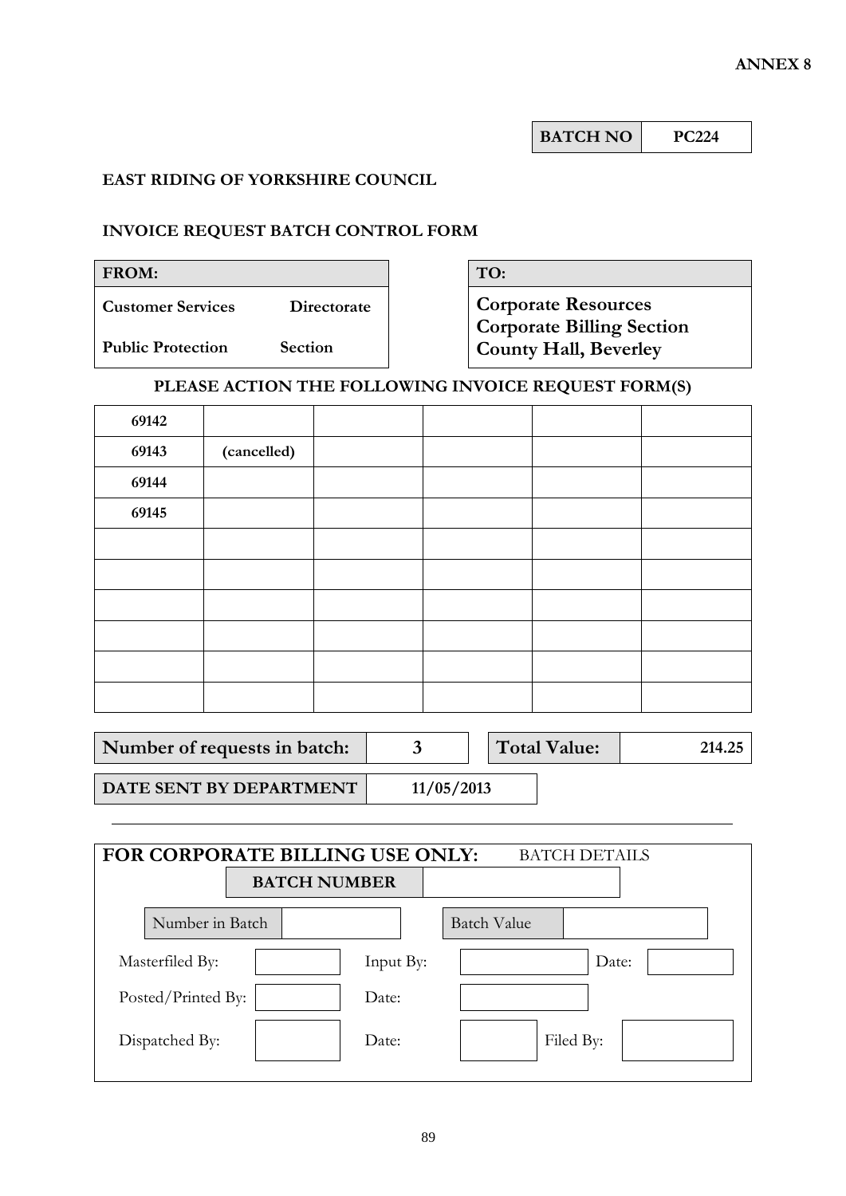**ANNEX 8**

| BATCH NO | PC224 |
|---|---|

**EAST RIDING OF YORKSHIRE COUNCIL**

**INVOICE REQUEST BATCH CONTROL FORM**

| FROM: | |
|---|---|
| Customer Services | Directorate |
| Public Protection | Section |

| TO: |
|---|
| Corporate Resources<br>Corporate Billing Section<br>County Hall, Beverley |

**PLEASE ACTION THE FOLLOWING INVOICE REQUEST FORM(S)**

| | | | | | |
|---|---|---|---|---|---|
| 69142 | | | | | |
| 69143 | (cancelled) | | | | |
| 69144 | | | | | |
| 69145 | | | | | |
| | | | | | |
| | | | | | |
| | | | | | |
| | | | | | |
| | | | | | |
| | | | | | |

| Number of requests in batch: | 3 | Total Value: | 214.25 |
|---|---|---|---|

| DATE SENT BY DEPARTMENT | 11/05/2013 |
|---|---|

---

**FOR CORPORATE BILLING USE ONLY:** BATCH DETAILS

| BATCH NUMBER | |
|---|---|

| Number in Batch | | Batch Value | | | |
|---|---|---|---|---|---|
| Masterfiled By: | | Input By: | | Date: | |
| Posted/Printed By: | | Date: | | | |
| Dispatched By: | | Date: | | Filed By: | |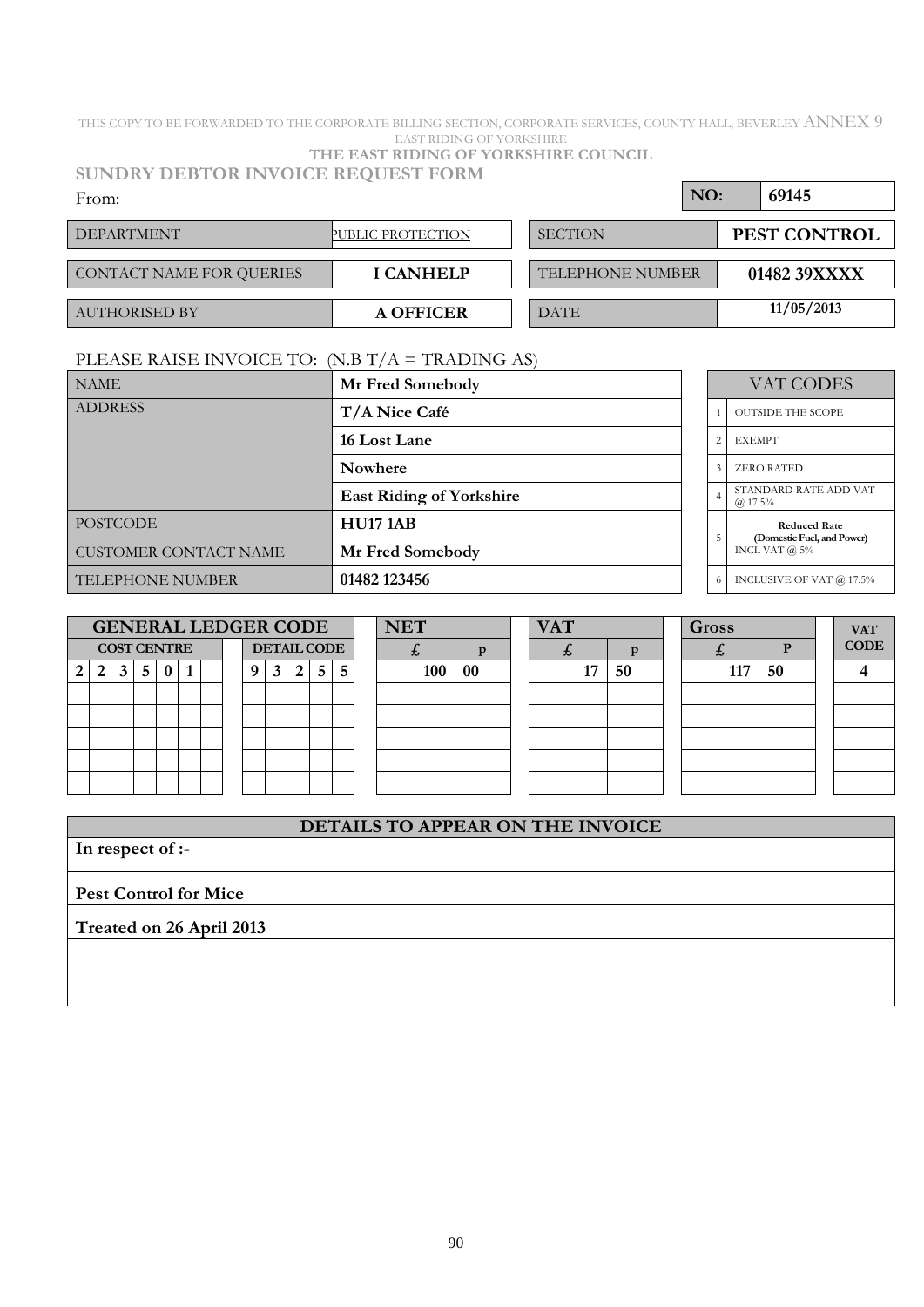THIS COPY TO BE FORWARDED TO THE CORPORATE BILLING SECTION, CORPORATE SERVICES, COUNTY HALL, BEVERLEY ANNEX 9

EAST RIDING OF YORKSHIRE

**THE EAST RIDING OF YORKSHIRE COUNCIL**

## SUNDRY DEBTOR INVOICE REQUEST FORM

From:

| | | | |
|---|---|---|---|
| | | NO: | 69145 |
| DEPARTMENT | PUBLIC PROTECTION | SECTION | **PEST CONTROL** |
| CONTACT NAME FOR QUERIES | **I CANHELP** | TELEPHONE NUMBER | **01482 39XXXX** |
| AUTHORISED BY | **A OFFICER** | DATE | **11/05/2013** |

PLEASE RAISE INVOICE TO: (N.B T/A = TRADING AS)

| | |
|---|---|
| NAME | **Mr Fred Somebody** |
| ADDRESS | **T/A Nice Café** |
| | **16 Lost Lane** |
| | **Nowhere** |
| | **East Riding of Yorkshire** |
| POSTCODE | **HU17 1AB** |
| CUSTOMER CONTACT NAME | **Mr Fred Somebody** |
| TELEPHONE NUMBER | **01482 123456** |

| VAT CODES | |
|---|---|
| 1 | OUTSIDE THE SCOPE |
| 2 | EXEMPT |
| 3 | ZERO RATED |
| 4 | STANDARD RATE ADD VAT @ 17.5% |
| 5 | **Reduced Rate (Domestic Fuel, and Power)** INCL VAT @ 5% |
| 6 | INCLUSIVE OF VAT @ 17.5% |

| GENERAL LEDGER CODE | | NET | | VAT | | Gross | | VAT CODE |
|---|---|---|---|---|---|---|---|---|
| COST CENTRE | DETAIL CODE | £ | p | £ | p | £ | P | |
| 2 2 3 5 0 1 | 9 3 2 5 5 | 100 | 00 | 17 | 50 | 117 | 50 | 4 |
| | | | | | | | | |
| | | | | | | | | |
| | | | | | | | | |
| | | | | | | | | |
| | | | | | | | | |

| DETAILS TO APPEAR ON THE INVOICE |
|---|
| **In respect of :-** |
| **Pest Control for Mice** |
| **Treated on 26 April 2013** |
| |
| |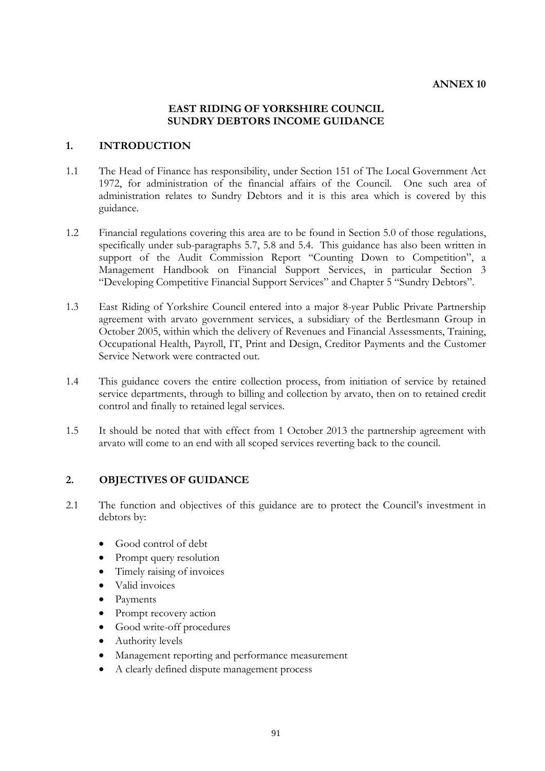**ANNEX 10**

# EAST RIDING OF YORKSHIRE COUNCIL
# SUNDRY DEBTORS INCOME GUIDANCE

## 1. INTRODUCTION

1.1 The Head of Finance has responsibility, under Section 151 of The Local Government Act 1972, for administration of the financial affairs of the Council. One such area of administration relates to Sundry Debtors and it is this area which is covered by this guidance.

1.2 Financial regulations covering this area are to be found in Section 5.0 of those regulations, specifically under sub-paragraphs 5.7, 5.8 and 5.4. This guidance has also been written in support of the Audit Commission Report "Counting Down to Competition", a Management Handbook on Financial Support Services, in particular Section 3 "Developing Competitive Financial Support Services" and Chapter 5 "Sundry Debtors".

1.3 East Riding of Yorkshire Council entered into a major 8-year Public Private Partnership agreement with arvato government services, a subsidiary of the Bertlesmann Group in October 2005, within which the delivery of Revenues and Financial Assessments, Training, Occupational Health, Payroll, IT, Print and Design, Creditor Payments and the Customer Service Network were contracted out.

1.4 This guidance covers the entire collection process, from initiation of service by retained service departments, through to billing and collection by arvato, then on to retained credit control and finally to retained legal services.

1.5 It should be noted that with effect from 1 October 2013 the partnership agreement with arvato will come to an end with all scoped services reverting back to the council.

## 2. OBJECTIVES OF GUIDANCE

2.1 The function and objectives of this guidance are to protect the Council's investment in debtors by:

- Good control of debt
- Prompt query resolution
- Timely raising of invoices
- Valid invoices
- Payments
- Prompt recovery action
- Good write-off procedures
- Authority levels
- Management reporting and performance measurement
- A clearly defined dispute management process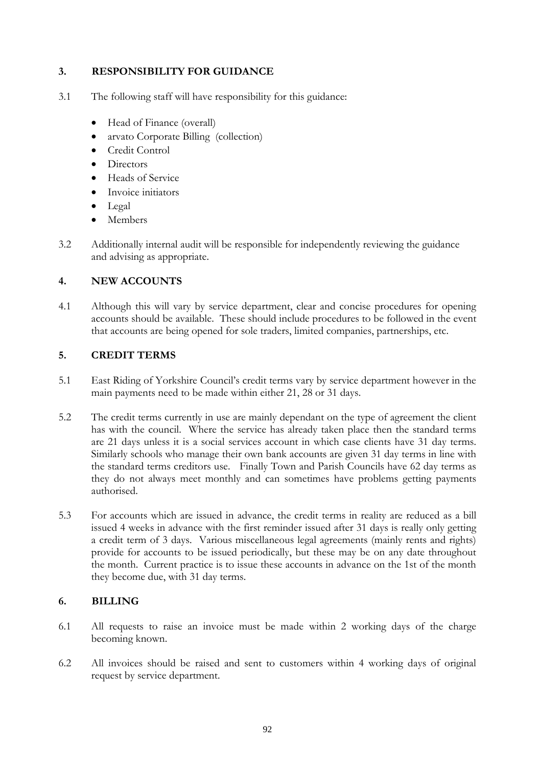## 3. RESPONSIBILITY FOR GUIDANCE

3.1 The following staff will have responsibility for this guidance:

- Head of Finance (overall)
- arvato Corporate Billing (collection)
- Credit Control
- Directors
- Heads of Service
- Invoice initiators
- Legal
- Members

3.2 Additionally internal audit will be responsible for independently reviewing the guidance and advising as appropriate.

## 4. NEW ACCOUNTS

4.1 Although this will vary by service department, clear and concise procedures for opening accounts should be available. These should include procedures to be followed in the event that accounts are being opened for sole traders, limited companies, partnerships, etc.

## 5. CREDIT TERMS

5.1 East Riding of Yorkshire Council's credit terms vary by service department however in the main payments need to be made within either 21, 28 or 31 days.

5.2 The credit terms currently in use are mainly dependant on the type of agreement the client has with the council. Where the service has already taken place then the standard terms are 21 days unless it is a social services account in which case clients have 31 day terms. Similarly schools who manage their own bank accounts are given 31 day terms in line with the standard terms creditors use. Finally Town and Parish Councils have 62 day terms as they do not always meet monthly and can sometimes have problems getting payments authorised.

5.3 For accounts which are issued in advance, the credit terms in reality are reduced as a bill issued 4 weeks in advance with the first reminder issued after 31 days is really only getting a credit term of 3 days. Various miscellaneous legal agreements (mainly rents and rights) provide for accounts to be issued periodically, but these may be on any date throughout the month. Current practice is to issue these accounts in advance on the 1st of the month they become due, with 31 day terms.

## 6. BILLING

6.1 All requests to raise an invoice must be made within 2 working days of the charge becoming known.

6.2 All invoices should be raised and sent to customers within 4 working days of original request by service department.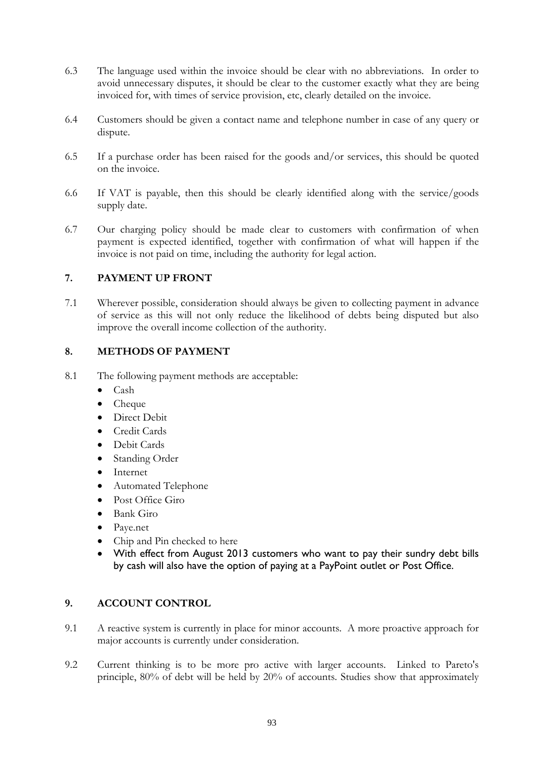6.3 The language used within the invoice should be clear with no abbreviations. In order to avoid unnecessary disputes, it should be clear to the customer exactly what they are being invoiced for, with times of service provision, etc, clearly detailed on the invoice.

6.4 Customers should be given a contact name and telephone number in case of any query or dispute.

6.5 If a purchase order has been raised for the goods and/or services, this should be quoted on the invoice.

6.6 If VAT is payable, then this should be clearly identified along with the service/goods supply date.

6.7 Our charging policy should be made clear to customers with confirmation of when payment is expected identified, together with confirmation of what will happen if the invoice is not paid on time, including the authority for legal action.

## 7. PAYMENT UP FRONT

7.1 Wherever possible, consideration should always be given to collecting payment in advance of service as this will not only reduce the likelihood of debts being disputed but also improve the overall income collection of the authority.

## 8. METHODS OF PAYMENT

8.1 The following payment methods are acceptable:

- Cash
- Cheque
- Direct Debit
- Credit Cards
- Debit Cards
- Standing Order
- Internet
- Automated Telephone
- Post Office Giro
- Bank Giro
- Paye.net
- Chip and Pin checked to here
- With effect from August 2013 customers who want to pay their sundry debt bills by cash will also have the option of paying at a PayPoint outlet or Post Office.

## 9. ACCOUNT CONTROL

9.1 A reactive system is currently in place for minor accounts. A more proactive approach for major accounts is currently under consideration.

9.2 Current thinking is to be more pro active with larger accounts. Linked to Pareto's principle, 80% of debt will be held by 20% of accounts. Studies show that approximately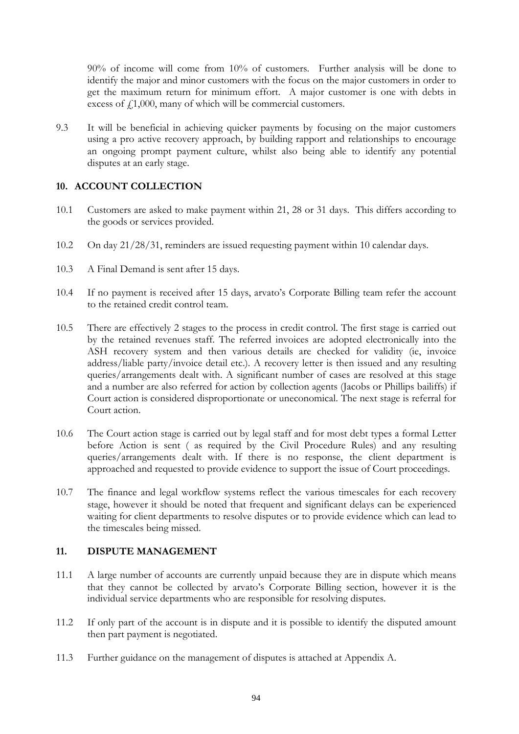90% of income will come from 10% of customers. Further analysis will be done to identify the major and minor customers with the focus on the major customers in order to get the maximum return for minimum effort. A major customer is one with debts in excess of £1,000, many of which will be commercial customers.

9.3 It will be beneficial in achieving quicker payments by focusing on the major customers using a pro active recovery approach, by building rapport and relationships to encourage an ongoing prompt payment culture, whilst also being able to identify any potential disputes at an early stage.

## 10. ACCOUNT COLLECTION

10.1 Customers are asked to make payment within 21, 28 or 31 days. This differs according to the goods or services provided.

10.2 On day 21/28/31, reminders are issued requesting payment within 10 calendar days.

10.3 A Final Demand is sent after 15 days.

10.4 If no payment is received after 15 days, arvato's Corporate Billing team refer the account to the retained credit control team.

10.5 There are effectively 2 stages to the process in credit control. The first stage is carried out by the retained revenues staff. The referred invoices are adopted electronically into the ASH recovery system and then various details are checked for validity (ie, invoice address/liable party/invoice detail etc.). A recovery letter is then issued and any resulting queries/arrangements dealt with. A significant number of cases are resolved at this stage and a number are also referred for action by collection agents (Jacobs or Phillips bailiffs) if Court action is considered disproportionate or uneconomical. The next stage is referral for Court action.

10.6 The Court action stage is carried out by legal staff and for most debt types a formal Letter before Action is sent ( as required by the Civil Procedure Rules) and any resulting queries/arrangements dealt with. If there is no response, the client department is approached and requested to provide evidence to support the issue of Court proceedings.

10.7 The finance and legal workflow systems reflect the various timescales for each recovery stage, however it should be noted that frequent and significant delays can be experienced waiting for client departments to resolve disputes or to provide evidence which can lead to the timescales being missed.

## 11. DISPUTE MANAGEMENT

11.1 A large number of accounts are currently unpaid because they are in dispute which means that they cannot be collected by arvato's Corporate Billing section, however it is the individual service departments who are responsible for resolving disputes.

11.2 If only part of the account is in dispute and it is possible to identify the disputed amount then part payment is negotiated.

11.3 Further guidance on the management of disputes is attached at Appendix A.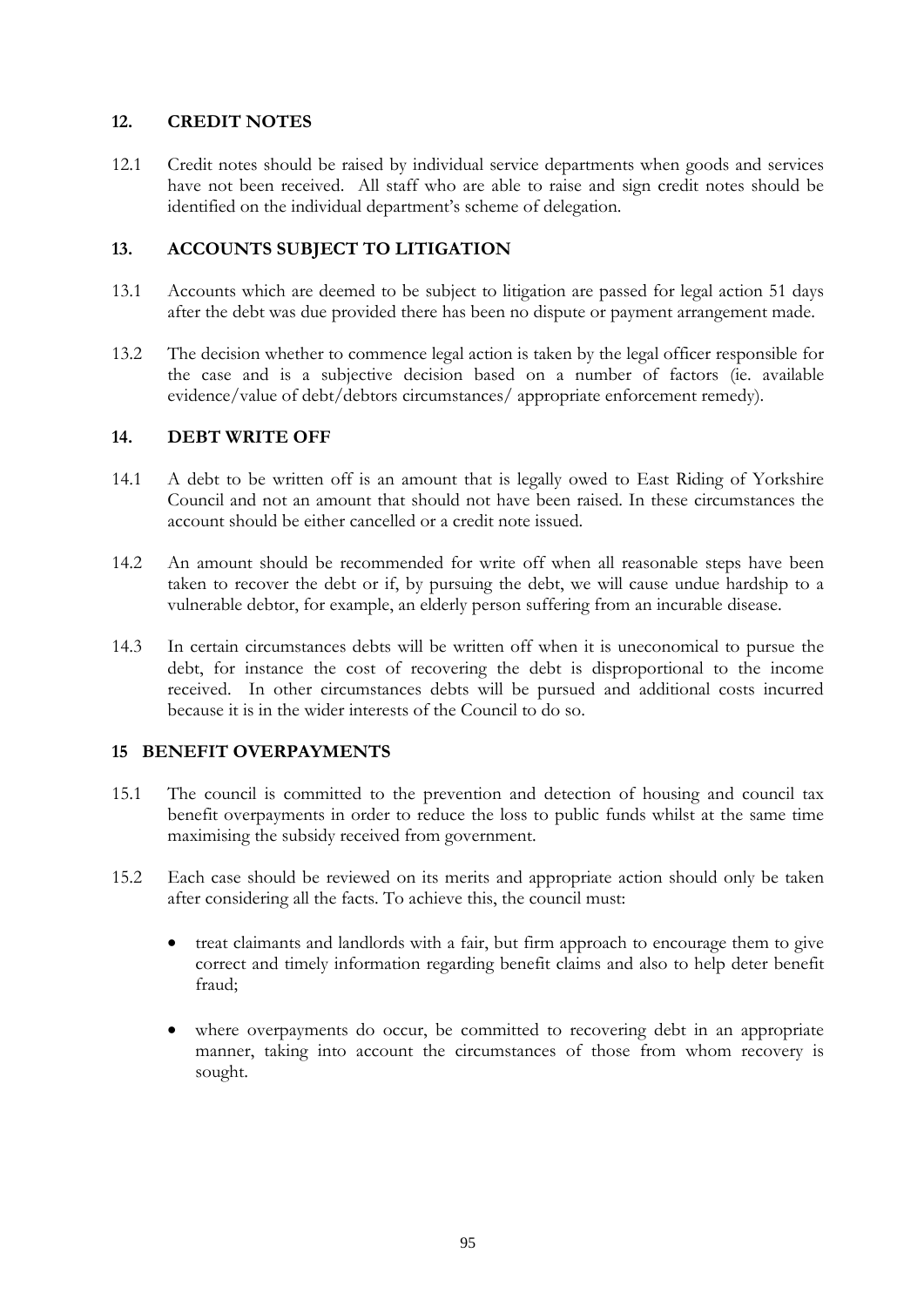## 12. CREDIT NOTES

12.1 Credit notes should be raised by individual service departments when goods and services have not been received. All staff who are able to raise and sign credit notes should be identified on the individual department's scheme of delegation.

## 13. ACCOUNTS SUBJECT TO LITIGATION

13.1 Accounts which are deemed to be subject to litigation are passed for legal action 51 days after the debt was due provided there has been no dispute or payment arrangement made.

13.2 The decision whether to commence legal action is taken by the legal officer responsible for the case and is a subjective decision based on a number of factors (ie. available evidence/value of debt/debtors circumstances/ appropriate enforcement remedy).

## 14. DEBT WRITE OFF

14.1 A debt to be written off is an amount that is legally owed to East Riding of Yorkshire Council and not an amount that should not have been raised. In these circumstances the account should be either cancelled or a credit note issued.

14.2 An amount should be recommended for write off when all reasonable steps have been taken to recover the debt or if, by pursuing the debt, we will cause undue hardship to a vulnerable debtor, for example, an elderly person suffering from an incurable disease.

14.3 In certain circumstances debts will be written off when it is uneconomical to pursue the debt, for instance the cost of recovering the debt is disproportional to the income received. In other circumstances debts will be pursued and additional costs incurred because it is in the wider interests of the Council to do so.

## 15 BENEFIT OVERPAYMENTS

15.1 The council is committed to the prevention and detection of housing and council tax benefit overpayments in order to reduce the loss to public funds whilst at the same time maximising the subsidy received from government.

15.2 Each case should be reviewed on its merits and appropriate action should only be taken after considering all the facts. To achieve this, the council must:

- treat claimants and landlords with a fair, but firm approach to encourage them to give correct and timely information regarding benefit claims and also to help deter benefit fraud;

- where overpayments do occur, be committed to recovering debt in an appropriate manner, taking into account the circumstances of those from whom recovery is sought.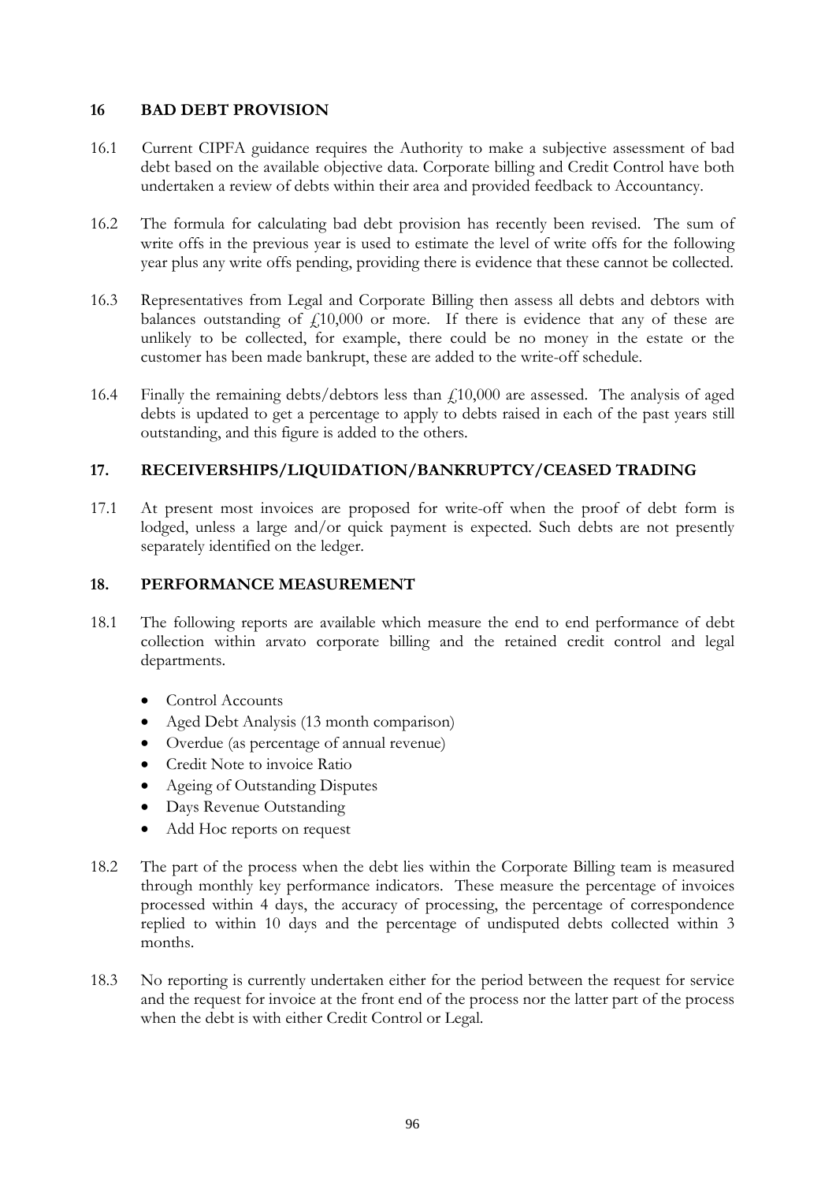## 16 BAD DEBT PROVISION

16.1 Current CIPFA guidance requires the Authority to make a subjective assessment of bad debt based on the available objective data. Corporate billing and Credit Control have both undertaken a review of debts within their area and provided feedback to Accountancy.

16.2 The formula for calculating bad debt provision has recently been revised. The sum of write offs in the previous year is used to estimate the level of write offs for the following year plus any write offs pending, providing there is evidence that these cannot be collected.

16.3 Representatives from Legal and Corporate Billing then assess all debts and debtors with balances outstanding of £10,000 or more. If there is evidence that any of these are unlikely to be collected, for example, there could be no money in the estate or the customer has been made bankrupt, these are added to the write-off schedule.

16.4 Finally the remaining debts/debtors less than £10,000 are assessed. The analysis of aged debts is updated to get a percentage to apply to debts raised in each of the past years still outstanding, and this figure is added to the others.

## 17. RECEIVERSHIPS/LIQUIDATION/BANKRUPTCY/CEASED TRADING

17.1 At present most invoices are proposed for write-off when the proof of debt form is lodged, unless a large and/or quick payment is expected. Such debts are not presently separately identified on the ledger.

## 18. PERFORMANCE MEASUREMENT

18.1 The following reports are available which measure the end to end performance of debt collection within arvato corporate billing and the retained credit control and legal departments.

- Control Accounts
- Aged Debt Analysis (13 month comparison)
- Overdue (as percentage of annual revenue)
- Credit Note to invoice Ratio
- Ageing of Outstanding Disputes
- Days Revenue Outstanding
- Add Hoc reports on request

18.2 The part of the process when the debt lies within the Corporate Billing team is measured through monthly key performance indicators. These measure the percentage of invoices processed within 4 days, the accuracy of processing, the percentage of correspondence replied to within 10 days and the percentage of undisputed debts collected within 3 months.

18.3 No reporting is currently undertaken either for the period between the request for service and the request for invoice at the front end of the process nor the latter part of the process when the debt is with either Credit Control or Legal.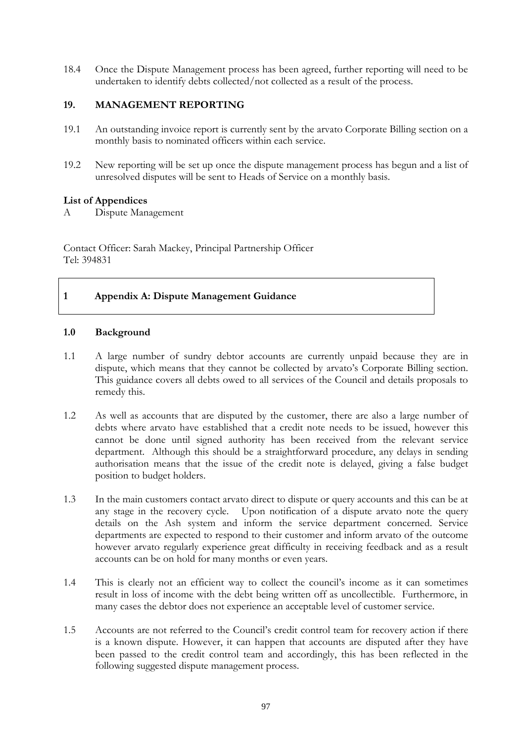18.4 Once the Dispute Management process has been agreed, further reporting will need to be undertaken to identify debts collected/not collected as a result of the process.

## 19. MANAGEMENT REPORTING

19.1 An outstanding invoice report is currently sent by the arvato Corporate Billing section on a monthly basis to nominated officers within each service.

19.2 New reporting will be set up once the dispute management process has begun and a list of unresolved disputes will be sent to Heads of Service on a monthly basis.

**List of Appendices**

A Dispute Management

Contact Officer: Sarah Mackey, Principal Partnership Officer
Tel: 394831

## 1 Appendix A: Dispute Management Guidance

### 1.0 Background

1.1 A large number of sundry debtor accounts are currently unpaid because they are in dispute, which means that they cannot be collected by arvato's Corporate Billing section. This guidance covers all debts owed to all services of the Council and details proposals to remedy this.

1.2 As well as accounts that are disputed by the customer, there are also a large number of debts where arvato have established that a credit note needs to be issued, however this cannot be done until signed authority has been received from the relevant service department. Although this should be a straightforward procedure, any delays in sending authorisation means that the issue of the credit note is delayed, giving a false budget position to budget holders.

1.3 In the main customers contact arvato direct to dispute or query accounts and this can be at any stage in the recovery cycle. Upon notification of a dispute arvato note the query details on the Ash system and inform the service department concerned. Service departments are expected to respond to their customer and inform arvato of the outcome however arvato regularly experience great difficulty in receiving feedback and as a result accounts can be on hold for many months or even years.

1.4 This is clearly not an efficient way to collect the council's income as it can sometimes result in loss of income with the debt being written off as uncollectible. Furthermore, in many cases the debtor does not experience an acceptable level of customer service.

1.5 Accounts are not referred to the Council's credit control team for recovery action if there is a known dispute. However, it can happen that accounts are disputed after they have been passed to the credit control team and accordingly, this has been reflected in the following suggested dispute management process.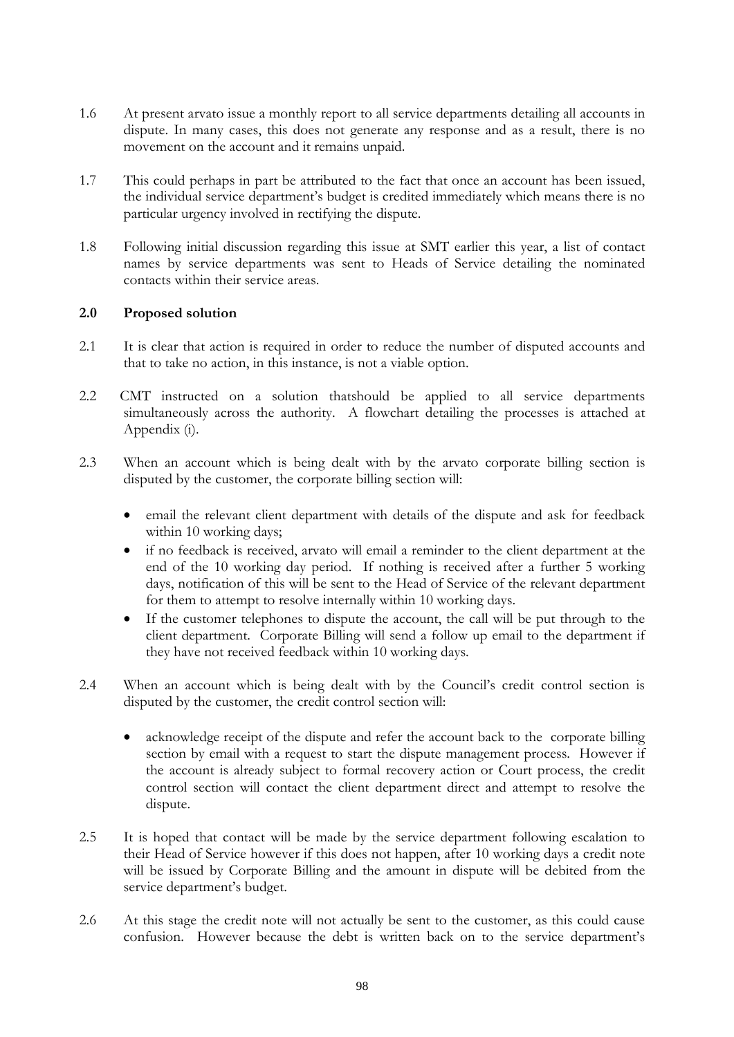1.6 At present arvato issue a monthly report to all service departments detailing all accounts in dispute. In many cases, this does not generate any response and as a result, there is no movement on the account and it remains unpaid.

1.7 This could perhaps in part be attributed to the fact that once an account has been issued, the individual service department's budget is credited immediately which means there is no particular urgency involved in rectifying the dispute.

1.8 Following initial discussion regarding this issue at SMT earlier this year, a list of contact names by service departments was sent to Heads of Service detailing the nominated contacts within their service areas.

**2.0 Proposed solution**

2.1 It is clear that action is required in order to reduce the number of disputed accounts and that to take no action, in this instance, is not a viable option.

2.2 CMT instructed on a solution thatshould be applied to all service departments simultaneously across the authority. A flowchart detailing the processes is attached at Appendix (i).

2.3 When an account which is being dealt with by the arvato corporate billing section is disputed by the customer, the corporate billing section will:

- email the relevant client department with details of the dispute and ask for feedback within 10 working days;
- if no feedback is received, arvato will email a reminder to the client department at the end of the 10 working day period. If nothing is received after a further 5 working days, notification of this will be sent to the Head of Service of the relevant department for them to attempt to resolve internally within 10 working days.
- If the customer telephones to dispute the account, the call will be put through to the client department. Corporate Billing will send a follow up email to the department if they have not received feedback within 10 working days.

2.4 When an account which is being dealt with by the Council's credit control section is disputed by the customer, the credit control section will:

- acknowledge receipt of the dispute and refer the account back to the corporate billing section by email with a request to start the dispute management process. However if the account is already subject to formal recovery action or Court process, the credit control section will contact the client department direct and attempt to resolve the dispute.

2.5 It is hoped that contact will be made by the service department following escalation to their Head of Service however if this does not happen, after 10 working days a credit note will be issued by Corporate Billing and the amount in dispute will be debited from the service department's budget.

2.6 At this stage the credit note will not actually be sent to the customer, as this could cause confusion. However because the debt is written back on to the service department's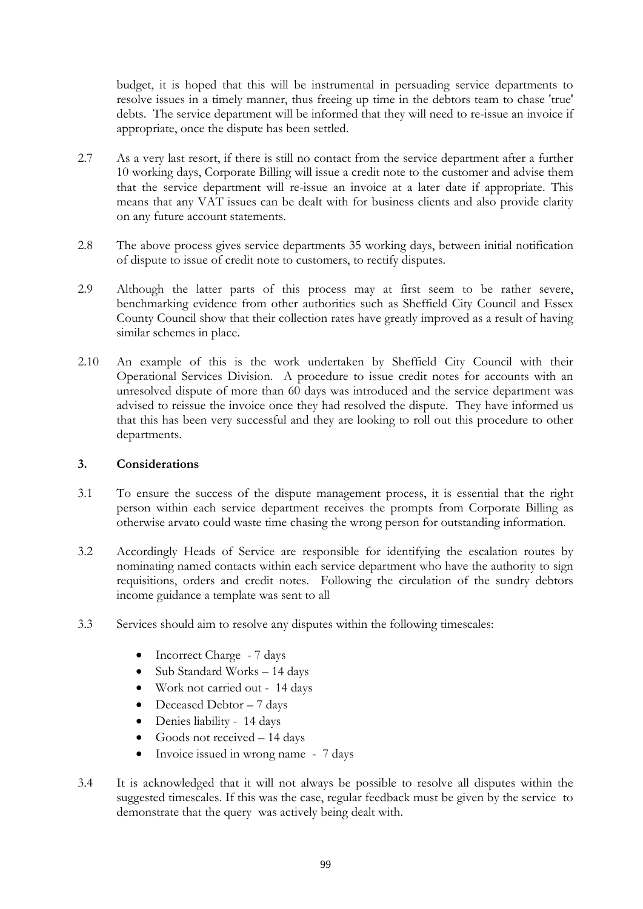budget, it is hoped that this will be instrumental in persuading service departments to resolve issues in a timely manner, thus freeing up time in the debtors team to chase 'true' debts. The service department will be informed that they will need to re-issue an invoice if appropriate, once the dispute has been settled.

2.7 As a very last resort, if there is still no contact from the service department after a further 10 working days, Corporate Billing will issue a credit note to the customer and advise them that the service department will re-issue an invoice at a later date if appropriate. This means that any VAT issues can be dealt with for business clients and also provide clarity on any future account statements.

2.8 The above process gives service departments 35 working days, between initial notification of dispute to issue of credit note to customers, to rectify disputes.

2.9 Although the latter parts of this process may at first seem to be rather severe, benchmarking evidence from other authorities such as Sheffield City Council and Essex County Council show that their collection rates have greatly improved as a result of having similar schemes in place.

2.10 An example of this is the work undertaken by Sheffield City Council with their Operational Services Division. A procedure to issue credit notes for accounts with an unresolved dispute of more than 60 days was introduced and the service department was advised to reissue the invoice once they had resolved the dispute. They have informed us that this has been very successful and they are looking to roll out this procedure to other departments.

## 3. Considerations

3.1 To ensure the success of the dispute management process, it is essential that the right person within each service department receives the prompts from Corporate Billing as otherwise arvato could waste time chasing the wrong person for outstanding information.

3.2 Accordingly Heads of Service are responsible for identifying the escalation routes by nominating named contacts within each service department who have the authority to sign requisitions, orders and credit notes. Following the circulation of the sundry debtors income guidance a template was sent to all

3.3 Services should aim to resolve any disputes within the following timescales:

- Incorrect Charge - 7 days
- Sub Standard Works – 14 days
- Work not carried out - 14 days
- Deceased Debtor – 7 days
- Denies liability - 14 days
- Goods not received – 14 days
- Invoice issued in wrong name - 7 days

3.4 It is acknowledged that it will not always be possible to resolve all disputes within the suggested timescales. If this was the case, regular feedback must be given by the service to demonstrate that the query was actively being dealt with.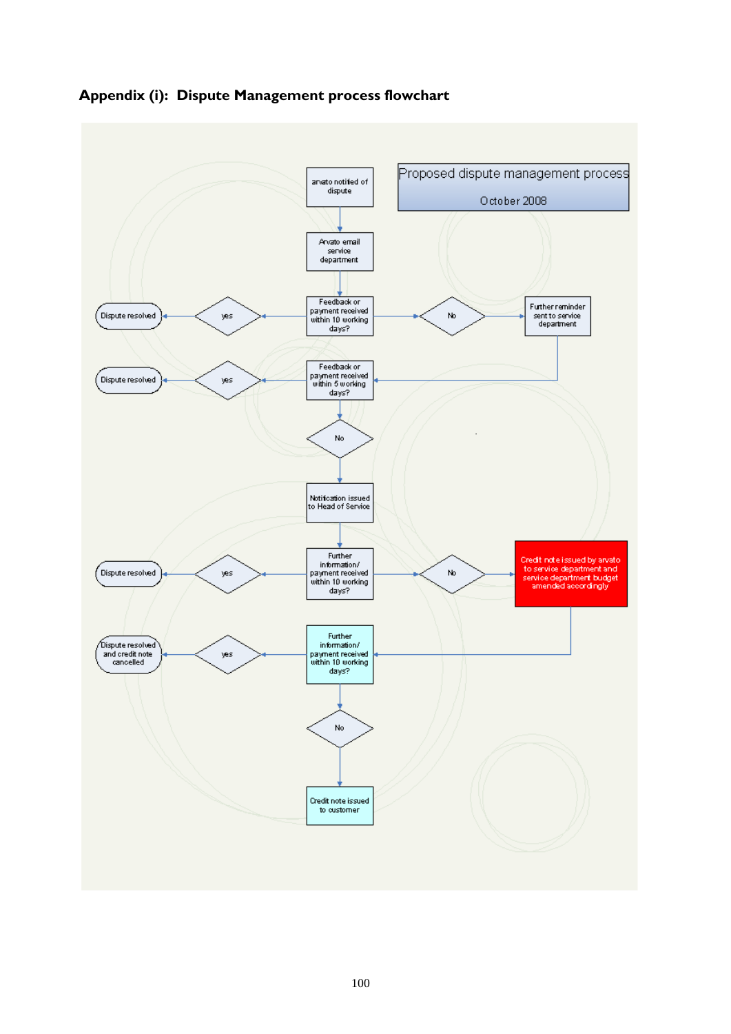# Appendix (i): Dispute Management process flowchart

Proposed dispute management process

October 2008

arvato notified of dispute

Arvato email service department

Feedback or payment received within 10 working days?

yes

Dispute resolved

No

Further reminder sent to service department

Feedback or payment received within 5 working days?

yes

Dispute resolved

No

Notification issued to Head of Service

Further information/ payment received within 10 working days?

yes

Dispute resolved

No

Credit note issued by arvato to service department and service department budget amended accordingly

Further information/ payment received within 10 working days?

yes

Dispute resolved and credit note cancelled

No

Credit note issued to customer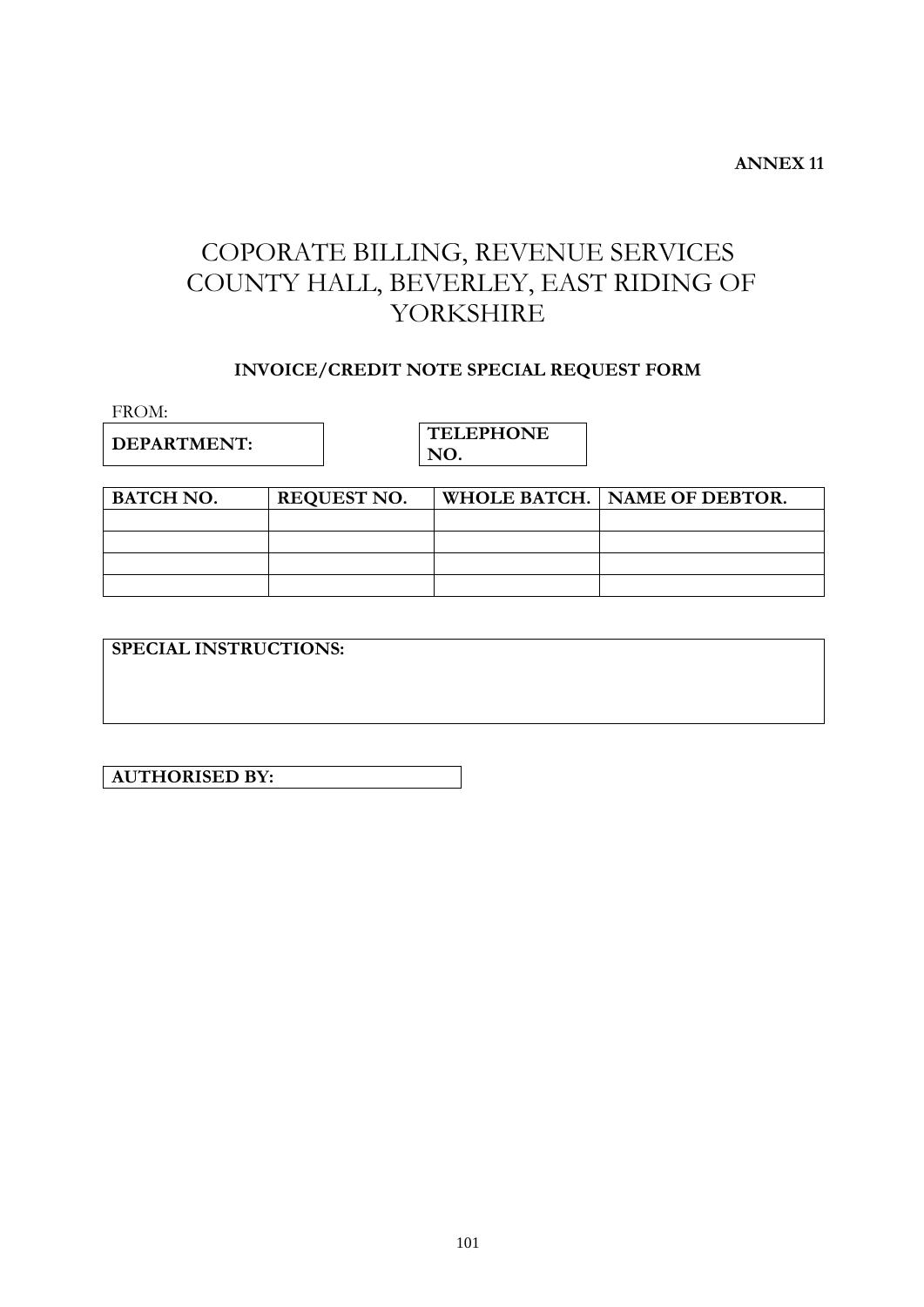**ANNEX 11**

# COPORATE BILLING, REVENUE SERVICES COUNTY HALL, BEVERLEY, EAST RIDING OF YORKSHIRE

**INVOICE/CREDIT NOTE SPECIAL REQUEST FORM**

FROM:

| **DEPARTMENT:** |
|---|

| **TELEPHONE NO.** |
|---|

| **BATCH NO.** | **REQUEST NO.** | **WHOLE BATCH.** | **NAME OF DEBTOR.** |
|---|---|---|---|
| | | | |
| | | | |
| | | | |
| | | | |

| **SPECIAL INSTRUCTIONS:** |
|---|
| |

| **AUTHORISED BY:** |
|---|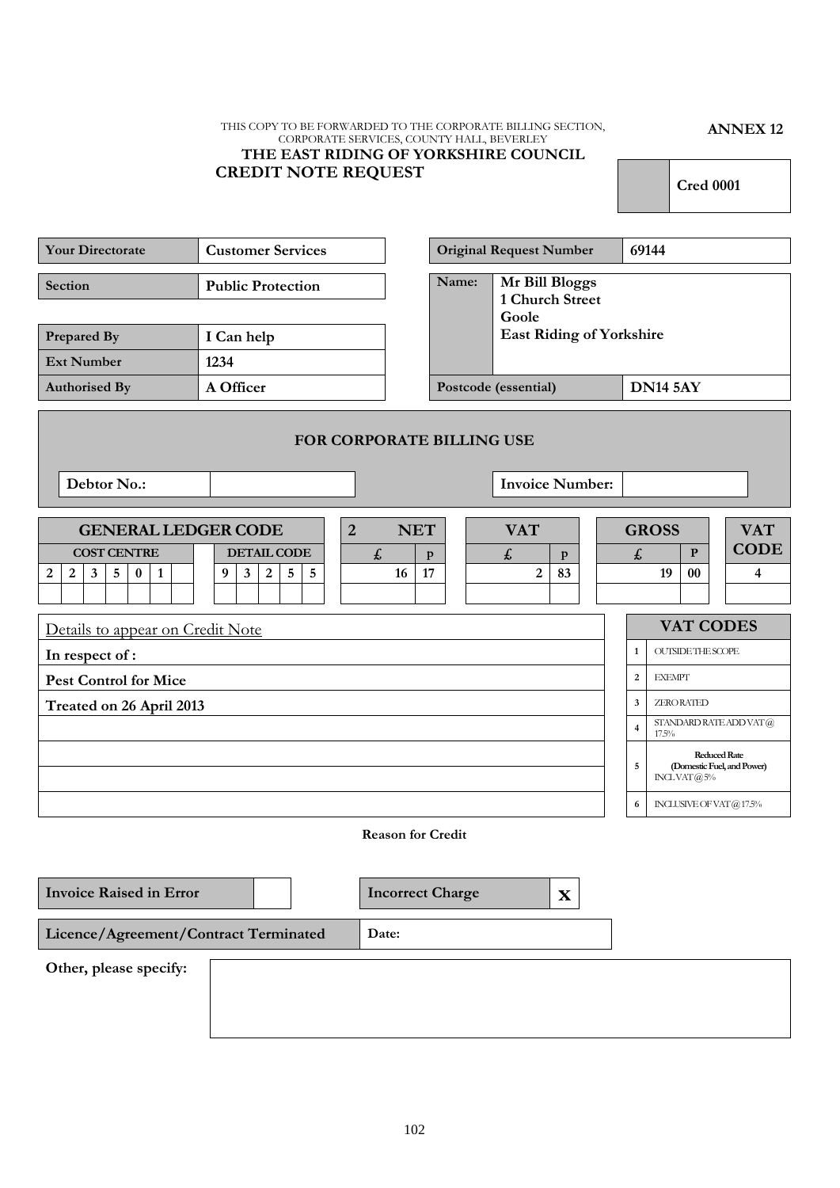THIS COPY TO BE FORWARDED TO THE CORPORATE BILLING SECTION, CORPORATE SERVICES, COUNTY HALL, BEVERLEY

**ANNEX 12**

## THE EAST RIDING OF YORKSHIRE COUNCIL
## CREDIT NOTE REQUEST

| | **Cred 0001** |
|---|---|

| | |
|---|---|
| **Your Directorate** | **Customer Services** |
| **Section** | **Public Protection** |
| **Prepared By** | **I Can help** |
| **Ext Number** | **1234** |
| **Authorised By** | **A Officer** |

| | |
|---|---|
| **Original Request Number** | **69144** |
| **Name:** | **Mr Bill Bloggs**<br>**1 Church Street**<br>**Goole**<br>**East Riding of Yorkshire** |
| **Postcode (essential)** | **DN14 5AY** |

### FOR CORPORATE BILLING USE

| **Debtor No.:** | | **Invoice Number:** | |
|---|---|---|---|

| **GENERAL LEDGER CODE** | | **2 NET** | | **VAT** | | **GROSS** | | **VAT CODE** |
|---|---|---|---|---|---|---|---|---|
| **COST CENTRE** | **DETAIL CODE** | **£** | **p** | **£** | **p** | **£** | **P** | |
| 2 2 3 5 0 1 | 9 3 2 5 5 | 16 | 17 | 2 | 83 | 19 | 00 | 4 |
| | | | | | | | | |

Details to appear on Credit Note

**In respect of :**

**Pest Control for Mice**

**Treated on 26 April 2013**

| **VAT CODES** | |
|---|---|
| 1 | OUTSIDE THE SCOPE |
| 2 | EXEMPT |
| 3 | ZERO RATED |
| 4 | STANDARD RATE ADD VAT @ 17.5% |
| 5 | **Reduced Rate (Domestic Fuel, and Power)** INCL VAT @ 5% |
| 6 | INCLUSIVE OF VAT @ 17.5% |

**Reason for Credit**

| | | | |
|---|---|---|---|
| **Invoice Raised in Error** | | **Incorrect Charge** | **X** |
| **Licence/Agreement/Contract Terminated** | | **Date:** | |

**Other, please specify:**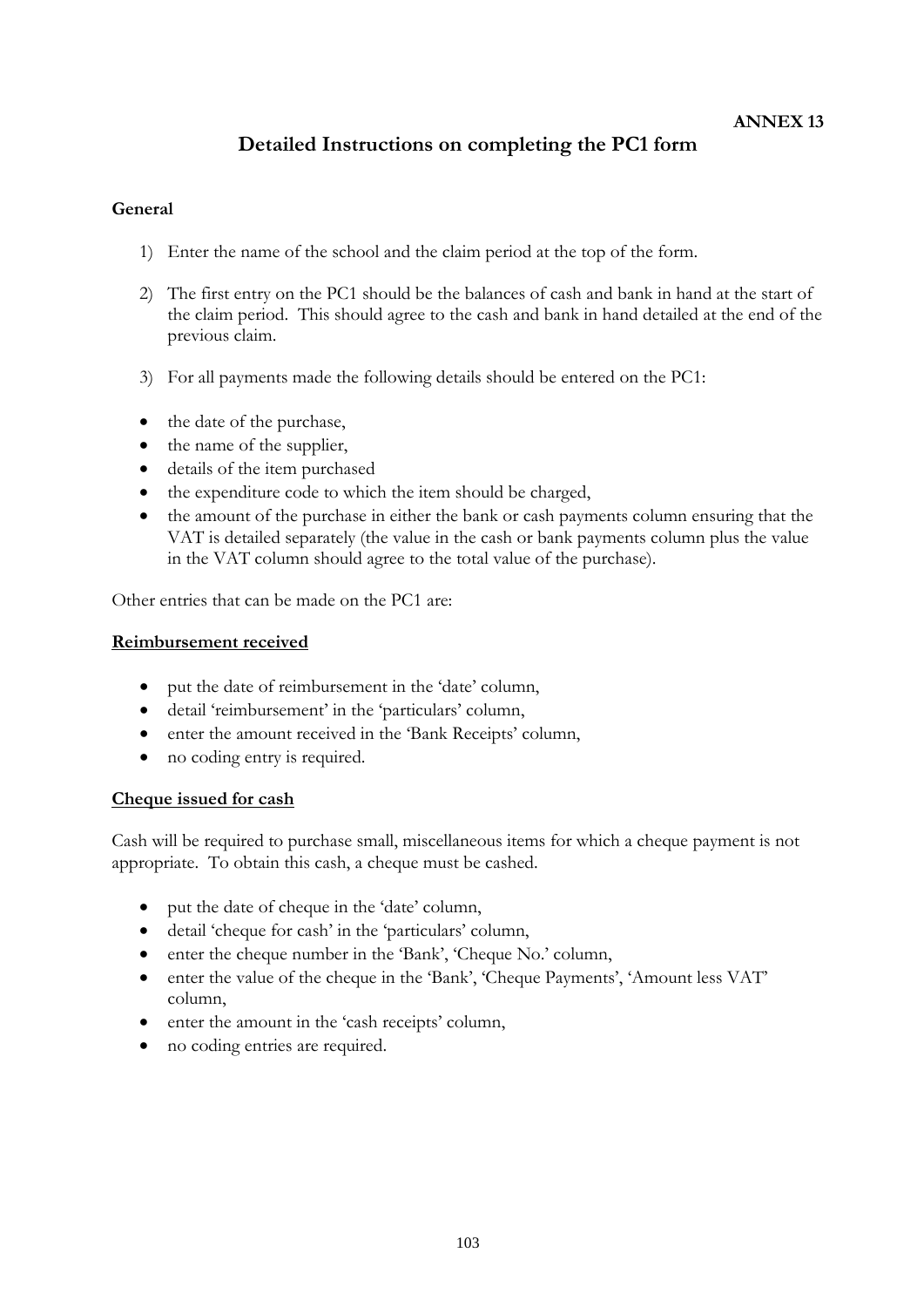**ANNEX 13**

# Detailed Instructions on completing the PC1 form

**General**

1) Enter the name of the school and the claim period at the top of the form.

2) The first entry on the PC1 should be the balances of cash and bank in hand at the start of the claim period. This should agree to the cash and bank in hand detailed at the end of the previous claim.

3) For all payments made the following details should be entered on the PC1:

- the date of the purchase,
- the name of the supplier,
- details of the item purchased
- the expenditure code to which the item should be charged,
- the amount of the purchase in either the bank or cash payments column ensuring that the VAT is detailed separately (the value in the cash or bank payments column plus the value in the VAT column should agree to the total value of the purchase).

Other entries that can be made on the PC1 are:

**Reimbursement received**

- put the date of reimbursement in the 'date' column,
- detail 'reimbursement' in the 'particulars' column,
- enter the amount received in the 'Bank Receipts' column,
- no coding entry is required.

**Cheque issued for cash**

Cash will be required to purchase small, miscellaneous items for which a cheque payment is not appropriate. To obtain this cash, a cheque must be cashed.

- put the date of cheque in the 'date' column,
- detail 'cheque for cash' in the 'particulars' column,
- enter the cheque number in the 'Bank', 'Cheque No.' column,
- enter the value of the cheque in the 'Bank', 'Cheque Payments', 'Amount less VAT' column,
- enter the amount in the 'cash receipts' column,
- no coding entries are required.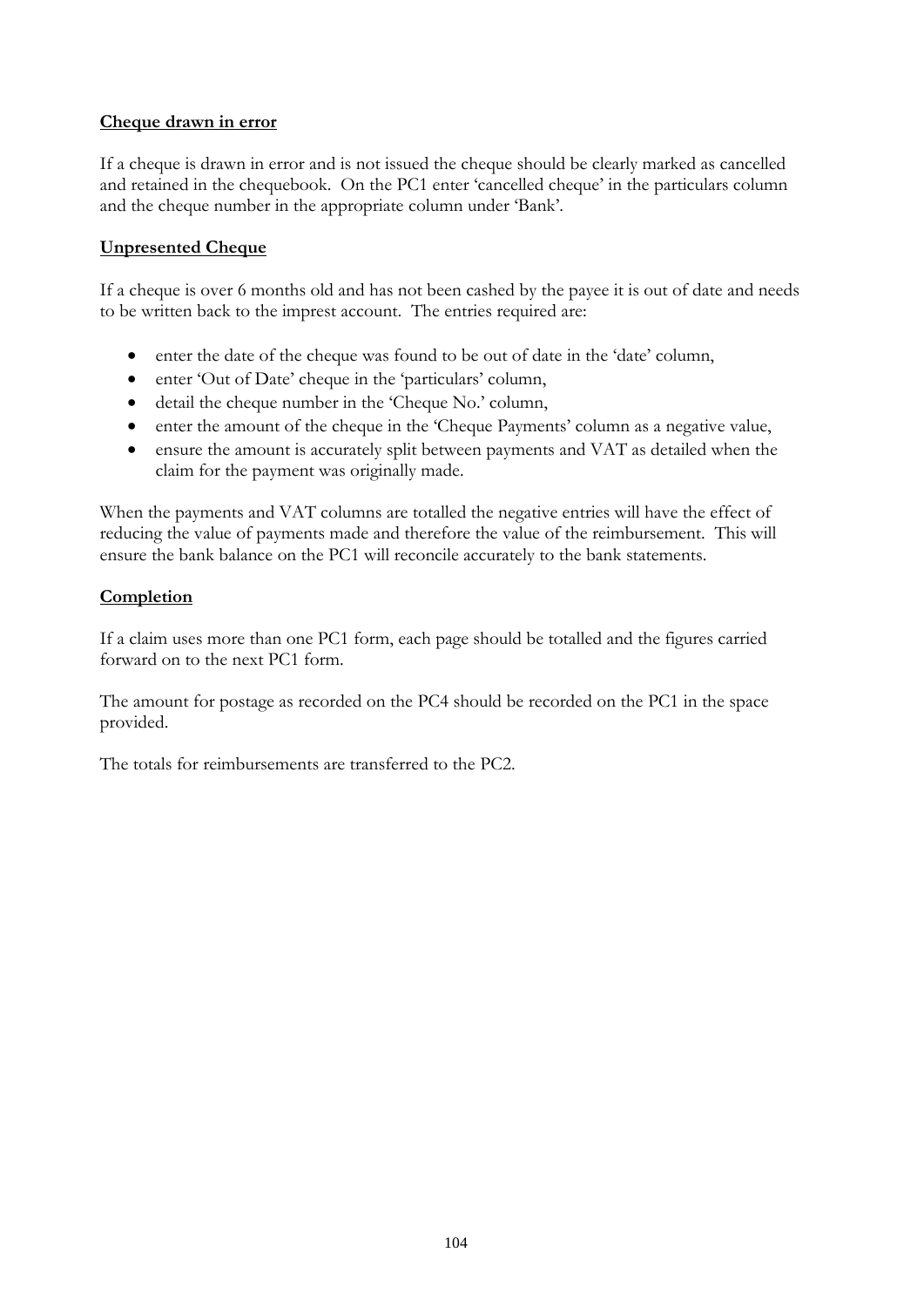**Cheque drawn in error**

If a cheque is drawn in error and is not issued the cheque should be clearly marked as cancelled and retained in the chequebook. On the PC1 enter 'cancelled cheque' in the particulars column and the cheque number in the appropriate column under 'Bank'.

**Unpresented Cheque**

If a cheque is over 6 months old and has not been cashed by the payee it is out of date and needs to be written back to the imprest account. The entries required are:

- enter the date of the cheque was found to be out of date in the 'date' column,
- enter 'Out of Date' cheque in the 'particulars' column,
- detail the cheque number in the 'Cheque No.' column,
- enter the amount of the cheque in the 'Cheque Payments' column as a negative value,
- ensure the amount is accurately split between payments and VAT as detailed when the claim for the payment was originally made.

When the payments and VAT columns are totalled the negative entries will have the effect of reducing the value of payments made and therefore the value of the reimbursement. This will ensure the bank balance on the PC1 will reconcile accurately to the bank statements.

**Completion**

If a claim uses more than one PC1 form, each page should be totalled and the figures carried forward on to the next PC1 form.

The amount for postage as recorded on the PC4 should be recorded on the PC1 in the space provided.

The totals for reimbursements are transferred to the PC2.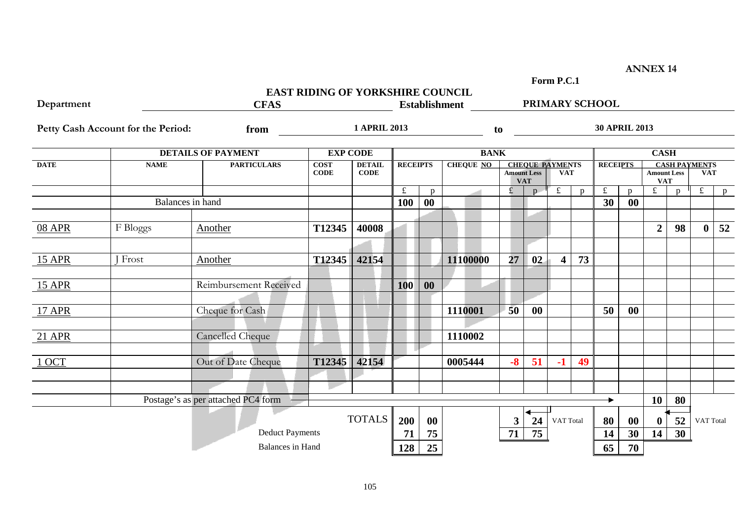**ANNEX 14**

**Form P.C.1**

**EAST RIDING OF YORKSHIRE COUNCIL**

**Department** **CFAS** **Establishment** **PRIMARY SCHOOL**

**Petty Cash Account for the Period:** **from** **1 APRIL 2013** **to** **30 APRIL 2013**

| | DETAILS OF PAYMENT | | EXP CODE | | BANK | | | | | | | CASH | | | | | |
|---|---|---|---|---|---|---|---|---|---|---|---|---|---|---|---|---|---|
| **DATE** | **NAME** | **PARTICULARS** | **COST CODE** | **DETAIL CODE** | **RECEIPTS** | | **CHEQUE NO** | **CHEQUE PAYMENTS Amount Less VAT** | | **VAT** | | **RECEIPTS** | | **CASH PAYMENTS Amount Less VAT** | | **VAT** | |
| | | | | | £ | p | | £ | p | £ | p | £ | p | £ | p | £ | p |
| | Balances in hand | | | | **100** | **00** | | | | | | **30** | **00** | | | | |
| 08 APR | F Bloggs | Another | **T12345** | **40008** | | | | | | | | | | **2** | **98** | **0** | **52** |
| 15 APR | J Frost | Another | **T12345** | **42154** | | | **11100000** | **27** | **02** | **4** | **73** | | | | | | |
| 15 APR | | Reimbursement Received | | | **100** | **00** | | | | | | | | | | | |
| 17 APR | | Cheque for Cash | | | | | **1110001** | **50** | **00** | | | **50** | **00** | | | | |
| 21 APR | | Cancelled Cheque | | | | | **1110002** | | | | | | | | | | |
| 1 OCT | | Out of Date Cheque | **T12345** | **42154** | | | **0005444** | **-8** | **51** | **-1** | **49** | | | | | | |
| | Postage's as per attached PC4 form | | | | | | | | | | | | | **10** | **80** | | |
| | | | | TOTALS | **200** | **00** | | **3** | **24** | VAT Total | | **80** | **00** | **0** | **52** | VAT Total | |
| | | Deduct Payments | | | **71** | **75** | | **71** | **75** | | | **14** | **30** | **14** | **30** | | |
| | | Balances in Hand | | | **128** | **25** | | | | | | **65** | **70** | | | | |

EXAMPLE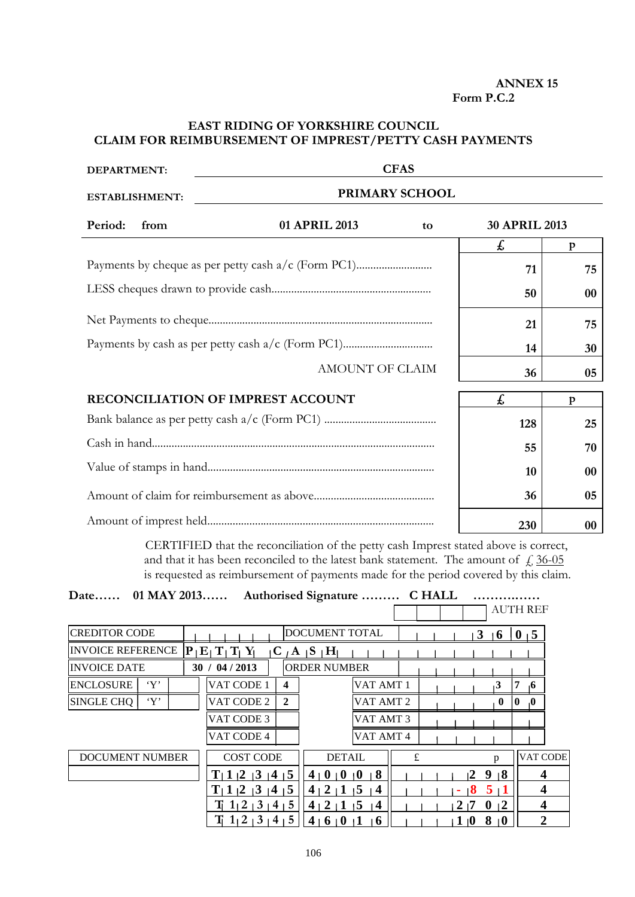**ANNEX 15**
**Form P.C.2**

**EAST RIDING OF YORKSHIRE COUNCIL**
**CLAIM FOR REIMBURSEMENT OF IMPREST/PETTY CASH PAYMENTS**

| | |
|---|---|
| **DEPARTMENT:** | **CFAS** |
| **ESTABLISHMENT:** | **PRIMARY SCHOOL** |

**Period: from** **01 APRIL 2013** to **30 APRIL 2013**

| | £ | p |
|---|---|---|
| Payments by cheque as per petty cash a/c (Form PC1)........................... | **71** | **75** |
| LESS cheques drawn to provide cash......................................................... | **50** | **00** |
| Net Payments to cheque................................................................................ | **21** | **75** |
| Payments by cash as per petty cash a/c (Form PC1)................................ | **14** | **30** |
| AMOUNT OF CLAIM | **36** | **05** |

| **RECONCILIATION OF IMPREST ACCOUNT** | £ | p |
|---|---|---|
| Bank balance as per petty cash a/c (Form PC1) ........................................ | **128** | **25** |
| Cash in hand.................................................................................................... | **55** | **70** |
| Value of stamps in hand................................................................................ | **10** | **00** |
| Amount of claim for reimbursement as above........................................... | **36** | **05** |
| Amount of imprest held................................................................................ | **230** | **00** |

CERTIFIED that the reconciliation of the petty cash Imprest stated above is correct, and that it has been reconciled to the latest bank statement. The amount of £ 36-05 is requested as reimbursement of payments made for the period covered by this claim.

**Date…… 01 MAY 2013…… Authorised Signature ……… C HALL ……………**

AUTH REF

| | | | | | |
|---|---|---|---|---|---|
| CREDITOR CODE | | | DOCUMENT TOTAL | | **36 05** |
| INVOICE REFERENCE | **PETTY CASH** | | | | |
| INVOICE DATE | **30 / 04 / 2013** | | ORDER NUMBER | | |
| ENCLOSURE 'Y' | VAT CODE 1 | **4** | VAT AMT 1 | | **3 76** |
| SINGLE CHQ 'Y' | VAT CODE 2 | **2** | VAT AMT 2 | | **0 00** |
| | VAT CODE 3 | | VAT AMT 3 | | |
| | VAT CODE 4 | | VAT AMT 4 | | |

| DOCUMENT NUMBER | COST CODE | DETAIL | £ | p | VAT CODE |
|---|---|---|---|---|---|
| | **T12345** | **40008** | | **2 98** | **4** |
| | **T12345** | **42154** | | **- 8 51** | **4** |
| | **T12345** | **42154** | | **27 02** | **4** |
| | **T12345** | **46016** | | **10 80** | **2** |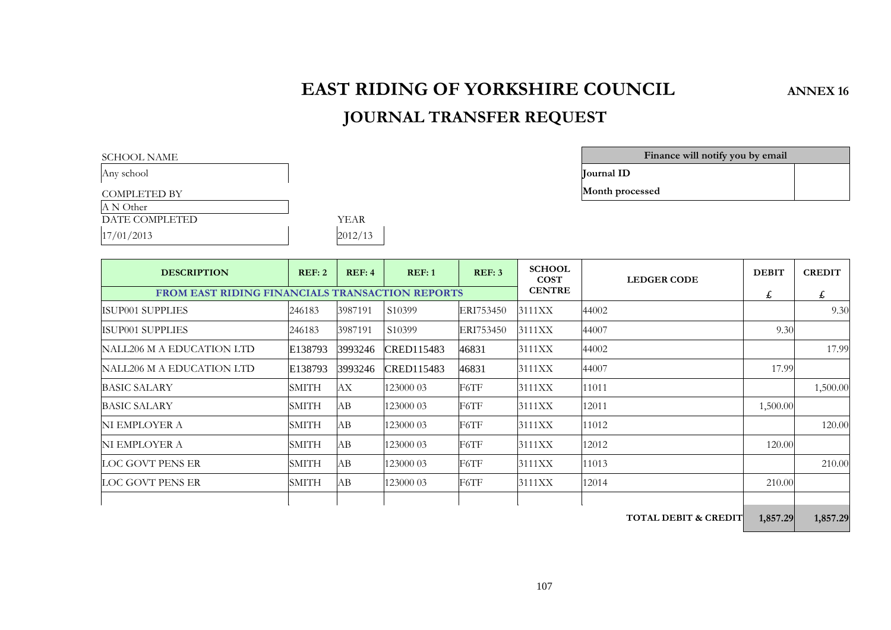# EAST RIDING OF YORKSHIRE COUNCIL

**ANNEX 16**

## JOURNAL TRANSFER REQUEST

| SCHOOL NAME | |
|---|---|
| Any school | |
| COMPLETED BY | |
| A N Other | |
| DATE COMPLETED | YEAR |
| 17/01/2013 | 2012/13 |

| Finance will notify you by email | |
|---|---|
| **Journal ID** | |
| **Month processed** | |

| DESCRIPTION | REF: 2 | REF: 4 | REF: 1 | REF: 3 | SCHOOL COST CENTRE | LEDGER CODE | DEBIT £ | CREDIT £ |
|---|---|---|---|---|---|---|---|---|
| FROM EAST RIDING FINANCIALS TRANSACTION REPORTS | | | | | | | | |
| ISUP001 SUPPLIES | 246183 | 3987191 | S10399 | ERI753450 | 3111XX | 44002 | | 9.30 |
| ISUP001 SUPPLIES | 246183 | 3987191 | S10399 | ERI753450 | 3111XX | 44007 | 9.30 | |
| NALL206 M A EDUCATION LTD | E138793 | 3993246 | CRED115483 | 46831 | 3111XX | 44002 | | 17.99 |
| NALL206 M A EDUCATION LTD | E138793 | 3993246 | CRED115483 | 46831 | 3111XX | 44007 | 17.99 | |
| BASIC SALARY | SMITH | AX | 123000 03 | F6TF | 3111XX | 11011 | | 1,500.00 |
| BASIC SALARY | SMITH | AB | 123000 03 | F6TF | 3111XX | 12011 | 1,500.00 | |
| NI EMPLOYER A | SMITH | AB | 123000 03 | F6TF | 3111XX | 11012 | | 120.00 |
| NI EMPLOYER A | SMITH | AB | 123000 03 | F6TF | 3111XX | 12012 | 120.00 | |
| LOC GOVT PENS ER | SMITH | AB | 123000 03 | F6TF | 3111XX | 11013 | | 210.00 |
| LOC GOVT PENS ER | SMITH | AB | 123000 03 | F6TF | 3111XX | 12014 | 210.00 | |
| | | | | | | | | |
| | | | | | | **TOTAL DEBIT & CREDIT** | **1,857.29** | **1,857.29** |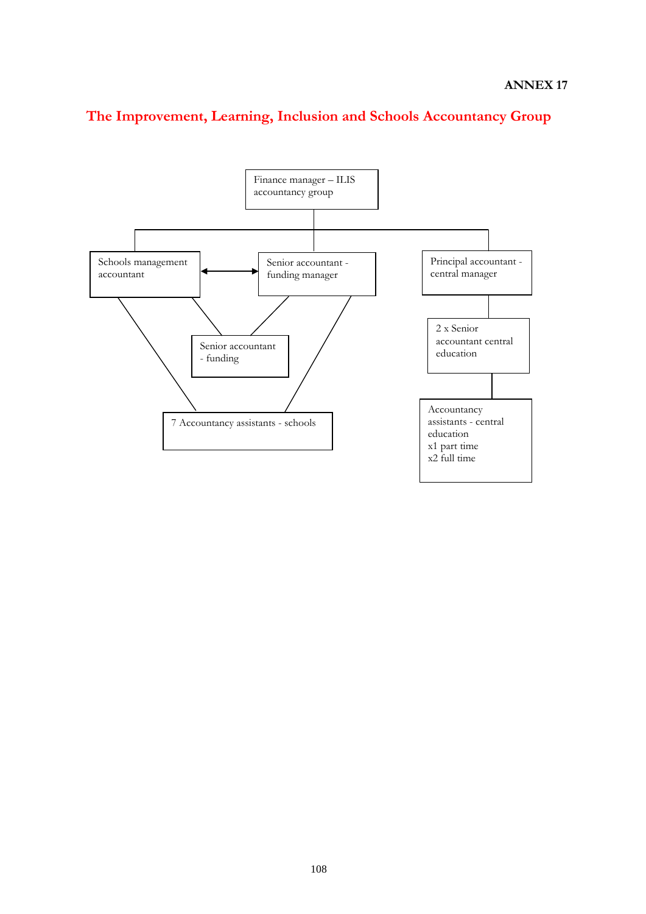**ANNEX 17**

## The Improvement, Learning, Inclusion and Schools Accountancy Group

- Finance manager – ILIS accountancy group
  - Schools management accountant ↔ Senior accountant - funding manager
    - Senior accountant - funding
    - 7 Accountancy assistants - schools
  - Principal accountant - central manager
    - 2 x Senior accountant central education
      - Accountancy assistants - central education
        - x1 part time
        - x2 full time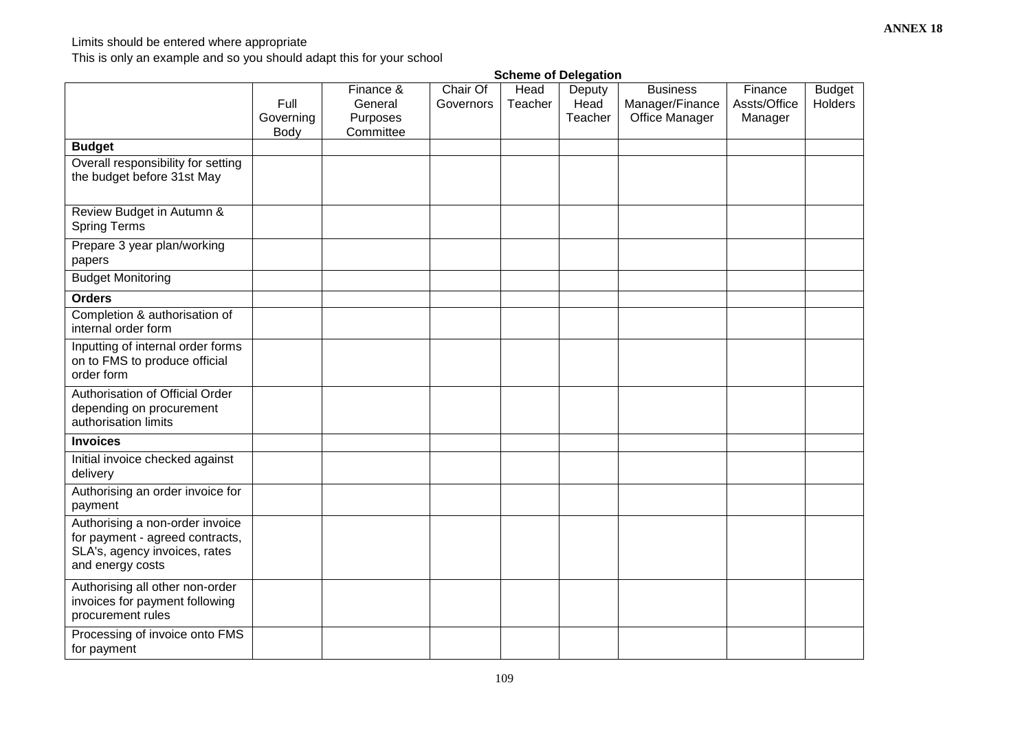**ANNEX 18**

Limits should be entered where appropriate

This is only an example and so you should adapt this for your school

**Scheme of Delegation**

| | Full Governing Body | Finance & General Purposes Committee | Chair Of Governors | Head Teacher | Deputy Head Teacher | Business Manager/Finance Office Manager | Finance Assts/Office Manager | Budget Holders |
|---|---|---|---|---|---|---|---|---|
| **Budget** | | | | | | | | |
| Overall responsibility for setting the budget before 31st May | | | | | | | | |
| Review Budget in Autumn & Spring Terms | | | | | | | | |
| Prepare 3 year plan/working papers | | | | | | | | |
| Budget Monitoring | | | | | | | | |
| **Orders** | | | | | | | | |
| Completion & authorisation of internal order form | | | | | | | | |
| Inputting of internal order forms on to FMS to produce official order form | | | | | | | | |
| Authorisation of Official Order depending on procurement authorisation limits | | | | | | | | |
| **Invoices** | | | | | | | | |
| Initial invoice checked against delivery | | | | | | | | |
| Authorising an order invoice for payment | | | | | | | | |
| Authorising a non-order invoice for payment - agreed contracts, SLA's, agency invoices, rates and energy costs | | | | | | | | |
| Authorising all other non-order invoices for payment following procurement rules | | | | | | | | |
| Processing of invoice onto FMS for payment | | | | | | | | |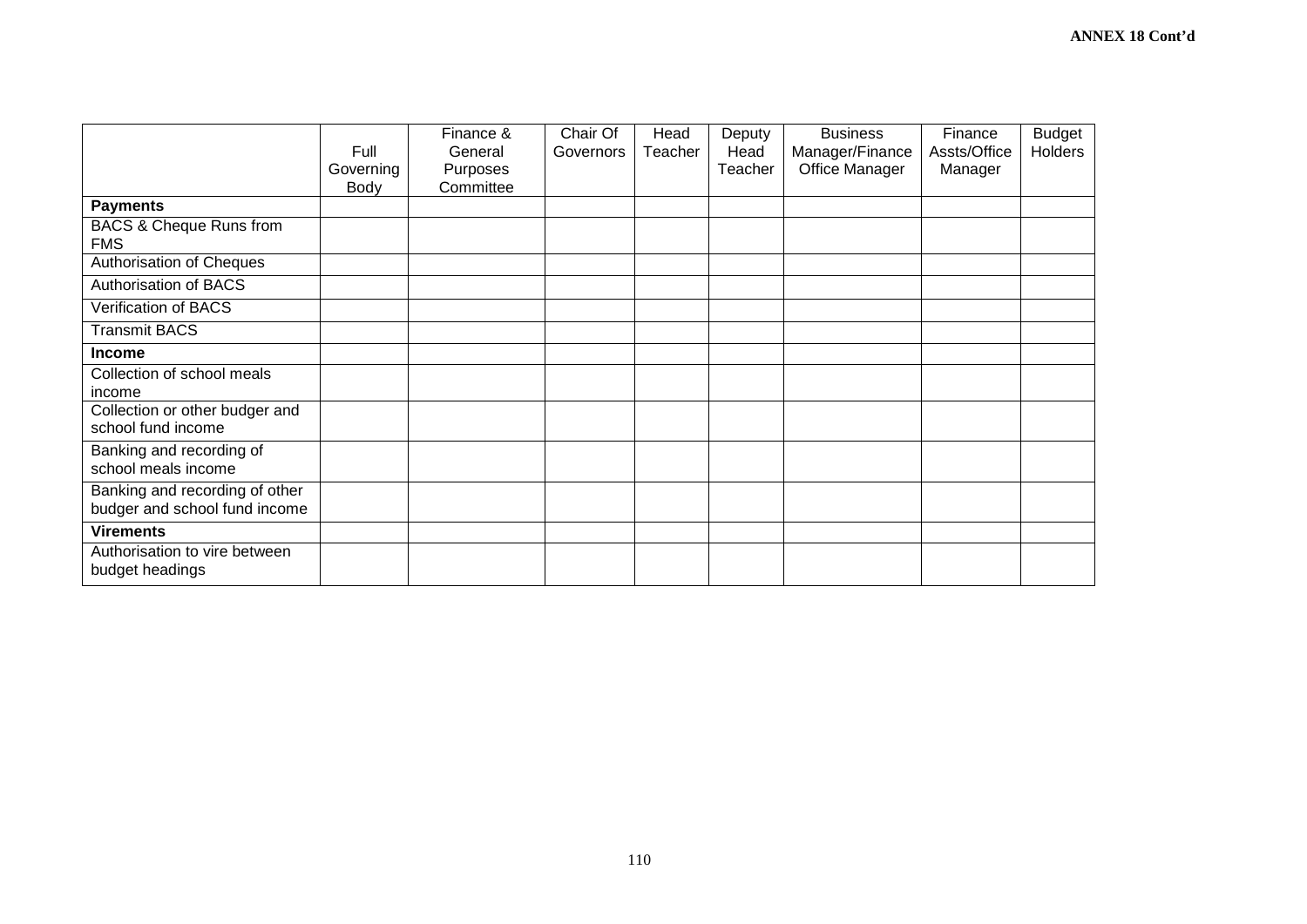**ANNEX 18 Cont'd**

| | Full Governing Body | Finance & General Purposes Committee | Chair Of Governors | Head Teacher | Deputy Head Teacher | Business Manager/Finance Office Manager | Finance Assts/Office Manager | Budget Holders |
|---|---|---|---|---|---|---|---|---|
| **Payments** | | | | | | | | |
| BACS & Cheque Runs from FMS | | | | | | | | |
| Authorisation of Cheques | | | | | | | | |
| Authorisation of BACS | | | | | | | | |
| Verification of BACS | | | | | | | | |
| Transmit BACS | | | | | | | | |
| **Income** | | | | | | | | |
| Collection of school meals income | | | | | | | | |
| Collection or other budger and school fund income | | | | | | | | |
| Banking and recording of school meals income | | | | | | | | |
| Banking and recording of other budger and school fund income | | | | | | | | |
| **Virements** | | | | | | | | |
| Authorisation to vire between budget headings | | | | | | | | |